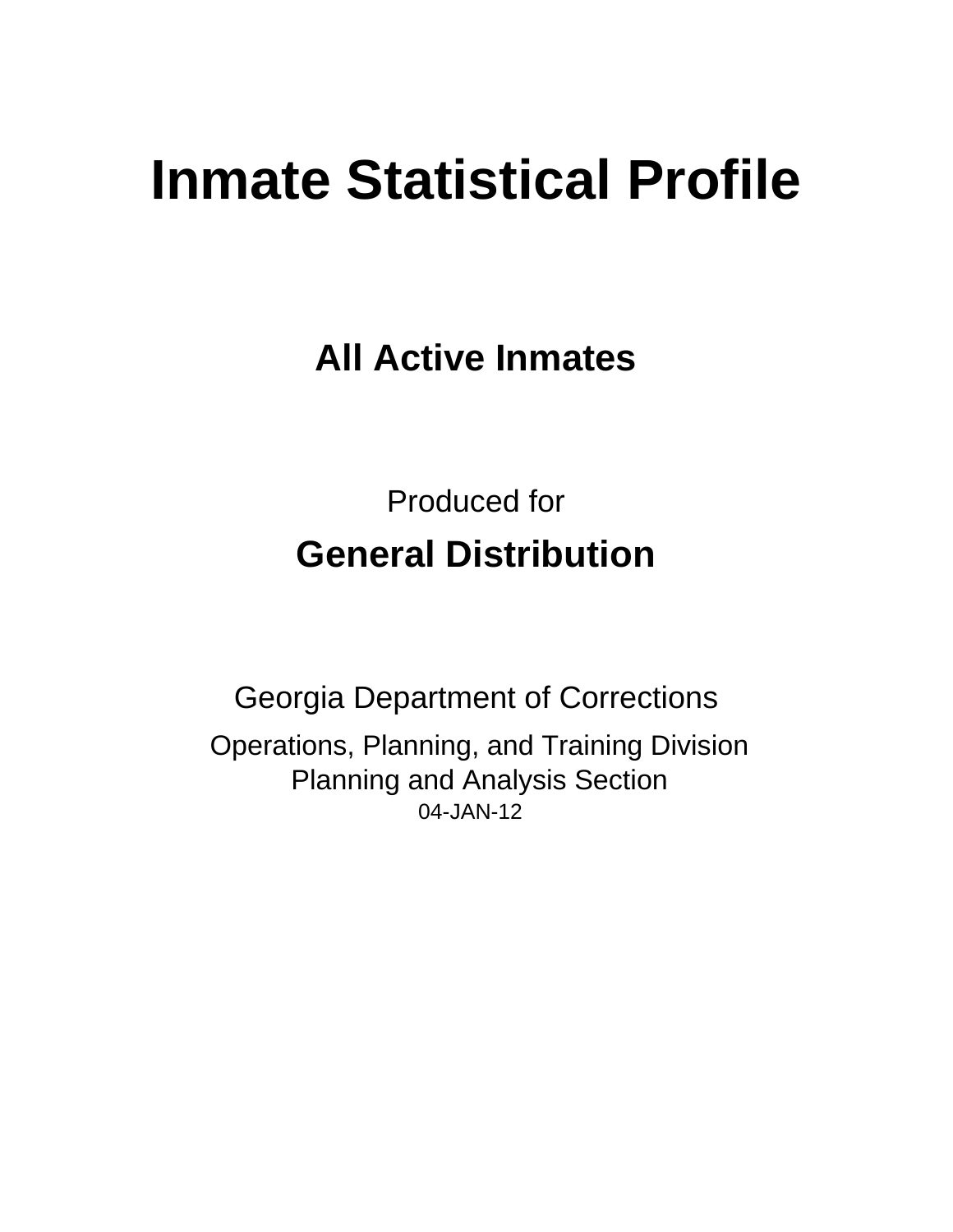# Inmate Statistical Profile

## All Active Inmates

Produced for

## General Distribution

Georgia Department of Corrections

Operations, Planning, and Training Division
Planning and Analysis Section
04-JAN-12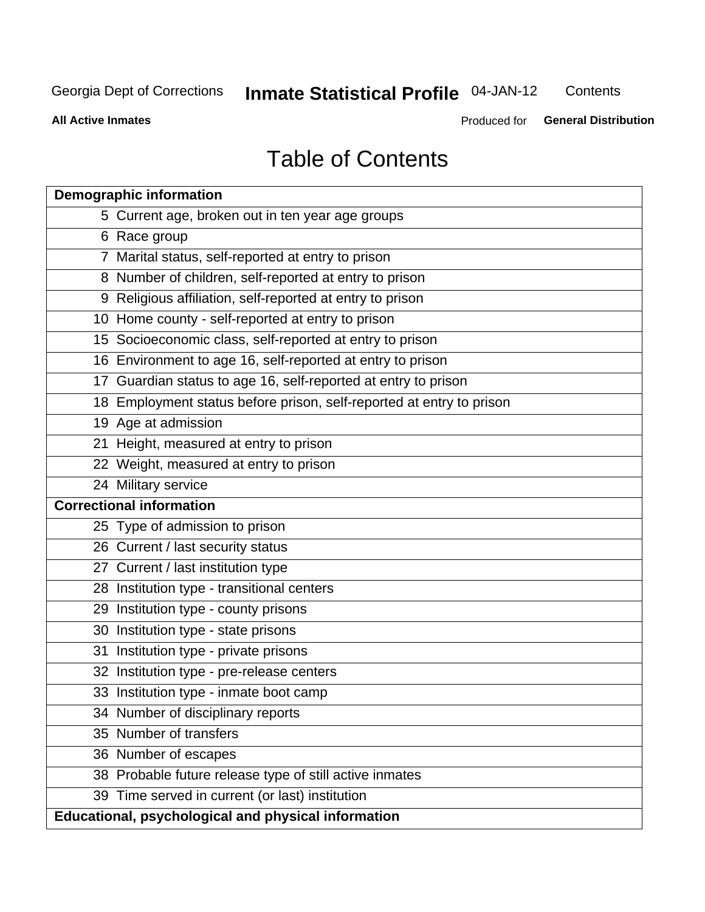# Table of Contents

| Demographic information | |
|---|---|
| 5 | Current age, broken out in ten year age groups |
| 6 | Race group |
| 7 | Marital status, self-reported at entry to prison |
| 8 | Number of children, self-reported at entry to prison |
| 9 | Religious affiliation, self-reported at entry to prison |
| 10 | Home county - self-reported at entry to prison |
| 15 | Socioeconomic class, self-reported at entry to prison |
| 16 | Environment to age 16, self-reported at entry to prison |
| 17 | Guardian status to age 16, self-reported at entry to prison |
| 18 | Employment status before prison, self-reported at entry to prison |
| 19 | Age at admission |
| 21 | Height, measured at entry to prison |
| 22 | Weight, measured at entry to prison |
| 24 | Military service |
| **Correctional information** | |
| 25 | Type of admission to prison |
| 26 | Current / last security status |
| 27 | Current / last institution type |
| 28 | Institution type - transitional centers |
| 29 | Institution type - county prisons |
| 30 | Institution type - state prisons |
| 31 | Institution type - private prisons |
| 32 | Institution type - pre-release centers |
| 33 | Institution type - inmate boot camp |
| 34 | Number of disciplinary reports |
| 35 | Number of transfers |
| 36 | Number of escapes |
| 38 | Probable future release type of still active inmates |
| 39 | Time served in current (or last) institution |
| **Educational, psychological and physical information** | |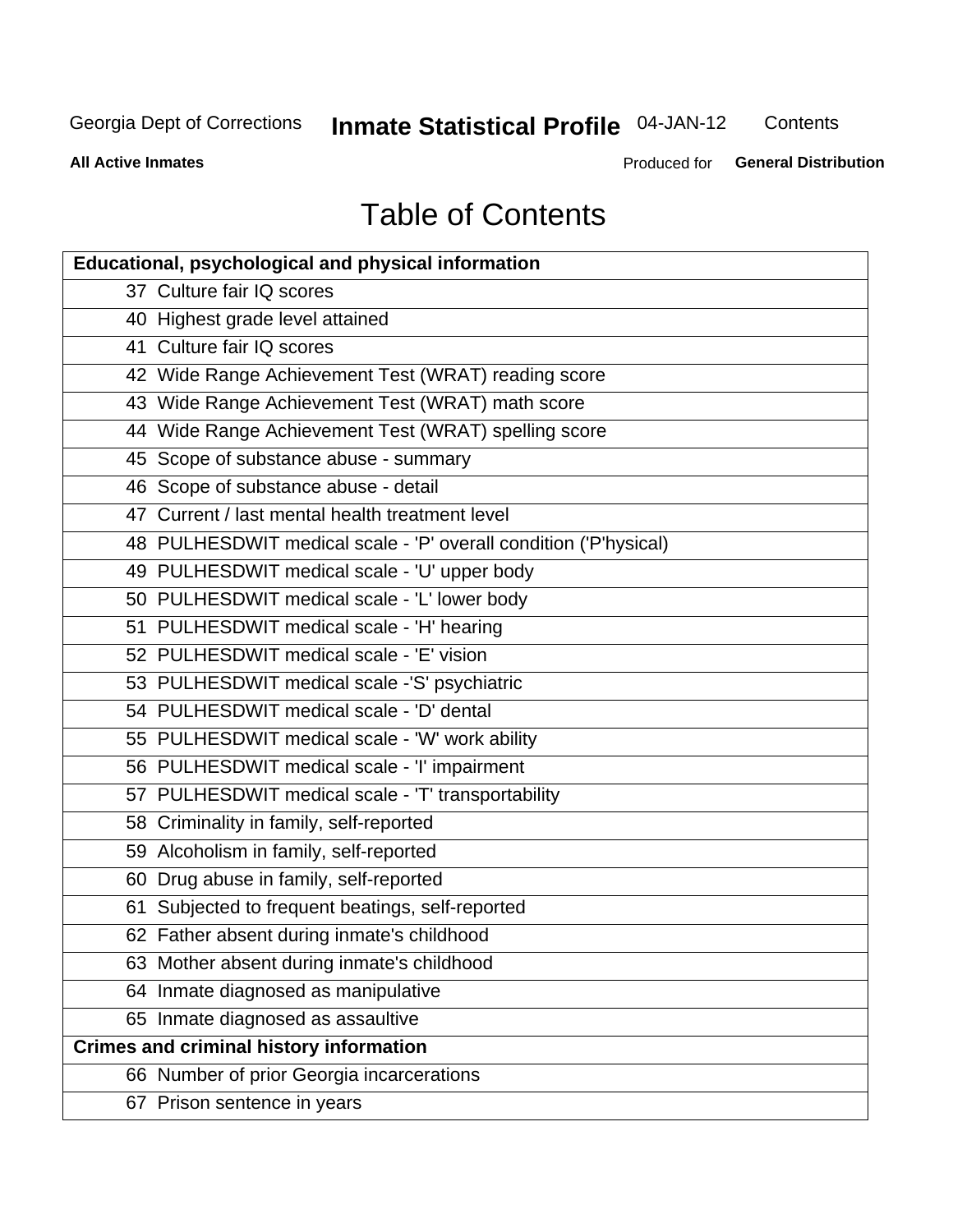Georgia Dept of Corrections **Inmate Statistical Profile** 04-JAN-12 Contents

**All Active Inmates** Produced for **General Distribution**

# Table of Contents

| **Educational, psychological and physical information** |
|---|
| 37 Culture fair IQ scores |
| 40 Highest grade level attained |
| 41 Culture fair IQ scores |
| 42 Wide Range Achievement Test (WRAT) reading score |
| 43 Wide Range Achievement Test (WRAT) math score |
| 44 Wide Range Achievement Test (WRAT) spelling score |
| 45 Scope of substance abuse - summary |
| 46 Scope of substance abuse - detail |
| 47 Current / last mental health treatment level |
| 48 PULHESDWIT medical scale - 'P' overall condition ('P'hysical) |
| 49 PULHESDWIT medical scale - 'U' upper body |
| 50 PULHESDWIT medical scale - 'L' lower body |
| 51 PULHESDWIT medical scale - 'H' hearing |
| 52 PULHESDWIT medical scale - 'E' vision |
| 53 PULHESDWIT medical scale -'S' psychiatric |
| 54 PULHESDWIT medical scale - 'D' dental |
| 55 PULHESDWIT medical scale - 'W' work ability |
| 56 PULHESDWIT medical scale - 'I' impairment |
| 57 PULHESDWIT medical scale - 'T' transportability |
| 58 Criminality in family, self-reported |
| 59 Alcoholism in family, self-reported |
| 60 Drug abuse in family, self-reported |
| 61 Subjected to frequent beatings, self-reported |
| 62 Father absent during inmate's childhood |
| 63 Mother absent during inmate's childhood |
| 64 Inmate diagnosed as manipulative |
| 65 Inmate diagnosed as assaultive |
| **Crimes and criminal history information** |
| 66 Number of prior Georgia incarcerations |
| 67 Prison sentence in years |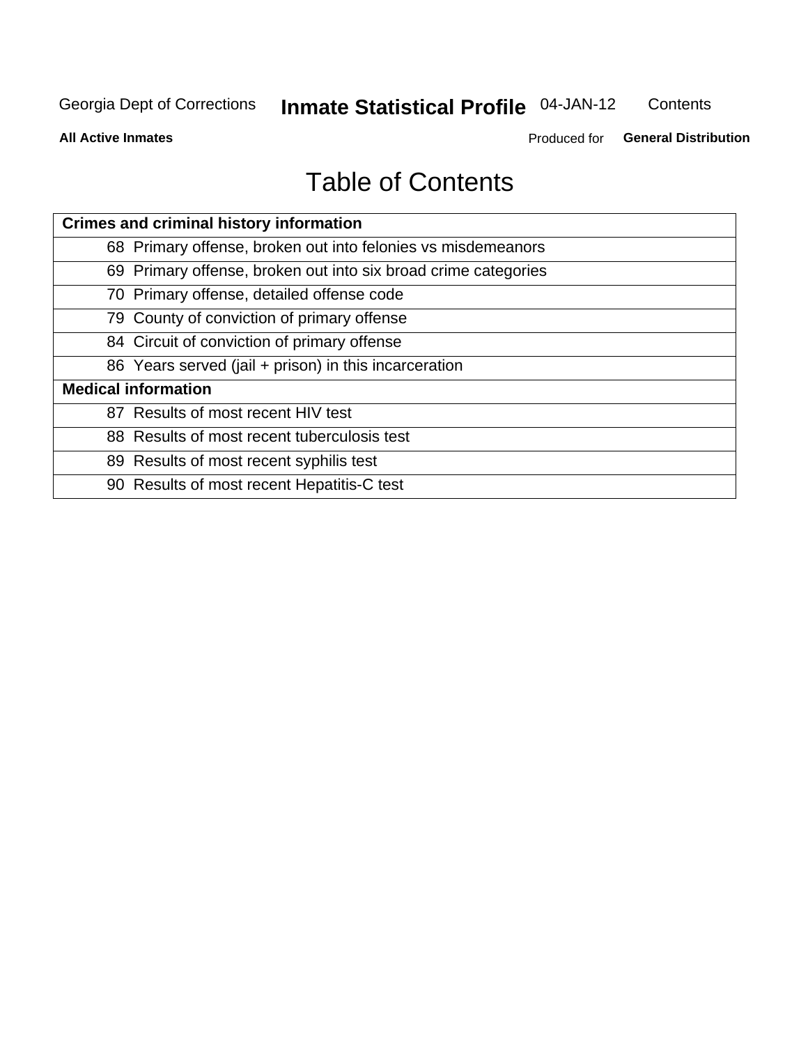# Table of Contents

| Crimes and criminal history information | |
|---|---|
| 68 | Primary offense, broken out into felonies vs misdemeanors |
| 69 | Primary offense, broken out into six broad crime categories |
| 70 | Primary offense, detailed offense code |
| 79 | County of conviction of primary offense |
| 84 | Circuit of conviction of primary offense |
| 86 | Years served (jail + prison) in this incarceration |
| **Medical information** | |
| 87 | Results of most recent HIV test |
| 88 | Results of most recent tuberculosis test |
| 89 | Results of most recent syphilis test |
| 90 | Results of most recent Hepatitis-C test |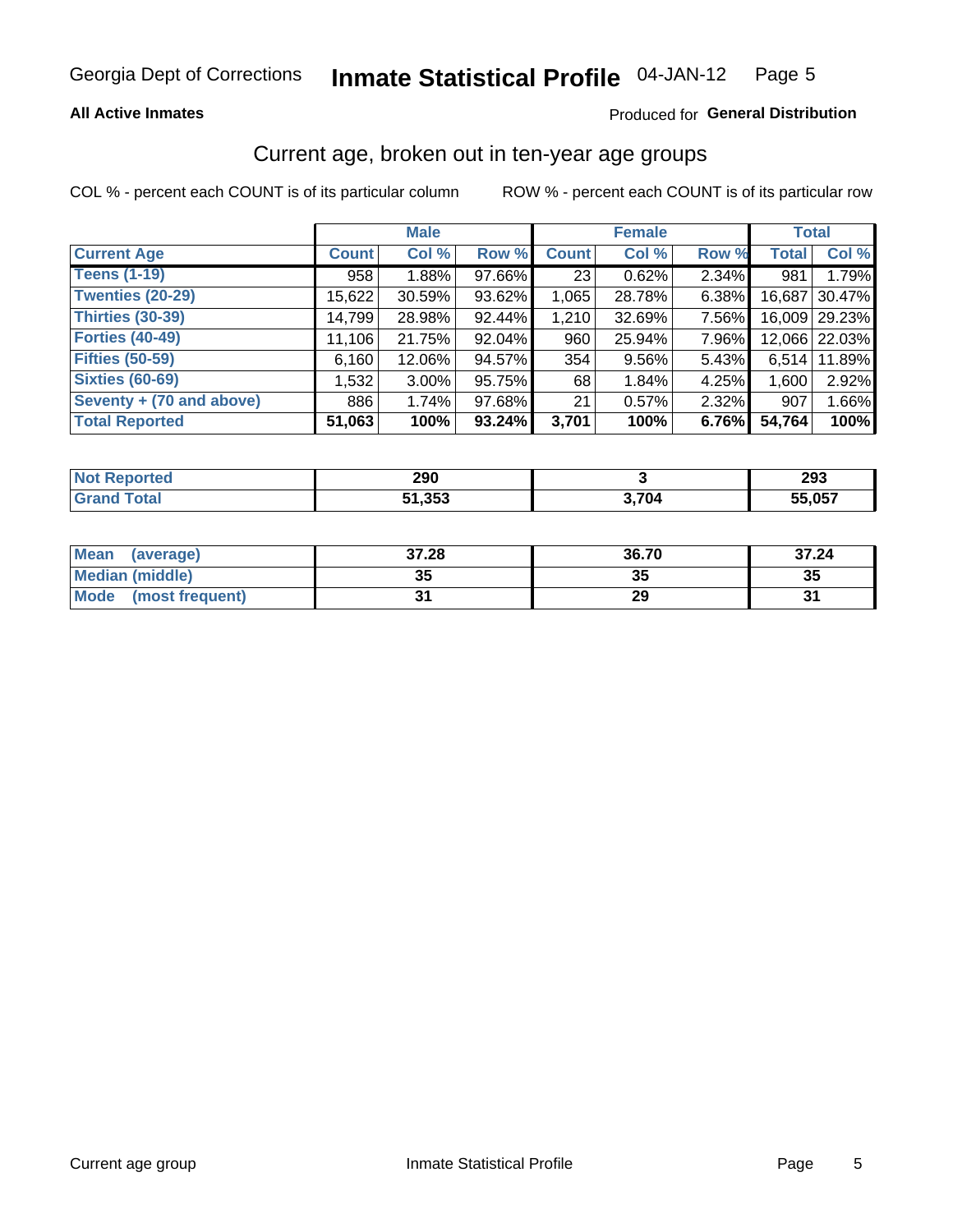Georgia Dept of Corrections **Inmate Statistical Profile** 04-JAN-12

**All Active Inmates**

Produced for **General Distribution**

## Current age, broken out in ten-year age groups

COL % - percent each COUNT is of its particular column

ROW % - percent each COUNT is of its particular row

| | Male | | | Female | | | Total | |
|---|---|---|---|---|---|---|---|---|
| **Current Age** | **Count** | **Col %** | **Row %** | **Count** | **Col %** | **Row %** | **Total** | **Col %** |
| **Teens (1-19)** | 958 | 1.88% | 97.66% | 23 | 0.62% | 2.34% | 981 | 1.79% |
| **Twenties (20-29)** | 15,622 | 30.59% | 93.62% | 1,065 | 28.78% | 6.38% | 16,687 | 30.47% |
| **Thirties (30-39)** | 14,799 | 28.98% | 92.44% | 1,210 | 32.69% | 7.56% | 16,009 | 29.23% |
| **Forties (40-49)** | 11,106 | 21.75% | 92.04% | 960 | 25.94% | 7.96% | 12,066 | 22.03% |
| **Fifties (50-59)** | 6,160 | 12.06% | 94.57% | 354 | 9.56% | 5.43% | 6,514 | 11.89% |
| **Sixties (60-69)** | 1,532 | 3.00% | 95.75% | 68 | 1.84% | 4.25% | 1,600 | 2.92% |
| **Seventy + (70 and above)** | 886 | 1.74% | 97.68% | 21 | 0.57% | 2.32% | 907 | 1.66% |
| **Total Reported** | **51,063** | **100%** | **93.24%** | **3,701** | **100%** | **6.76%** | **54,764** | **100%** |

| | Male | Female | Total |
|---|---|---|---|
| **Not Reported** | **290** | **3** | **293** |
| **Grand Total** | **51,353** | **3,704** | **55,057** |

| | Male | Female | Total |
|---|---|---|---|
| **Mean (average)** | **37.28** | **36.70** | **37.24** |
| **Median (middle)** | **35** | **35** | **35** |
| **Mode (most frequent)** | **31** | **29** | **31** |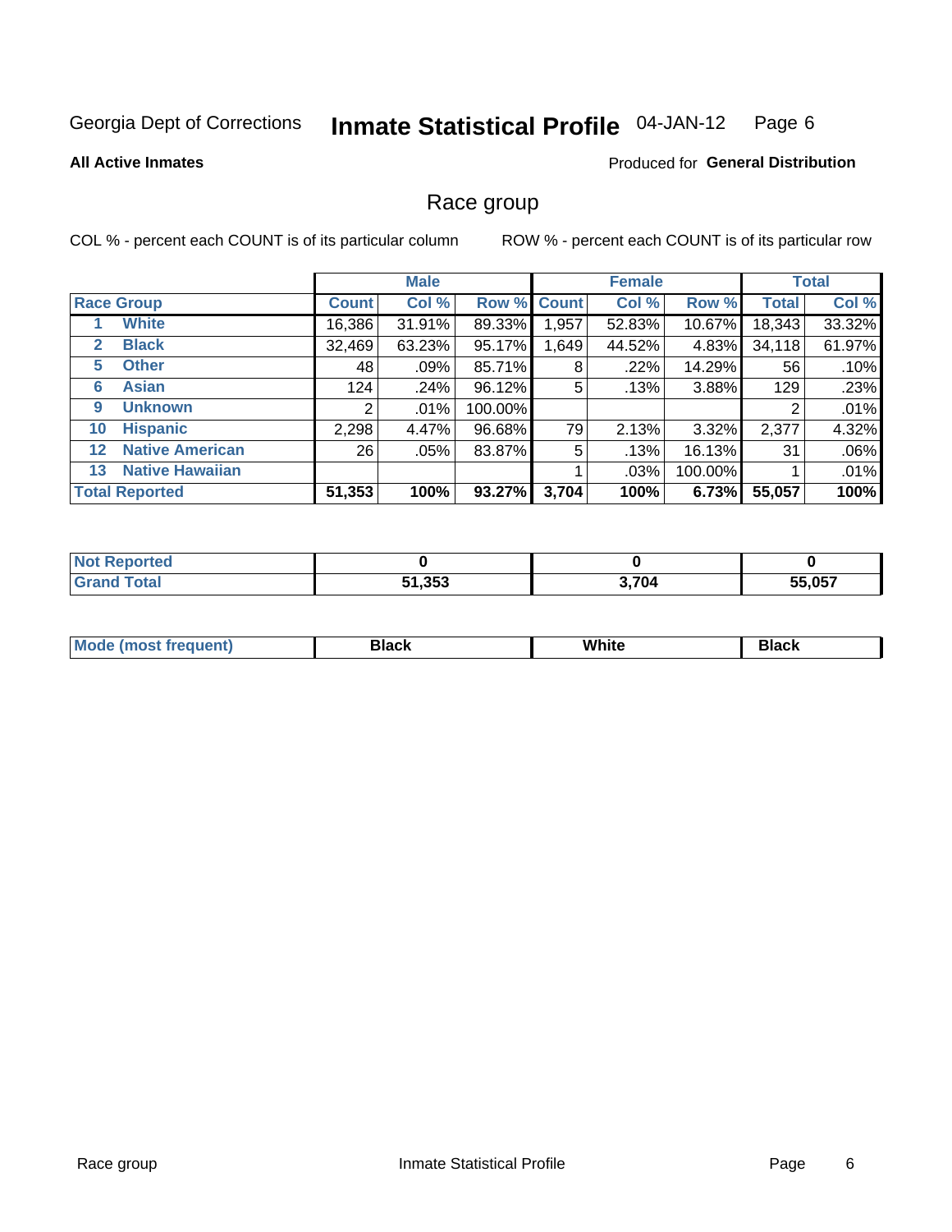Georgia Dept of Corrections **Inmate Statistical Profile** 04-JAN-12

**All Active Inmates**

Produced for **General Distribution**

## Race group

COL % - percent each COUNT is of its particular column    ROW % - percent each COUNT is of its particular row

| | | Male | | | Female | | | Total | |
|---|---|---|---|---|---|---|---|---|---|
| **Race Group** | | **Count** | **Col %** | **Row %** | **Count** | **Col %** | **Row %** | **Total** | **Col %** |
| 1 | **White** | 16,386 | 31.91% | 89.33% | 1,957 | 52.83% | 10.67% | 18,343 | 33.32% |
| 2 | **Black** | 32,469 | 63.23% | 95.17% | 1,649 | 44.52% | 4.83% | 34,118 | 61.97% |
| 5 | **Other** | 48 | .09% | 85.71% | 8 | .22% | 14.29% | 56 | .10% |
| 6 | **Asian** | 124 | .24% | 96.12% | 5 | .13% | 3.88% | 129 | .23% |
| 9 | **Unknown** | 2 | .01% | 100.00% | | | | 2 | .01% |
| 10 | **Hispanic** | 2,298 | 4.47% | 96.68% | 79 | 2.13% | 3.32% | 2,377 | 4.32% |
| 12 | **Native American** | 26 | .05% | 83.87% | 5 | .13% | 16.13% | 31 | .06% |
| 13 | **Native Hawaiian** | | | | 1 | .03% | 100.00% | 1 | .01% |
| **Total Reported** | | **51,353** | **100%** | **93.27%** | **3,704** | **100%** | **6.73%** | **55,057** | **100%** |

| | Male | Female | Total |
|---|---|---|---|
| **Not Reported** | **0** | **0** | **0** |
| **Grand Total** | **51,353** | **3,704** | **55,057** |

| | Male | Female | Total |
|---|---|---|---|
| **Mode (most frequent)** | **Black** | **White** | **Black** |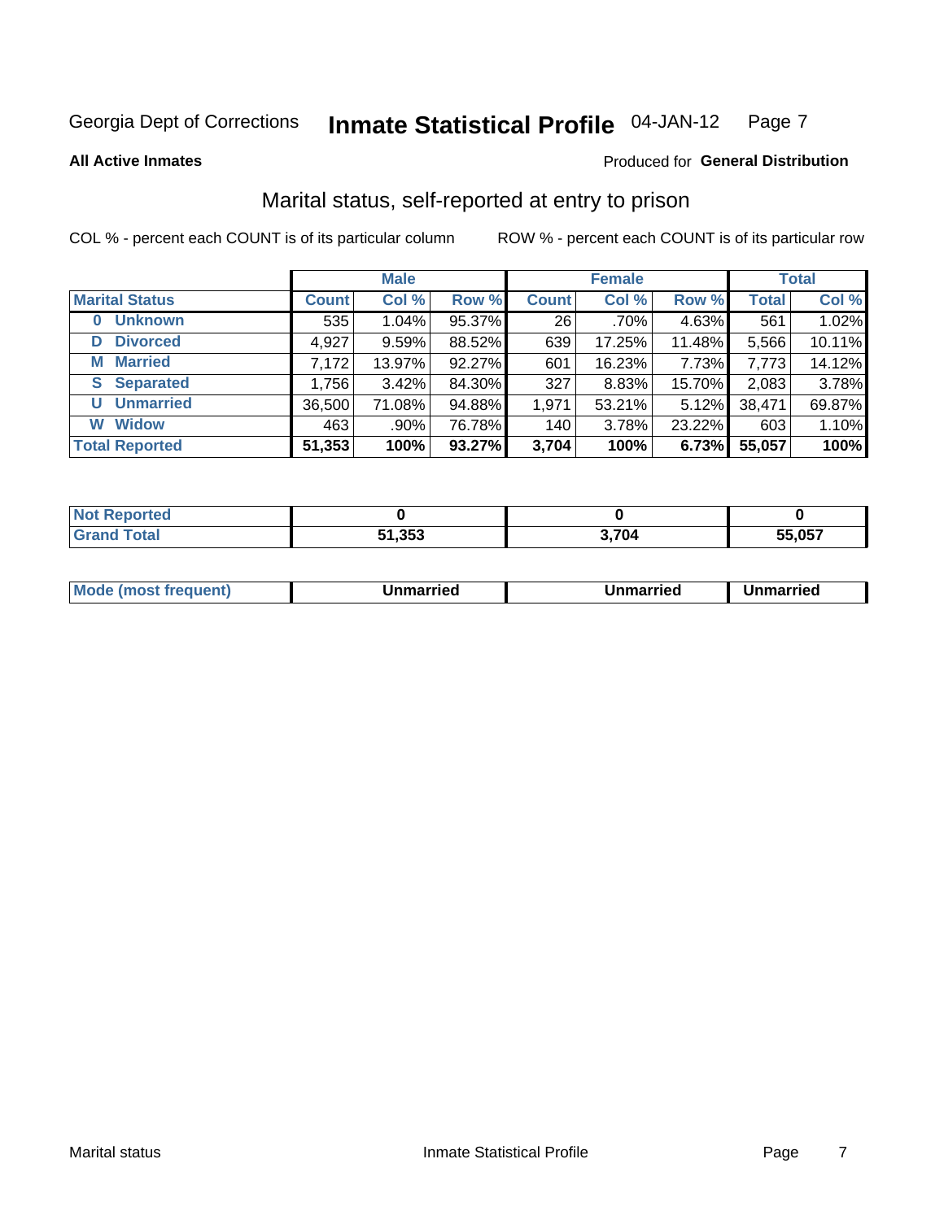Georgia Dept of Corrections **Inmate Statistical Profile** 04-JAN-12

**All Active Inmates**

Produced for **General Distribution**

## Marital status, self-reported at entry to prison

COL % - percent each COUNT is of its particular column ROW % - percent each COUNT is of its particular row

| | Male | | | Female | | | Total | |
|---|---|---|---|---|---|---|---|---|
| **Marital Status** | **Count** | **Col %** | **Row %** | **Count** | **Col %** | **Row %** | **Total** | **Col %** |
| 0 Unknown | 535 | 1.04% | 95.37% | 26 | .70% | 4.63% | 561 | 1.02% |
| D Divorced | 4,927 | 9.59% | 88.52% | 639 | 17.25% | 11.48% | 5,566 | 10.11% |
| M Married | 7,172 | 13.97% | 92.27% | 601 | 16.23% | 7.73% | 7,773 | 14.12% |
| S Separated | 1,756 | 3.42% | 84.30% | 327 | 8.83% | 15.70% | 2,083 | 3.78% |
| U Unmarried | 36,500 | 71.08% | 94.88% | 1,971 | 53.21% | 5.12% | 38,471 | 69.87% |
| W Widow | 463 | .90% | 76.78% | 140 | 3.78% | 23.22% | 603 | 1.10% |
| **Total Reported** | **51,353** | **100%** | **93.27%** | **3,704** | **100%** | **6.73%** | **55,057** | **100%** |

| | Male | Female | Total |
|---|---|---|---|
| Not Reported | 0 | 0 | 0 |
| Grand Total | 51,353 | 3,704 | 55,057 |

| | Male | Female | Total |
|---|---|---|---|
| Mode (most frequent) | Unmarried | Unmarried | Unmarried |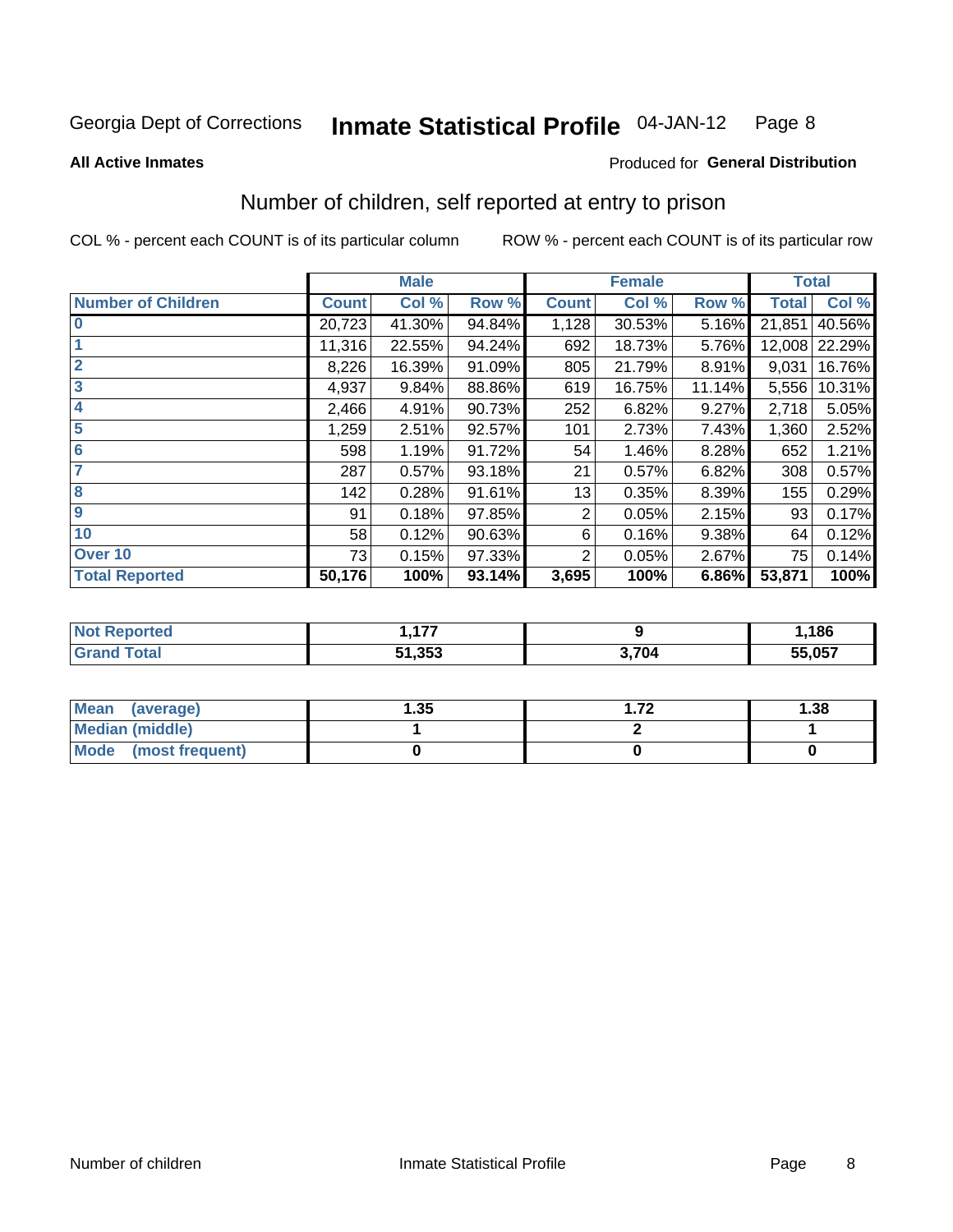Georgia Dept of Corrections **Inmate Statistical Profile** 04-JAN-12

**All Active Inmates**

Produced for **General Distribution**

## Number of children, self reported at entry to prison

COL % - percent each COUNT is of its particular column

ROW % - percent each COUNT is of its particular row

| | Male | | | Female | | | Total | |
|---|---|---|---|---|---|---|---|---|
| **Number of Children** | **Count** | **Col %** | **Row %** | **Count** | **Col %** | **Row %** | **Total** | **Col %** |
| **0** | 20,723 | 41.30% | 94.84% | 1,128 | 30.53% | 5.16% | 21,851 | 40.56% |
| **1** | 11,316 | 22.55% | 94.24% | 692 | 18.73% | 5.76% | 12,008 | 22.29% |
| **2** | 8,226 | 16.39% | 91.09% | 805 | 21.79% | 8.91% | 9,031 | 16.76% |
| **3** | 4,937 | 9.84% | 88.86% | 619 | 16.75% | 11.14% | 5,556 | 10.31% |
| **4** | 2,466 | 4.91% | 90.73% | 252 | 6.82% | 9.27% | 2,718 | 5.05% |
| **5** | 1,259 | 2.51% | 92.57% | 101 | 2.73% | 7.43% | 1,360 | 2.52% |
| **6** | 598 | 1.19% | 91.72% | 54 | 1.46% | 8.28% | 652 | 1.21% |
| **7** | 287 | 0.57% | 93.18% | 21 | 0.57% | 6.82% | 308 | 0.57% |
| **8** | 142 | 0.28% | 91.61% | 13 | 0.35% | 8.39% | 155 | 0.29% |
| **9** | 91 | 0.18% | 97.85% | 2 | 0.05% | 2.15% | 93 | 0.17% |
| **10** | 58 | 0.12% | 90.63% | 6 | 0.16% | 9.38% | 64 | 0.12% |
| **Over 10** | 73 | 0.15% | 97.33% | 2 | 0.05% | 2.67% | 75 | 0.14% |
| **Total Reported** | **50,176** | **100%** | **93.14%** | **3,695** | **100%** | **6.86%** | **53,871** | **100%** |

| | Male | Female | Total |
|---|---|---|---|
| **Not Reported** | **1,177** | **9** | **1,186** |
| **Grand Total** | **51,353** | **3,704** | **55,057** |

| | Male | Female | Total |
|---|---|---|---|
| **Mean (average)** | **1.35** | **1.72** | **1.38** |
| **Median (middle)** | **1** | **2** | **1** |
| **Mode (most frequent)** | **0** | **0** | **0** |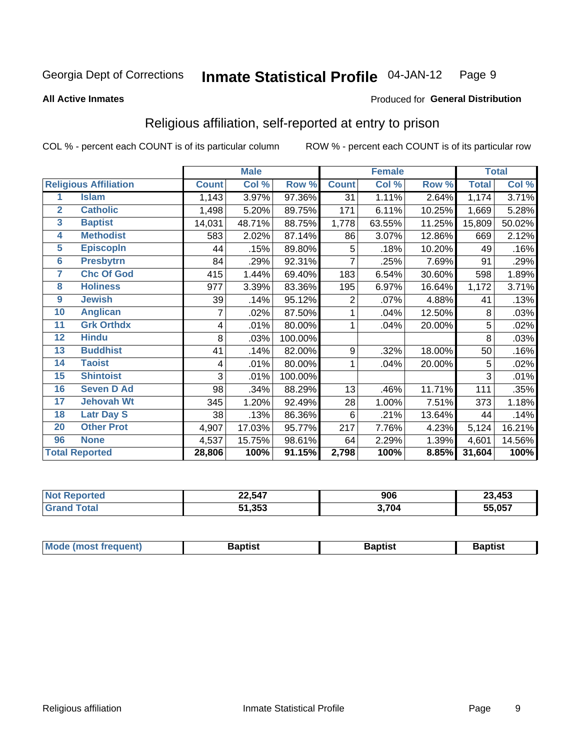Georgia Dept of Corrections **Inmate Statistical Profile** 04-JAN-12

**All Active Inmates**

Produced for **General Distribution**

## Religious affiliation, self-reported at entry to prison

COL % - percent each COUNT is of its particular column ROW % - percent each COUNT is of its particular row

| | | Male | | | Female | | | Total | |
|---|---|---|---|---|---|---|---|---|---|
| **Religious Affiliation** | | **Count** | **Col %** | **Row %** | **Count** | **Col %** | **Row %** | **Total** | **Col %** |
| 1 | Islam | 1,143 | 3.97% | 97.36% | 31 | 1.11% | 2.64% | 1,174 | 3.71% |
| 2 | Catholic | 1,498 | 5.20% | 89.75% | 171 | 6.11% | 10.25% | 1,669 | 5.28% |
| 3 | Baptist | 14,031 | 48.71% | 88.75% | 1,778 | 63.55% | 11.25% | 15,809 | 50.02% |
| 4 | Methodist | 583 | 2.02% | 87.14% | 86 | 3.07% | 12.86% | 669 | 2.12% |
| 5 | Episcopln | 44 | .15% | 89.80% | 5 | .18% | 10.20% | 49 | .16% |
| 6 | Presbytrn | 84 | .29% | 92.31% | 7 | .25% | 7.69% | 91 | .29% |
| 7 | Chc Of God | 415 | 1.44% | 69.40% | 183 | 6.54% | 30.60% | 598 | 1.89% |
| 8 | Holiness | 977 | 3.39% | 83.36% | 195 | 6.97% | 16.64% | 1,172 | 3.71% |
| 9 | Jewish | 39 | .14% | 95.12% | 2 | .07% | 4.88% | 41 | .13% |
| 10 | Anglican | 7 | .02% | 87.50% | 1 | .04% | 12.50% | 8 | .03% |
| 11 | Grk Orthdx | 4 | .01% | 80.00% | 1 | .04% | 20.00% | 5 | .02% |
| 12 | Hindu | 8 | .03% | 100.00% | | | | 8 | .03% |
| 13 | Buddhist | 41 | .14% | 82.00% | 9 | .32% | 18.00% | 50 | .16% |
| 14 | Taoist | 4 | .01% | 80.00% | 1 | .04% | 20.00% | 5 | .02% |
| 15 | Shintoist | 3 | .01% | 100.00% | | | | 3 | .01% |
| 16 | Seven D Ad | 98 | .34% | 88.29% | 13 | .46% | 11.71% | 111 | .35% |
| 17 | Jehovah Wt | 345 | 1.20% | 92.49% | 28 | 1.00% | 7.51% | 373 | 1.18% |
| 18 | Latr Day S | 38 | .13% | 86.36% | 6 | .21% | 13.64% | 44 | .14% |
| 20 | Other Prot | 4,907 | 17.03% | 95.77% | 217 | 7.76% | 4.23% | 5,124 | 16.21% |
| 96 | None | 4,537 | 15.75% | 98.61% | 64 | 2.29% | 1.39% | 4,601 | 14.56% |
| **Total Reported** | | **28,806** | **100%** | **91.15%** | **2,798** | **100%** | **8.85%** | **31,604** | **100%** |

| | Male | Female | Total |
|---|---|---|---|
| Not Reported | 22,547 | 906 | 23,453 |
| Grand Total | 51,353 | 3,704 | 55,057 |

| | Male | Female | Total |
|---|---|---|---|
| Mode (most frequent) | Baptist | Baptist | Baptist |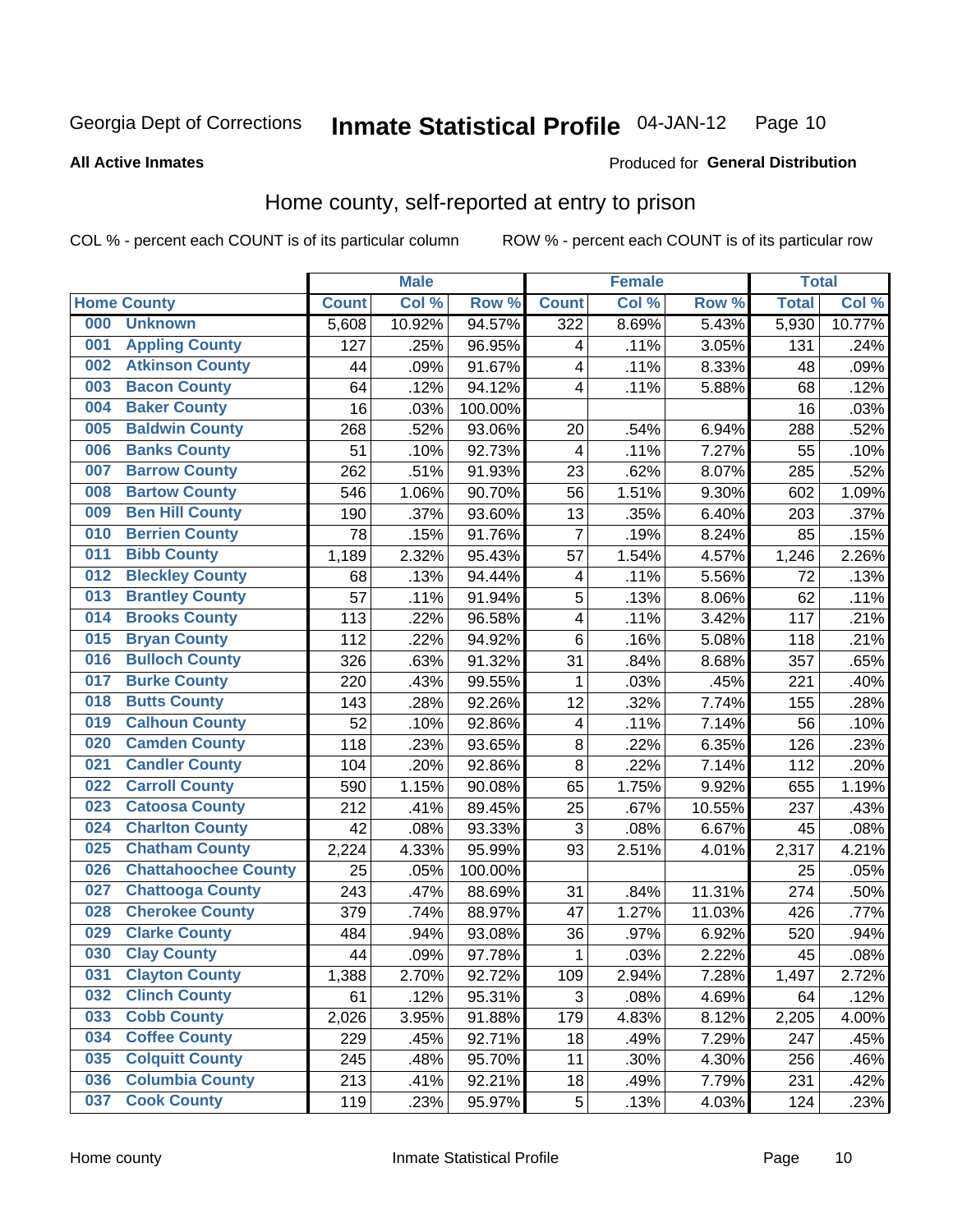Georgia Dept of Corrections **Inmate Statistical Profile** 04-JAN-12

**All Active Inmates**

Produced for **General Distribution**

## Home county, self-reported at entry to prison

COL % - percent each COUNT is of its particular column ROW % - percent each COUNT is of its particular row

| Home County | | Male | | | Female | | | Total | |
|---|---|---|---|---|---|---|---|---|---|
| | | Count | Col % | Row % | Count | Col % | Row % | Total | Col % |
| 000 | Unknown | 5,608 | 10.92% | 94.57% | 322 | 8.69% | 5.43% | 5,930 | 10.77% |
| 001 | Appling County | 127 | .25% | 96.95% | 4 | .11% | 3.05% | 131 | .24% |
| 002 | Atkinson County | 44 | .09% | 91.67% | 4 | .11% | 8.33% | 48 | .09% |
| 003 | Bacon County | 64 | .12% | 94.12% | 4 | .11% | 5.88% | 68 | .12% |
| 004 | Baker County | 16 | .03% | 100.00% | | | | 16 | .03% |
| 005 | Baldwin County | 268 | .52% | 93.06% | 20 | .54% | 6.94% | 288 | .52% |
| 006 | Banks County | 51 | .10% | 92.73% | 4 | .11% | 7.27% | 55 | .10% |
| 007 | Barrow County | 262 | .51% | 91.93% | 23 | .62% | 8.07% | 285 | .52% |
| 008 | Bartow County | 546 | 1.06% | 90.70% | 56 | 1.51% | 9.30% | 602 | 1.09% |
| 009 | Ben Hill County | 190 | .37% | 93.60% | 13 | .35% | 6.40% | 203 | .37% |
| 010 | Berrien County | 78 | .15% | 91.76% | 7 | .19% | 8.24% | 85 | .15% |
| 011 | Bibb County | 1,189 | 2.32% | 95.43% | 57 | 1.54% | 4.57% | 1,246 | 2.26% |
| 012 | Bleckley County | 68 | .13% | 94.44% | 4 | .11% | 5.56% | 72 | .13% |
| 013 | Brantley County | 57 | .11% | 91.94% | 5 | .13% | 8.06% | 62 | .11% |
| 014 | Brooks County | 113 | .22% | 96.58% | 4 | .11% | 3.42% | 117 | .21% |
| 015 | Bryan County | 112 | .22% | 94.92% | 6 | .16% | 5.08% | 118 | .21% |
| 016 | Bulloch County | 326 | .63% | 91.32% | 31 | .84% | 8.68% | 357 | .65% |
| 017 | Burke County | 220 | .43% | 99.55% | 1 | .03% | .45% | 221 | .40% |
| 018 | Butts County | 143 | .28% | 92.26% | 12 | .32% | 7.74% | 155 | .28% |
| 019 | Calhoun County | 52 | .10% | 92.86% | 4 | .11% | 7.14% | 56 | .10% |
| 020 | Camden County | 118 | .23% | 93.65% | 8 | .22% | 6.35% | 126 | .23% |
| 021 | Candler County | 104 | .20% | 92.86% | 8 | .22% | 7.14% | 112 | .20% |
| 022 | Carroll County | 590 | 1.15% | 90.08% | 65 | 1.75% | 9.92% | 655 | 1.19% |
| 023 | Catoosa County | 212 | .41% | 89.45% | 25 | .67% | 10.55% | 237 | .43% |
| 024 | Charlton County | 42 | .08% | 93.33% | 3 | .08% | 6.67% | 45 | .08% |
| 025 | Chatham County | 2,224 | 4.33% | 95.99% | 93 | 2.51% | 4.01% | 2,317 | 4.21% |
| 026 | Chattahoochee County | 25 | .05% | 100.00% | | | | 25 | .05% |
| 027 | Chattooga County | 243 | .47% | 88.69% | 31 | .84% | 11.31% | 274 | .50% |
| 028 | Cherokee County | 379 | .74% | 88.97% | 47 | 1.27% | 11.03% | 426 | .77% |
| 029 | Clarke County | 484 | .94% | 93.08% | 36 | .97% | 6.92% | 520 | .94% |
| 030 | Clay County | 44 | .09% | 97.78% | 1 | .03% | 2.22% | 45 | .08% |
| 031 | Clayton County | 1,388 | 2.70% | 92.72% | 109 | 2.94% | 7.28% | 1,497 | 2.72% |
| 032 | Clinch County | 61 | .12% | 95.31% | 3 | .08% | 4.69% | 64 | .12% |
| 033 | Cobb County | 2,026 | 3.95% | 91.88% | 179 | 4.83% | 8.12% | 2,205 | 4.00% |
| 034 | Coffee County | 229 | .45% | 92.71% | 18 | .49% | 7.29% | 247 | .45% |
| 035 | Colquitt County | 245 | .48% | 95.70% | 11 | .30% | 4.30% | 256 | .46% |
| 036 | Columbia County | 213 | .41% | 92.21% | 18 | .49% | 7.79% | 231 | .42% |
| 037 | Cook County | 119 | .23% | 95.97% | 5 | .13% | 4.03% | 124 | .23% |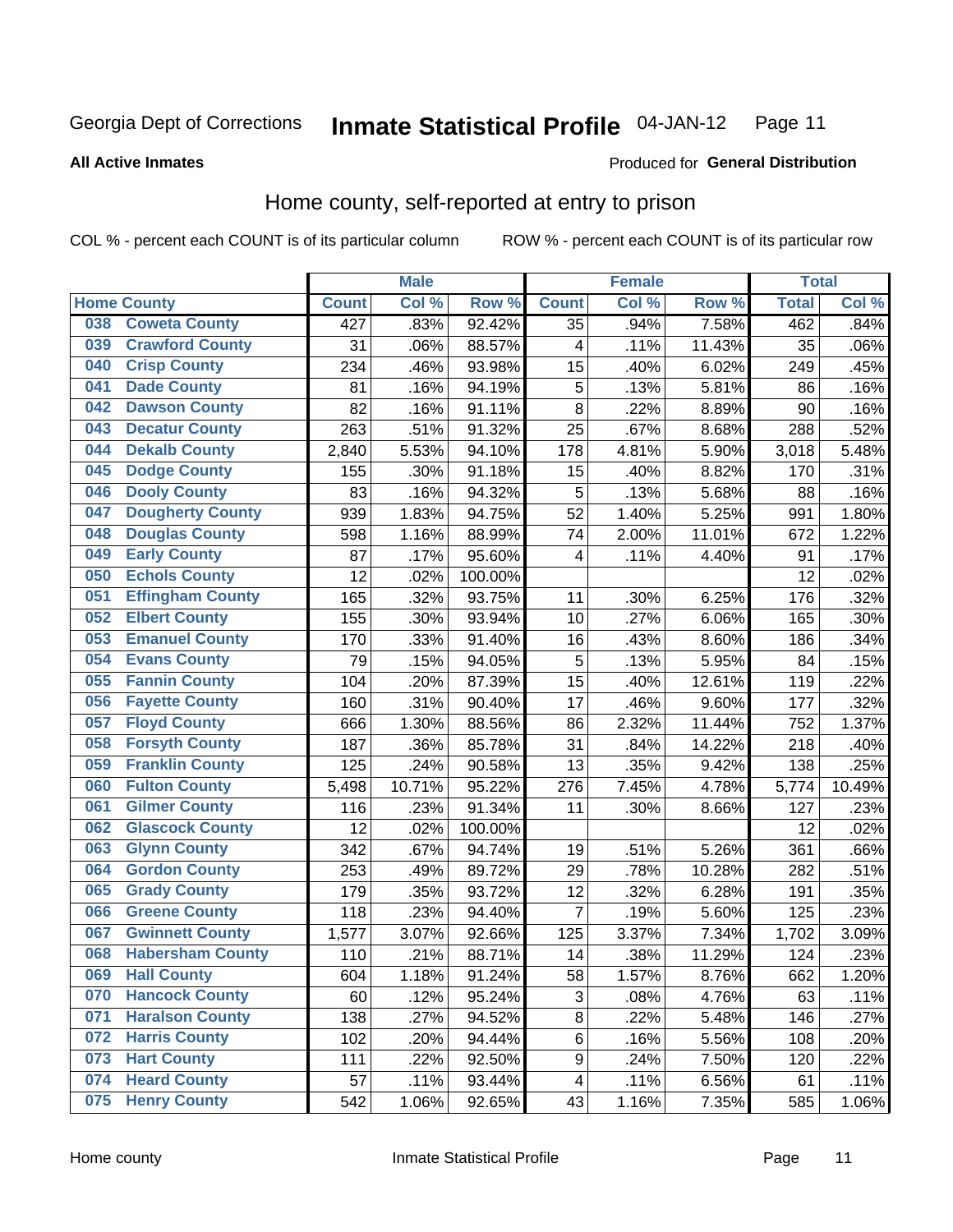Georgia Dept of Corrections **Inmate Statistical Profile** 04-JAN-12

**All Active Inmates**

Produced for **General Distribution**

## Home county, self-reported at entry to prison

COL % - percent each COUNT is of its particular column ROW % - percent each COUNT is of its particular row

| Home County | | Male | | | Female | | | Total | |
|---|---|---|---|---|---|---|---|---|---|
| | | Count | Col % | Row % | Count | Col % | Row % | Total | Col % |
| 038 | Coweta County | 427 | .83% | 92.42% | 35 | .94% | 7.58% | 462 | .84% |
| 039 | Crawford County | 31 | .06% | 88.57% | 4 | .11% | 11.43% | 35 | .06% |
| 040 | Crisp County | 234 | .46% | 93.98% | 15 | .40% | 6.02% | 249 | .45% |
| 041 | Dade County | 81 | .16% | 94.19% | 5 | .13% | 5.81% | 86 | .16% |
| 042 | Dawson County | 82 | .16% | 91.11% | 8 | .22% | 8.89% | 90 | .16% |
| 043 | Decatur County | 263 | .51% | 91.32% | 25 | .67% | 8.68% | 288 | .52% |
| 044 | Dekalb County | 2,840 | 5.53% | 94.10% | 178 | 4.81% | 5.90% | 3,018 | 5.48% |
| 045 | Dodge County | 155 | .30% | 91.18% | 15 | .40% | 8.82% | 170 | .31% |
| 046 | Dooly County | 83 | .16% | 94.32% | 5 | .13% | 5.68% | 88 | .16% |
| 047 | Dougherty County | 939 | 1.83% | 94.75% | 52 | 1.40% | 5.25% | 991 | 1.80% |
| 048 | Douglas County | 598 | 1.16% | 88.99% | 74 | 2.00% | 11.01% | 672 | 1.22% |
| 049 | Early County | 87 | .17% | 95.60% | 4 | .11% | 4.40% | 91 | .17% |
| 050 | Echols County | 12 | .02% | 100.00% | | | | 12 | .02% |
| 051 | Effingham County | 165 | .32% | 93.75% | 11 | .30% | 6.25% | 176 | .32% |
| 052 | Elbert County | 155 | .30% | 93.94% | 10 | .27% | 6.06% | 165 | .30% |
| 053 | Emanuel County | 170 | .33% | 91.40% | 16 | .43% | 8.60% | 186 | .34% |
| 054 | Evans County | 79 | .15% | 94.05% | 5 | .13% | 5.95% | 84 | .15% |
| 055 | Fannin County | 104 | .20% | 87.39% | 15 | .40% | 12.61% | 119 | .22% |
| 056 | Fayette County | 160 | .31% | 90.40% | 17 | .46% | 9.60% | 177 | .32% |
| 057 | Floyd County | 666 | 1.30% | 88.56% | 86 | 2.32% | 11.44% | 752 | 1.37% |
| 058 | Forsyth County | 187 | .36% | 85.78% | 31 | .84% | 14.22% | 218 | .40% |
| 059 | Franklin County | 125 | .24% | 90.58% | 13 | .35% | 9.42% | 138 | .25% |
| 060 | Fulton County | 5,498 | 10.71% | 95.22% | 276 | 7.45% | 4.78% | 5,774 | 10.49% |
| 061 | Gilmer County | 116 | .23% | 91.34% | 11 | .30% | 8.66% | 127 | .23% |
| 062 | Glascock County | 12 | .02% | 100.00% | | | | 12 | .02% |
| 063 | Glynn County | 342 | .67% | 94.74% | 19 | .51% | 5.26% | 361 | .66% |
| 064 | Gordon County | 253 | .49% | 89.72% | 29 | .78% | 10.28% | 282 | .51% |
| 065 | Grady County | 179 | .35% | 93.72% | 12 | .32% | 6.28% | 191 | .35% |
| 066 | Greene County | 118 | .23% | 94.40% | 7 | .19% | 5.60% | 125 | .23% |
| 067 | Gwinnett County | 1,577 | 3.07% | 92.66% | 125 | 3.37% | 7.34% | 1,702 | 3.09% |
| 068 | Habersham County | 110 | .21% | 88.71% | 14 | .38% | 11.29% | 124 | .23% |
| 069 | Hall County | 604 | 1.18% | 91.24% | 58 | 1.57% | 8.76% | 662 | 1.20% |
| 070 | Hancock County | 60 | .12% | 95.24% | 3 | .08% | 4.76% | 63 | .11% |
| 071 | Haralson County | 138 | .27% | 94.52% | 8 | .22% | 5.48% | 146 | .27% |
| 072 | Harris County | 102 | .20% | 94.44% | 6 | .16% | 5.56% | 108 | .20% |
| 073 | Hart County | 111 | .22% | 92.50% | 9 | .24% | 7.50% | 120 | .22% |
| 074 | Heard County | 57 | .11% | 93.44% | 4 | .11% | 6.56% | 61 | .11% |
| 075 | Henry County | 542 | 1.06% | 92.65% | 43 | 1.16% | 7.35% | 585 | 1.06% |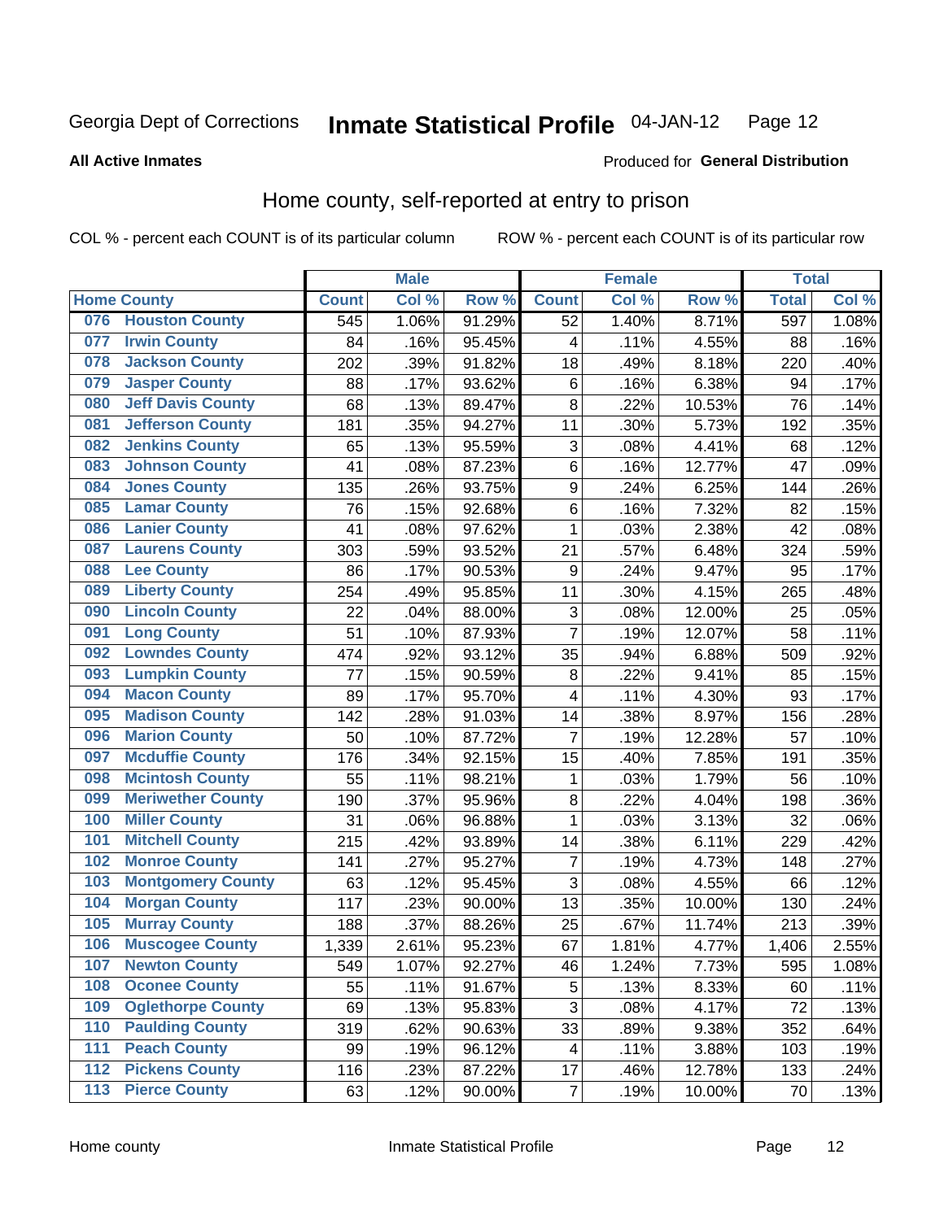Georgia Dept of Corrections **Inmate Statistical Profile** 04-JAN-12

**All Active Inmates**

Produced for **General Distribution**

## Home county, self-reported at entry to prison

COL % - percent each COUNT is of its particular column    ROW % - percent each COUNT is of its particular row

| Home County | | Male | | | Female | | | Total | |
|---|---|---|---|---|---|---|---|---|---|
| | | Count | Col % | Row % | Count | Col % | Row % | Total | Col % |
| 076 | Houston County | 545 | 1.06% | 91.29% | 52 | 1.40% | 8.71% | 597 | 1.08% |
| 077 | Irwin County | 84 | .16% | 95.45% | 4 | .11% | 4.55% | 88 | .16% |
| 078 | Jackson County | 202 | .39% | 91.82% | 18 | .49% | 8.18% | 220 | .40% |
| 079 | Jasper County | 88 | .17% | 93.62% | 6 | .16% | 6.38% | 94 | .17% |
| 080 | Jeff Davis County | 68 | .13% | 89.47% | 8 | .22% | 10.53% | 76 | .14% |
| 081 | Jefferson County | 181 | .35% | 94.27% | 11 | .30% | 5.73% | 192 | .35% |
| 082 | Jenkins County | 65 | .13% | 95.59% | 3 | .08% | 4.41% | 68 | .12% |
| 083 | Johnson County | 41 | .08% | 87.23% | 6 | .16% | 12.77% | 47 | .09% |
| 084 | Jones County | 135 | .26% | 93.75% | 9 | .24% | 6.25% | 144 | .26% |
| 085 | Lamar County | 76 | .15% | 92.68% | 6 | .16% | 7.32% | 82 | .15% |
| 086 | Lanier County | 41 | .08% | 97.62% | 1 | .03% | 2.38% | 42 | .08% |
| 087 | Laurens County | 303 | .59% | 93.52% | 21 | .57% | 6.48% | 324 | .59% |
| 088 | Lee County | 86 | .17% | 90.53% | 9 | .24% | 9.47% | 95 | .17% |
| 089 | Liberty County | 254 | .49% | 95.85% | 11 | .30% | 4.15% | 265 | .48% |
| 090 | Lincoln County | 22 | .04% | 88.00% | 3 | .08% | 12.00% | 25 | .05% |
| 091 | Long County | 51 | .10% | 87.93% | 7 | .19% | 12.07% | 58 | .11% |
| 092 | Lowndes County | 474 | .92% | 93.12% | 35 | .94% | 6.88% | 509 | .92% |
| 093 | Lumpkin County | 77 | .15% | 90.59% | 8 | .22% | 9.41% | 85 | .15% |
| 094 | Macon County | 89 | .17% | 95.70% | 4 | .11% | 4.30% | 93 | .17% |
| 095 | Madison County | 142 | .28% | 91.03% | 14 | .38% | 8.97% | 156 | .28% |
| 096 | Marion County | 50 | .10% | 87.72% | 7 | .19% | 12.28% | 57 | .10% |
| 097 | Mcduffie County | 176 | .34% | 92.15% | 15 | .40% | 7.85% | 191 | .35% |
| 098 | Mcintosh County | 55 | .11% | 98.21% | 1 | .03% | 1.79% | 56 | .10% |
| 099 | Meriwether County | 190 | .37% | 95.96% | 8 | .22% | 4.04% | 198 | .36% |
| 100 | Miller County | 31 | .06% | 96.88% | 1 | .03% | 3.13% | 32 | .06% |
| 101 | Mitchell County | 215 | .42% | 93.89% | 14 | .38% | 6.11% | 229 | .42% |
| 102 | Monroe County | 141 | .27% | 95.27% | 7 | .19% | 4.73% | 148 | .27% |
| 103 | Montgomery County | 63 | .12% | 95.45% | 3 | .08% | 4.55% | 66 | .12% |
| 104 | Morgan County | 117 | .23% | 90.00% | 13 | .35% | 10.00% | 130 | .24% |
| 105 | Murray County | 188 | .37% | 88.26% | 25 | .67% | 11.74% | 213 | .39% |
| 106 | Muscogee County | 1,339 | 2.61% | 95.23% | 67 | 1.81% | 4.77% | 1,406 | 2.55% |
| 107 | Newton County | 549 | 1.07% | 92.27% | 46 | 1.24% | 7.73% | 595 | 1.08% |
| 108 | Oconee County | 55 | .11% | 91.67% | 5 | .13% | 8.33% | 60 | .11% |
| 109 | Oglethorpe County | 69 | .13% | 95.83% | 3 | .08% | 4.17% | 72 | .13% |
| 110 | Paulding County | 319 | .62% | 90.63% | 33 | .89% | 9.38% | 352 | .64% |
| 111 | Peach County | 99 | .19% | 96.12% | 4 | .11% | 3.88% | 103 | .19% |
| 112 | Pickens County | 116 | .23% | 87.22% | 17 | .46% | 12.78% | 133 | .24% |
| 113 | Pierce County | 63 | .12% | 90.00% | 7 | .19% | 10.00% | 70 | .13% |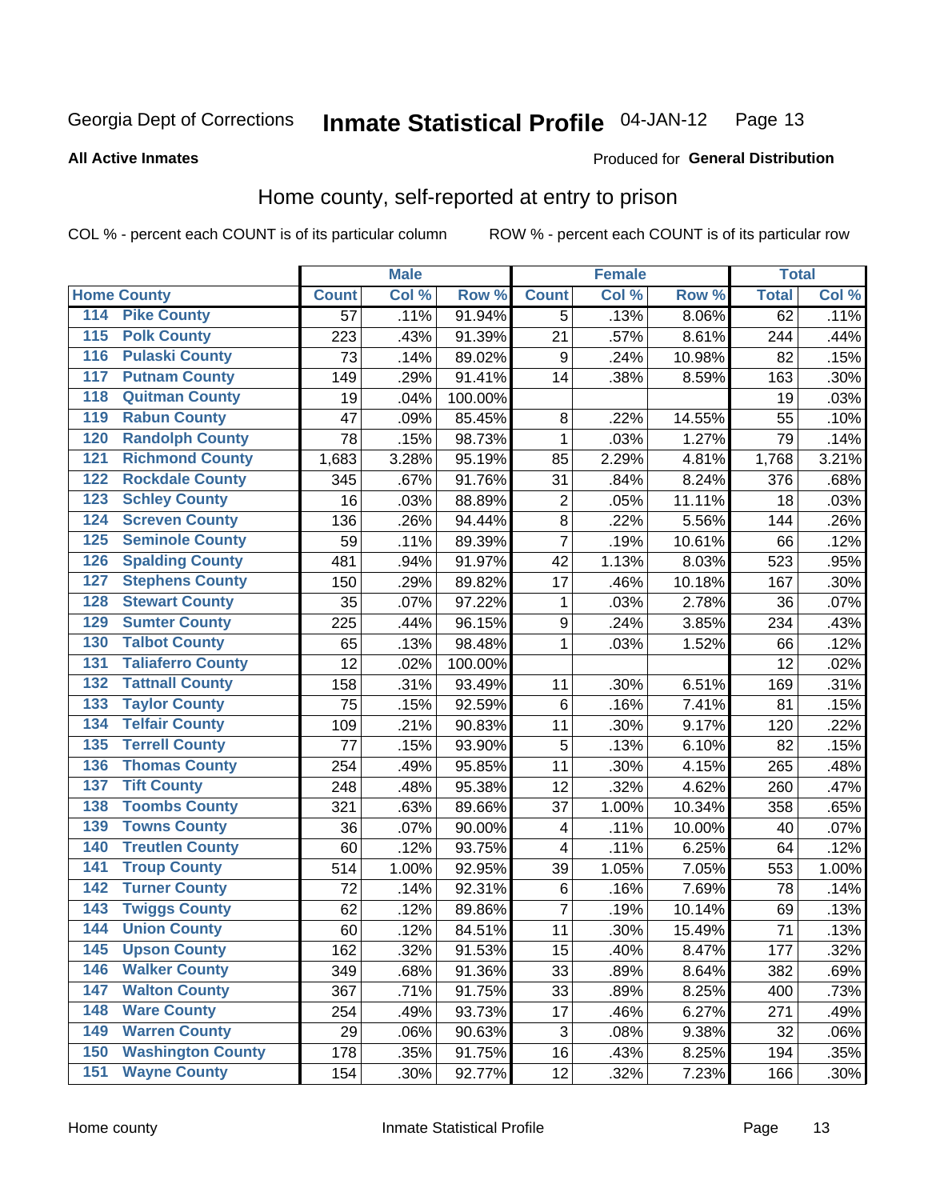Georgia Dept of Corrections **Inmate Statistical Profile** 04-JAN-12

**All Active Inmates**

Produced for **General Distribution**

## Home county, self-reported at entry to prison

COL % - percent each COUNT is of its particular column

ROW % - percent each COUNT is of its particular row

| Home County | | Male | | | Female | | | Total | |
|---|---|---|---|---|---|---|---|---|---|
| | | Count | Col % | Row % | Count | Col % | Row % | Total | Col % |
| 114 | Pike County | 57 | .11% | 91.94% | 5 | .13% | 8.06% | 62 | .11% |
| 115 | Polk County | 223 | .43% | 91.39% | 21 | .57% | 8.61% | 244 | .44% |
| 116 | Pulaski County | 73 | .14% | 89.02% | 9 | .24% | 10.98% | 82 | .15% |
| 117 | Putnam County | 149 | .29% | 91.41% | 14 | .38% | 8.59% | 163 | .30% |
| 118 | Quitman County | 19 | .04% | 100.00% | | | | 19 | .03% |
| 119 | Rabun County | 47 | .09% | 85.45% | 8 | .22% | 14.55% | 55 | .10% |
| 120 | Randolph County | 78 | .15% | 98.73% | 1 | .03% | 1.27% | 79 | .14% |
| 121 | Richmond County | 1,683 | 3.28% | 95.19% | 85 | 2.29% | 4.81% | 1,768 | 3.21% |
| 122 | Rockdale County | 345 | .67% | 91.76% | 31 | .84% | 8.24% | 376 | .68% |
| 123 | Schley County | 16 | .03% | 88.89% | 2 | .05% | 11.11% | 18 | .03% |
| 124 | Screven County | 136 | .26% | 94.44% | 8 | .22% | 5.56% | 144 | .26% |
| 125 | Seminole County | 59 | .11% | 89.39% | 7 | .19% | 10.61% | 66 | .12% |
| 126 | Spalding County | 481 | .94% | 91.97% | 42 | 1.13% | 8.03% | 523 | .95% |
| 127 | Stephens County | 150 | .29% | 89.82% | 17 | .46% | 10.18% | 167 | .30% |
| 128 | Stewart County | 35 | .07% | 97.22% | 1 | .03% | 2.78% | 36 | .07% |
| 129 | Sumter County | 225 | .44% | 96.15% | 9 | .24% | 3.85% | 234 | .43% |
| 130 | Talbot County | 65 | .13% | 98.48% | 1 | .03% | 1.52% | 66 | .12% |
| 131 | Taliaferro County | 12 | .02% | 100.00% | | | | 12 | .02% |
| 132 | Tattnall County | 158 | .31% | 93.49% | 11 | .30% | 6.51% | 169 | .31% |
| 133 | Taylor County | 75 | .15% | 92.59% | 6 | .16% | 7.41% | 81 | .15% |
| 134 | Telfair County | 109 | .21% | 90.83% | 11 | .30% | 9.17% | 120 | .22% |
| 135 | Terrell County | 77 | .15% | 93.90% | 5 | .13% | 6.10% | 82 | .15% |
| 136 | Thomas County | 254 | .49% | 95.85% | 11 | .30% | 4.15% | 265 | .48% |
| 137 | Tift County | 248 | .48% | 95.38% | 12 | .32% | 4.62% | 260 | .47% |
| 138 | Toombs County | 321 | .63% | 89.66% | 37 | 1.00% | 10.34% | 358 | .65% |
| 139 | Towns County | 36 | .07% | 90.00% | 4 | .11% | 10.00% | 40 | .07% |
| 140 | Treutlen County | 60 | .12% | 93.75% | 4 | .11% | 6.25% | 64 | .12% |
| 141 | Troup County | 514 | 1.00% | 92.95% | 39 | 1.05% | 7.05% | 553 | 1.00% |
| 142 | Turner County | 72 | .14% | 92.31% | 6 | .16% | 7.69% | 78 | .14% |
| 143 | Twiggs County | 62 | .12% | 89.86% | 7 | .19% | 10.14% | 69 | .13% |
| 144 | Union County | 60 | .12% | 84.51% | 11 | .30% | 15.49% | 71 | .13% |
| 145 | Upson County | 162 | .32% | 91.53% | 15 | .40% | 8.47% | 177 | .32% |
| 146 | Walker County | 349 | .68% | 91.36% | 33 | .89% | 8.64% | 382 | .69% |
| 147 | Walton County | 367 | .71% | 91.75% | 33 | .89% | 8.25% | 400 | .73% |
| 148 | Ware County | 254 | .49% | 93.73% | 17 | .46% | 6.27% | 271 | .49% |
| 149 | Warren County | 29 | .06% | 90.63% | 3 | .08% | 9.38% | 32 | .06% |
| 150 | Washington County | 178 | .35% | 91.75% | 16 | .43% | 8.25% | 194 | .35% |
| 151 | Wayne County | 154 | .30% | 92.77% | 12 | .32% | 7.23% | 166 | .30% |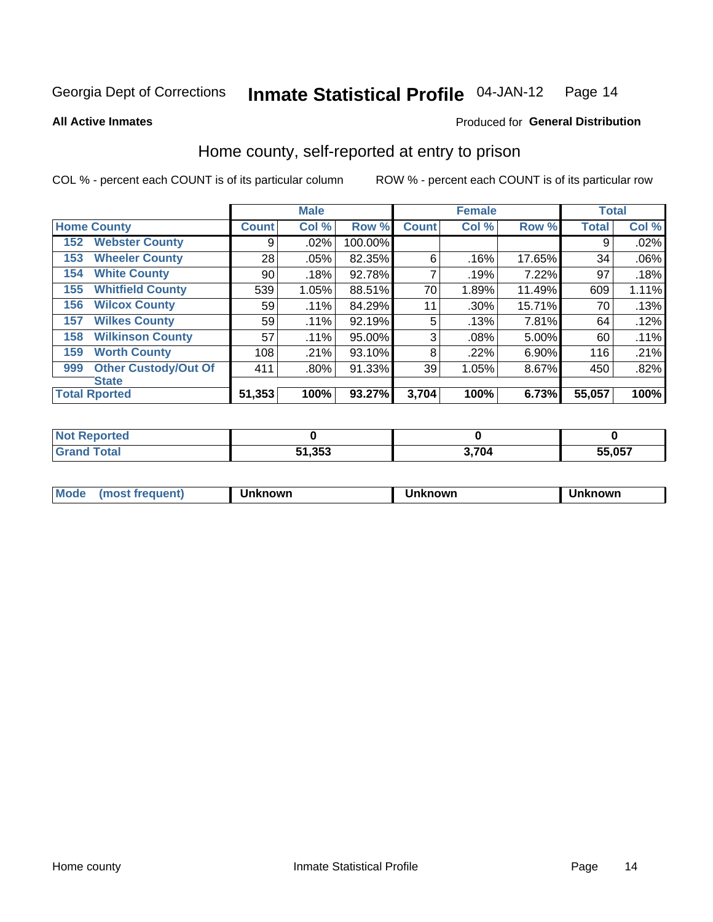Georgia Dept of Corrections **Inmate Statistical Profile** 04-JAN-12

**All Active Inmates**

Produced for **General Distribution**

## Home county, self-reported at entry to prison

COL % - percent each COUNT is of its particular column ROW % - percent each COUNT is of its particular row

| Home County | | Male | | | Female | | | Total | |
|---|---|---|---|---|---|---|---|---|---|
| | | Count | Col % | Row % | Count | Col % | Row % | Total | Col % |
| 152 | Webster County | 9 | .02% | 100.00% | | | | 9 | .02% |
| 153 | Wheeler County | 28 | .05% | 82.35% | 6 | .16% | 17.65% | 34 | .06% |
| 154 | White County | 90 | .18% | 92.78% | 7 | .19% | 7.22% | 97 | .18% |
| 155 | Whitfield County | 539 | 1.05% | 88.51% | 70 | 1.89% | 11.49% | 609 | 1.11% |
| 156 | Wilcox County | 59 | .11% | 84.29% | 11 | .30% | 15.71% | 70 | .13% |
| 157 | Wilkes County | 59 | .11% | 92.19% | 5 | .13% | 7.81% | 64 | .12% |
| 158 | Wilkinson County | 57 | .11% | 95.00% | 3 | .08% | 5.00% | 60 | .11% |
| 159 | Worth County | 108 | .21% | 93.10% | 8 | .22% | 6.90% | 116 | .21% |
| 999 | Other Custody/Out Of State | 411 | .80% | 91.33% | 39 | 1.05% | 8.67% | 450 | .82% |
| **Total Rported** | | **51,353** | **100%** | **93.27%** | **3,704** | **100%** | **6.73%** | **55,057** | **100%** |

| | Male | Female | Total |
|---|---|---|---|
| Not Reported | 0 | 0 | 0 |
| Grand Total | 51,353 | 3,704 | 55,057 |

| | Male | Female | Total |
|---|---|---|---|
| Mode (most frequent) | Unknown | Unknown | Unknown |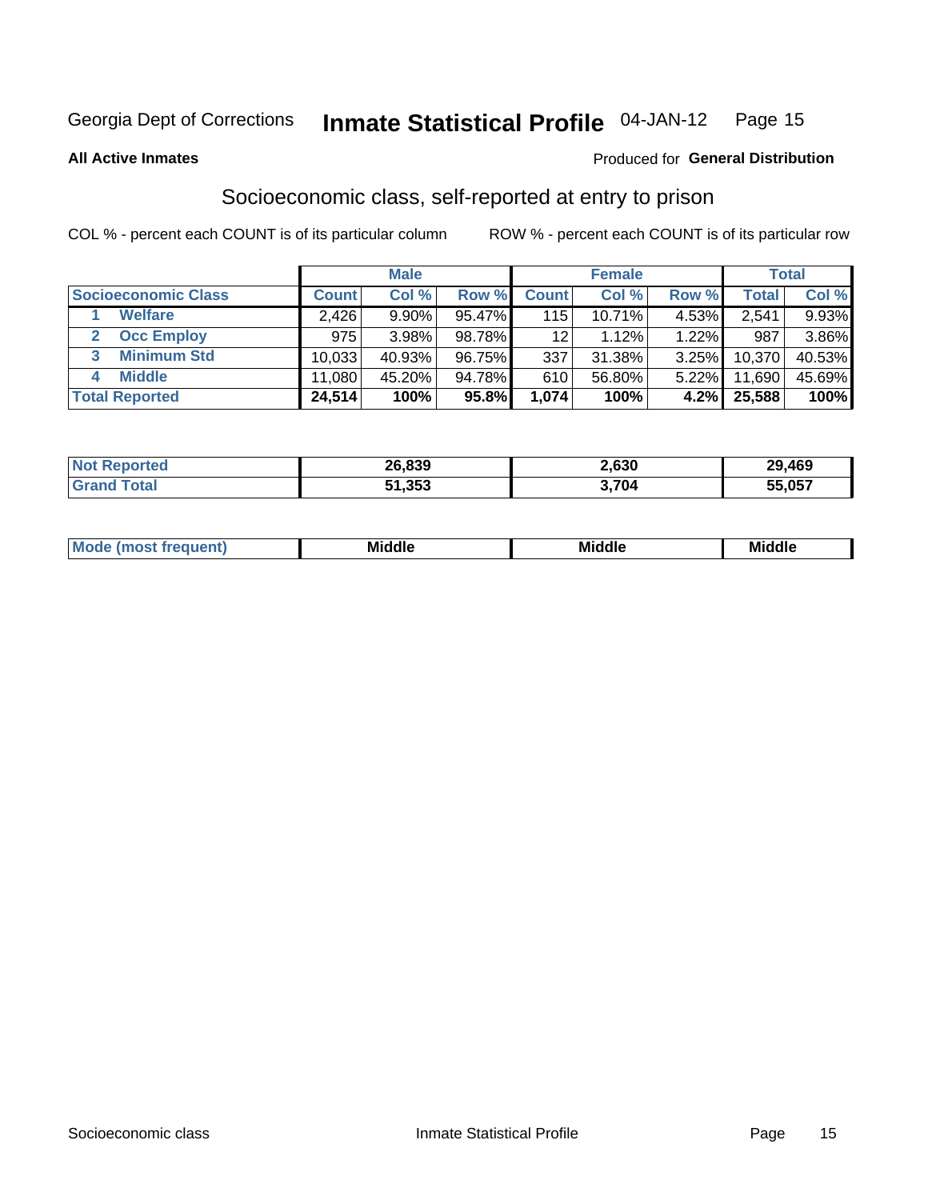Georgia Dept of Corrections **Inmate Statistical Profile** 04-JAN-12

**All Active Inmates**

Produced for **General Distribution**

## Socioeconomic class, self-reported at entry to prison

COL % - percent each COUNT is of its particular column    ROW % - percent each COUNT is of its particular row

| | Male | | | Female | | | Total | |
|---|---|---|---|---|---|---|---|---|
| **Socioeconomic Class** | **Count** | **Col %** | **Row %** | **Count** | **Col %** | **Row %** | **Total** | **Col %** |
| 1 **Welfare** | 2,426 | 9.90% | 95.47% | 115 | 10.71% | 4.53% | 2,541 | 9.93% |
| 2 **Occ Employ** | 975 | 3.98% | 98.78% | 12 | 1.12% | 1.22% | 987 | 3.86% |
| 3 **Minimum Std** | 10,033 | 40.93% | 96.75% | 337 | 31.38% | 3.25% | 10,370 | 40.53% |
| 4 **Middle** | 11,080 | 45.20% | 94.78% | 610 | 56.80% | 5.22% | 11,690 | 45.69% |
| **Total Reported** | **24,514** | **100%** | **95.8%** | **1,074** | **100%** | **4.2%** | **25,588** | **100%** |

| | Male | Female | Total |
|---|---|---|---|
| **Not Reported** | **26,839** | **2,630** | **29,469** |
| **Grand Total** | **51,353** | **3,704** | **55,057** |

| | Male | Female | Total |
|---|---|---|---|
| **Mode (most frequent)** | **Middle** | **Middle** | **Middle** |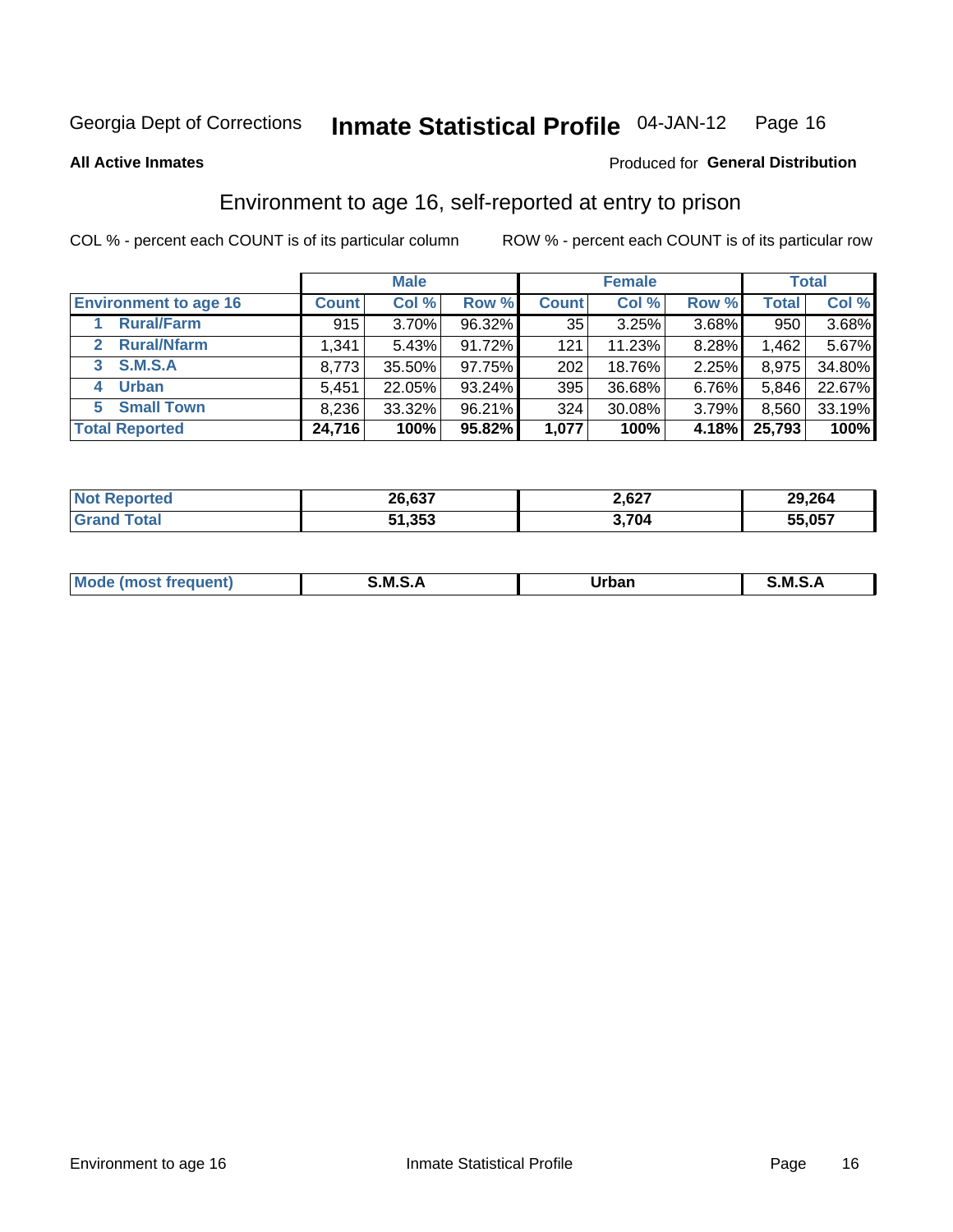Georgia Dept of Corrections **Inmate Statistical Profile** 04-JAN-12

**All Active Inmates**

Produced for **General Distribution**

## Environment to age 16, self-reported at entry to prison

COL % - percent each COUNT is of its particular column     ROW % - percent each COUNT is of its particular row

| | Male | | | Female | | | Total | |
|---|---|---|---|---|---|---|---|---|
| **Environment to age 16** | **Count** | **Col %** | **Row %** | **Count** | **Col %** | **Row %** | **Total** | **Col %** |
| 1 **Rural/Farm** | 915 | 3.70% | 96.32% | 35 | 3.25% | 3.68% | 950 | 3.68% |
| 2 **Rural/Nfarm** | 1,341 | 5.43% | 91.72% | 121 | 11.23% | 8.28% | 1,462 | 5.67% |
| 3 **S.M.S.A** | 8,773 | 35.50% | 97.75% | 202 | 18.76% | 2.25% | 8,975 | 34.80% |
| 4 **Urban** | 5,451 | 22.05% | 93.24% | 395 | 36.68% | 6.76% | 5,846 | 22.67% |
| 5 **Small Town** | 8,236 | 33.32% | 96.21% | 324 | 30.08% | 3.79% | 8,560 | 33.19% |
| **Total Reported** | **24,716** | **100%** | **95.82%** | **1,077** | **100%** | **4.18%** | **25,793** | **100%** |

| | Male | Female | Total |
|---|---|---|---|
| **Not Reported** | **26,637** | **2,627** | **29,264** |
| **Grand Total** | **51,353** | **3,704** | **55,057** |

| | Male | Female | Total |
|---|---|---|---|
| **Mode (most frequent)** | **S.M.S.A** | **Urban** | **S.M.S.A** |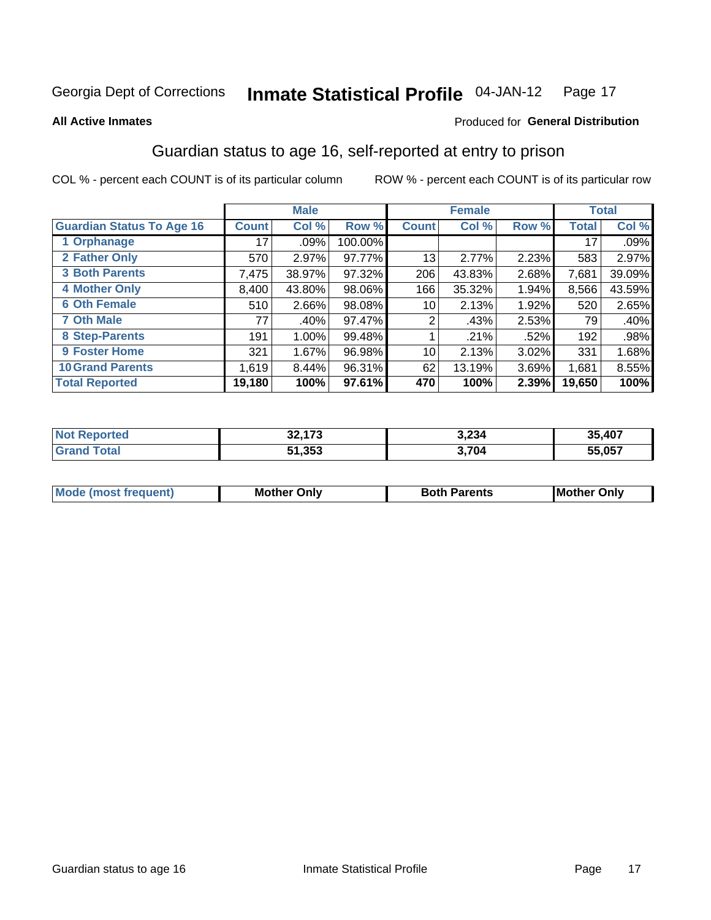Georgia Dept of Corrections **Inmate Statistical Profile** 04-JAN-12

**All Active Inmates**

Produced for **General Distribution**

## Guardian status to age 16, self-reported at entry to prison

COL % - percent each COUNT is of its particular column    ROW % - percent each COUNT is of its particular row

| | Male | | | Female | | | Total | |
|---|---|---|---|---|---|---|---|---|
| **Guardian Status To Age 16** | **Count** | **Col %** | **Row %** | **Count** | **Col %** | **Row %** | **Total** | **Col %** |
| 1 Orphanage | 17 | .09% | 100.00% | | | | 17 | .09% |
| 2 Father Only | 570 | 2.97% | 97.77% | 13 | 2.77% | 2.23% | 583 | 2.97% |
| 3 Both Parents | 7,475 | 38.97% | 97.32% | 206 | 43.83% | 2.68% | 7,681 | 39.09% |
| 4 Mother Only | 8,400 | 43.80% | 98.06% | 166 | 35.32% | 1.94% | 8,566 | 43.59% |
| 6 Oth Female | 510 | 2.66% | 98.08% | 10 | 2.13% | 1.92% | 520 | 2.65% |
| 7 Oth Male | 77 | .40% | 97.47% | 2 | .43% | 2.53% | 79 | .40% |
| 8 Step-Parents | 191 | 1.00% | 99.48% | 1 | .21% | .52% | 192 | .98% |
| 9 Foster Home | 321 | 1.67% | 96.98% | 10 | 2.13% | 3.02% | 331 | 1.68% |
| 10 Grand Parents | 1,619 | 8.44% | 96.31% | 62 | 13.19% | 3.69% | 1,681 | 8.55% |
| **Total Reported** | **19,180** | **100%** | **97.61%** | **470** | **100%** | **2.39%** | **19,650** | **100%** |

| | Male | Female | Total |
|---|---|---|---|
| Not Reported | 32,173 | 3,234 | 35,407 |
| Grand Total | 51,353 | 3,704 | 55,057 |

| | Male | Female | Total |
|---|---|---|---|
| Mode (most frequent) | Mother Only | Both Parents | Mother Only |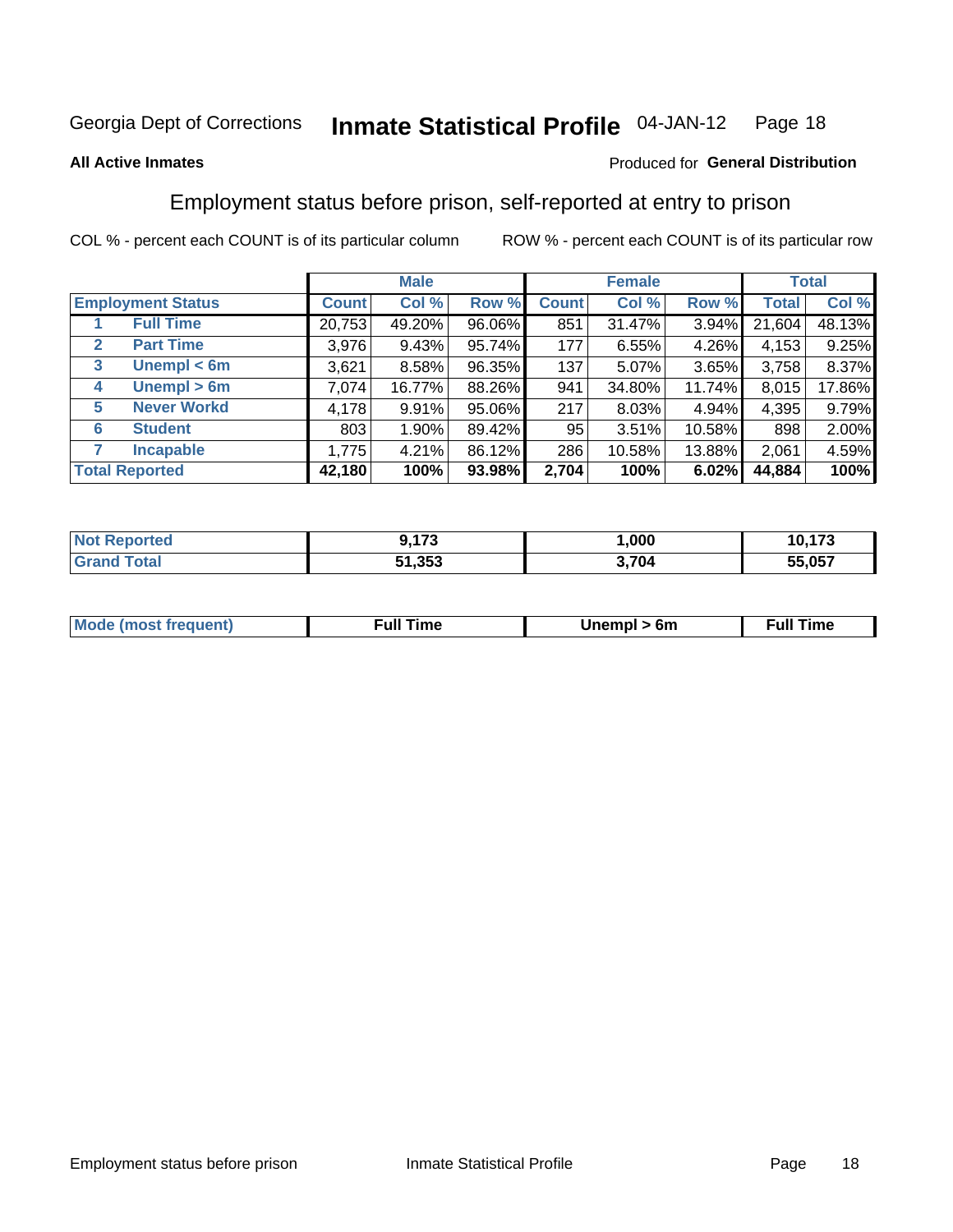Georgia Dept of Corrections **Inmate Statistical Profile** 04-JAN-12

**All Active Inmates**

Produced for **General Distribution**

## Employment status before prison, self-reported at entry to prison

COL % - percent each COUNT is of its particular column     ROW % - percent each COUNT is of its particular row

| | | Male | | | Female | | | Total | |
|---|---|---|---|---|---|---|---|---|---|
| **Employment Status** | | **Count** | **Col %** | **Row %** | **Count** | **Col %** | **Row %** | **Total** | **Col %** |
| 1 | **Full Time** | 20,753 | 49.20% | 96.06% | 851 | 31.47% | 3.94% | 21,604 | 48.13% |
| 2 | **Part Time** | 3,976 | 9.43% | 95.74% | 177 | 6.55% | 4.26% | 4,153 | 9.25% |
| 3 | **Unempl < 6m** | 3,621 | 8.58% | 96.35% | 137 | 5.07% | 3.65% | 3,758 | 8.37% |
| 4 | **Unempl > 6m** | 7,074 | 16.77% | 88.26% | 941 | 34.80% | 11.74% | 8,015 | 17.86% |
| 5 | **Never Workd** | 4,178 | 9.91% | 95.06% | 217 | 8.03% | 4.94% | 4,395 | 9.79% |
| 6 | **Student** | 803 | 1.90% | 89.42% | 95 | 3.51% | 10.58% | 898 | 2.00% |
| 7 | **Incapable** | 1,775 | 4.21% | 86.12% | 286 | 10.58% | 13.88% | 2,061 | 4.59% |
| **Total Reported** | | **42,180** | **100%** | **93.98%** | **2,704** | **100%** | **6.02%** | **44,884** | **100%** |

| | Male | Female | Total |
|---|---|---|---|
| **Not Reported** | **9,173** | **1,000** | **10,173** |
| **Grand Total** | **51,353** | **3,704** | **55,057** |

| | Male | Female | Total |
|---|---|---|---|
| **Mode (most frequent)** | **Full Time** | **Unempl > 6m** | **Full Time** |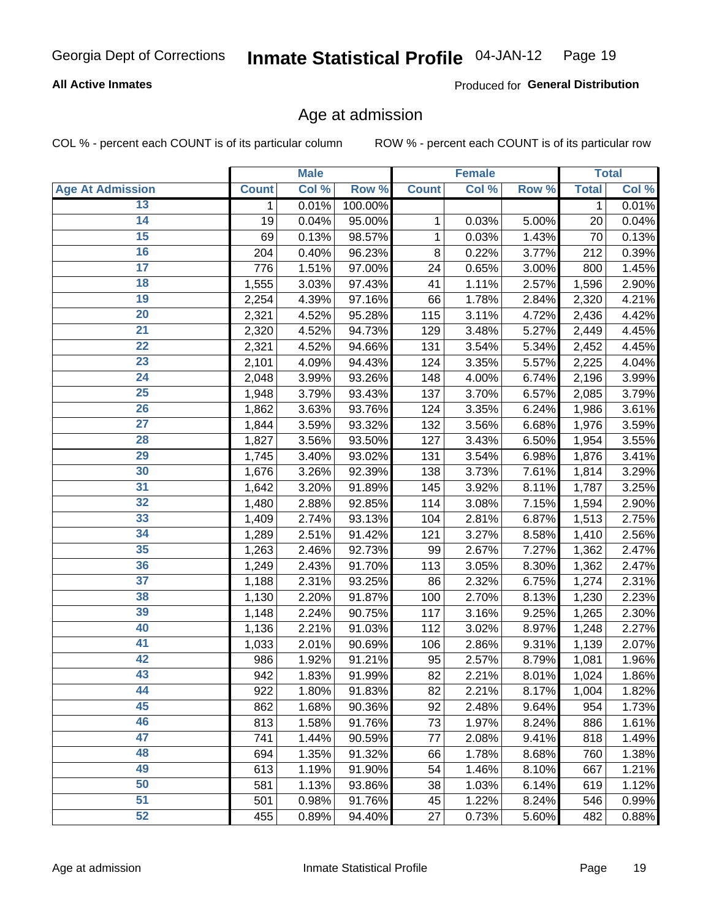Georgia Dept of Corrections **Inmate Statistical Profile** 04-JAN-12

**All Active Inmates**

Produced for **General Distribution**

## Age at admission

COL % - percent each COUNT is of its particular column

ROW % - percent each COUNT is of its particular row

| | Male | | | Female | | | Total | |
|---|---|---|---|---|---|---|---|---|
| Age At Admission | Count | Col % | Row % | Count | Col % | Row % | Total | Col % |
| 13 | 1 | 0.01% | 100.00% | | | | 1 | 0.01% |
| 14 | 19 | 0.04% | 95.00% | 1 | 0.03% | 5.00% | 20 | 0.04% |
| 15 | 69 | 0.13% | 98.57% | 1 | 0.03% | 1.43% | 70 | 0.13% |
| 16 | 204 | 0.40% | 96.23% | 8 | 0.22% | 3.77% | 212 | 0.39% |
| 17 | 776 | 1.51% | 97.00% | 24 | 0.65% | 3.00% | 800 | 1.45% |
| 18 | 1,555 | 3.03% | 97.43% | 41 | 1.11% | 2.57% | 1,596 | 2.90% |
| 19 | 2,254 | 4.39% | 97.16% | 66 | 1.78% | 2.84% | 2,320 | 4.21% |
| 20 | 2,321 | 4.52% | 95.28% | 115 | 3.11% | 4.72% | 2,436 | 4.42% |
| 21 | 2,320 | 4.52% | 94.73% | 129 | 3.48% | 5.27% | 2,449 | 4.45% |
| 22 | 2,321 | 4.52% | 94.66% | 131 | 3.54% | 5.34% | 2,452 | 4.45% |
| 23 | 2,101 | 4.09% | 94.43% | 124 | 3.35% | 5.57% | 2,225 | 4.04% |
| 24 | 2,048 | 3.99% | 93.26% | 148 | 4.00% | 6.74% | 2,196 | 3.99% |
| 25 | 1,948 | 3.79% | 93.43% | 137 | 3.70% | 6.57% | 2,085 | 3.79% |
| 26 | 1,862 | 3.63% | 93.76% | 124 | 3.35% | 6.24% | 1,986 | 3.61% |
| 27 | 1,844 | 3.59% | 93.32% | 132 | 3.56% | 6.68% | 1,976 | 3.59% |
| 28 | 1,827 | 3.56% | 93.50% | 127 | 3.43% | 6.50% | 1,954 | 3.55% |
| 29 | 1,745 | 3.40% | 93.02% | 131 | 3.54% | 6.98% | 1,876 | 3.41% |
| 30 | 1,676 | 3.26% | 92.39% | 138 | 3.73% | 7.61% | 1,814 | 3.29% |
| 31 | 1,642 | 3.20% | 91.89% | 145 | 3.92% | 8.11% | 1,787 | 3.25% |
| 32 | 1,480 | 2.88% | 92.85% | 114 | 3.08% | 7.15% | 1,594 | 2.90% |
| 33 | 1,409 | 2.74% | 93.13% | 104 | 2.81% | 6.87% | 1,513 | 2.75% |
| 34 | 1,289 | 2.51% | 91.42% | 121 | 3.27% | 8.58% | 1,410 | 2.56% |
| 35 | 1,263 | 2.46% | 92.73% | 99 | 2.67% | 7.27% | 1,362 | 2.47% |
| 36 | 1,249 | 2.43% | 91.70% | 113 | 3.05% | 8.30% | 1,362 | 2.47% |
| 37 | 1,188 | 2.31% | 93.25% | 86 | 2.32% | 6.75% | 1,274 | 2.31% |
| 38 | 1,130 | 2.20% | 91.87% | 100 | 2.70% | 8.13% | 1,230 | 2.23% |
| 39 | 1,148 | 2.24% | 90.75% | 117 | 3.16% | 9.25% | 1,265 | 2.30% |
| 40 | 1,136 | 2.21% | 91.03% | 112 | 3.02% | 8.97% | 1,248 | 2.27% |
| 41 | 1,033 | 2.01% | 90.69% | 106 | 2.86% | 9.31% | 1,139 | 2.07% |
| 42 | 986 | 1.92% | 91.21% | 95 | 2.57% | 8.79% | 1,081 | 1.96% |
| 43 | 942 | 1.83% | 91.99% | 82 | 2.21% | 8.01% | 1,024 | 1.86% |
| 44 | 922 | 1.80% | 91.83% | 82 | 2.21% | 8.17% | 1,004 | 1.82% |
| 45 | 862 | 1.68% | 90.36% | 92 | 2.48% | 9.64% | 954 | 1.73% |
| 46 | 813 | 1.58% | 91.76% | 73 | 1.97% | 8.24% | 886 | 1.61% |
| 47 | 741 | 1.44% | 90.59% | 77 | 2.08% | 9.41% | 818 | 1.49% |
| 48 | 694 | 1.35% | 91.32% | 66 | 1.78% | 8.68% | 760 | 1.38% |
| 49 | 613 | 1.19% | 91.90% | 54 | 1.46% | 8.10% | 667 | 1.21% |
| 50 | 581 | 1.13% | 93.86% | 38 | 1.03% | 6.14% | 619 | 1.12% |
| 51 | 501 | 0.98% | 91.76% | 45 | 1.22% | 8.24% | 546 | 0.99% |
| 52 | 455 | 0.89% | 94.40% | 27 | 0.73% | 5.60% | 482 | 0.88% |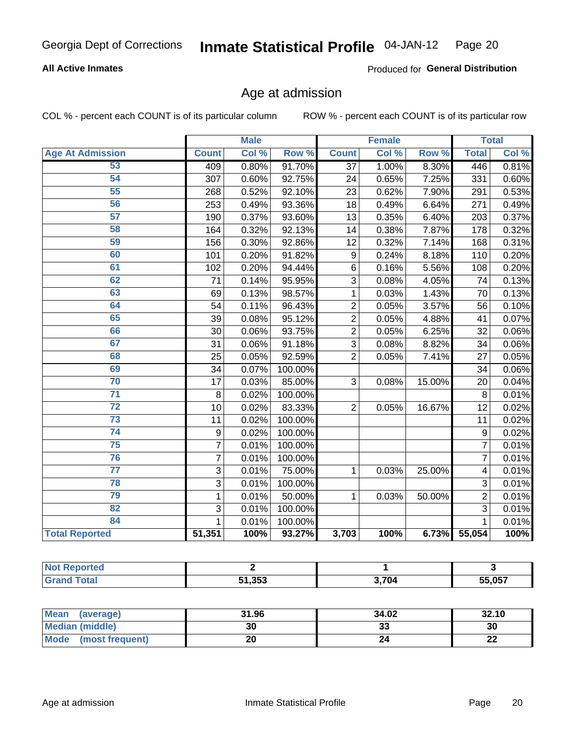Georgia Dept of Corrections **Inmate Statistical Profile** 04-JAN-12

**All Active Inmates** Produced for **General Distribution**

## Age at admission

COL % - percent each COUNT is of its particular column ROW % - percent each COUNT is of its particular row

| | Male | | | Female | | | Total | |
|---|---|---|---|---|---|---|---|---|
| **Age At Admission** | **Count** | **Col %** | **Row %** | **Count** | **Col %** | **Row %** | **Total** | **Col %** |
| 53 | 409 | 0.80% | 91.70% | 37 | 1.00% | 8.30% | 446 | 0.81% |
| 54 | 307 | 0.60% | 92.75% | 24 | 0.65% | 7.25% | 331 | 0.60% |
| 55 | 268 | 0.52% | 92.10% | 23 | 0.62% | 7.90% | 291 | 0.53% |
| 56 | 253 | 0.49% | 93.36% | 18 | 0.49% | 6.64% | 271 | 0.49% |
| 57 | 190 | 0.37% | 93.60% | 13 | 0.35% | 6.40% | 203 | 0.37% |
| 58 | 164 | 0.32% | 92.13% | 14 | 0.38% | 7.87% | 178 | 0.32% |
| 59 | 156 | 0.30% | 92.86% | 12 | 0.32% | 7.14% | 168 | 0.31% |
| 60 | 101 | 0.20% | 91.82% | 9 | 0.24% | 8.18% | 110 | 0.20% |
| 61 | 102 | 0.20% | 94.44% | 6 | 0.16% | 5.56% | 108 | 0.20% |
| 62 | 71 | 0.14% | 95.95% | 3 | 0.08% | 4.05% | 74 | 0.13% |
| 63 | 69 | 0.13% | 98.57% | 1 | 0.03% | 1.43% | 70 | 0.13% |
| 64 | 54 | 0.11% | 96.43% | 2 | 0.05% | 3.57% | 56 | 0.10% |
| 65 | 39 | 0.08% | 95.12% | 2 | 0.05% | 4.88% | 41 | 0.07% |
| 66 | 30 | 0.06% | 93.75% | 2 | 0.05% | 6.25% | 32 | 0.06% |
| 67 | 31 | 0.06% | 91.18% | 3 | 0.08% | 8.82% | 34 | 0.06% |
| 68 | 25 | 0.05% | 92.59% | 2 | 0.05% | 7.41% | 27 | 0.05% |
| 69 | 34 | 0.07% | 100.00% | | | | 34 | 0.06% |
| 70 | 17 | 0.03% | 85.00% | 3 | 0.08% | 15.00% | 20 | 0.04% |
| 71 | 8 | 0.02% | 100.00% | | | | 8 | 0.01% |
| 72 | 10 | 0.02% | 83.33% | 2 | 0.05% | 16.67% | 12 | 0.02% |
| 73 | 11 | 0.02% | 100.00% | | | | 11 | 0.02% |
| 74 | 9 | 0.02% | 100.00% | | | | 9 | 0.02% |
| 75 | 7 | 0.01% | 100.00% | | | | 7 | 0.01% |
| 76 | 7 | 0.01% | 100.00% | | | | 7 | 0.01% |
| 77 | 3 | 0.01% | 75.00% | 1 | 0.03% | 25.00% | 4 | 0.01% |
| 78 | 3 | 0.01% | 100.00% | | | | 3 | 0.01% |
| 79 | 1 | 0.01% | 50.00% | 1 | 0.03% | 50.00% | 2 | 0.01% |
| 82 | 3 | 0.01% | 100.00% | | | | 3 | 0.01% |
| 84 | 1 | 0.01% | 100.00% | | | | 1 | 0.01% |
| **Total Reported** | **51,351** | **100%** | **93.27%** | **3,703** | **100%** | **6.73%** | **55,054** | **100%** |

| | Male | Female | Total |
|---|---|---|---|
| **Not Reported** | **2** | **1** | **3** |
| **Grand Total** | **51,353** | **3,704** | **55,057** |

| | Male | Female | Total |
|---|---|---|---|
| **Mean (average)** | **31.96** | **34.02** | **32.10** |
| **Median (middle)** | **30** | **33** | **30** |
| **Mode (most frequent)** | **20** | **24** | **22** |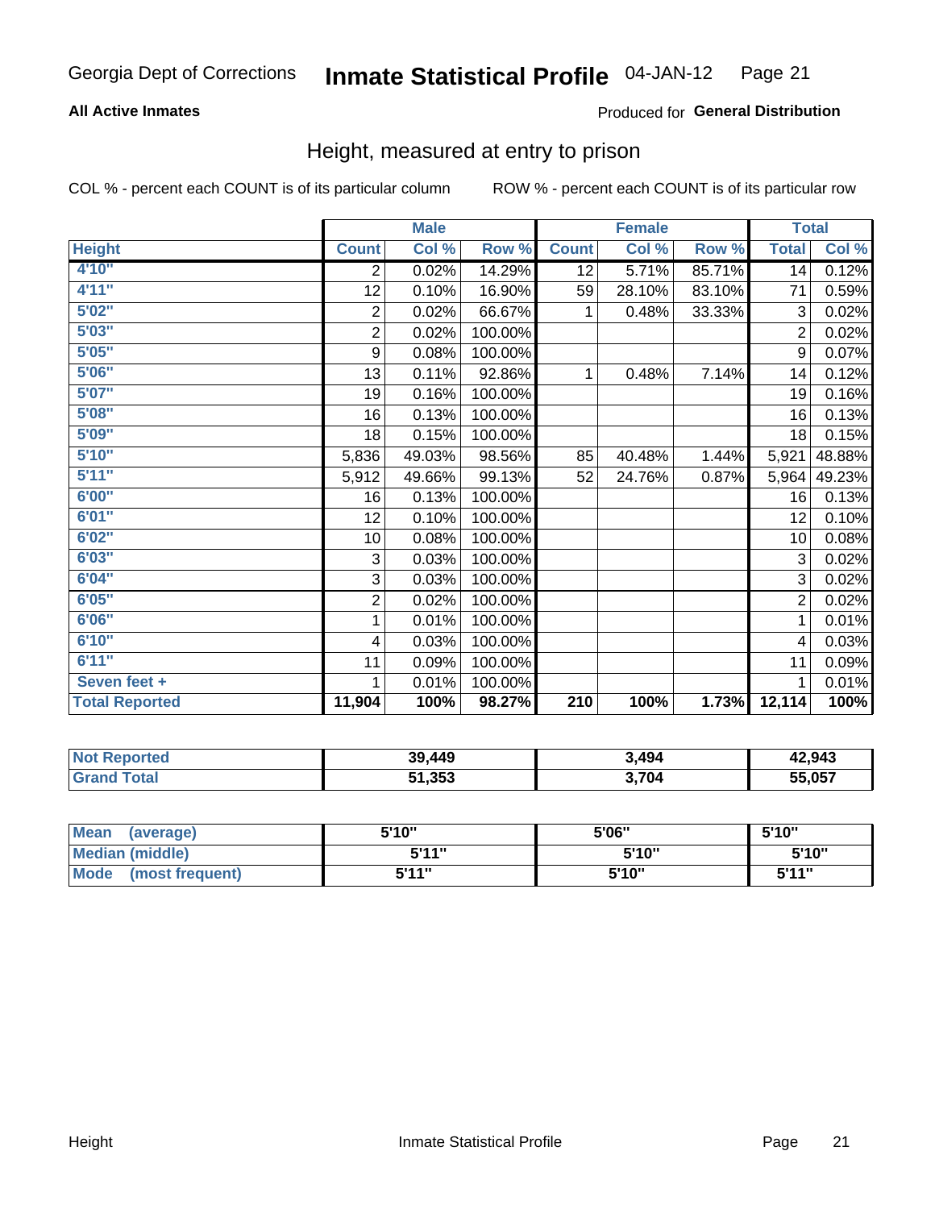Georgia Dept of Corrections **Inmate Statistical Profile** 04-JAN-12

**All Active Inmates**

Produced for **General Distribution**

## Height, measured at entry to prison

COL % - percent each COUNT is of its particular column

ROW % - percent each COUNT is of its particular row

| Height | Male | | | Female | | | Total | |
|---|---|---|---|---|---|---|---|---|
| | Count | Col % | Row % | Count | Col % | Row % | Total | Col % |
| 4'10" | 2 | 0.02% | 14.29% | 12 | 5.71% | 85.71% | 14 | 0.12% |
| 4'11" | 12 | 0.10% | 16.90% | 59 | 28.10% | 83.10% | 71 | 0.59% |
| 5'02" | 2 | 0.02% | 66.67% | 1 | 0.48% | 33.33% | 3 | 0.02% |
| 5'03" | 2 | 0.02% | 100.00% | | | | 2 | 0.02% |
| 5'05" | 9 | 0.08% | 100.00% | | | | 9 | 0.07% |
| 5'06" | 13 | 0.11% | 92.86% | 1 | 0.48% | 7.14% | 14 | 0.12% |
| 5'07" | 19 | 0.16% | 100.00% | | | | 19 | 0.16% |
| 5'08" | 16 | 0.13% | 100.00% | | | | 16 | 0.13% |
| 5'09" | 18 | 0.15% | 100.00% | | | | 18 | 0.15% |
| 5'10" | 5,836 | 49.03% | 98.56% | 85 | 40.48% | 1.44% | 5,921 | 48.88% |
| 5'11" | 5,912 | 49.66% | 99.13% | 52 | 24.76% | 0.87% | 5,964 | 49.23% |
| 6'00" | 16 | 0.13% | 100.00% | | | | 16 | 0.13% |
| 6'01" | 12 | 0.10% | 100.00% | | | | 12 | 0.10% |
| 6'02" | 10 | 0.08% | 100.00% | | | | 10 | 0.08% |
| 6'03" | 3 | 0.03% | 100.00% | | | | 3 | 0.02% |
| 6'04" | 3 | 0.03% | 100.00% | | | | 3 | 0.02% |
| 6'05" | 2 | 0.02% | 100.00% | | | | 2 | 0.02% |
| 6'06" | 1 | 0.01% | 100.00% | | | | 1 | 0.01% |
| 6'10" | 4 | 0.03% | 100.00% | | | | 4 | 0.03% |
| 6'11" | 11 | 0.09% | 100.00% | | | | 11 | 0.09% |
| Seven feet + | 1 | 0.01% | 100.00% | | | | 1 | 0.01% |
| **Total Reported** | **11,904** | **100%** | **98.27%** | **210** | **100%** | **1.73%** | **12,114** | **100%** |

| | Male | Female | Total |
|---|---|---|---|
| Not Reported | 39,449 | 3,494 | 42,943 |
| Grand Total | 51,353 | 3,704 | 55,057 |

| | Male | Female | Total |
|---|---|---|---|
| Mean (average) | 5'10" | 5'06" | 5'10" |
| Median (middle) | 5'11" | 5'10" | 5'10" |
| Mode (most frequent) | 5'11" | 5'10" | 5'11" |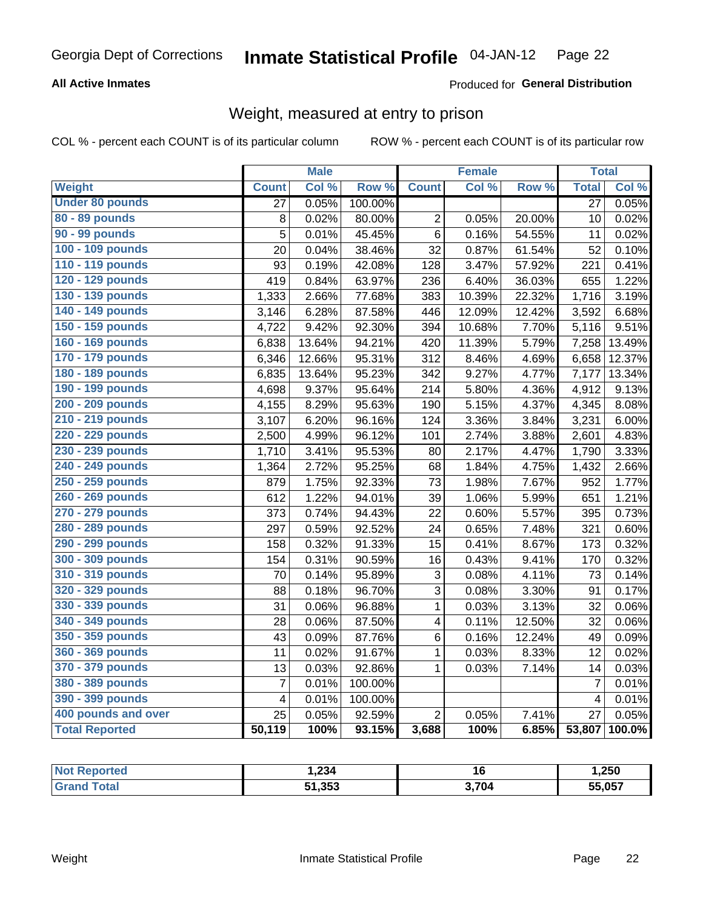Georgia Dept of Corrections **Inmate Statistical Profile** 04-JAN-12

**All Active Inmates**

Produced for **General Distribution**

# Weight, measured at entry to prison

COL % - percent each COUNT is of its particular column ROW % - percent each COUNT is of its particular row

| | Male | | | Female | | | Total | |
|---|---|---|---|---|---|---|---|---|
| **Weight** | **Count** | **Col %** | **Row %** | **Count** | **Col %** | **Row %** | **Total** | **Col %** |
| **Under 80 pounds** | 27 | 0.05% | 100.00% | | | | 27 | 0.05% |
| **80 - 89 pounds** | 8 | 0.02% | 80.00% | 2 | 0.05% | 20.00% | 10 | 0.02% |
| **90 - 99 pounds** | 5 | 0.01% | 45.45% | 6 | 0.16% | 54.55% | 11 | 0.02% |
| **100 - 109 pounds** | 20 | 0.04% | 38.46% | 32 | 0.87% | 61.54% | 52 | 0.10% |
| **110 - 119 pounds** | 93 | 0.19% | 42.08% | 128 | 3.47% | 57.92% | 221 | 0.41% |
| **120 - 129 pounds** | 419 | 0.84% | 63.97% | 236 | 6.40% | 36.03% | 655 | 1.22% |
| **130 - 139 pounds** | 1,333 | 2.66% | 77.68% | 383 | 10.39% | 22.32% | 1,716 | 3.19% |
| **140 - 149 pounds** | 3,146 | 6.28% | 87.58% | 446 | 12.09% | 12.42% | 3,592 | 6.68% |
| **150 - 159 pounds** | 4,722 | 9.42% | 92.30% | 394 | 10.68% | 7.70% | 5,116 | 9.51% |
| **160 - 169 pounds** | 6,838 | 13.64% | 94.21% | 420 | 11.39% | 5.79% | 7,258 | 13.49% |
| **170 - 179 pounds** | 6,346 | 12.66% | 95.31% | 312 | 8.46% | 4.69% | 6,658 | 12.37% |
| **180 - 189 pounds** | 6,835 | 13.64% | 95.23% | 342 | 9.27% | 4.77% | 7,177 | 13.34% |
| **190 - 199 pounds** | 4,698 | 9.37% | 95.64% | 214 | 5.80% | 4.36% | 4,912 | 9.13% |
| **200 - 209 pounds** | 4,155 | 8.29% | 95.63% | 190 | 5.15% | 4.37% | 4,345 | 8.08% |
| **210 - 219 pounds** | 3,107 | 6.20% | 96.16% | 124 | 3.36% | 3.84% | 3,231 | 6.00% |
| **220 - 229 pounds** | 2,500 | 4.99% | 96.12% | 101 | 2.74% | 3.88% | 2,601 | 4.83% |
| **230 - 239 pounds** | 1,710 | 3.41% | 95.53% | 80 | 2.17% | 4.47% | 1,790 | 3.33% |
| **240 - 249 pounds** | 1,364 | 2.72% | 95.25% | 68 | 1.84% | 4.75% | 1,432 | 2.66% |
| **250 - 259 pounds** | 879 | 1.75% | 92.33% | 73 | 1.98% | 7.67% | 952 | 1.77% |
| **260 - 269 pounds** | 612 | 1.22% | 94.01% | 39 | 1.06% | 5.99% | 651 | 1.21% |
| **270 - 279 pounds** | 373 | 0.74% | 94.43% | 22 | 0.60% | 5.57% | 395 | 0.73% |
| **280 - 289 pounds** | 297 | 0.59% | 92.52% | 24 | 0.65% | 7.48% | 321 | 0.60% |
| **290 - 299 pounds** | 158 | 0.32% | 91.33% | 15 | 0.41% | 8.67% | 173 | 0.32% |
| **300 - 309 pounds** | 154 | 0.31% | 90.59% | 16 | 0.43% | 9.41% | 170 | 0.32% |
| **310 - 319 pounds** | 70 | 0.14% | 95.89% | 3 | 0.08% | 4.11% | 73 | 0.14% |
| **320 - 329 pounds** | 88 | 0.18% | 96.70% | 3 | 0.08% | 3.30% | 91 | 0.17% |
| **330 - 339 pounds** | 31 | 0.06% | 96.88% | 1 | 0.03% | 3.13% | 32 | 0.06% |
| **340 - 349 pounds** | 28 | 0.06% | 87.50% | 4 | 0.11% | 12.50% | 32 | 0.06% |
| **350 - 359 pounds** | 43 | 0.09% | 87.76% | 6 | 0.16% | 12.24% | 49 | 0.09% |
| **360 - 369 pounds** | 11 | 0.02% | 91.67% | 1 | 0.03% | 8.33% | 12 | 0.02% |
| **370 - 379 pounds** | 13 | 0.03% | 92.86% | 1 | 0.03% | 7.14% | 14 | 0.03% |
| **380 - 389 pounds** | 7 | 0.01% | 100.00% | | | | 7 | 0.01% |
| **390 - 399 pounds** | 4 | 0.01% | 100.00% | | | | 4 | 0.01% |
| **400 pounds and over** | 25 | 0.05% | 92.59% | 2 | 0.05% | 7.41% | 27 | 0.05% |
| **Total Reported** | **50,119** | **100%** | **93.15%** | **3,688** | **100%** | **6.85%** | **53,807** | **100.0%** |

| | Male | Female | Total |
|---|---|---|---|
| **Not Reported** | **1,234** | **16** | **1,250** |
| **Grand Total** | **51,353** | **3,704** | **55,057** |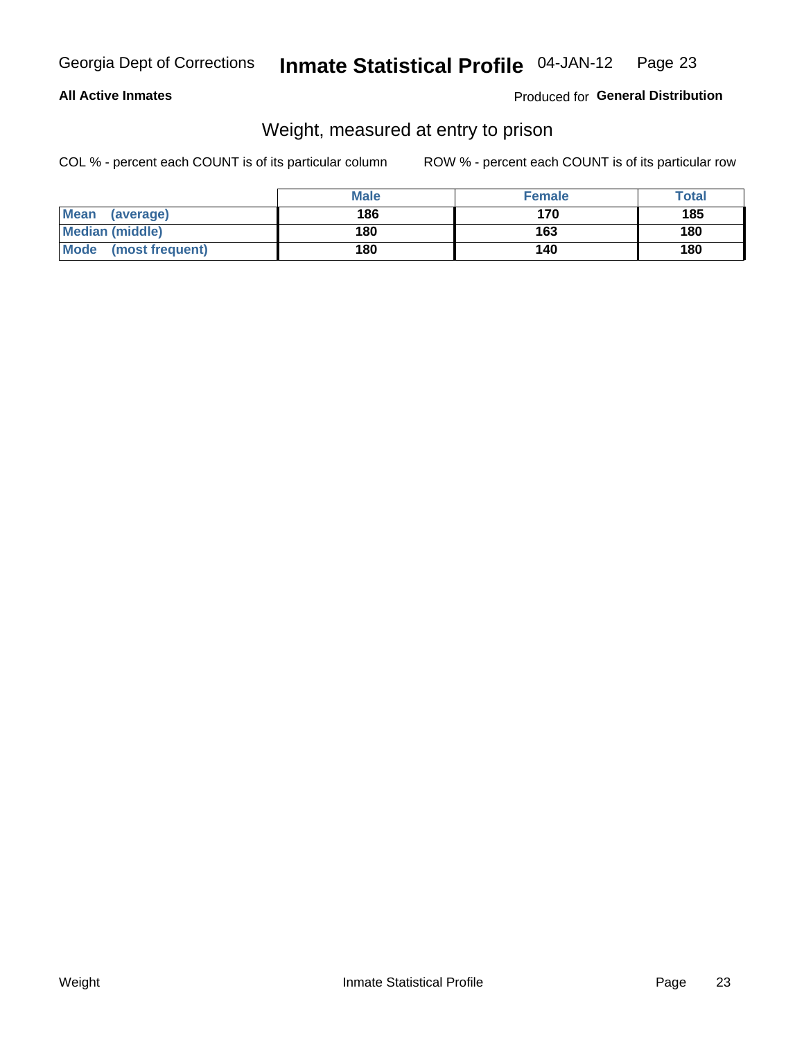**All Active Inmates**

Produced for **General Distribution**

## Weight, measured at entry to prison

COL % - percent each COUNT is of its particular column

ROW % - percent each COUNT is of its particular row

| | Male | Female | Total |
|---|---|---|---|
| **Mean (average)** | 186 | 170 | 185 |
| **Median (middle)** | 180 | 163 | 180 |
| **Mode (most frequent)** | 180 | 140 | 180 |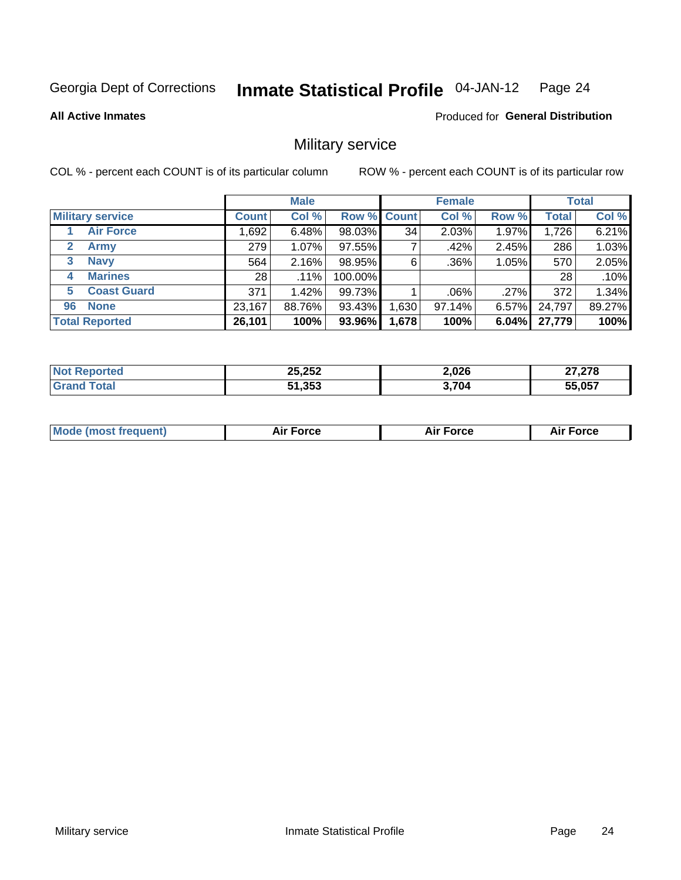Georgia Dept of Corrections **Inmate Statistical Profile** 04-JAN-12

**All Active Inmates**

Produced for **General Distribution**

## Military service

COL % - percent each COUNT is of its particular column

ROW % - percent each COUNT is of its particular row

| | | Male | | | Female | | | Total | |
|---|---|---|---|---|---|---|---|---|---|
| **Military service** | | **Count** | **Col %** | **Row %** | **Count** | **Col %** | **Row %** | **Total** | **Col %** |
| 1 | **Air Force** | 1,692 | 6.48% | 98.03% | 34 | 2.03% | 1.97% | 1,726 | 6.21% |
| 2 | **Army** | 279 | 1.07% | 97.55% | 7 | .42% | 2.45% | 286 | 1.03% |
| 3 | **Navy** | 564 | 2.16% | 98.95% | 6 | .36% | 1.05% | 570 | 2.05% |
| 4 | **Marines** | 28 | .11% | 100.00% | | | | 28 | .10% |
| 5 | **Coast Guard** | 371 | 1.42% | 99.73% | 1 | .06% | .27% | 372 | 1.34% |
| 96 | **None** | 23,167 | 88.76% | 93.43% | 1,630 | 97.14% | 6.57% | 24,797 | 89.27% |
| **Total Reported** | | **26,101** | **100%** | **93.96%** | **1,678** | **100%** | **6.04%** | **27,779** | **100%** |

| | Male | Female | Total |
|---|---|---|---|
| **Not Reported** | **25,252** | **2,026** | **27,278** |
| **Grand Total** | **51,353** | **3,704** | **55,057** |

| | Male | Female | Total |
|---|---|---|---|
| **Mode (most frequent)** | **Air Force** | **Air Force** | **Air Force** |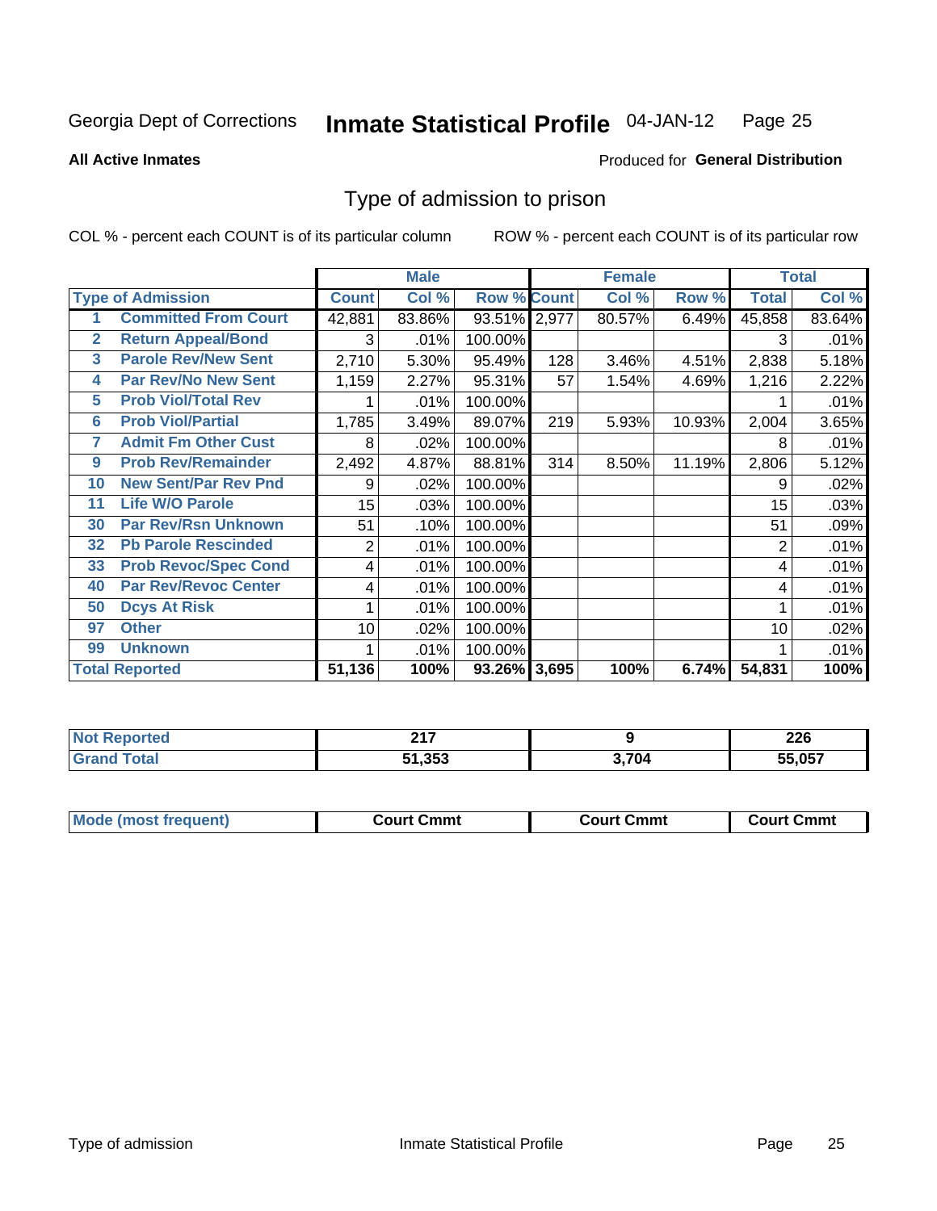Georgia Dept of Corrections **Inmate Statistical Profile** 04-JAN-12

**All Active Inmates**

Produced for **General Distribution**

## Type of admission to prison

COL % - percent each COUNT is of its particular column ROW % - percent each COUNT is of its particular row

| Type of Admission | | Male | | | Female | | | Total | |
|---|---|---|---|---|---|---|---|---|---|
| | | Count | Col % | Row % | Count | Col % | Row % | Total | Col % |
| 1 | Committed From Court | 42,881 | 83.86% | 93.51% | 2,977 | 80.57% | 6.49% | 45,858 | 83.64% |
| 2 | Return Appeal/Bond | 3 | .01% | 100.00% | | | | 3 | .01% |
| 3 | Parole Rev/New Sent | 2,710 | 5.30% | 95.49% | 128 | 3.46% | 4.51% | 2,838 | 5.18% |
| 4 | Par Rev/No New Sent | 1,159 | 2.27% | 95.31% | 57 | 1.54% | 4.69% | 1,216 | 2.22% |
| 5 | Prob Viol/Total Rev | 1 | .01% | 100.00% | | | | 1 | .01% |
| 6 | Prob Viol/Partial | 1,785 | 3.49% | 89.07% | 219 | 5.93% | 10.93% | 2,004 | 3.65% |
| 7 | Admit Fm Other Cust | 8 | .02% | 100.00% | | | | 8 | .01% |
| 9 | Prob Rev/Remainder | 2,492 | 4.87% | 88.81% | 314 | 8.50% | 11.19% | 2,806 | 5.12% |
| 10 | New Sent/Par Rev Pnd | 9 | .02% | 100.00% | | | | 9 | .02% |
| 11 | Life W/O Parole | 15 | .03% | 100.00% | | | | 15 | .03% |
| 30 | Par Rev/Rsn Unknown | 51 | .10% | 100.00% | | | | 51 | .09% |
| 32 | Pb Parole Rescinded | 2 | .01% | 100.00% | | | | 2 | .01% |
| 33 | Prob Revoc/Spec Cond | 4 | .01% | 100.00% | | | | 4 | .01% |
| 40 | Par Rev/Revoc Center | 4 | .01% | 100.00% | | | | 4 | .01% |
| 50 | Dcys At Risk | 1 | .01% | 100.00% | | | | 1 | .01% |
| 97 | Other | 10 | .02% | 100.00% | | | | 10 | .02% |
| 99 | Unknown | 1 | .01% | 100.00% | | | | 1 | .01% |
| **Total Reported** | | **51,136** | **100%** | **93.26%** | **3,695** | **100%** | **6.74%** | **54,831** | **100%** |

| | Male | Female | Total |
|---|---|---|---|
| Not Reported | 217 | 9 | 226 |
| Grand Total | 51,353 | 3,704 | 55,057 |

| | Male | Female | Total |
|---|---|---|---|
| Mode (most frequent) | Court Cmmt | Court Cmmt | Court Cmmt |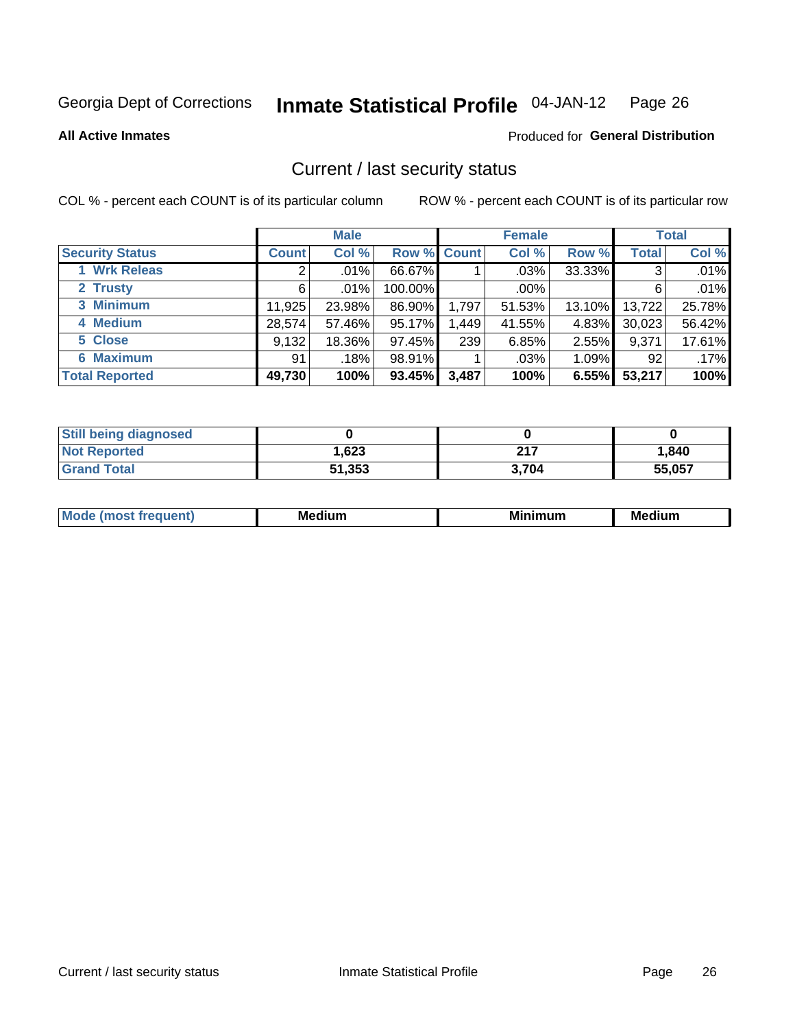Georgia Dept of Corrections **Inmate Statistical Profile** 04-JAN-12 Page 26

**All Active Inmates**

Produced for **General Distribution**

## Current / last security status

COL % - percent each COUNT is of its particular column

ROW % - percent each COUNT is of its particular row

| | Male | | | Female | | | Total | |
|---|---|---|---|---|---|---|---|---|
| **Security Status** | **Count** | **Col %** | **Row %** | **Count** | **Col %** | **Row %** | **Total** | **Col %** |
| 1 Wrk Releas | 2 | .01% | 66.67% | 1 | .03% | 33.33% | 3 | .01% |
| 2 Trusty | 6 | .01% | 100.00% | | .00% | | 6 | .01% |
| 3 Minimum | 11,925 | 23.98% | 86.90% | 1,797 | 51.53% | 13.10% | 13,722 | 25.78% |
| 4 Medium | 28,574 | 57.46% | 95.17% | 1,449 | 41.55% | 4.83% | 30,023 | 56.42% |
| 5 Close | 9,132 | 18.36% | 97.45% | 239 | 6.85% | 2.55% | 9,371 | 17.61% |
| 6 Maximum | 91 | .18% | 98.91% | 1 | .03% | 1.09% | 92 | .17% |
| **Total Reported** | **49,730** | **100%** | **93.45%** | **3,487** | **100%** | **6.55%** | **53,217** | **100%** |

| | Male | Female | Total |
|---|---|---|---|
| **Still being diagnosed** | **0** | **0** | **0** |
| **Not Reported** | **1,623** | **217** | **1,840** |
| **Grand Total** | **51,353** | **3,704** | **55,057** |

| | Male | Female | Total |
|---|---|---|---|
| **Mode (most frequent)** | **Medium** | **Minimum** | **Medium** |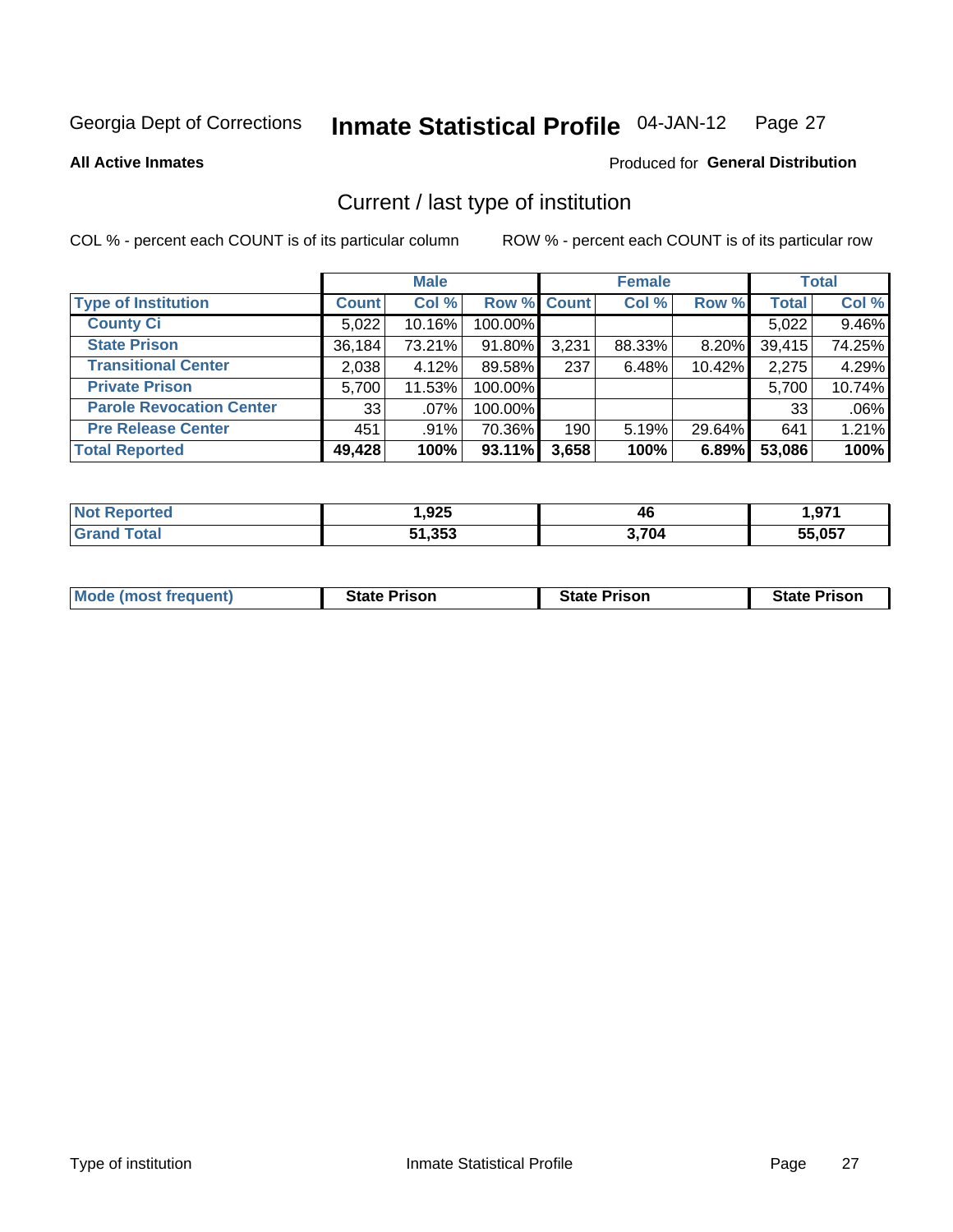Georgia Dept of Corrections **Inmate Statistical Profile** 04-JAN-12 Page 27

**All Active Inmates**

Produced for **General Distribution**

## Current / last type of institution

COL % - percent each COUNT is of its particular column ROW % - percent each COUNT is of its particular row

| | Male | | | Female | | | Total | |
|---|---|---|---|---|---|---|---|---|
| **Type of Institution** | **Count** | **Col %** | **Row %** | **Count** | **Col %** | **Row %** | **Total** | **Col %** |
| **County Ci** | 5,022 | 10.16% | 100.00% | | | | 5,022 | 9.46% |
| **State Prison** | 36,184 | 73.21% | 91.80% | 3,231 | 88.33% | 8.20% | 39,415 | 74.25% |
| **Transitional Center** | 2,038 | 4.12% | 89.58% | 237 | 6.48% | 10.42% | 2,275 | 4.29% |
| **Private Prison** | 5,700 | 11.53% | 100.00% | | | | 5,700 | 10.74% |
| **Parole Revocation Center** | 33 | .07% | 100.00% | | | | 33 | .06% |
| **Pre Release Center** | 451 | .91% | 70.36% | 190 | 5.19% | 29.64% | 641 | 1.21% |
| **Total Reported** | **49,428** | **100%** | **93.11%** | **3,658** | **100%** | **6.89%** | **53,086** | **100%** |

| | Male | Female | Total |
|---|---|---|---|
| **Not Reported** | **1,925** | **46** | **1,971** |
| **Grand Total** | **51,353** | **3,704** | **55,057** |

| | Male | Female | Total |
|---|---|---|---|
| **Mode (most frequent)** | **State Prison** | **State Prison** | **State Prison** |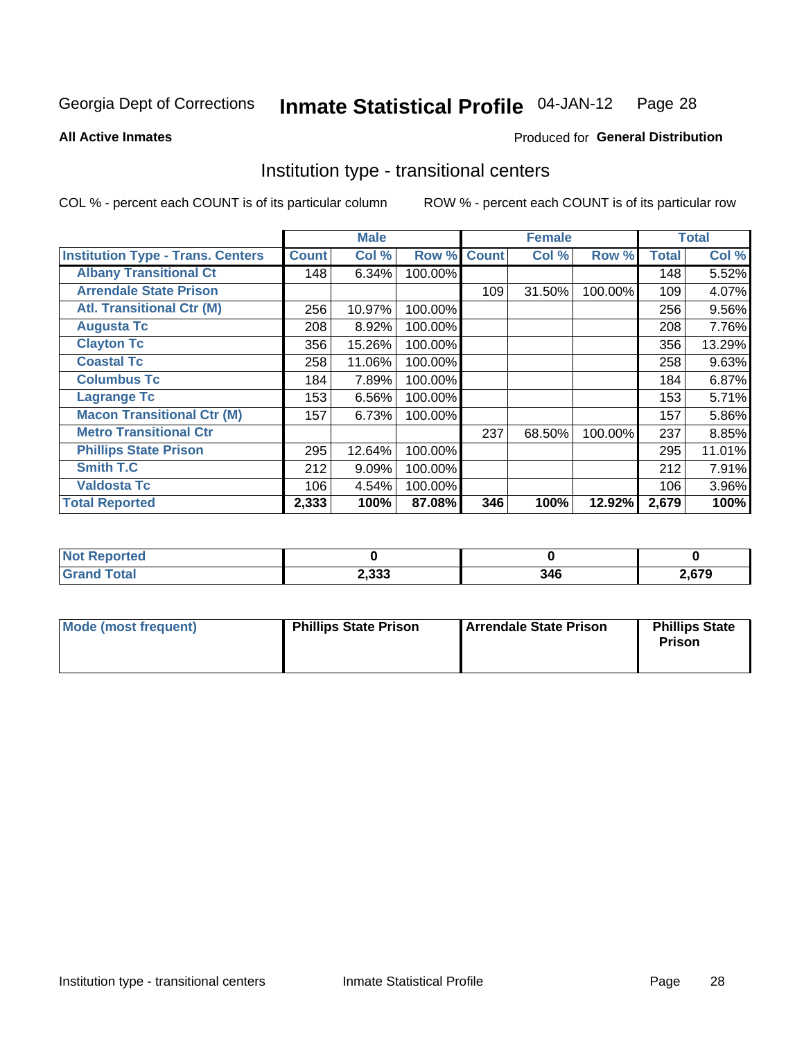Georgia Dept of Corrections **Inmate Statistical Profile** 04-JAN-12

**All Active Inmates**

Produced for **General Distribution**

## Institution type - transitional centers

COL % - percent each COUNT is of its particular column

ROW % - percent each COUNT is of its particular row

| | Male | | | Female | | | Total | |
|---|---|---|---|---|---|---|---|---|
| **Institution Type - Trans. Centers** | **Count** | **Col %** | **Row %** | **Count** | **Col %** | **Row %** | **Total** | **Col %** |
| **Albany Transitional Ct** | 148 | 6.34% | 100.00% | | | | 148 | 5.52% |
| **Arrendale State Prison** | | | | 109 | 31.50% | 100.00% | 109 | 4.07% |
| **Atl. Transitional Ctr (M)** | 256 | 10.97% | 100.00% | | | | 256 | 9.56% |
| **Augusta Tc** | 208 | 8.92% | 100.00% | | | | 208 | 7.76% |
| **Clayton Tc** | 356 | 15.26% | 100.00% | | | | 356 | 13.29% |
| **Coastal Tc** | 258 | 11.06% | 100.00% | | | | 258 | 9.63% |
| **Columbus Tc** | 184 | 7.89% | 100.00% | | | | 184 | 6.87% |
| **Lagrange Tc** | 153 | 6.56% | 100.00% | | | | 153 | 5.71% |
| **Macon Transitional Ctr (M)** | 157 | 6.73% | 100.00% | | | | 157 | 5.86% |
| **Metro Transitional Ctr** | | | | 237 | 68.50% | 100.00% | 237 | 8.85% |
| **Phillips State Prison** | 295 | 12.64% | 100.00% | | | | 295 | 11.01% |
| **Smith T.C** | 212 | 9.09% | 100.00% | | | | 212 | 7.91% |
| **Valdosta Tc** | 106 | 4.54% | 100.00% | | | | 106 | 3.96% |
| **Total Reported** | **2,333** | **100%** | **87.08%** | **346** | **100%** | **12.92%** | **2,679** | **100%** |

| | Male | Female | Total |
|---|---|---|---|
| **Not Reported** | **0** | **0** | **0** |
| **Grand Total** | **2,333** | **346** | **2,679** |

| | Male | Female | Total |
|---|---|---|---|
| **Mode (most frequent)** | **Phillips State Prison** | **Arrendale State Prison** | **Phillips State Prison** |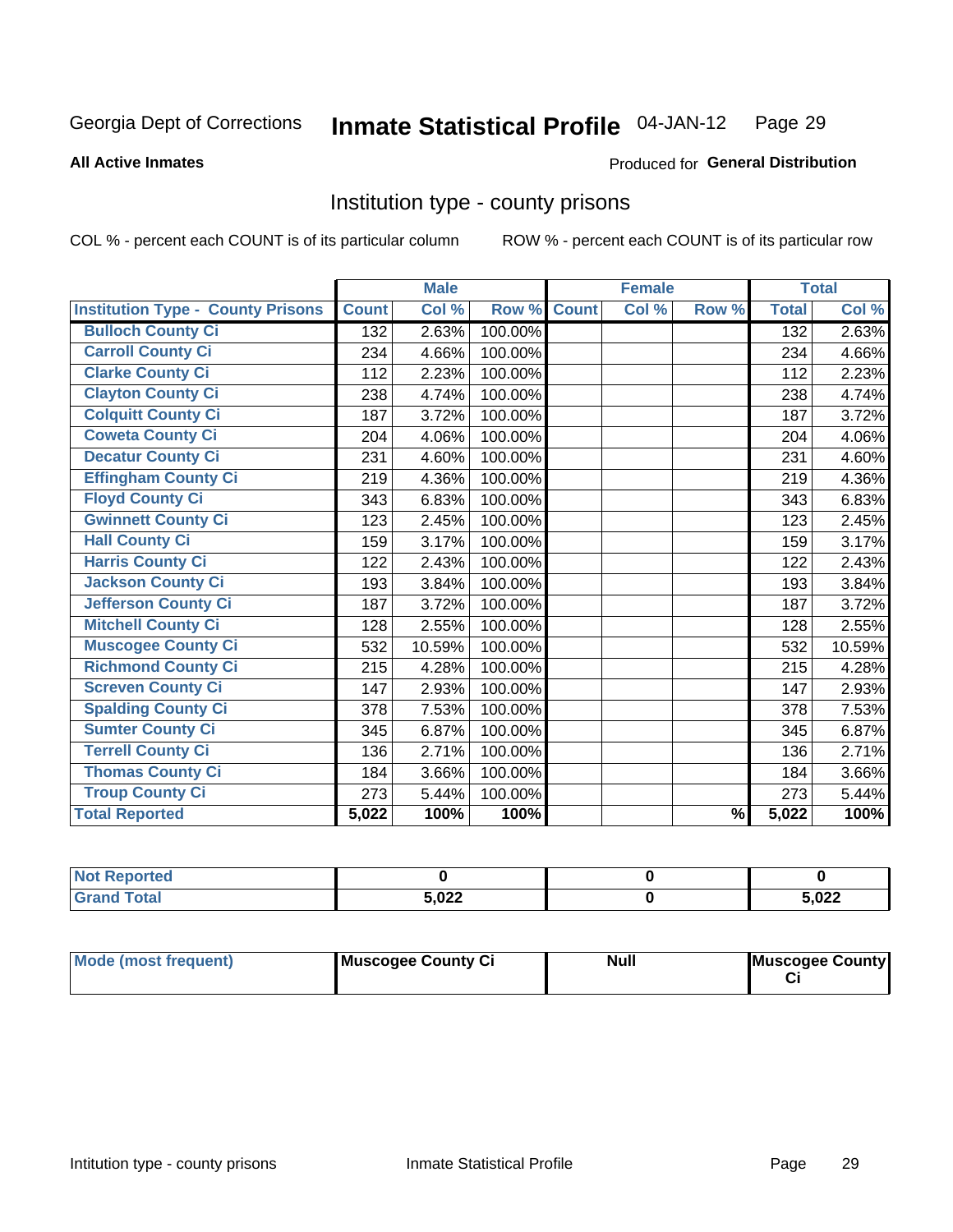Georgia Dept of Corrections **Inmate Statistical Profile** 04-JAN-12

**All Active Inmates**

Produced for **General Distribution**

## Institution type - county prisons

COL % - percent each COUNT is of its particular column ROW % - percent each COUNT is of its particular row

| | Male | | | Female | | | Total | |
|---|---|---|---|---|---|---|---|---|
| **Institution Type - County Prisons** | **Count** | **Col %** | **Row %** | **Count** | **Col %** | **Row %** | **Total** | **Col %** |
| **Bulloch County Ci** | 132 | 2.63% | 100.00% | | | | 132 | 2.63% |
| **Carroll County Ci** | 234 | 4.66% | 100.00% | | | | 234 | 4.66% |
| **Clarke County Ci** | 112 | 2.23% | 100.00% | | | | 112 | 2.23% |
| **Clayton County Ci** | 238 | 4.74% | 100.00% | | | | 238 | 4.74% |
| **Colquitt County Ci** | 187 | 3.72% | 100.00% | | | | 187 | 3.72% |
| **Coweta County Ci** | 204 | 4.06% | 100.00% | | | | 204 | 4.06% |
| **Decatur County Ci** | 231 | 4.60% | 100.00% | | | | 231 | 4.60% |
| **Effingham County Ci** | 219 | 4.36% | 100.00% | | | | 219 | 4.36% |
| **Floyd County Ci** | 343 | 6.83% | 100.00% | | | | 343 | 6.83% |
| **Gwinnett County Ci** | 123 | 2.45% | 100.00% | | | | 123 | 2.45% |
| **Hall County Ci** | 159 | 3.17% | 100.00% | | | | 159 | 3.17% |
| **Harris County Ci** | 122 | 2.43% | 100.00% | | | | 122 | 2.43% |
| **Jackson County Ci** | 193 | 3.84% | 100.00% | | | | 193 | 3.84% |
| **Jefferson County Ci** | 187 | 3.72% | 100.00% | | | | 187 | 3.72% |
| **Mitchell County Ci** | 128 | 2.55% | 100.00% | | | | 128 | 2.55% |
| **Muscogee County Ci** | 532 | 10.59% | 100.00% | | | | 532 | 10.59% |
| **Richmond County Ci** | 215 | 4.28% | 100.00% | | | | 215 | 4.28% |
| **Screven County Ci** | 147 | 2.93% | 100.00% | | | | 147 | 2.93% |
| **Spalding County Ci** | 378 | 7.53% | 100.00% | | | | 378 | 7.53% |
| **Sumter County Ci** | 345 | 6.87% | 100.00% | | | | 345 | 6.87% |
| **Terrell County Ci** | 136 | 2.71% | 100.00% | | | | 136 | 2.71% |
| **Thomas County Ci** | 184 | 3.66% | 100.00% | | | | 184 | 3.66% |
| **Troup County Ci** | 273 | 5.44% | 100.00% | | | | 273 | 5.44% |
| **Total Reported** | **5,022** | **100%** | **100%** | | | **%** | **5,022** | **100%** |

| | Male | Female | Total |
|---|---|---|---|
| **Not Reported** | **0** | **0** | **0** |
| **Grand Total** | **5,022** | **0** | **5,022** |

| | Male | Female | Total |
|---|---|---|---|
| **Mode (most frequent)** | **Muscogee County Ci** | **Null** | **Muscogee County Ci** |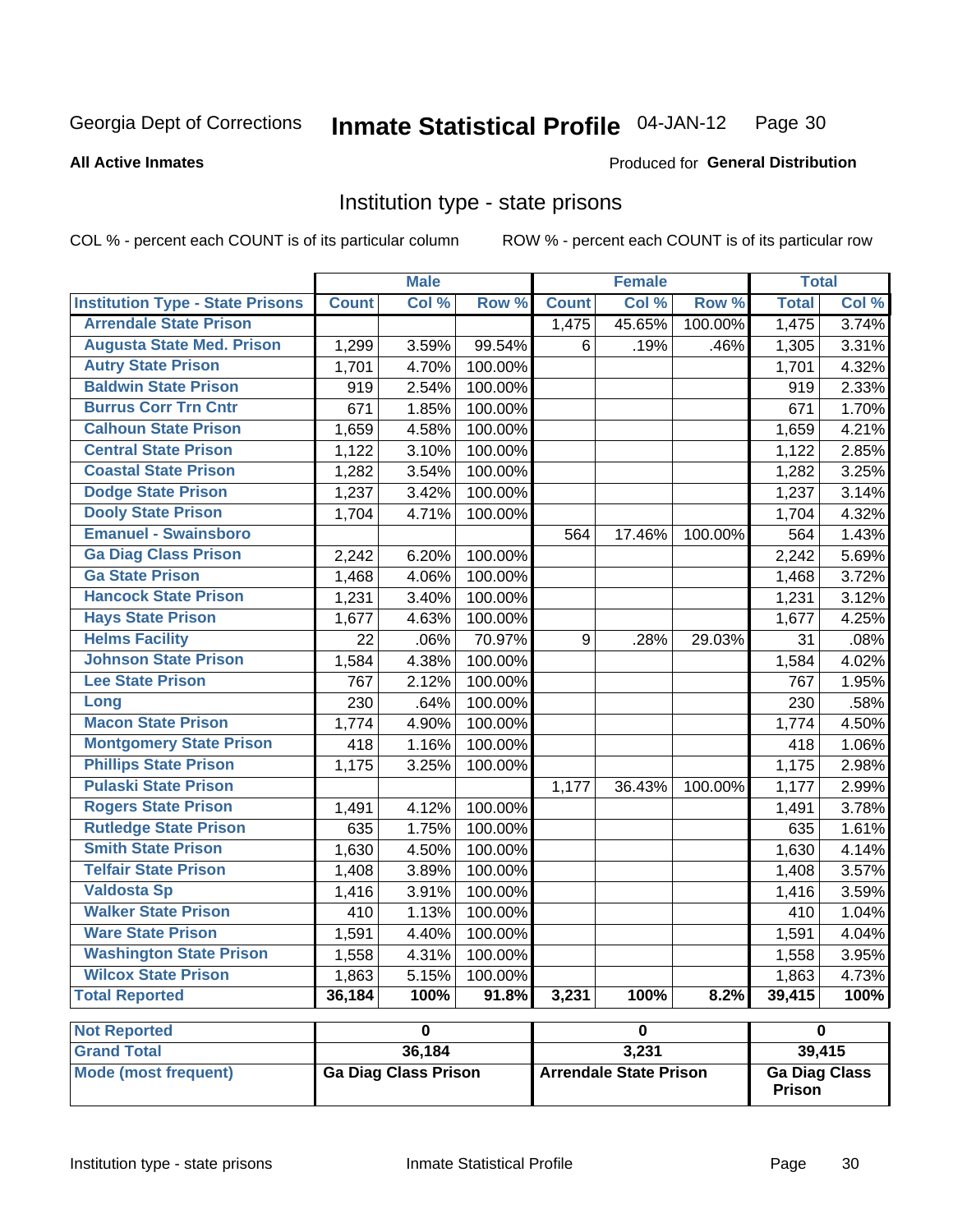Georgia Dept of Corrections **Inmate Statistical Profile** 04-JAN-12 Page 30

**All Active Inmates**

Produced for **General Distribution**

## Institution type - state prisons

COL % - percent each COUNT is of its particular column ROW % - percent each COUNT is of its particular row

| | Male | | | Female | | | Total | |
|---|---|---|---|---|---|---|---|---|
| **Institution Type - State Prisons** | **Count** | **Col %** | **Row %** | **Count** | **Col %** | **Row %** | **Total** | **Col %** |
| Arrendale State Prison | | | | 1,475 | 45.65% | 100.00% | 1,475 | 3.74% |
| Augusta State Med. Prison | 1,299 | 3.59% | 99.54% | 6 | .19% | .46% | 1,305 | 3.31% |
| Autry State Prison | 1,701 | 4.70% | 100.00% | | | | 1,701 | 4.32% |
| Baldwin State Prison | 919 | 2.54% | 100.00% | | | | 919 | 2.33% |
| Burrus Corr Trn Cntr | 671 | 1.85% | 100.00% | | | | 671 | 1.70% |
| Calhoun State Prison | 1,659 | 4.58% | 100.00% | | | | 1,659 | 4.21% |
| Central State Prison | 1,122 | 3.10% | 100.00% | | | | 1,122 | 2.85% |
| Coastal State Prison | 1,282 | 3.54% | 100.00% | | | | 1,282 | 3.25% |
| Dodge State Prison | 1,237 | 3.42% | 100.00% | | | | 1,237 | 3.14% |
| Dooly State Prison | 1,704 | 4.71% | 100.00% | | | | 1,704 | 4.32% |
| Emanuel - Swainsboro | | | | 564 | 17.46% | 100.00% | 564 | 1.43% |
| Ga Diag Class Prison | 2,242 | 6.20% | 100.00% | | | | 2,242 | 5.69% |
| Ga State Prison | 1,468 | 4.06% | 100.00% | | | | 1,468 | 3.72% |
| Hancock State Prison | 1,231 | 3.40% | 100.00% | | | | 1,231 | 3.12% |
| Hays State Prison | 1,677 | 4.63% | 100.00% | | | | 1,677 | 4.25% |
| Helms Facility | 22 | .06% | 70.97% | 9 | .28% | 29.03% | 31 | .08% |
| Johnson State Prison | 1,584 | 4.38% | 100.00% | | | | 1,584 | 4.02% |
| Lee State Prison | 767 | 2.12% | 100.00% | | | | 767 | 1.95% |
| Long | 230 | .64% | 100.00% | | | | 230 | .58% |
| Macon State Prison | 1,774 | 4.90% | 100.00% | | | | 1,774 | 4.50% |
| Montgomery State Prison | 418 | 1.16% | 100.00% | | | | 418 | 1.06% |
| Phillips State Prison | 1,175 | 3.25% | 100.00% | | | | 1,175 | 2.98% |
| Pulaski State Prison | | | | 1,177 | 36.43% | 100.00% | 1,177 | 2.99% |
| Rogers State Prison | 1,491 | 4.12% | 100.00% | | | | 1,491 | 3.78% |
| Rutledge State Prison | 635 | 1.75% | 100.00% | | | | 635 | 1.61% |
| Smith State Prison | 1,630 | 4.50% | 100.00% | | | | 1,630 | 4.14% |
| Telfair State Prison | 1,408 | 3.89% | 100.00% | | | | 1,408 | 3.57% |
| Valdosta Sp | 1,416 | 3.91% | 100.00% | | | | 1,416 | 3.59% |
| Walker State Prison | 410 | 1.13% | 100.00% | | | | 410 | 1.04% |
| Ware State Prison | 1,591 | 4.40% | 100.00% | | | | 1,591 | 4.04% |
| Washington State Prison | 1,558 | 4.31% | 100.00% | | | | 1,558 | 3.95% |
| Wilcox State Prison | 1,863 | 5.15% | 100.00% | | | | 1,863 | 4.73% |
| **Total Reported** | **36,184** | **100%** | **91.8%** | **3,231** | **100%** | **8.2%** | **39,415** | **100%** |

| | Male | Female | Total |
|---|---|---|---|
| **Not Reported** | **0** | **0** | **0** |
| **Grand Total** | **36,184** | **3,231** | **39,415** |
| **Mode (most frequent)** | **Ga Diag Class Prison** | **Arrendale State Prison** | **Ga Diag Class Prison** |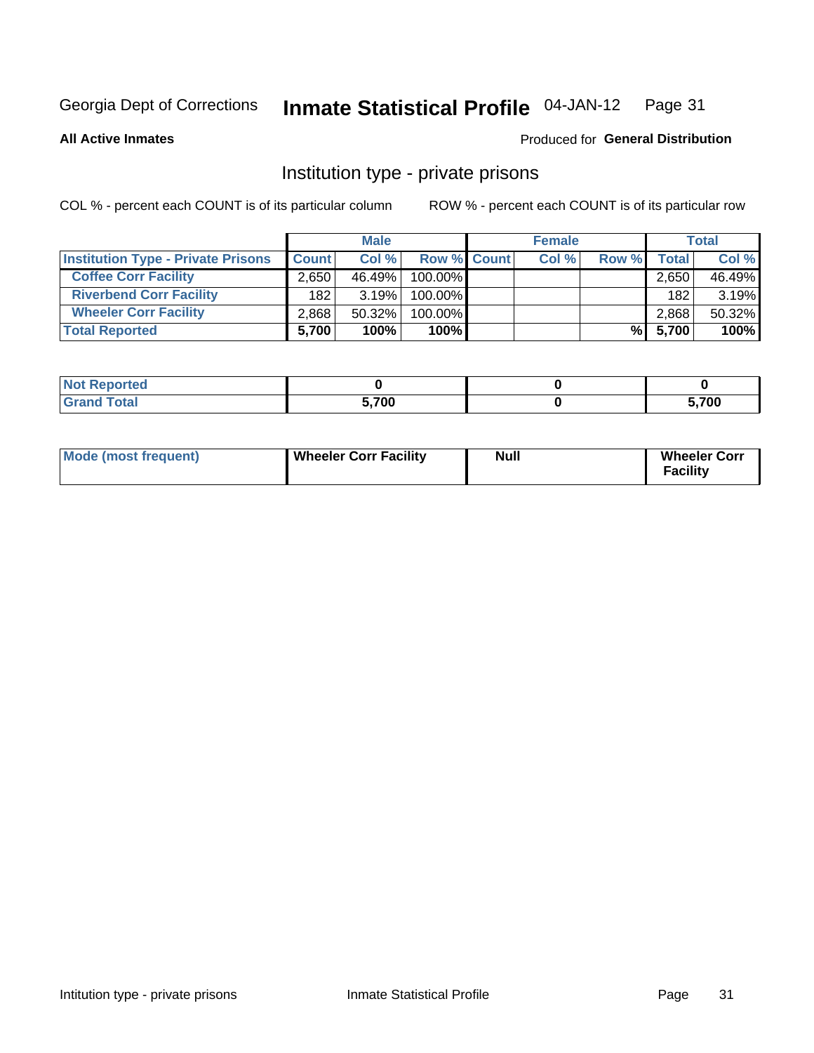Georgia Dept of Corrections **Inmate Statistical Profile** 04-JAN-12

**All Active Inmates** Produced for **General Distribution**

## Institution type - private prisons

COL % - percent each COUNT is of its particular column ROW % - percent each COUNT is of its particular row

| | Male | | | Female | | | Total | |
|---|---|---|---|---|---|---|---|---|
| **Institution Type - Private Prisons** | **Count** | **Col %** | **Row %** | **Count** | **Col %** | **Row %** | **Total** | **Col %** |
| **Coffee Corr Facility** | 2,650 | 46.49% | 100.00% | | | | 2,650 | 46.49% |
| **Riverbend Corr Facility** | 182 | 3.19% | 100.00% | | | | 182 | 3.19% |
| **Wheeler Corr Facility** | 2,868 | 50.32% | 100.00% | | | | 2,868 | 50.32% |
| **Total Reported** | **5,700** | **100%** | **100%** | | | **%** | **5,700** | **100%** |

| | Male | Female | Total |
|---|---|---|---|
| **Not Reported** | **0** | **0** | **0** |
| **Grand Total** | **5,700** | **0** | **5,700** |

| | Male | Female | Total |
|---|---|---|---|
| **Mode (most frequent)** | **Wheeler Corr Facility** | **Null** | **Wheeler Corr Facility** |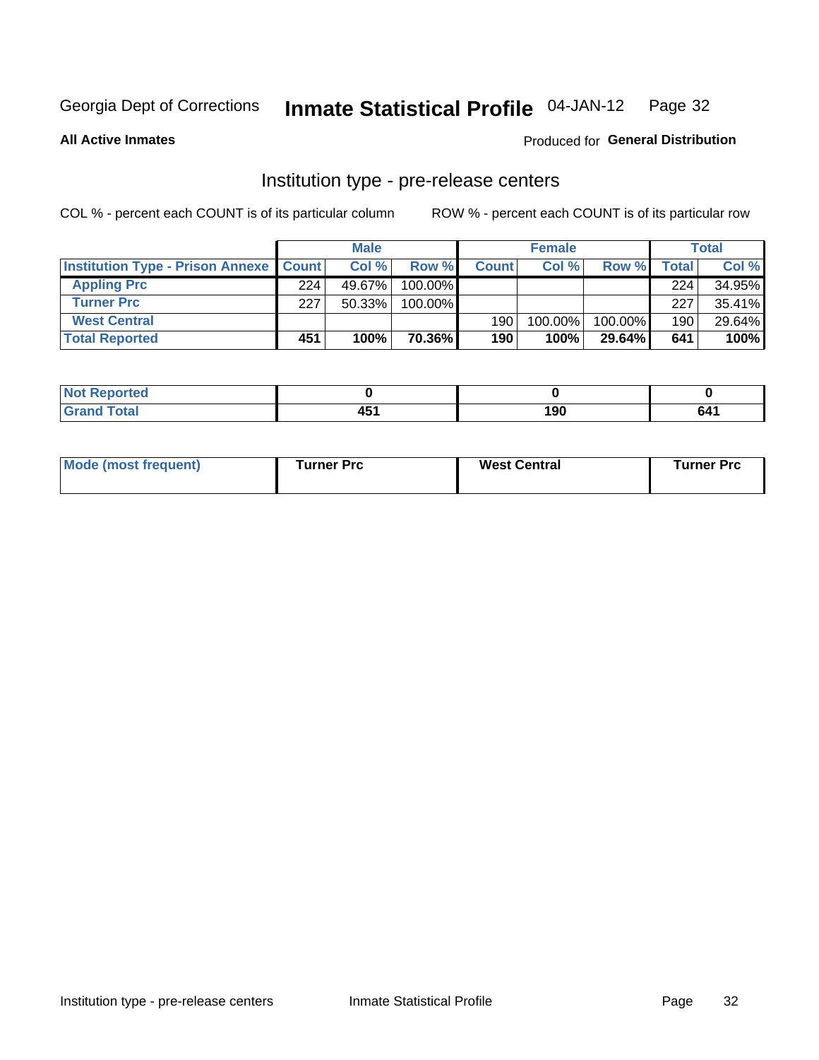Georgia Dept of Corrections **Inmate Statistical Profile** 04-JAN-12 Page 32

**All Active Inmates**

Produced for **General Distribution**

## Institution type - pre-release centers

COL % - percent each COUNT is of its particular column

ROW % - percent each COUNT is of its particular row

| | Male | | | Female | | | Total | |
|---|---|---|---|---|---|---|---|---|
| **Institution Type - Prison Annexe** | **Count** | **Col %** | **Row %** | **Count** | **Col %** | **Row %** | **Total** | **Col %** |
| **Appling Prc** | 224 | 49.67% | 100.00% | | | | 224 | 34.95% |
| **Turner Prc** | 227 | 50.33% | 100.00% | | | | 227 | 35.41% |
| **West Central** | | | | 190 | 100.00% | 100.00% | 190 | 29.64% |
| **Total Reported** | **451** | **100%** | **70.36%** | **190** | **100%** | **29.64%** | **641** | **100%** |

| | Male | Female | Total |
|---|---|---|---|
| **Not Reported** | **0** | **0** | **0** |
| **Grand Total** | **451** | **190** | **641** |

| | Male | Female | Total |
|---|---|---|---|
| **Mode (most frequent)** | **Turner Prc** | **West Central** | **Turner Prc** |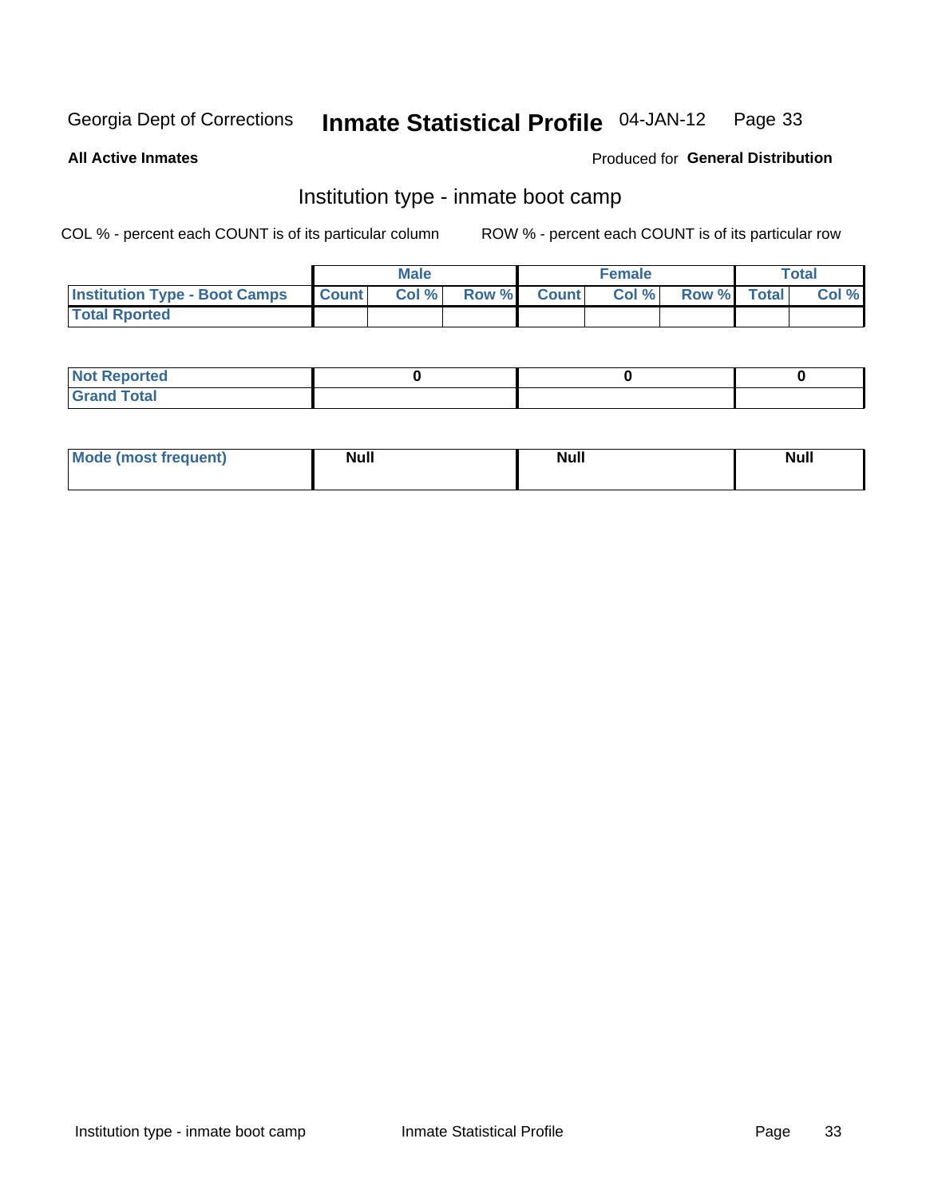Georgia Dept of Corrections **Inmate Statistical Profile** 04-JAN-12

**All Active Inmates**

Produced for **General Distribution**

## Institution type - inmate boot camp

COL % - percent each COUNT is of its particular column    ROW % - percent each COUNT is of its particular row

| | Male | | | Female | | | Total | |
|---|---|---|---|---|---|---|---|---|
| **Institution Type - Boot Camps** | **Count** | **Col %** | **Row %** | **Count** | **Col %** | **Row %** | **Total** | **Col %** |
| **Total Rported** | | | | | | | | |
| **Not Reported** | 0 | | | 0 | | | 0 | |
| **Grand Total** | | | | | | | | |
| **Mode (most frequent)** | Null | | | Null | | | Null | |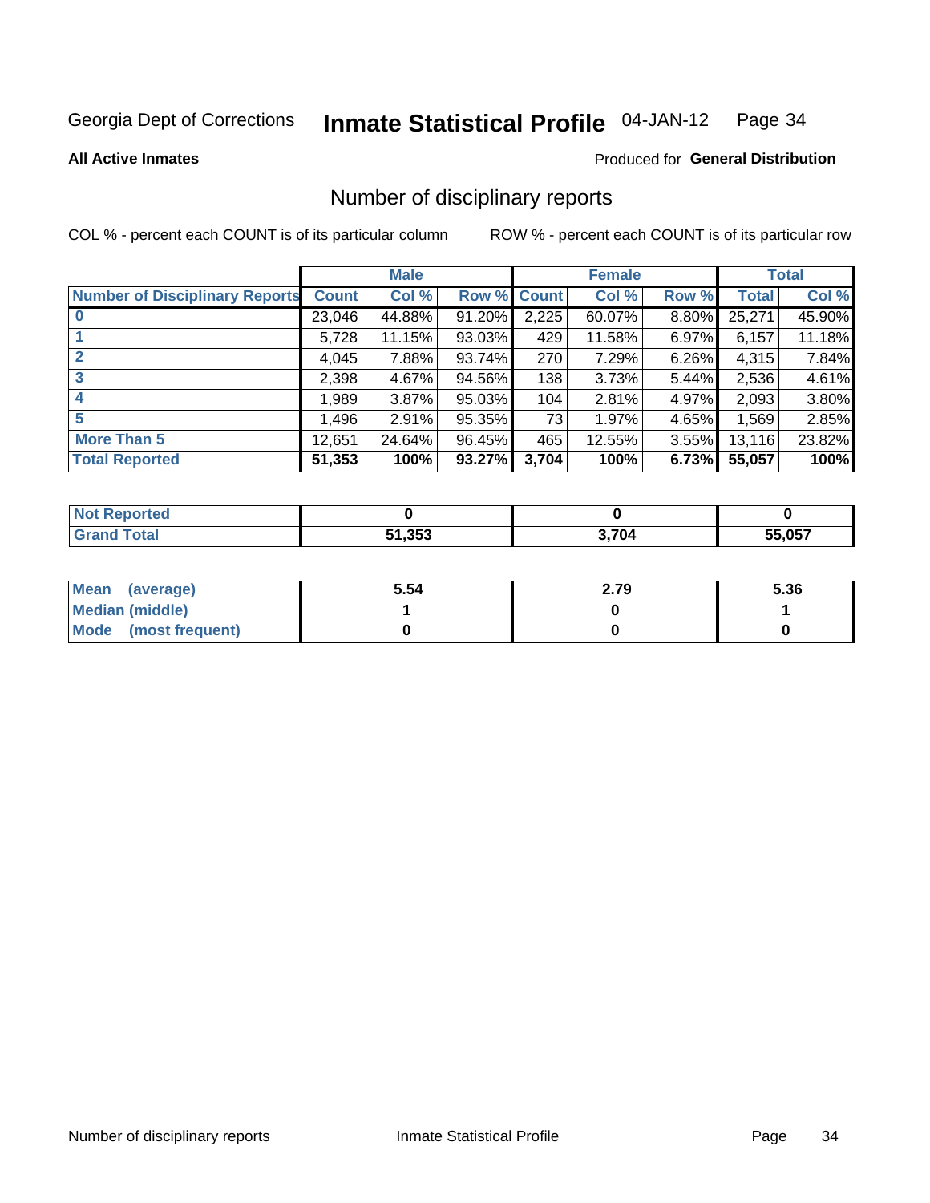Georgia Dept of Corrections **Inmate Statistical Profile** 04-JAN-12

**All Active Inmates**

Produced for **General Distribution**

## Number of disciplinary reports

COL % - percent each COUNT is of its particular column ROW % - percent each COUNT is of its particular row

| | Male | | | Female | | | Total | |
|---|---|---|---|---|---|---|---|---|
| **Number of Disciplinary Reports** | **Count** | **Col %** | **Row %** | **Count** | **Col %** | **Row %** | **Total** | **Col %** |
| **0** | 23,046 | 44.88% | 91.20% | 2,225 | 60.07% | 8.80% | 25,271 | 45.90% |
| **1** | 5,728 | 11.15% | 93.03% | 429 | 11.58% | 6.97% | 6,157 | 11.18% |
| **2** | 4,045 | 7.88% | 93.74% | 270 | 7.29% | 6.26% | 4,315 | 7.84% |
| **3** | 2,398 | 4.67% | 94.56% | 138 | 3.73% | 5.44% | 2,536 | 4.61% |
| **4** | 1,989 | 3.87% | 95.03% | 104 | 2.81% | 4.97% | 2,093 | 3.80% |
| **5** | 1,496 | 2.91% | 95.35% | 73 | 1.97% | 4.65% | 1,569 | 2.85% |
| **More Than 5** | 12,651 | 24.64% | 96.45% | 465 | 12.55% | 3.55% | 13,116 | 23.82% |
| **Total Reported** | **51,353** | **100%** | **93.27%** | **3,704** | **100%** | **6.73%** | **55,057** | **100%** |

| | Male | Female | Total |
|---|---|---|---|
| **Not Reported** | **0** | **0** | **0** |
| **Grand Total** | **51,353** | **3,704** | **55,057** |

| | Male | Female | Total |
|---|---|---|---|
| **Mean (average)** | **5.54** | **2.79** | **5.36** |
| **Median (middle)** | **1** | **0** | **1** |
| **Mode (most frequent)** | **0** | **0** | **0** |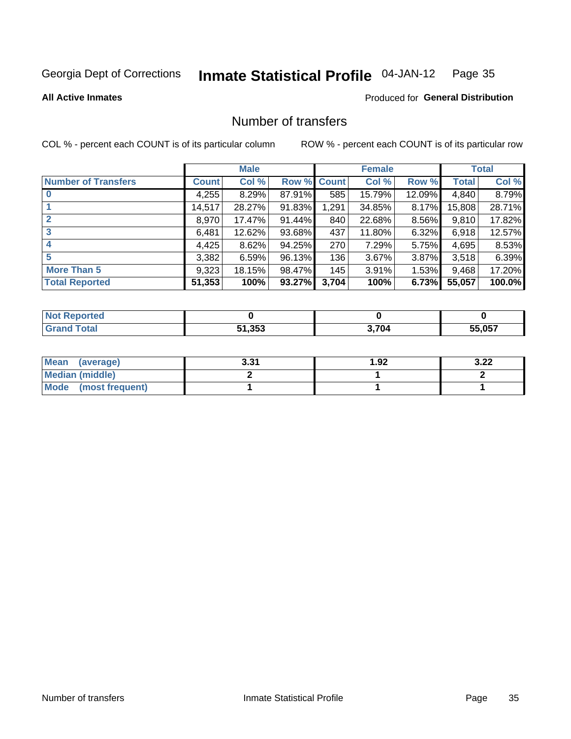Georgia Dept of Corrections **Inmate Statistical Profile** 04-JAN-12

**All Active Inmates**

Produced for **General Distribution**

# Number of transfers

COL % - percent each COUNT is of its particular column

ROW % - percent each COUNT is of its particular row

| | Male | | | Female | | | Total | |
|---|---|---|---|---|---|---|---|---|
| **Number of Transfers** | **Count** | **Col %** | **Row %** | **Count** | **Col %** | **Row %** | **Total** | **Col %** |
| **0** | 4,255 | 8.29% | 87.91% | 585 | 15.79% | 12.09% | 4,840 | 8.79% |
| **1** | 14,517 | 28.27% | 91.83% | 1,291 | 34.85% | 8.17% | 15,808 | 28.71% |
| **2** | 8,970 | 17.47% | 91.44% | 840 | 22.68% | 8.56% | 9,810 | 17.82% |
| **3** | 6,481 | 12.62% | 93.68% | 437 | 11.80% | 6.32% | 6,918 | 12.57% |
| **4** | 4,425 | 8.62% | 94.25% | 270 | 7.29% | 5.75% | 4,695 | 8.53% |
| **5** | 3,382 | 6.59% | 96.13% | 136 | 3.67% | 3.87% | 3,518 | 6.39% |
| **More Than 5** | 9,323 | 18.15% | 98.47% | 145 | 3.91% | 1.53% | 9,468 | 17.20% |
| **Total Reported** | **51,353** | **100%** | **93.27%** | **3,704** | **100%** | **6.73%** | **55,057** | **100.0%** |

| | Male | Female | Total |
|---|---|---|---|
| **Not Reported** | **0** | **0** | **0** |
| **Grand Total** | **51,353** | **3,704** | **55,057** |

| | Male | Female | Total |
|---|---|---|---|
| **Mean (average)** | **3.31** | **1.92** | **3.22** |
| **Median (middle)** | **2** | **1** | **2** |
| **Mode (most frequent)** | **1** | **1** | **1** |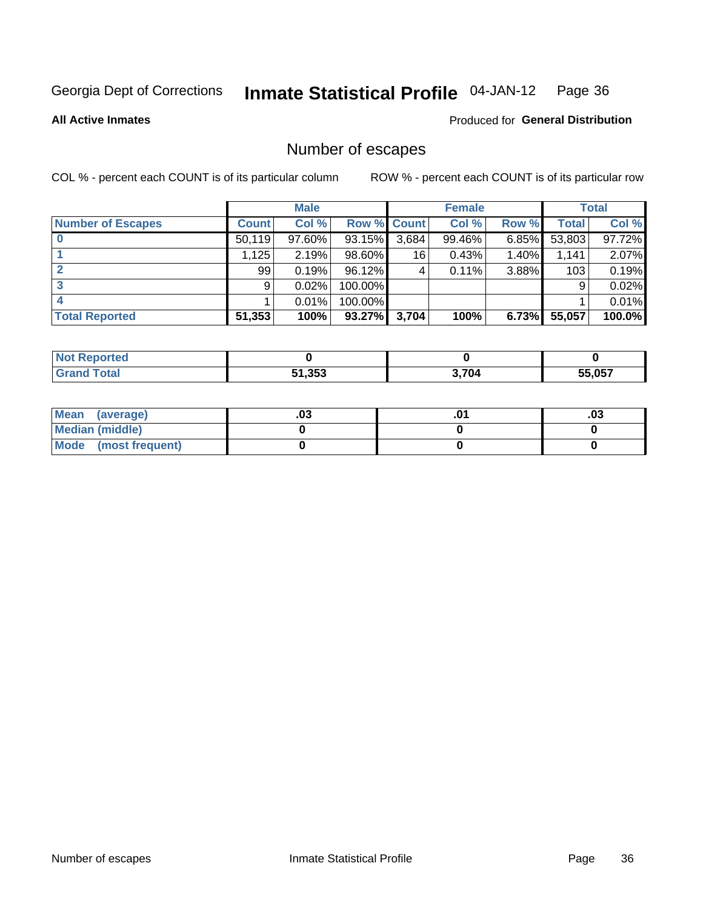Georgia Dept of Corrections **Inmate Statistical Profile** 04-JAN-12

**All Active Inmates**

Produced for **General Distribution**

## Number of escapes

COL % - percent each COUNT is of its particular column

ROW % - percent each COUNT is of its particular row

| | Male | | | Female | | | Total | |
|---|---|---|---|---|---|---|---|---|
| **Number of Escapes** | **Count** | **Col %** | **Row %** | **Count** | **Col %** | **Row %** | **Total** | **Col %** |
| **0** | 50,119 | 97.60% | 93.15% | 3,684 | 99.46% | 6.85% | 53,803 | 97.72% |
| **1** | 1,125 | 2.19% | 98.60% | 16 | 0.43% | 1.40% | 1,141 | 2.07% |
| **2** | 99 | 0.19% | 96.12% | 4 | 0.11% | 3.88% | 103 | 0.19% |
| **3** | 9 | 0.02% | 100.00% | | | | 9 | 0.02% |
| **4** | 1 | 0.01% | 100.00% | | | | 1 | 0.01% |
| **Total Reported** | **51,353** | **100%** | **93.27%** | **3,704** | **100%** | **6.73%** | **55,057** | **100.0%** |

| | Male | Female | Total |
|---|---|---|---|
| **Not Reported** | **0** | **0** | **0** |
| **Grand Total** | **51,353** | **3,704** | **55,057** |

| | Male | Female | Total |
|---|---|---|---|
| **Mean (average)** | **.03** | **.01** | **.03** |
| **Median (middle)** | **0** | **0** | **0** |
| **Mode (most frequent)** | **0** | **0** | **0** |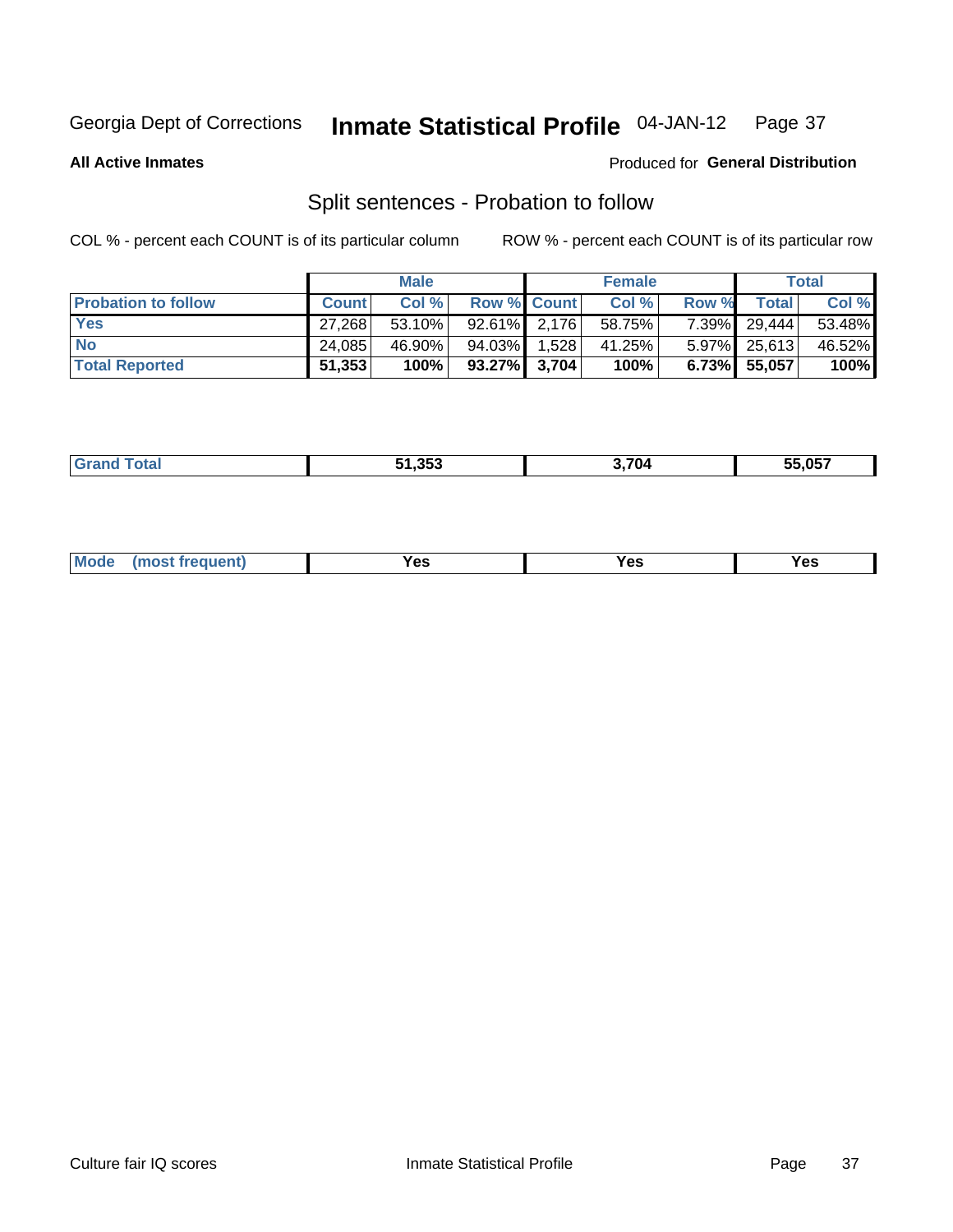Georgia Dept of Corrections **Inmate Statistical Profile** 04-JAN-12

**All Active Inmates**

Produced for **General Distribution**

## Split sentences - Probation to follow

COL % - percent each COUNT is of its particular column

ROW % - percent each COUNT is of its particular row

| | Male | | | Female | | | Total | |
|---|---|---|---|---|---|---|---|---|
| **Probation to follow** | **Count** | **Col %** | **Row %** | **Count** | **Col %** | **Row %** | **Total** | **Col %** |
| **Yes** | 27,268 | 53.10% | 92.61% | 2,176 | 58.75% | 7.39% | 29,444 | 53.48% |
| **No** | 24,085 | 46.90% | 94.03% | 1,528 | 41.25% | 5.97% | 25,613 | 46.52% |
| **Total Reported** | **51,353** | **100%** | **93.27%** | **3,704** | **100%** | **6.73%** | **55,057** | **100%** |

| | | | |
|---|---|---|---|
| **Grand Total** | **51,353** | **3,704** | **55,057** |

| | | | |
|---|---|---|---|
| **Mode (most frequent)** | **Yes** | **Yes** | **Yes** |

Culture fair IQ scores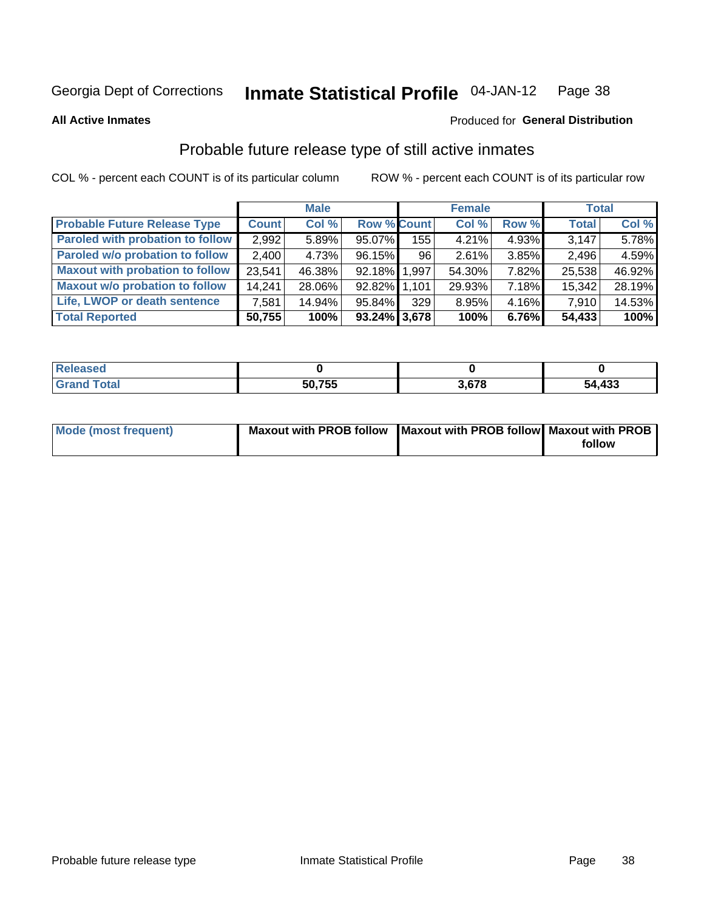Georgia Dept of Corrections **Inmate Statistical Profile** 04-JAN-12

**All Active Inmates**

Produced for **General Distribution**

## Probable future release type of still active inmates

COL % - percent each COUNT is of its particular column     ROW % - percent each COUNT is of its particular row

| | Male | | | Female | | | Total | |
|---|---|---|---|---|---|---|---|---|
| **Probable Future Release Type** | **Count** | **Col %** | **Row %** | **Count** | **Col %** | **Row %** | **Total** | **Col %** |
| Paroled with probation to follow | 2,992 | 5.89% | 95.07% | 155 | 4.21% | 4.93% | 3,147 | 5.78% |
| Paroled w/o probation to follow | 2,400 | 4.73% | 96.15% | 96 | 2.61% | 3.85% | 2,496 | 4.59% |
| Maxout with probation to follow | 23,541 | 46.38% | 92.18% | 1,997 | 54.30% | 7.82% | 25,538 | 46.92% |
| Maxout w/o probation to follow | 14,241 | 28.06% | 92.82% | 1,101 | 29.93% | 7.18% | 15,342 | 28.19% |
| Life, LWOP or death sentence | 7,581 | 14.94% | 95.84% | 329 | 8.95% | 4.16% | 7,910 | 14.53% |
| **Total Reported** | **50,755** | **100%** | **93.24%** | **3,678** | **100%** | **6.76%** | **54,433** | **100%** |

| | Male | Female | Total |
|---|---|---|---|
| Released | 0 | 0 | 0 |
| Grand Total | 50,755 | 3,678 | 54,433 |

| | Male | Female | Total |
|---|---|---|---|
| Mode (most frequent) | Maxout with PROB follow | Maxout with PROB follow | Maxout with PROB follow |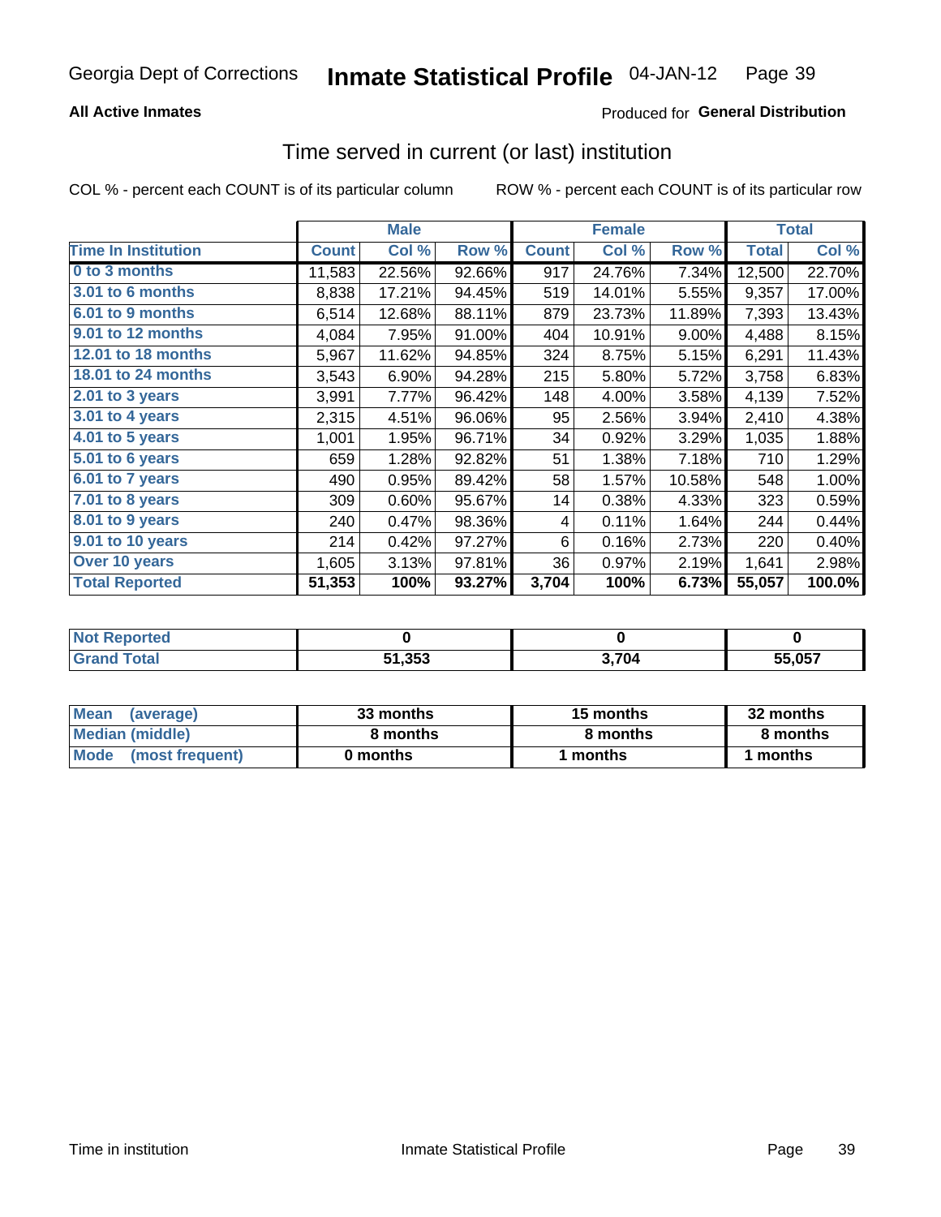Georgia Dept of Corrections **Inmate Statistical Profile** 04-JAN-12

**All Active Inmates**

Produced for **General Distribution**

## Time served in current (or last) institution

COL % - percent each COUNT is of its particular column ROW % - percent each COUNT is of its particular row

| | Male | | | Female | | | Total | |
|---|---|---|---|---|---|---|---|---|
| **Time In Institution** | **Count** | **Col %** | **Row %** | **Count** | **Col %** | **Row %** | **Total** | **Col %** |
| **0 to 3 months** | 11,583 | 22.56% | 92.66% | 917 | 24.76% | 7.34% | 12,500 | 22.70% |
| **3.01 to 6 months** | 8,838 | 17.21% | 94.45% | 519 | 14.01% | 5.55% | 9,357 | 17.00% |
| **6.01 to 9 months** | 6,514 | 12.68% | 88.11% | 879 | 23.73% | 11.89% | 7,393 | 13.43% |
| **9.01 to 12 months** | 4,084 | 7.95% | 91.00% | 404 | 10.91% | 9.00% | 4,488 | 8.15% |
| **12.01 to 18 months** | 5,967 | 11.62% | 94.85% | 324 | 8.75% | 5.15% | 6,291 | 11.43% |
| **18.01 to 24 months** | 3,543 | 6.90% | 94.28% | 215 | 5.80% | 5.72% | 3,758 | 6.83% |
| **2.01 to 3 years** | 3,991 | 7.77% | 96.42% | 148 | 4.00% | 3.58% | 4,139 | 7.52% |
| **3.01 to 4 years** | 2,315 | 4.51% | 96.06% | 95 | 2.56% | 3.94% | 2,410 | 4.38% |
| **4.01 to 5 years** | 1,001 | 1.95% | 96.71% | 34 | 0.92% | 3.29% | 1,035 | 1.88% |
| **5.01 to 6 years** | 659 | 1.28% | 92.82% | 51 | 1.38% | 7.18% | 710 | 1.29% |
| **6.01 to 7 years** | 490 | 0.95% | 89.42% | 58 | 1.57% | 10.58% | 548 | 1.00% |
| **7.01 to 8 years** | 309 | 0.60% | 95.67% | 14 | 0.38% | 4.33% | 323 | 0.59% |
| **8.01 to 9 years** | 240 | 0.47% | 98.36% | 4 | 0.11% | 1.64% | 244 | 0.44% |
| **9.01 to 10 years** | 214 | 0.42% | 97.27% | 6 | 0.16% | 2.73% | 220 | 0.40% |
| **Over 10 years** | 1,605 | 3.13% | 97.81% | 36 | 0.97% | 2.19% | 1,641 | 2.98% |
| **Total Reported** | **51,353** | **100%** | **93.27%** | **3,704** | **100%** | **6.73%** | **55,057** | **100.0%** |

| | Male | Female | Total |
|---|---|---|---|
| **Not Reported** | **0** | **0** | **0** |
| **Grand Total** | **51,353** | **3,704** | **55,057** |

| | Male | Female | Total |
|---|---|---|---|
| **Mean (average)** | **33 months** | **15 months** | **32 months** |
| **Median (middle)** | **8 months** | **8 months** | **8 months** |
| **Mode (most frequent)** | **0 months** | **1 months** | **1 months** |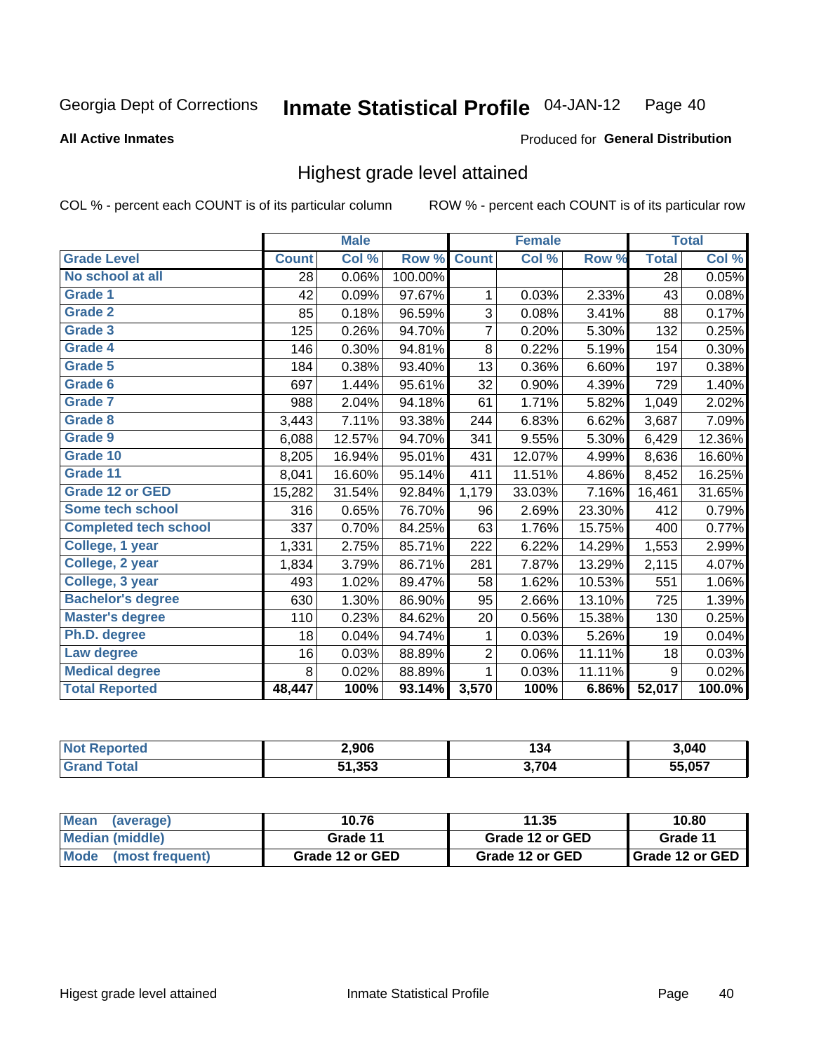Georgia Dept of Corrections **Inmate Statistical Profile** 04-JAN-12 Page 40

**All Active Inmates**

Produced for **General Distribution**

## Highest grade level attained

COL % - percent each COUNT is of its particular column ROW % - percent each COUNT is of its particular row

| | Male | | | Female | | | Total | |
|---|---|---|---|---|---|---|---|---|
| Grade Level | Count | Col % | Row % | Count | Col % | Row % | Total | Col % |
| No school at all | 28 | 0.06% | 100.00% | | | | 28 | 0.05% |
| Grade 1 | 42 | 0.09% | 97.67% | 1 | 0.03% | 2.33% | 43 | 0.08% |
| Grade 2 | 85 | 0.18% | 96.59% | 3 | 0.08% | 3.41% | 88 | 0.17% |
| Grade 3 | 125 | 0.26% | 94.70% | 7 | 0.20% | 5.30% | 132 | 0.25% |
| Grade 4 | 146 | 0.30% | 94.81% | 8 | 0.22% | 5.19% | 154 | 0.30% |
| Grade 5 | 184 | 0.38% | 93.40% | 13 | 0.36% | 6.60% | 197 | 0.38% |
| Grade 6 | 697 | 1.44% | 95.61% | 32 | 0.90% | 4.39% | 729 | 1.40% |
| Grade 7 | 988 | 2.04% | 94.18% | 61 | 1.71% | 5.82% | 1,049 | 2.02% |
| Grade 8 | 3,443 | 7.11% | 93.38% | 244 | 6.83% | 6.62% | 3,687 | 7.09% |
| Grade 9 | 6,088 | 12.57% | 94.70% | 341 | 9.55% | 5.30% | 6,429 | 12.36% |
| Grade 10 | 8,205 | 16.94% | 95.01% | 431 | 12.07% | 4.99% | 8,636 | 16.60% |
| Grade 11 | 8,041 | 16.60% | 95.14% | 411 | 11.51% | 4.86% | 8,452 | 16.25% |
| Grade 12 or GED | 15,282 | 31.54% | 92.84% | 1,179 | 33.03% | 7.16% | 16,461 | 31.65% |
| Some tech school | 316 | 0.65% | 76.70% | 96 | 2.69% | 23.30% | 412 | 0.79% |
| Completed tech school | 337 | 0.70% | 84.25% | 63 | 1.76% | 15.75% | 400 | 0.77% |
| College, 1 year | 1,331 | 2.75% | 85.71% | 222 | 6.22% | 14.29% | 1,553 | 2.99% |
| College, 2 year | 1,834 | 3.79% | 86.71% | 281 | 7.87% | 13.29% | 2,115 | 4.07% |
| College, 3 year | 493 | 1.02% | 89.47% | 58 | 1.62% | 10.53% | 551 | 1.06% |
| Bachelor's degree | 630 | 1.30% | 86.90% | 95 | 2.66% | 13.10% | 725 | 1.39% |
| Master's degree | 110 | 0.23% | 84.62% | 20 | 0.56% | 15.38% | 130 | 0.25% |
| Ph.D. degree | 18 | 0.04% | 94.74% | 1 | 0.03% | 5.26% | 19 | 0.04% |
| Law degree | 16 | 0.03% | 88.89% | 2 | 0.06% | 11.11% | 18 | 0.03% |
| Medical degree | 8 | 0.02% | 88.89% | 1 | 0.03% | 11.11% | 9 | 0.02% |
| **Total Reported** | **48,447** | **100%** | **93.14%** | **3,570** | **100%** | **6.86%** | **52,017** | **100.0%** |

| | Male | Female | Total |
|---|---|---|---|
| Not Reported | 2,906 | 134 | 3,040 |
| Grand Total | 51,353 | 3,704 | 55,057 |

| | Male | Female | Total |
|---|---|---|---|
| Mean (average) | 10.76 | 11.35 | 10.80 |
| Median (middle) | Grade 11 | Grade 12 or GED | Grade 11 |
| Mode (most frequent) | Grade 12 or GED | Grade 12 or GED | Grade 12 or GED |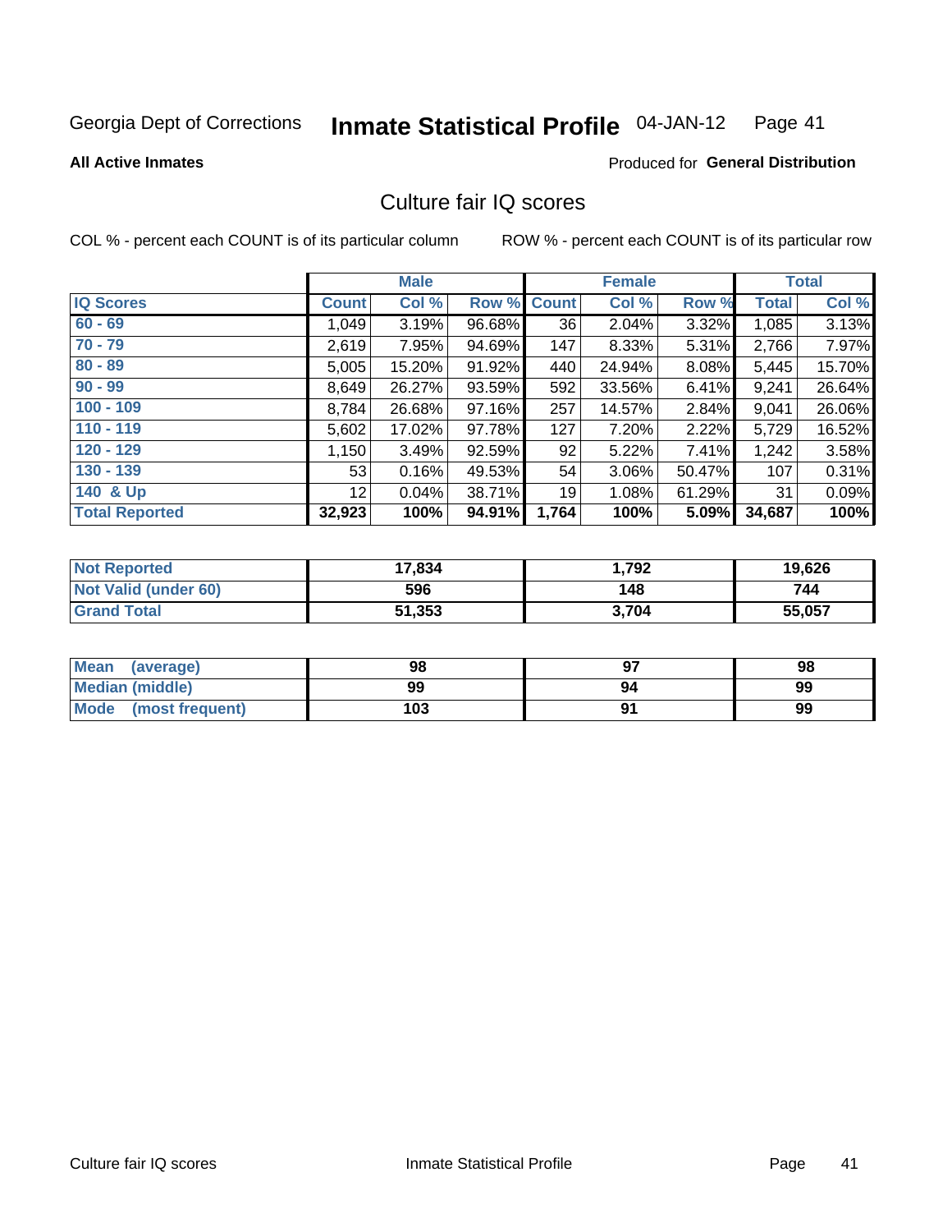Georgia Dept of Corrections **Inmate Statistical Profile** 04-JAN-12 Page 41

**All Active Inmates**

Produced for **General Distribution**

## Culture fair IQ scores

COL % - percent each COUNT is of its particular column

ROW % - percent each COUNT is of its particular row

| | Male | | | Female | | | Total | |
|---|---|---|---|---|---|---|---|---|
| **IQ Scores** | **Count** | **Col %** | **Row %** | **Count** | **Col %** | **Row %** | **Total** | **Col %** |
| 60 - 69 | 1,049 | 3.19% | 96.68% | 36 | 2.04% | 3.32% | 1,085 | 3.13% |
| 70 - 79 | 2,619 | 7.95% | 94.69% | 147 | 8.33% | 5.31% | 2,766 | 7.97% |
| 80 - 89 | 5,005 | 15.20% | 91.92% | 440 | 24.94% | 8.08% | 5,445 | 15.70% |
| 90 - 99 | 8,649 | 26.27% | 93.59% | 592 | 33.56% | 6.41% | 9,241 | 26.64% |
| 100 - 109 | 8,784 | 26.68% | 97.16% | 257 | 14.57% | 2.84% | 9,041 | 26.06% |
| 110 - 119 | 5,602 | 17.02% | 97.78% | 127 | 7.20% | 2.22% | 5,729 | 16.52% |
| 120 - 129 | 1,150 | 3.49% | 92.59% | 92 | 5.22% | 7.41% | 1,242 | 3.58% |
| 130 - 139 | 53 | 0.16% | 49.53% | 54 | 3.06% | 50.47% | 107 | 0.31% |
| 140 & Up | 12 | 0.04% | 38.71% | 19 | 1.08% | 61.29% | 31 | 0.09% |
| **Total Reported** | **32,923** | **100%** | **94.91%** | **1,764** | **100%** | **5.09%** | **34,687** | **100%** |

| | Male | Female | Total |
|---|---|---|---|
| Not Reported | 17,834 | 1,792 | 19,626 |
| Not Valid (under 60) | 596 | 148 | 744 |
| Grand Total | 51,353 | 3,704 | 55,057 |

| | Male | Female | Total |
|---|---|---|---|
| Mean (average) | 98 | 97 | 98 |
| Median (middle) | 99 | 94 | 99 |
| Mode (most frequent) | 103 | 91 | 99 |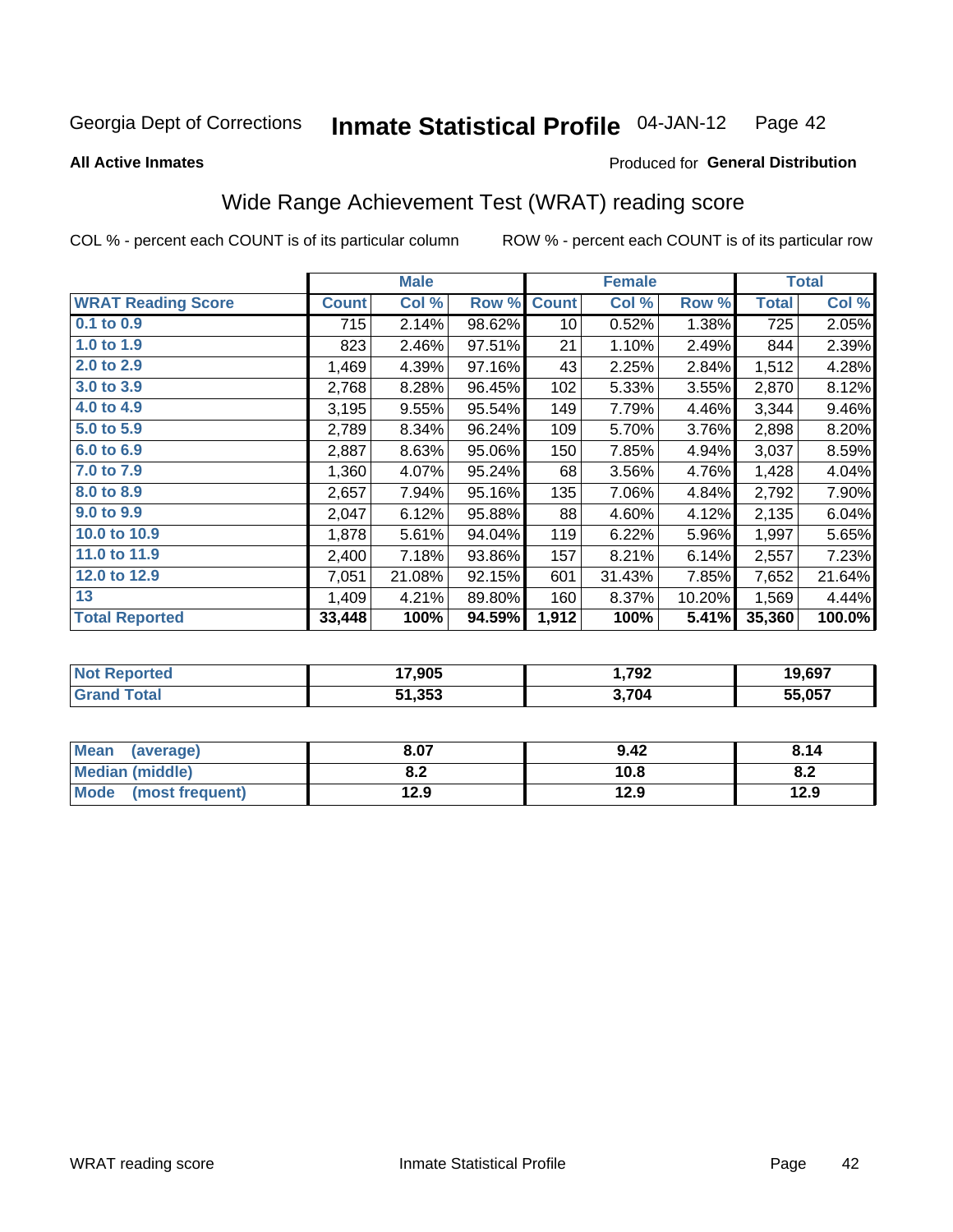Georgia Dept of Corrections **Inmate Statistical Profile** 04-JAN-12

**All Active Inmates**

Produced for **General Distribution**

## Wide Range Achievement Test (WRAT) reading score

COL % - percent each COUNT is of its particular column    ROW % - percent each COUNT is of its particular row

| | Male | | | Female | | | Total | |
|---|---|---|---|---|---|---|---|---|
| **WRAT Reading Score** | **Count** | **Col %** | **Row %** | **Count** | **Col %** | **Row %** | **Total** | **Col %** |
| 0.1 to 0.9 | 715 | 2.14% | 98.62% | 10 | 0.52% | 1.38% | 725 | 2.05% |
| 1.0 to 1.9 | 823 | 2.46% | 97.51% | 21 | 1.10% | 2.49% | 844 | 2.39% |
| 2.0 to 2.9 | 1,469 | 4.39% | 97.16% | 43 | 2.25% | 2.84% | 1,512 | 4.28% |
| 3.0 to 3.9 | 2,768 | 8.28% | 96.45% | 102 | 5.33% | 3.55% | 2,870 | 8.12% |
| 4.0 to 4.9 | 3,195 | 9.55% | 95.54% | 149 | 7.79% | 4.46% | 3,344 | 9.46% |
| 5.0 to 5.9 | 2,789 | 8.34% | 96.24% | 109 | 5.70% | 3.76% | 2,898 | 8.20% |
| 6.0 to 6.9 | 2,887 | 8.63% | 95.06% | 150 | 7.85% | 4.94% | 3,037 | 8.59% |
| 7.0 to 7.9 | 1,360 | 4.07% | 95.24% | 68 | 3.56% | 4.76% | 1,428 | 4.04% |
| 8.0 to 8.9 | 2,657 | 7.94% | 95.16% | 135 | 7.06% | 4.84% | 2,792 | 7.90% |
| 9.0 to 9.9 | 2,047 | 6.12% | 95.88% | 88 | 4.60% | 4.12% | 2,135 | 6.04% |
| 10.0 to 10.9 | 1,878 | 5.61% | 94.04% | 119 | 6.22% | 5.96% | 1,997 | 5.65% |
| 11.0 to 11.9 | 2,400 | 7.18% | 93.86% | 157 | 8.21% | 6.14% | 2,557 | 7.23% |
| 12.0 to 12.9 | 7,051 | 21.08% | 92.15% | 601 | 31.43% | 7.85% | 7,652 | 21.64% |
| 13 | 1,409 | 4.21% | 89.80% | 160 | 8.37% | 10.20% | 1,569 | 4.44% |
| **Total Reported** | **33,448** | **100%** | **94.59%** | **1,912** | **100%** | **5.41%** | **35,360** | **100.0%** |

| | Male | Female | Total |
|---|---|---|---|
| **Not Reported** | **17,905** | **1,792** | **19,697** |
| **Grand Total** | **51,353** | **3,704** | **55,057** |

| | Male | Female | Total |
|---|---|---|---|
| **Mean (average)** | **8.07** | **9.42** | **8.14** |
| **Median (middle)** | **8.2** | **10.8** | **8.2** |
| **Mode (most frequent)** | **12.9** | **12.9** | **12.9** |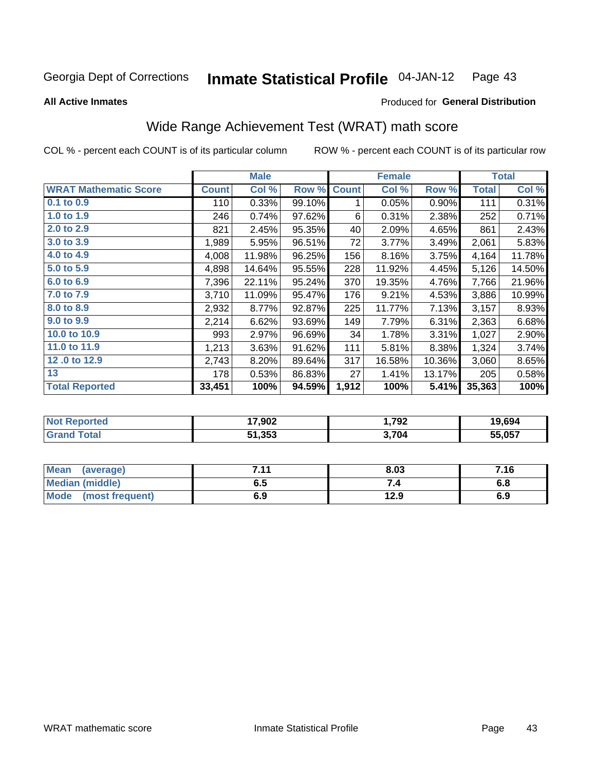Georgia Dept of Corrections **Inmate Statistical Profile** 04-JAN-12

**All Active Inmates**

Produced for **General Distribution**

## Wide Range Achievement Test (WRAT) math score

COL % - percent each COUNT is of its particular column

ROW % - percent each COUNT is of its particular row

| | Male | | | Female | | | Total | |
|---|---|---|---|---|---|---|---|---|
| **WRAT Mathematic Score** | **Count** | **Col %** | **Row %** | **Count** | **Col %** | **Row %** | **Total** | **Col %** |
| 0.1 to 0.9 | 110 | 0.33% | 99.10% | 1 | 0.05% | 0.90% | 111 | 0.31% |
| 1.0 to 1.9 | 246 | 0.74% | 97.62% | 6 | 0.31% | 2.38% | 252 | 0.71% |
| 2.0 to 2.9 | 821 | 2.45% | 95.35% | 40 | 2.09% | 4.65% | 861 | 2.43% |
| 3.0 to 3.9 | 1,989 | 5.95% | 96.51% | 72 | 3.77% | 3.49% | 2,061 | 5.83% |
| 4.0 to 4.9 | 4,008 | 11.98% | 96.25% | 156 | 8.16% | 3.75% | 4,164 | 11.78% |
| 5.0 to 5.9 | 4,898 | 14.64% | 95.55% | 228 | 11.92% | 4.45% | 5,126 | 14.50% |
| 6.0 to 6.9 | 7,396 | 22.11% | 95.24% | 370 | 19.35% | 4.76% | 7,766 | 21.96% |
| 7.0 to 7.9 | 3,710 | 11.09% | 95.47% | 176 | 9.21% | 4.53% | 3,886 | 10.99% |
| 8.0 to 8.9 | 2,932 | 8.77% | 92.87% | 225 | 11.77% | 7.13% | 3,157 | 8.93% |
| 9.0 to 9.9 | 2,214 | 6.62% | 93.69% | 149 | 7.79% | 6.31% | 2,363 | 6.68% |
| 10.0 to 10.9 | 993 | 2.97% | 96.69% | 34 | 1.78% | 3.31% | 1,027 | 2.90% |
| 11.0 to 11.9 | 1,213 | 3.63% | 91.62% | 111 | 5.81% | 8.38% | 1,324 | 3.74% |
| 12 .0 to 12.9 | 2,743 | 8.20% | 89.64% | 317 | 16.58% | 10.36% | 3,060 | 8.65% |
| 13 | 178 | 0.53% | 86.83% | 27 | 1.41% | 13.17% | 205 | 0.58% |
| **Total Reported** | **33,451** | **100%** | **94.59%** | **1,912** | **100%** | **5.41%** | **35,363** | **100%** |

| | Male | Female | Total |
|---|---|---|---|
| Not Reported | 17,902 | 1,792 | 19,694 |
| Grand Total | 51,353 | 3,704 | 55,057 |

| | Male | Female | Total |
|---|---|---|---|
| Mean (average) | 7.11 | 8.03 | 7.16 |
| Median (middle) | 6.5 | 7.4 | 6.8 |
| Mode (most frequent) | 6.9 | 12.9 | 6.9 |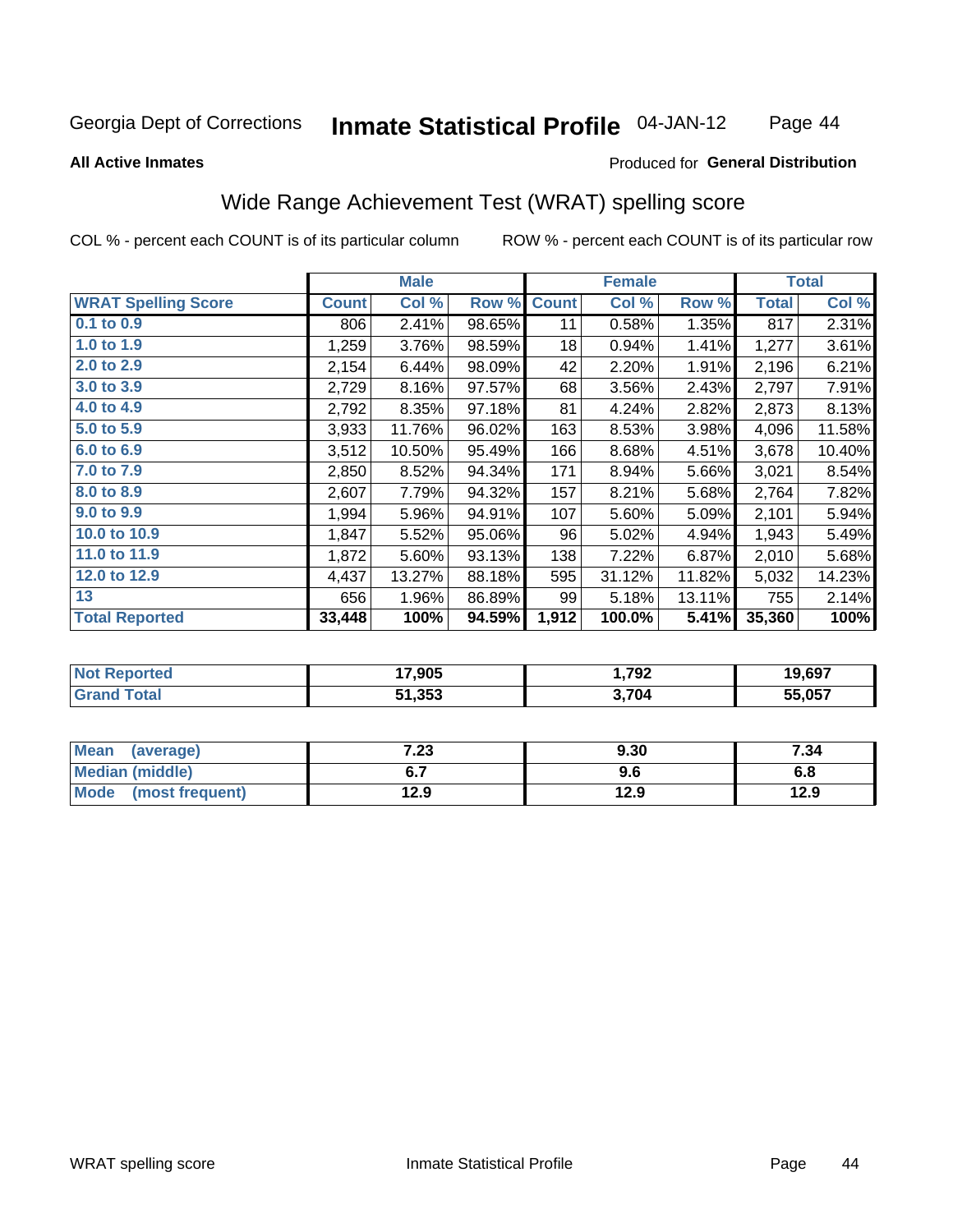Georgia Dept of Corrections **Inmate Statistical Profile** 04-JAN-12

**All Active Inmates**

Produced for **General Distribution**

## Wide Range Achievement Test (WRAT) spelling score

COL % - percent each COUNT is of its particular column

ROW % - percent each COUNT is of its particular row

| | Male | | | Female | | | Total | |
|---|---|---|---|---|---|---|---|---|
| **WRAT Spelling Score** | **Count** | **Col %** | **Row %** | **Count** | **Col %** | **Row %** | **Total** | **Col %** |
| 0.1 to 0.9 | 806 | 2.41% | 98.65% | 11 | 0.58% | 1.35% | 817 | 2.31% |
| 1.0 to 1.9 | 1,259 | 3.76% | 98.59% | 18 | 0.94% | 1.41% | 1,277 | 3.61% |
| 2.0 to 2.9 | 2,154 | 6.44% | 98.09% | 42 | 2.20% | 1.91% | 2,196 | 6.21% |
| 3.0 to 3.9 | 2,729 | 8.16% | 97.57% | 68 | 3.56% | 2.43% | 2,797 | 7.91% |
| 4.0 to 4.9 | 2,792 | 8.35% | 97.18% | 81 | 4.24% | 2.82% | 2,873 | 8.13% |
| 5.0 to 5.9 | 3,933 | 11.76% | 96.02% | 163 | 8.53% | 3.98% | 4,096 | 11.58% |
| 6.0 to 6.9 | 3,512 | 10.50% | 95.49% | 166 | 8.68% | 4.51% | 3,678 | 10.40% |
| 7.0 to 7.9 | 2,850 | 8.52% | 94.34% | 171 | 8.94% | 5.66% | 3,021 | 8.54% |
| 8.0 to 8.9 | 2,607 | 7.79% | 94.32% | 157 | 8.21% | 5.68% | 2,764 | 7.82% |
| 9.0 to 9.9 | 1,994 | 5.96% | 94.91% | 107 | 5.60% | 5.09% | 2,101 | 5.94% |
| 10.0 to 10.9 | 1,847 | 5.52% | 95.06% | 96 | 5.02% | 4.94% | 1,943 | 5.49% |
| 11.0 to 11.9 | 1,872 | 5.60% | 93.13% | 138 | 7.22% | 6.87% | 2,010 | 5.68% |
| 12.0 to 12.9 | 4,437 | 13.27% | 88.18% | 595 | 31.12% | 11.82% | 5,032 | 14.23% |
| 13 | 656 | 1.96% | 86.89% | 99 | 5.18% | 13.11% | 755 | 2.14% |
| **Total Reported** | **33,448** | **100%** | **94.59%** | **1,912** | **100.0%** | **5.41%** | **35,360** | **100%** |

| | Male | Female | Total |
|---|---|---|---|
| **Not Reported** | **17,905** | **1,792** | **19,697** |
| **Grand Total** | **51,353** | **3,704** | **55,057** |

| | Male | Female | Total |
|---|---|---|---|
| **Mean (average)** | **7.23** | **9.30** | **7.34** |
| **Median (middle)** | **6.7** | **9.6** | **6.8** |
| **Mode (most frequent)** | **12.9** | **12.9** | **12.9** |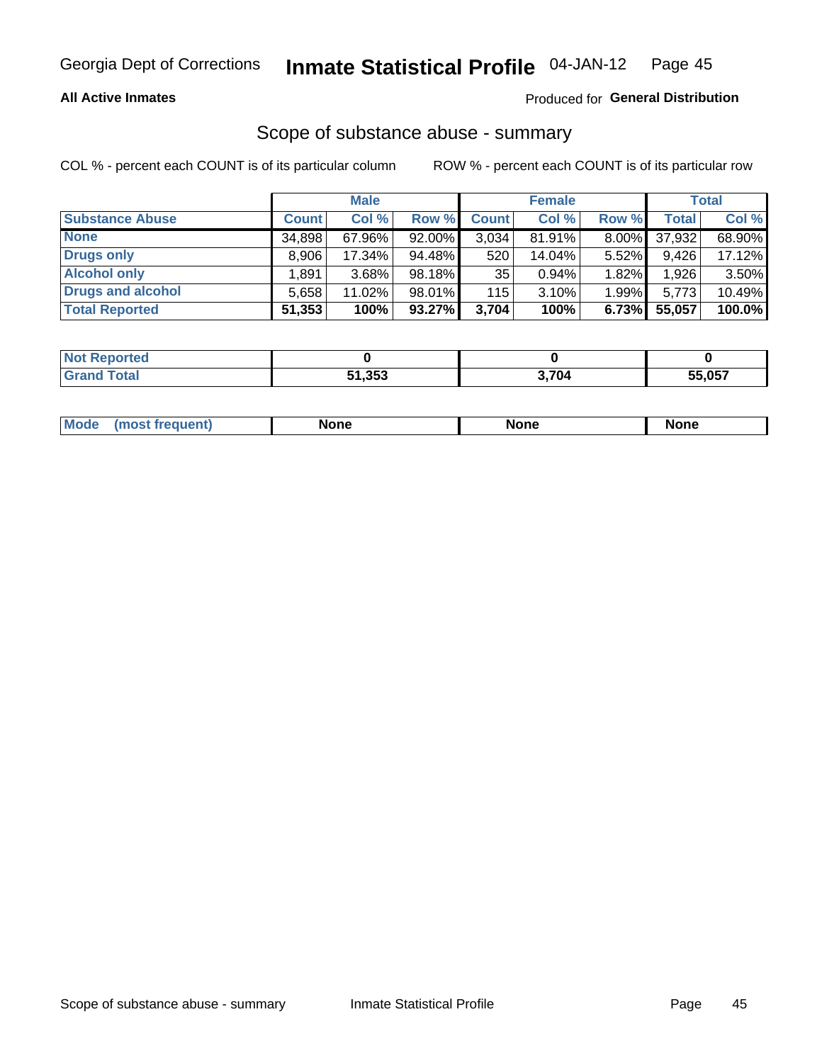Georgia Dept of Corrections **Inmate Statistical Profile** 04-JAN-12

**All Active Inmates**

Produced for **General Distribution**

## Scope of substance abuse - summary

COL % - percent each COUNT is of its particular column    ROW % - percent each COUNT is of its particular row

| | Male | | | Female | | | Total | |
|---|---|---|---|---|---|---|---|---|
| **Substance Abuse** | **Count** | **Col %** | **Row %** | **Count** | **Col %** | **Row %** | **Total** | **Col %** |
| **None** | 34,898 | 67.96% | 92.00% | 3,034 | 81.91% | 8.00% | 37,932 | 68.90% |
| **Drugs only** | 8,906 | 17.34% | 94.48% | 520 | 14.04% | 5.52% | 9,426 | 17.12% |
| **Alcohol only** | 1,891 | 3.68% | 98.18% | 35 | 0.94% | 1.82% | 1,926 | 3.50% |
| **Drugs and alcohol** | 5,658 | 11.02% | 98.01% | 115 | 3.10% | 1.99% | 5,773 | 10.49% |
| **Total Reported** | **51,353** | **100%** | **93.27%** | **3,704** | **100%** | **6.73%** | **55,057** | **100.0%** |

| | Male | Female | Total |
|---|---|---|---|
| **Not Reported** | **0** | **0** | **0** |
| **Grand Total** | **51,353** | **3,704** | **55,057** |

| | Male | Female | Total |
|---|---|---|---|
| **Mode (most frequent)** | **None** | **None** | **None** |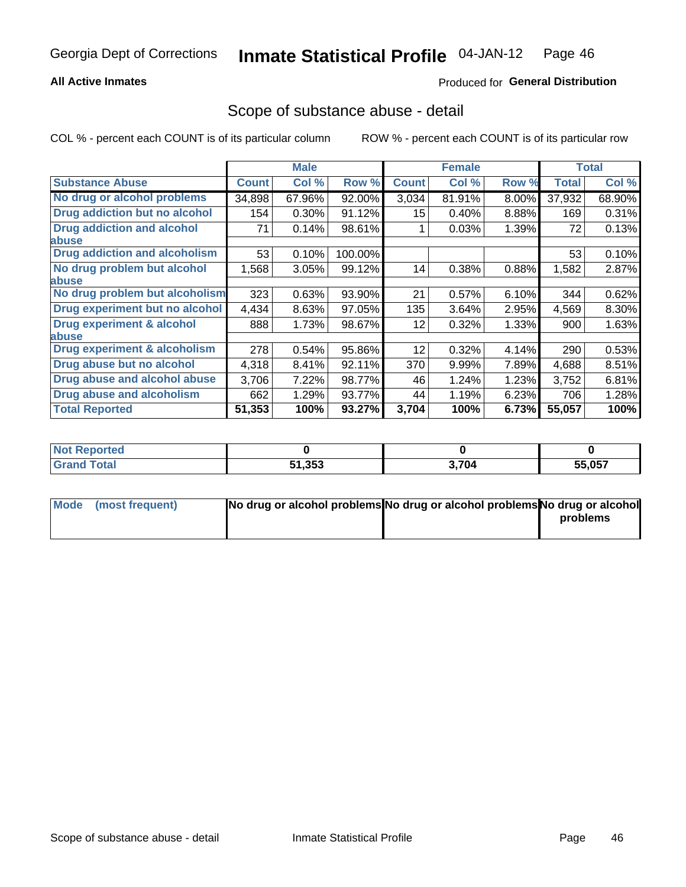Georgia Dept of Corrections **Inmate Statistical Profile** 04-JAN-12

**All Active Inmates**

Produced for **General Distribution**

## Scope of substance abuse - detail

COL % - percent each COUNT is of its particular column ROW % - percent each COUNT is of its particular row

| | Male | | | Female | | | Total | |
|---|---|---|---|---|---|---|---|---|
| **Substance Abuse** | **Count** | **Col %** | **Row %** | **Count** | **Col %** | **Row %** | **Total** | **Col %** |
| **No drug or alcohol problems** | 34,898 | 67.96% | 92.00% | 3,034 | 81.91% | 8.00% | 37,932 | 68.90% |
| **Drug addiction but no alcohol** | 154 | 0.30% | 91.12% | 15 | 0.40% | 8.88% | 169 | 0.31% |
| **Drug addiction and alcohol abuse** | 71 | 0.14% | 98.61% | 1 | 0.03% | 1.39% | 72 | 0.13% |
| **Drug addiction and alcoholism** | 53 | 0.10% | 100.00% | | | | 53 | 0.10% |
| **No drug problem but alcohol abuse** | 1,568 | 3.05% | 99.12% | 14 | 0.38% | 0.88% | 1,582 | 2.87% |
| **No drug problem but alcoholism** | 323 | 0.63% | 93.90% | 21 | 0.57% | 6.10% | 344 | 0.62% |
| **Drug experiment but no alcohol** | 4,434 | 8.63% | 97.05% | 135 | 3.64% | 2.95% | 4,569 | 8.30% |
| **Drug experiment & alcohol abuse** | 888 | 1.73% | 98.67% | 12 | 0.32% | 1.33% | 900 | 1.63% |
| **Drug experiment & alcoholism** | 278 | 0.54% | 95.86% | 12 | 0.32% | 4.14% | 290 | 0.53% |
| **Drug abuse but no alcohol** | 4,318 | 8.41% | 92.11% | 370 | 9.99% | 7.89% | 4,688 | 8.51% |
| **Drug abuse and alcohol abuse** | 3,706 | 7.22% | 98.77% | 46 | 1.24% | 1.23% | 3,752 | 6.81% |
| **Drug abuse and alcoholism** | 662 | 1.29% | 93.77% | 44 | 1.19% | 6.23% | 706 | 1.28% |
| **Total Reported** | **51,353** | **100%** | **93.27%** | **3,704** | **100%** | **6.73%** | **55,057** | **100%** |

| | Male | Female | Total |
|---|---|---|---|
| **Not Reported** | **0** | **0** | **0** |
| **Grand Total** | **51,353** | **3,704** | **55,057** |

| | Male | Female | Total |
|---|---|---|---|
| **Mode (most frequent)** | **No drug or alcohol problems** | **No drug or alcohol problems** | **No drug or alcohol problems** |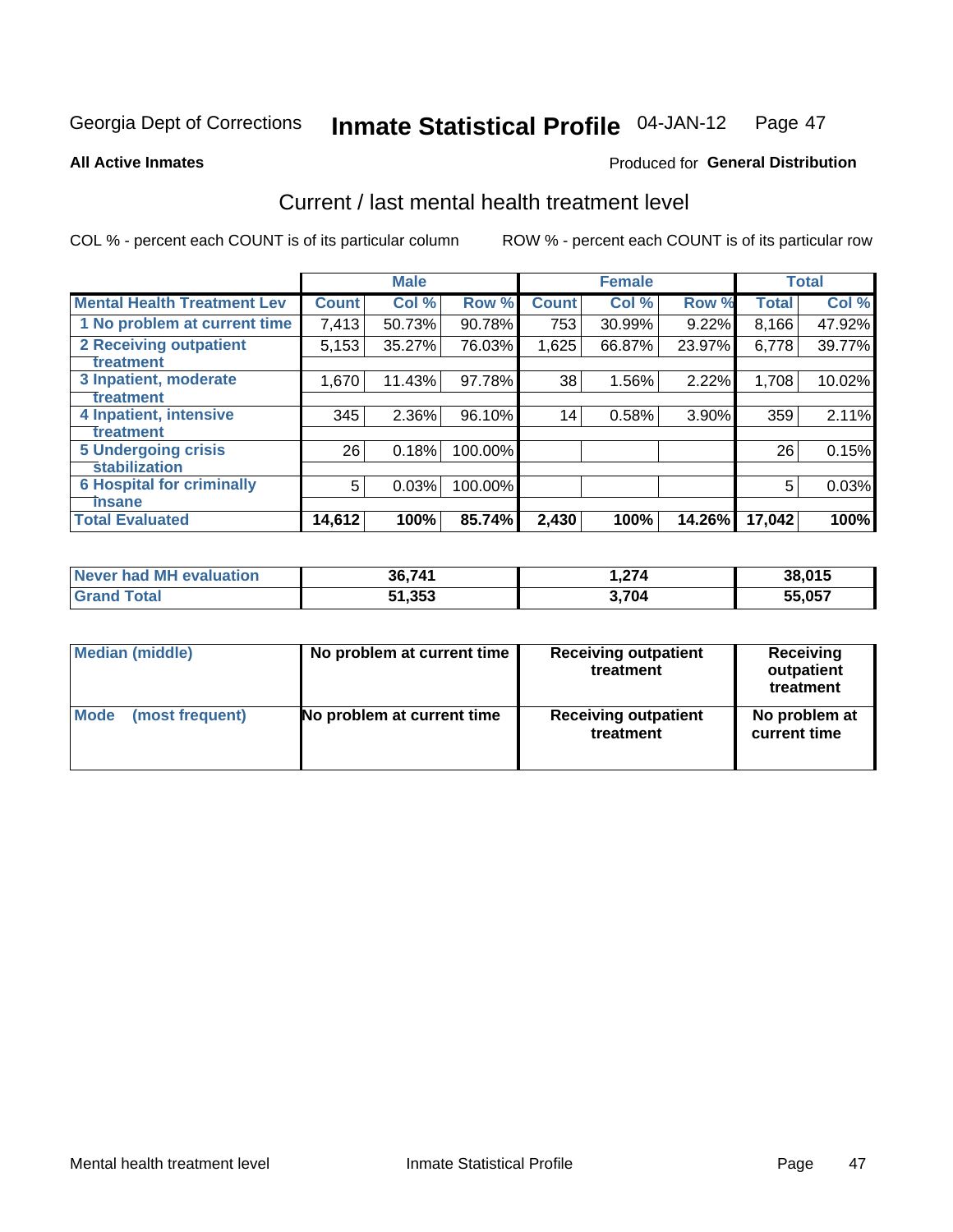Georgia Dept of Corrections **Inmate Statistical Profile** 04-JAN-12

**All Active Inmates**

Produced for **General Distribution**

## Current / last mental health treatment level

COL % - percent each COUNT is of its particular column

ROW % - percent each COUNT is of its particular row

| | Male | | | Female | | | Total | |
|---|---|---|---|---|---|---|---|---|
| **Mental Health Treatment Lev** | **Count** | **Col %** | **Row %** | **Count** | **Col %** | **Row %** | **Total** | **Col %** |
| 1 No problem at current time | 7,413 | 50.73% | 90.78% | 753 | 30.99% | 9.22% | 8,166 | 47.92% |
| 2 Receiving outpatient treatment | 5,153 | 35.27% | 76.03% | 1,625 | 66.87% | 23.97% | 6,778 | 39.77% |
| 3 Inpatient, moderate treatment | 1,670 | 11.43% | 97.78% | 38 | 1.56% | 2.22% | 1,708 | 10.02% |
| 4 Inpatient, intensive treatment | 345 | 2.36% | 96.10% | 14 | 0.58% | 3.90% | 359 | 2.11% |
| 5 Undergoing crisis stabilization | 26 | 0.18% | 100.00% | | | | 26 | 0.15% |
| 6 Hospital for criminally insane | 5 | 0.03% | 100.00% | | | | 5 | 0.03% |
| **Total Evaluated** | **14,612** | **100%** | **85.74%** | **2,430** | **100%** | **14.26%** | **17,042** | **100%** |

| | Male | Female | Total |
|---|---|---|---|
| **Never had MH evaluation** | **36,741** | **1,274** | **38,015** |
| **Grand Total** | **51,353** | **3,704** | **55,057** |

| | Male | Female | Total |
|---|---|---|---|
| **Median (middle)** | **No problem at current time** | **Receiving outpatient treatment** | **Receiving outpatient treatment** |
| **Mode (most frequent)** | **No problem at current time** | **Receiving outpatient treatment** | **No problem at current time** |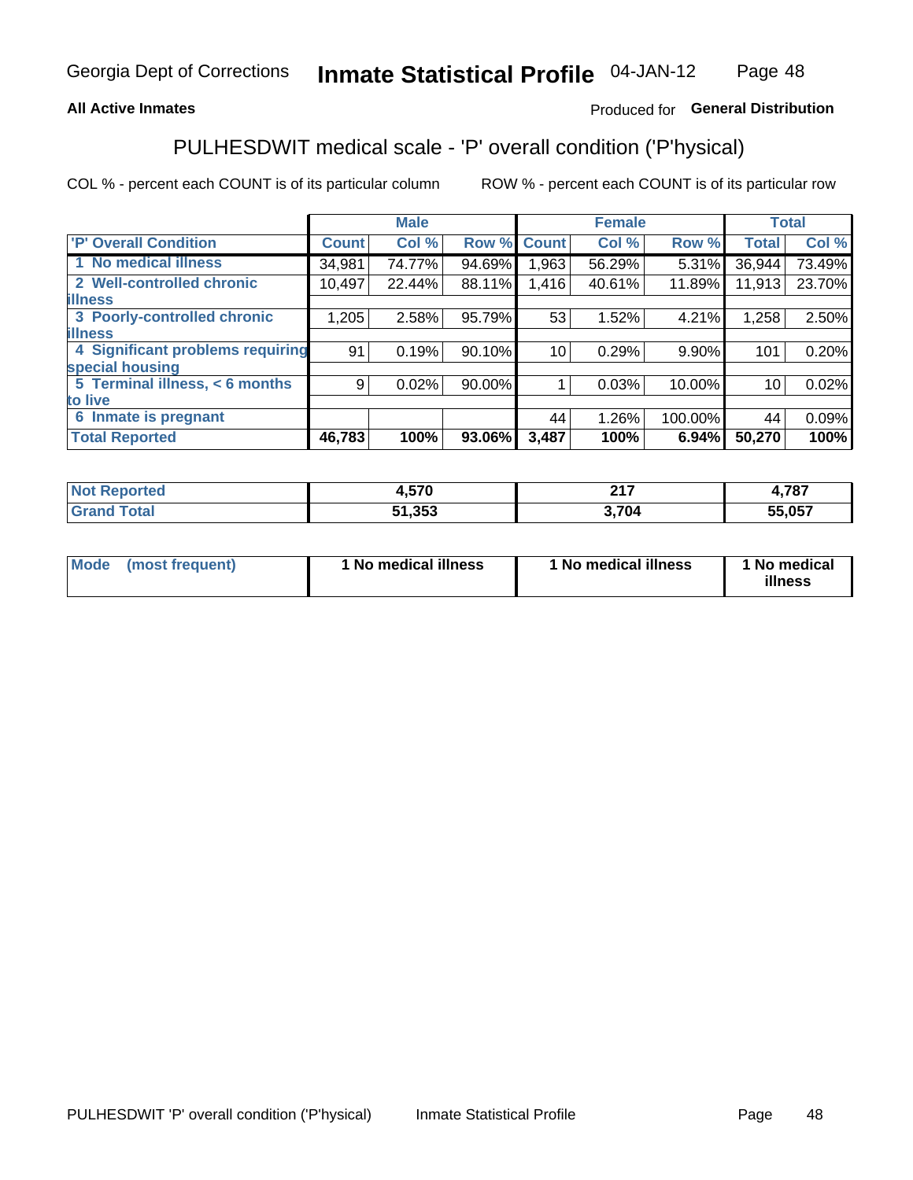Georgia Dept of Corrections **Inmate Statistical Profile** 04-JAN-12

**All Active Inmates**

Produced for **General Distribution**

## PULHESDWIT medical scale - 'P' overall condition ('P'hysical)

COL % - percent each COUNT is of its particular column

ROW % - percent each COUNT is of its particular row

| | Male | | | Female | | | Total | |
|---|---|---|---|---|---|---|---|---|
| 'P' Overall Condition | Count | Col % | Row % | Count | Col % | Row % | Total | Col % |
| 1 No medical illness | 34,981 | 74.77% | 94.69% | 1,963 | 56.29% | 5.31% | 36,944 | 73.49% |
| 2 Well-controlled chronic illness | 10,497 | 22.44% | 88.11% | 1,416 | 40.61% | 11.89% | 11,913 | 23.70% |
| 3 Poorly-controlled chronic illness | 1,205 | 2.58% | 95.79% | 53 | 1.52% | 4.21% | 1,258 | 2.50% |
| 4 Significant problems requiring special housing | 91 | 0.19% | 90.10% | 10 | 0.29% | 9.90% | 101 | 0.20% |
| 5 Terminal illness, < 6 months to live | 9 | 0.02% | 90.00% | 1 | 0.03% | 10.00% | 10 | 0.02% |
| 6 Inmate is pregnant | | | | 44 | 1.26% | 100.00% | 44 | 0.09% |
| **Total Reported** | **46,783** | **100%** | **93.06%** | **3,487** | **100%** | **6.94%** | **50,270** | **100%** |

| | Male | Female | Total |
|---|---|---|---|
| Not Reported | 4,570 | 217 | 4,787 |
| Grand Total | 51,353 | 3,704 | 55,057 |

| | Male | Female | Total |
|---|---|---|---|
| Mode (most frequent) | 1 No medical illness | 1 No medical illness | 1 No medical illness |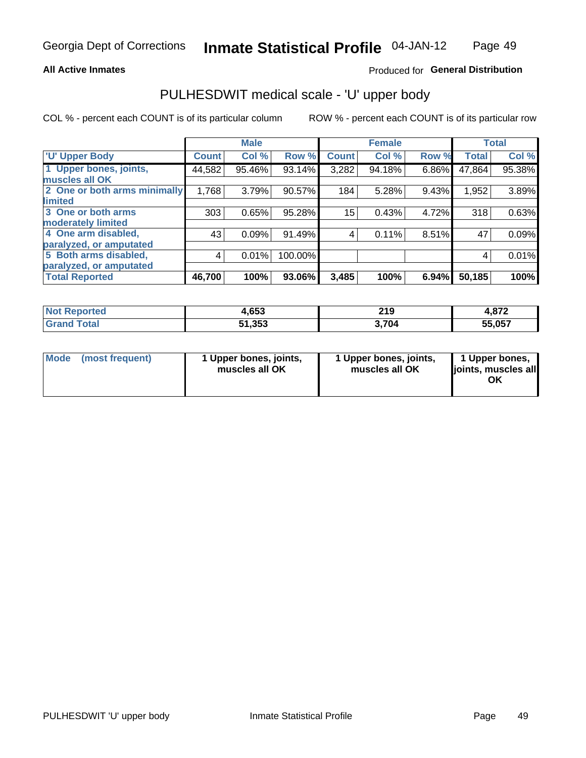Georgia Dept of Corrections **Inmate Statistical Profile** 04-JAN-12

**All Active Inmates**

Produced for **General Distribution**

## PULHESDWIT medical scale - 'U' upper body

COL % - percent each COUNT is of its particular column

ROW % - percent each COUNT is of its particular row

| | Male | | | Female | | | Total | |
|---|---|---|---|---|---|---|---|---|
| 'U' Upper Body | Count | Col % | Row % | Count | Col % | Row % | Total | Col % |
| 1 Upper bones, joints, muscles all OK | 44,582 | 95.46% | 93.14% | 3,282 | 94.18% | 6.86% | 47,864 | 95.38% |
| 2 One or both arms minimally limited | 1,768 | 3.79% | 90.57% | 184 | 5.28% | 9.43% | 1,952 | 3.89% |
| 3 One or both arms moderately limited | 303 | 0.65% | 95.28% | 15 | 0.43% | 4.72% | 318 | 0.63% |
| 4 One arm disabled, paralyzed, or amputated | 43 | 0.09% | 91.49% | 4 | 0.11% | 8.51% | 47 | 0.09% |
| 5 Both arms disabled, paralyzed, or amputated | 4 | 0.01% | 100.00% | | | | 4 | 0.01% |
| **Total Reported** | **46,700** | **100%** | **93.06%** | **3,485** | **100%** | **6.94%** | **50,185** | **100%** |

| | Male | Female | Total |
|---|---|---|---|
| Not Reported | **4,653** | **219** | **4,872** |
| Grand Total | **51,353** | **3,704** | **55,057** |

| | Male | Female | Total |
|---|---|---|---|
| Mode (most frequent) | **1 Upper bones, joints, muscles all OK** | **1 Upper bones, joints, muscles all OK** | **1 Upper bones, joints, muscles all OK** |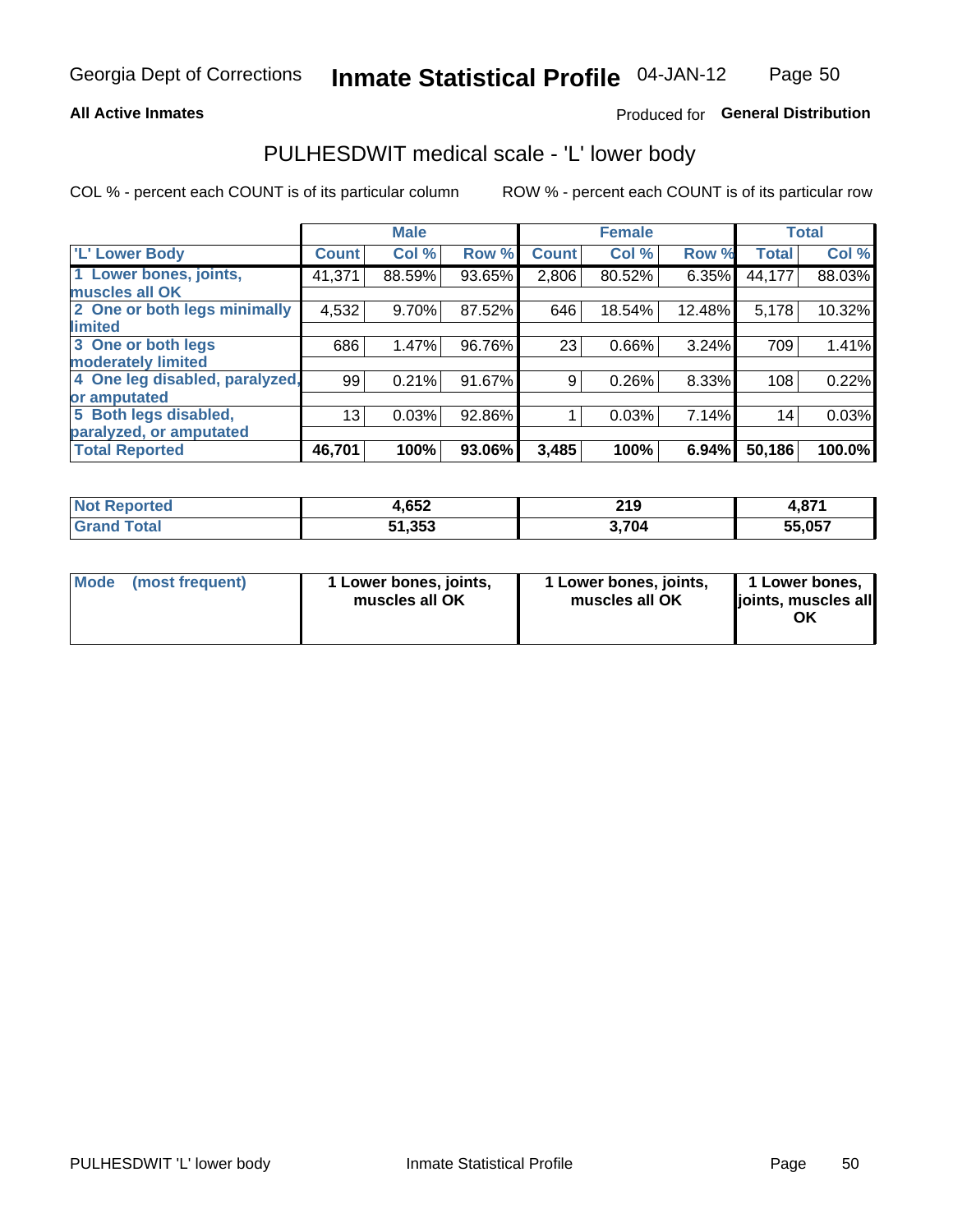Georgia Dept of Corrections **Inmate Statistical Profile** 04-JAN-12

**All Active Inmates**

Produced for **General Distribution**

# PULHESDWIT medical scale - 'L' lower body

COL % - percent each COUNT is of its particular column

ROW % - percent each COUNT is of its particular row

| | Male | | | Female | | | Total | |
|---|---|---|---|---|---|---|---|---|
| 'L' Lower Body | Count | Col % | Row % | Count | Col % | Row % | Total | Col % |
| 1 Lower bones, joints, muscles all OK | 41,371 | 88.59% | 93.65% | 2,806 | 80.52% | 6.35% | 44,177 | 88.03% |
| 2 One or both legs minimally limited | 4,532 | 9.70% | 87.52% | 646 | 18.54% | 12.48% | 5,178 | 10.32% |
| 3 One or both legs moderately limited | 686 | 1.47% | 96.76% | 23 | 0.66% | 3.24% | 709 | 1.41% |
| 4 One leg disabled, paralyzed, or amputated | 99 | 0.21% | 91.67% | 9 | 0.26% | 8.33% | 108 | 0.22% |
| 5 Both legs disabled, paralyzed, or amputated | 13 | 0.03% | 92.86% | 1 | 0.03% | 7.14% | 14 | 0.03% |
| **Total Reported** | **46,701** | **100%** | **93.06%** | **3,485** | **100%** | **6.94%** | **50,186** | **100.0%** |

| | Male | Female | Total |
|---|---|---|---|
| Not Reported | 4,652 | 219 | 4,871 |
| Grand Total | 51,353 | 3,704 | 55,057 |

| | Male | Female | Total |
|---|---|---|---|
| Mode (most frequent) | 1 Lower bones, joints, muscles all OK | 1 Lower bones, joints, muscles all OK | 1 Lower bones, joints, muscles all OK |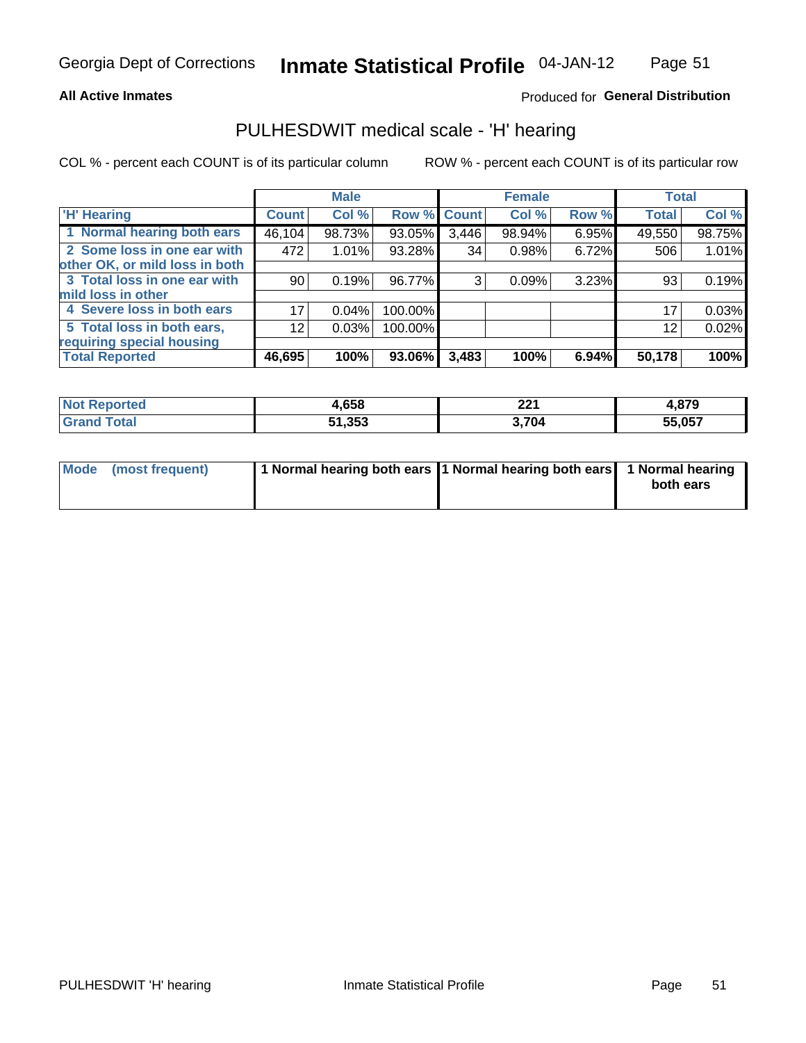Georgia Dept of Corrections **Inmate Statistical Profile** 04-JAN-12

**All Active Inmates**

Produced for **General Distribution**

## PULHESDWIT medical scale - 'H' hearing

COL % - percent each COUNT is of its particular column ROW % - percent each COUNT is of its particular row

| | Male | | | Female | | | Total | |
|---|---|---|---|---|---|---|---|---|
| 'H' Hearing | Count | Col % | Row % | Count | Col % | Row % | Total | Col % |
| 1 Normal hearing both ears | 46,104 | 98.73% | 93.05% | 3,446 | 98.94% | 6.95% | 49,550 | 98.75% |
| 2 Some loss in one ear with other OK, or mild loss in both | 472 | 1.01% | 93.28% | 34 | 0.98% | 6.72% | 506 | 1.01% |
| 3 Total loss in one ear with mild loss in other | 90 | 0.19% | 96.77% | 3 | 0.09% | 3.23% | 93 | 0.19% |
| 4 Severe loss in both ears | 17 | 0.04% | 100.00% | | | | 17 | 0.03% |
| 5 Total loss in both ears, requiring special housing | 12 | 0.03% | 100.00% | | | | 12 | 0.02% |
| **Total Reported** | **46,695** | **100%** | **93.06%** | **3,483** | **100%** | **6.94%** | **50,178** | **100%** |

| | Male | Female | Total |
|---|---|---|---|
| Not Reported | 4,658 | 221 | 4,879 |
| Grand Total | 51,353 | 3,704 | 55,057 |

| | Male | Female | Total |
|---|---|---|---|
| Mode (most frequent) | 1 Normal hearing both ears | 1 Normal hearing both ears | 1 Normal hearing both ears |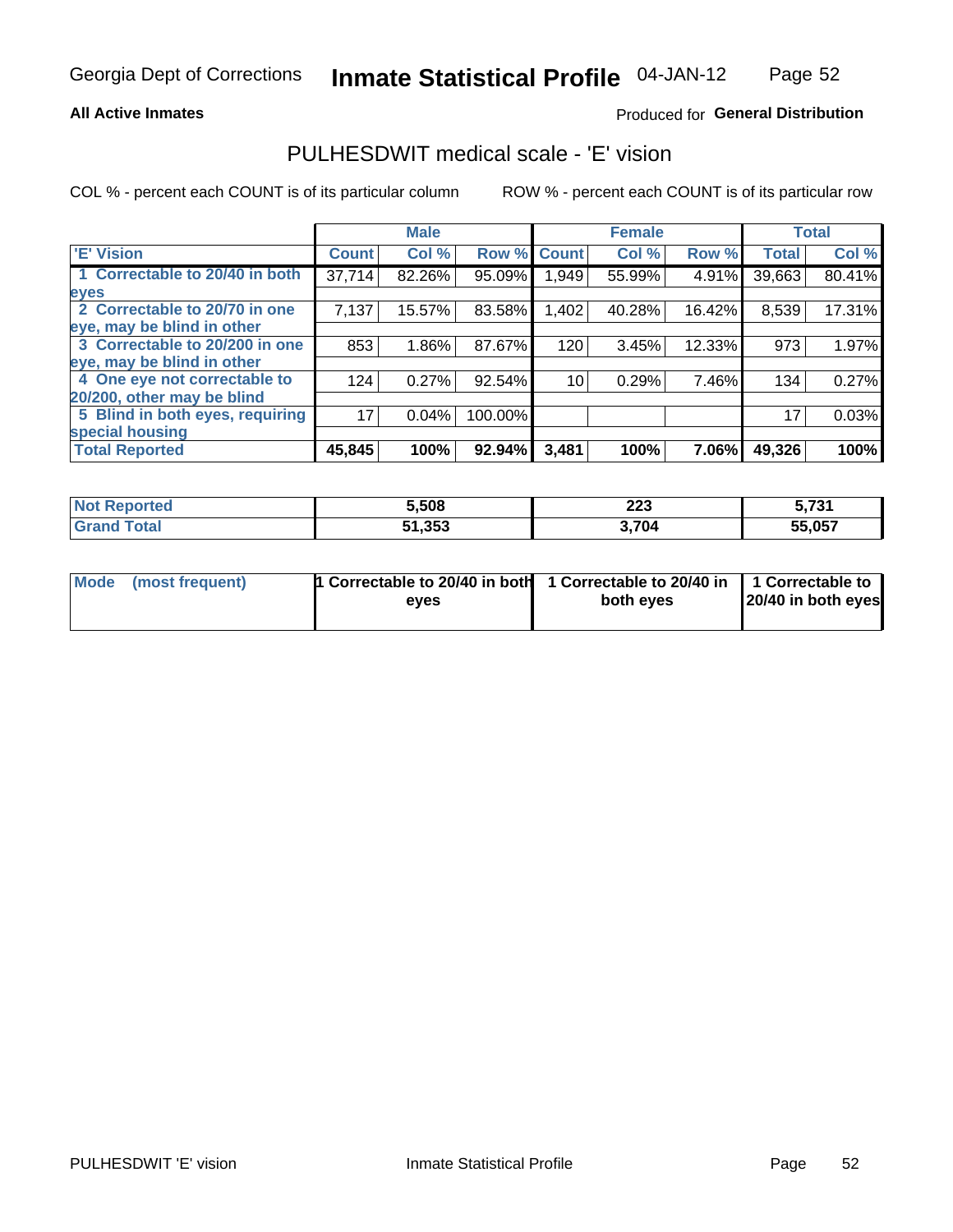Georgia Dept of Corrections **Inmate Statistical Profile** 04-JAN-12

**All Active Inmates**

Produced for **General Distribution**

## PULHESDWIT medical scale - 'E' vision

COL % - percent each COUNT is of its particular column

ROW % - percent each COUNT is of its particular row

| | Male | | | Female | | | Total | |
|---|---|---|---|---|---|---|---|---|
| 'E' Vision | Count | Col % | Row % | Count | Col % | Row % | Total | Col % |
| 1 Correctable to 20/40 in both eyes | 37,714 | 82.26% | 95.09% | 1,949 | 55.99% | 4.91% | 39,663 | 80.41% |
| 2 Correctable to 20/70 in one eye, may be blind in other | 7,137 | 15.57% | 83.58% | 1,402 | 40.28% | 16.42% | 8,539 | 17.31% |
| 3 Correctable to 20/200 in one eye, may be blind in other | 853 | 1.86% | 87.67% | 120 | 3.45% | 12.33% | 973 | 1.97% |
| 4 One eye not correctable to 20/200, other may be blind | 124 | 0.27% | 92.54% | 10 | 0.29% | 7.46% | 134 | 0.27% |
| 5 Blind in both eyes, requiring special housing | 17 | 0.04% | 100.00% | | | | 17 | 0.03% |
| **Total Reported** | **45,845** | **100%** | **92.94%** | **3,481** | **100%** | **7.06%** | **49,326** | **100%** |

| | Male | Female | Total |
|---|---|---|---|
| **Not Reported** | **5,508** | **223** | **5,731** |
| **Grand Total** | **51,353** | **3,704** | **55,057** |

| | Male | Female | Total |
|---|---|---|---|
| **Mode (most frequent)** | **1 Correctable to 20/40 in both eyes** | **1 Correctable to 20/40 in both eyes** | **1 Correctable to 20/40 in both eyes** |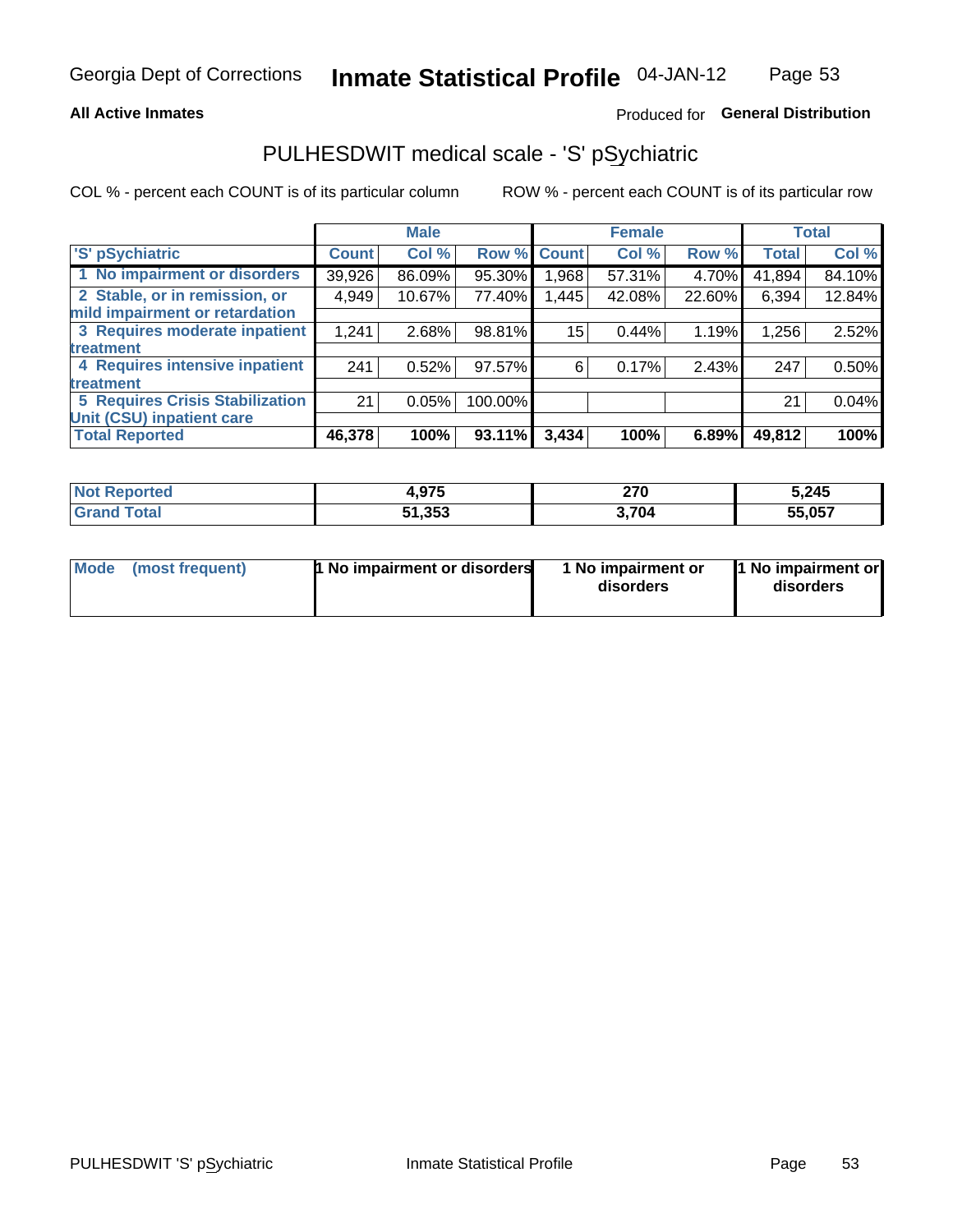Georgia Dept of Corrections **Inmate Statistical Profile** 04-JAN-12

**All Active Inmates**

Produced for **General Distribution**

## PULHESDWIT medical scale - 'S' pSychiatric

COL % - percent each COUNT is of its particular column

ROW % - percent each COUNT is of its particular row

| 'S' pSychiatric | Male | | | Female | | | Total | |
|---|---|---|---|---|---|---|---|---|
| | Count | Col % | Row % | Count | Col % | Row % | Total | Col % |
| 1 No impairment or disorders | 39,926 | 86.09% | 95.30% | 1,968 | 57.31% | 4.70% | 41,894 | 84.10% |
| 2 Stable, or in remission, or mild impairment or retardation | 4,949 | 10.67% | 77.40% | 1,445 | 42.08% | 22.60% | 6,394 | 12.84% |
| 3 Requires moderate inpatient treatment | 1,241 | 2.68% | 98.81% | 15 | 0.44% | 1.19% | 1,256 | 2.52% |
| 4 Requires intensive inpatient treatment | 241 | 0.52% | 97.57% | 6 | 0.17% | 2.43% | 247 | 0.50% |
| 5 Requires Crisis Stabilization Unit (CSU) inpatient care | 21 | 0.05% | 100.00% | | | | 21 | 0.04% |
| **Total Reported** | **46,378** | **100%** | **93.11%** | **3,434** | **100%** | **6.89%** | **49,812** | **100%** |

| | Male | Female | Total |
|---|---|---|---|
| **Not Reported** | **4,975** | **270** | **5,245** |
| **Grand Total** | **51,353** | **3,704** | **55,057** |

| | Male | Female | Total |
|---|---|---|---|
| **Mode (most frequent)** | **1 No impairment or disorders** | **1 No impairment or disorders** | **1 No impairment or disorders** |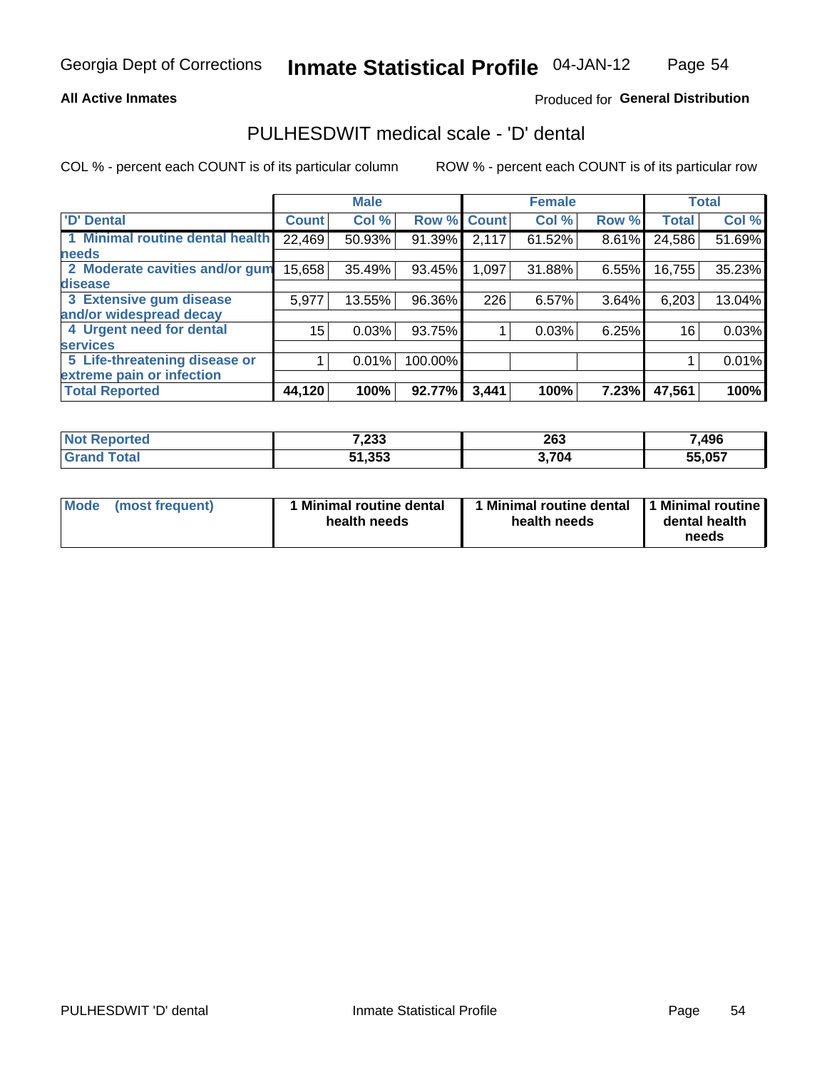Georgia Dept of Corrections **Inmate Statistical Profile** 04-JAN-12

**All Active Inmates**

Produced for **General Distribution**

## PULHESDWIT medical scale - 'D' dental

COL % - percent each COUNT is of its particular column ROW % - percent each COUNT is of its particular row

| | Male | | | Female | | | Total | |
|---|---|---|---|---|---|---|---|---|
| 'D' Dental | Count | Col % | Row % | Count | Col % | Row % | Total | Col % |
| 1 Minimal routine dental health needs | 22,469 | 50.93% | 91.39% | 2,117 | 61.52% | 8.61% | 24,586 | 51.69% |
| 2 Moderate cavities and/or gum disease | 15,658 | 35.49% | 93.45% | 1,097 | 31.88% | 6.55% | 16,755 | 35.23% |
| 3 Extensive gum disease and/or widespread decay | 5,977 | 13.55% | 96.36% | 226 | 6.57% | 3.64% | 6,203 | 13.04% |
| 4 Urgent need for dental services | 15 | 0.03% | 93.75% | 1 | 0.03% | 6.25% | 16 | 0.03% |
| 5 Life-threatening disease or extreme pain or infection | 1 | 0.01% | 100.00% | | | | 1 | 0.01% |
| **Total Reported** | **44,120** | **100%** | **92.77%** | **3,441** | **100%** | **7.23%** | **47,561** | **100%** |

| | Male | Female | Total |
|---|---|---|---|
| Not Reported | 7,233 | 263 | 7,496 |
| Grand Total | 51,353 | 3,704 | 55,057 |

| | Male | Female | Total |
|---|---|---|---|
| Mode (most frequent) | 1 Minimal routine dental health needs | 1 Minimal routine dental health needs | 1 Minimal routine dental health needs |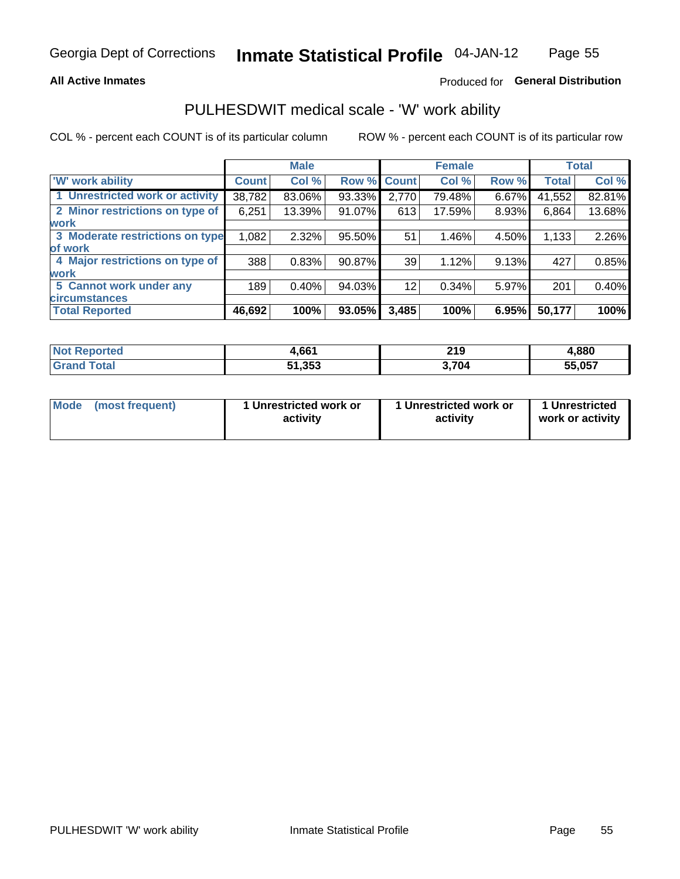Georgia Dept of Corrections **Inmate Statistical Profile** 04-JAN-12

**All Active Inmates**

Produced for **General Distribution**

## PULHESDWIT medical scale - 'W' work ability

COL % - percent each COUNT is of its particular column

ROW % - percent each COUNT is of its particular row

| | Male | | | Female | | | Total | |
|---|---|---|---|---|---|---|---|---|
| 'W' work ability | Count | Col % | Row % | Count | Col % | Row % | Total | Col % |
| 1 Unrestricted work or activity | 38,782 | 83.06% | 93.33% | 2,770 | 79.48% | 6.67% | 41,552 | 82.81% |
| 2 Minor restrictions on type of work | 6,251 | 13.39% | 91.07% | 613 | 17.59% | 8.93% | 6,864 | 13.68% |
| 3 Moderate restrictions on type of work | 1,082 | 2.32% | 95.50% | 51 | 1.46% | 4.50% | 1,133 | 2.26% |
| 4 Major restrictions on type of work | 388 | 0.83% | 90.87% | 39 | 1.12% | 9.13% | 427 | 0.85% |
| 5 Cannot work under any circumstances | 189 | 0.40% | 94.03% | 12 | 0.34% | 5.97% | 201 | 0.40% |
| **Total Reported** | **46,692** | **100%** | **93.05%** | **3,485** | **100%** | **6.95%** | **50,177** | **100%** |

| | Male | Female | Total |
|---|---|---|---|
| Not Reported | 4,661 | 219 | 4,880 |
| Grand Total | 51,353 | 3,704 | 55,057 |

| | Male | Female | Total |
|---|---|---|---|
| Mode (most frequent) | 1 Unrestricted work or activity | 1 Unrestricted work or activity | 1 Unrestricted work or activity |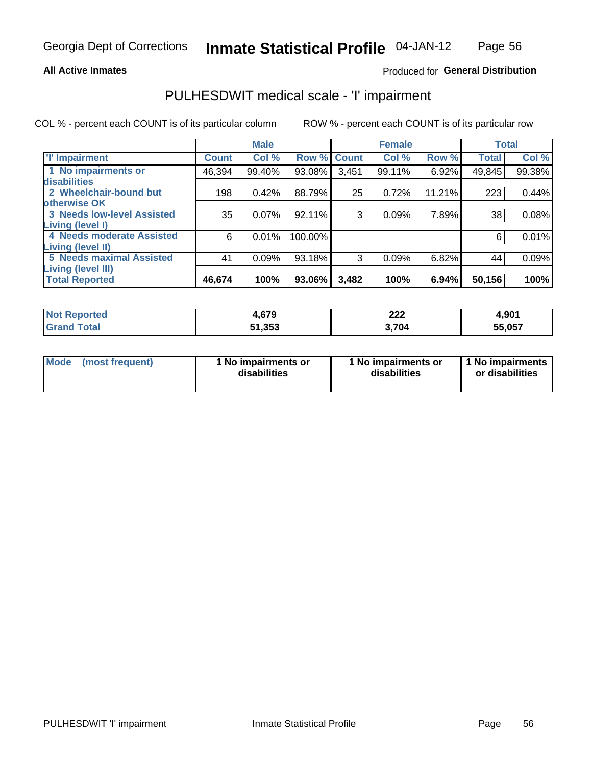Georgia Dept of Corrections **Inmate Statistical Profile** 04-JAN-12

**All Active Inmates**

Produced for **General Distribution**

# PULHESDWIT medical scale - 'I' impairment

COL % - percent each COUNT is of its particular column ROW % - percent each COUNT is of its particular row

| | Male | | | Female | | | Total | |
|---|---|---|---|---|---|---|---|---|
| 'I' Impairment | Count | Col % | Row % | Count | Col % | Row % | Total | Col % |
| 1 No impairments or disabilities | 46,394 | 99.40% | 93.08% | 3,451 | 99.11% | 6.92% | 49,845 | 99.38% |
| 2 Wheelchair-bound but otherwise OK | 198 | 0.42% | 88.79% | 25 | 0.72% | 11.21% | 223 | 0.44% |
| 3 Needs low-level Assisted Living (level I) | 35 | 0.07% | 92.11% | 3 | 0.09% | 7.89% | 38 | 0.08% |
| 4 Needs moderate Assisted Living (level II) | 6 | 0.01% | 100.00% | | | | 6 | 0.01% |
| 5 Needs maximal Assisted Living (level III) | 41 | 0.09% | 93.18% | 3 | 0.09% | 6.82% | 44 | 0.09% |
| **Total Reported** | **46,674** | **100%** | **93.06%** | **3,482** | **100%** | **6.94%** | **50,156** | **100%** |

| | Male | Female | Total |
|---|---|---|---|
| Not Reported | 4,679 | 222 | 4,901 |
| Grand Total | 51,353 | 3,704 | 55,057 |

| | Male | Female | Total |
|---|---|---|---|
| Mode (most frequent) | 1 No impairments or disabilities | 1 No impairments or disabilities | 1 No impairments or disabilities |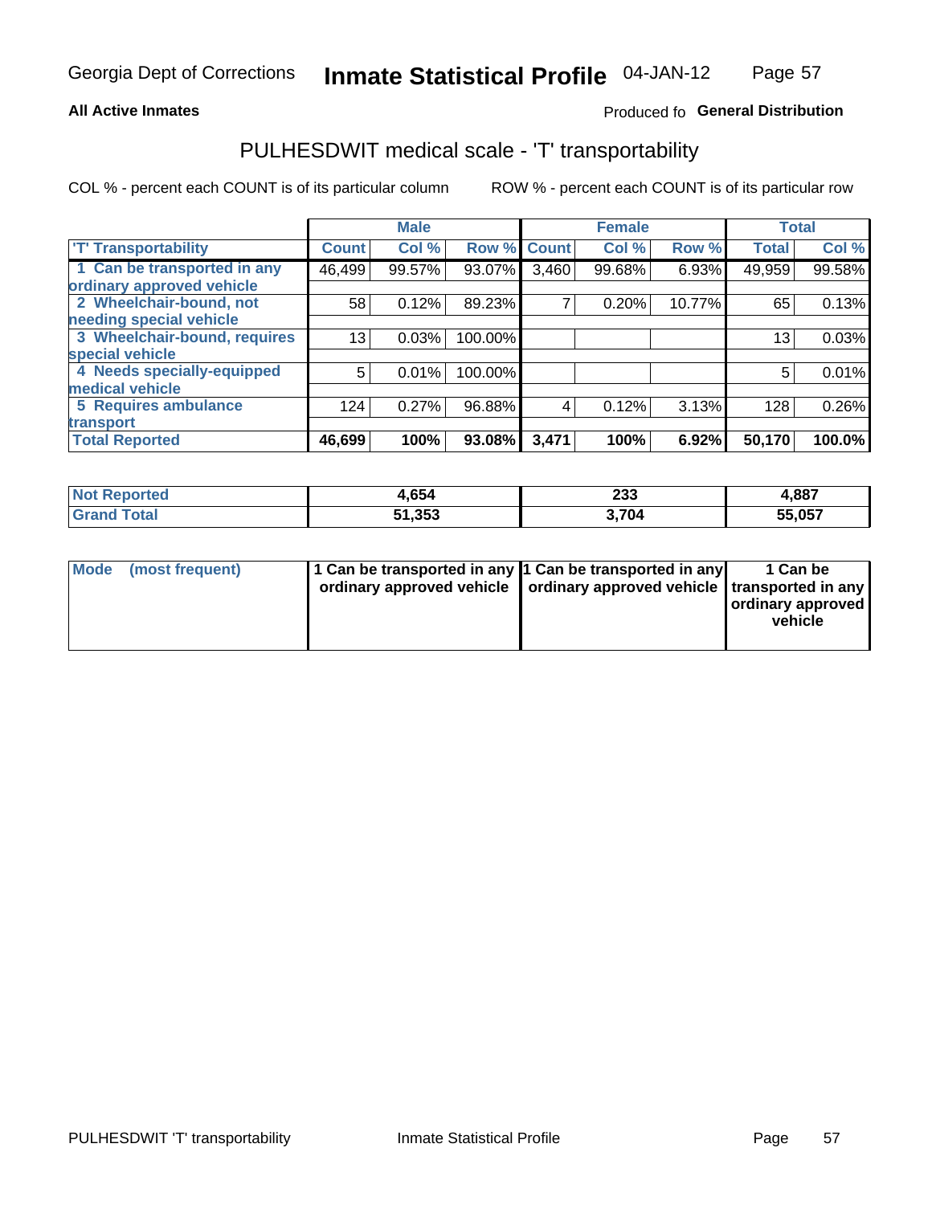Georgia Dept of Corrections **Inmate Statistical Profile** 04-JAN-12

**All Active Inmates**

Produced fo **General Distribution**

## PULHESDWIT medical scale - 'T' transportability

COL % - percent each COUNT is of its particular column ROW % - percent each COUNT is of its particular row

| | Male | | | Female | | | Total | |
|---|---|---|---|---|---|---|---|---|
| 'T' Transportability | Count | Col % | Row % | Count | Col % | Row % | Total | Col % |
| 1 Can be transported in any ordinary approved vehicle | 46,499 | 99.57% | 93.07% | 3,460 | 99.68% | 6.93% | 49,959 | 99.58% |
| 2 Wheelchair-bound, not needing special vehicle | 58 | 0.12% | 89.23% | 7 | 0.20% | 10.77% | 65 | 0.13% |
| 3 Wheelchair-bound, requires special vehicle | 13 | 0.03% | 100.00% | | | | 13 | 0.03% |
| 4 Needs specially-equipped medical vehicle | 5 | 0.01% | 100.00% | | | | 5 | 0.01% |
| 5 Requires ambulance transport | 124 | 0.27% | 96.88% | 4 | 0.12% | 3.13% | 128 | 0.26% |
| **Total Reported** | **46,699** | **100%** | **93.08%** | **3,471** | **100%** | **6.92%** | **50,170** | **100.0%** |

| | Male | Female | Total |
|---|---|---|---|
| **Not Reported** | **4,654** | **233** | **4,887** |
| **Grand Total** | **51,353** | **3,704** | **55,057** |

| | Male | Female | Total |
|---|---|---|---|
| **Mode (most frequent)** | **1 Can be transported in any ordinary approved vehicle** | **1 Can be transported in any ordinary approved vehicle** | **1 Can be transported in any ordinary approved vehicle** |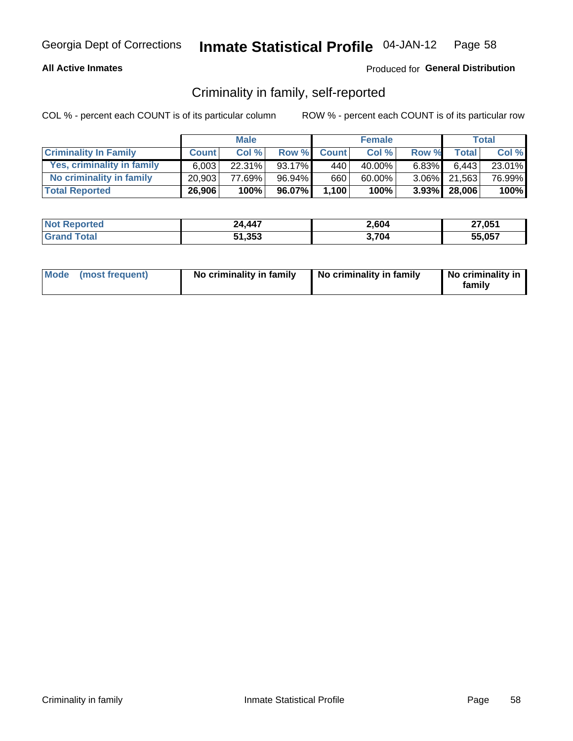Georgia Dept of Corrections **Inmate Statistical Profile** 04-JAN-12

**All Active Inmates**

Produced for **General Distribution**

## Criminality in family, self-reported

COL % - percent each COUNT is of its particular column

ROW % - percent each COUNT is of its particular row

| | Male | | | Female | | | Total | |
|---|---|---|---|---|---|---|---|---|
| **Criminality In Family** | **Count** | **Col %** | **Row %** | **Count** | **Col %** | **Row %** | **Total** | **Col %** |
| Yes, criminality in family | 6,003 | 22.31% | 93.17% | 440 | 40.00% | 6.83% | 6,443 | 23.01% |
| No criminality in family | 20,903 | 77.69% | 96.94% | 660 | 60.00% | 3.06% | 21,563 | 76.99% |
| **Total Reported** | **26,906** | **100%** | **96.07%** | **1,100** | **100%** | **3.93%** | **28,006** | **100%** |

| | Male | Female | Total |
|---|---|---|---|
| **Not Reported** | **24,447** | **2,604** | **27,051** |
| **Grand Total** | **51,353** | **3,704** | **55,057** |

| | Male | Female | Total |
|---|---|---|---|
| **Mode (most frequent)** | **No criminality in family** | **No criminality in family** | **No criminality in family** |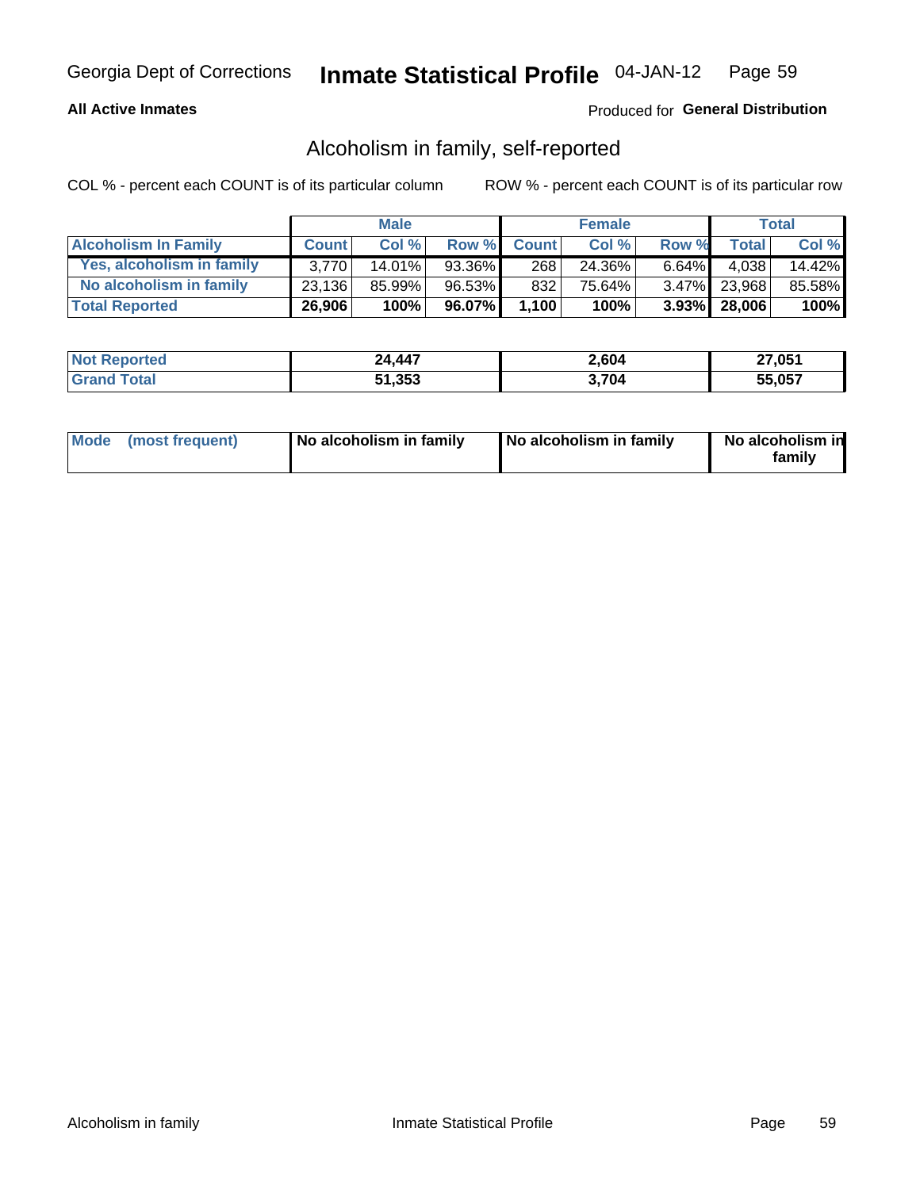Georgia Dept of Corrections **Inmate Statistical Profile** 04-JAN-12

**All Active Inmates**

Produced for **General Distribution**

## Alcoholism in family, self-reported

COL % - percent each COUNT is of its particular column

ROW % - percent each COUNT is of its particular row

| | Male | | | Female | | | Total | |
|---|---|---|---|---|---|---|---|---|
| **Alcoholism In Family** | **Count** | **Col %** | **Row %** | **Count** | **Col %** | **Row %** | **Total** | **Col %** |
| **Yes, alcoholism in family** | 3,770 | 14.01% | 93.36% | 268 | 24.36% | 6.64% | 4,038 | 14.42% |
| **No alcoholism in family** | 23,136 | 85.99% | 96.53% | 832 | 75.64% | 3.47% | 23,968 | 85.58% |
| **Total Reported** | **26,906** | **100%** | **96.07%** | **1,100** | **100%** | **3.93%** | **28,006** | **100%** |

| | Male | Female | Total |
|---|---|---|---|
| **Not Reported** | **24,447** | **2,604** | **27,051** |
| **Grand Total** | **51,353** | **3,704** | **55,057** |

| | Male | Female | Total |
|---|---|---|---|
| **Mode (most frequent)** | **No alcoholism in family** | **No alcoholism in family** | **No alcoholism in family** |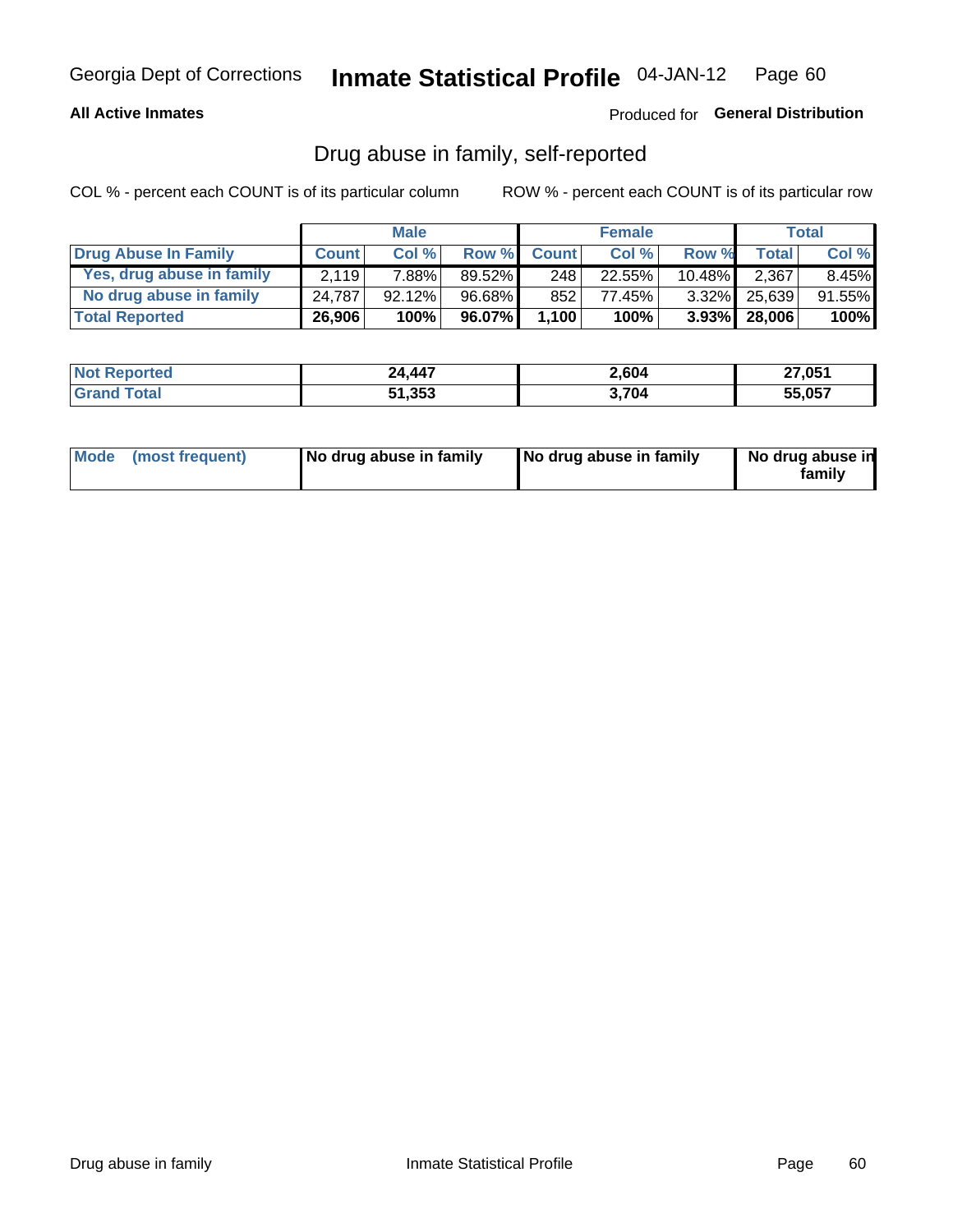Georgia Dept of Corrections **Inmate Statistical Profile** 04-JAN-12

**All Active Inmates**

Produced for **General Distribution**

## Drug abuse in family, self-reported

COL % - percent each COUNT is of its particular column

ROW % - percent each COUNT is of its particular row

| | Male | | | Female | | | Total | |
|---|---|---|---|---|---|---|---|---|
| **Drug Abuse In Family** | **Count** | **Col %** | **Row %** | **Count** | **Col %** | **Row %** | **Total** | **Col %** |
| **Yes, drug abuse in family** | 2,119 | 7.88% | 89.52% | 248 | 22.55% | 10.48% | 2,367 | 8.45% |
| **No drug abuse in family** | 24,787 | 92.12% | 96.68% | 852 | 77.45% | 3.32% | 25,639 | 91.55% |
| **Total Reported** | **26,906** | **100%** | **96.07%** | **1,100** | **100%** | **3.93%** | **28,006** | **100%** |

| | Male | Female | Total |
|---|---|---|---|
| **Not Reported** | **24,447** | **2,604** | **27,051** |
| **Grand Total** | **51,353** | **3,704** | **55,057** |

| | Male | Female | Total |
|---|---|---|---|
| **Mode (most frequent)** | **No drug abuse in family** | **No drug abuse in family** | **No drug abuse in family** |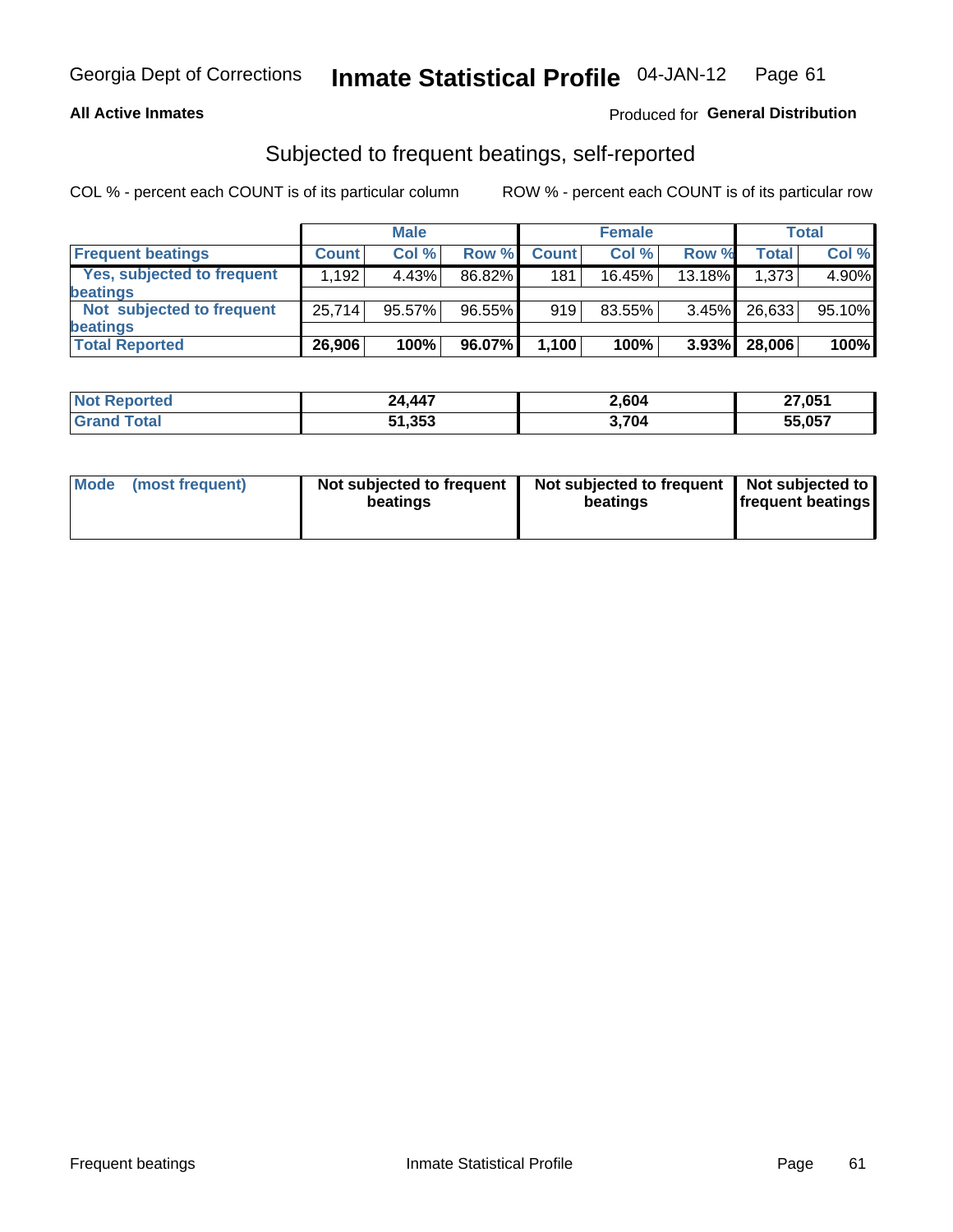Georgia Dept of Corrections **Inmate Statistical Profile** 04-JAN-12

**All Active Inmates**

Produced for **General Distribution**

## Subjected to frequent beatings, self-reported

COL % - percent each COUNT is of its particular column

ROW % - percent each COUNT is of its particular row

| | Male | | | Female | | | Total | |
|---|---|---|---|---|---|---|---|---|
| **Frequent beatings** | **Count** | **Col %** | **Row %** | **Count** | **Col %** | **Row %** | **Total** | **Col %** |
| Yes, subjected to frequent beatings | 1,192 | 4.43% | 86.82% | 181 | 16.45% | 13.18% | 1,373 | 4.90% |
| Not subjected to frequent beatings | 25,714 | 95.57% | 96.55% | 919 | 83.55% | 3.45% | 26,633 | 95.10% |
| **Total Reported** | **26,906** | **100%** | **96.07%** | **1,100** | **100%** | **3.93%** | **28,006** | **100%** |

| | Male | Female | Total |
|---|---|---|---|
| **Not Reported** | **24,447** | **2,604** | **27,051** |
| **Grand Total** | **51,353** | **3,704** | **55,057** |

| | Male | Female | Total |
|---|---|---|---|
| **Mode (most frequent)** | **Not subjected to frequent beatings** | **Not subjected to frequent beatings** | **Not subjected to frequent beatings** |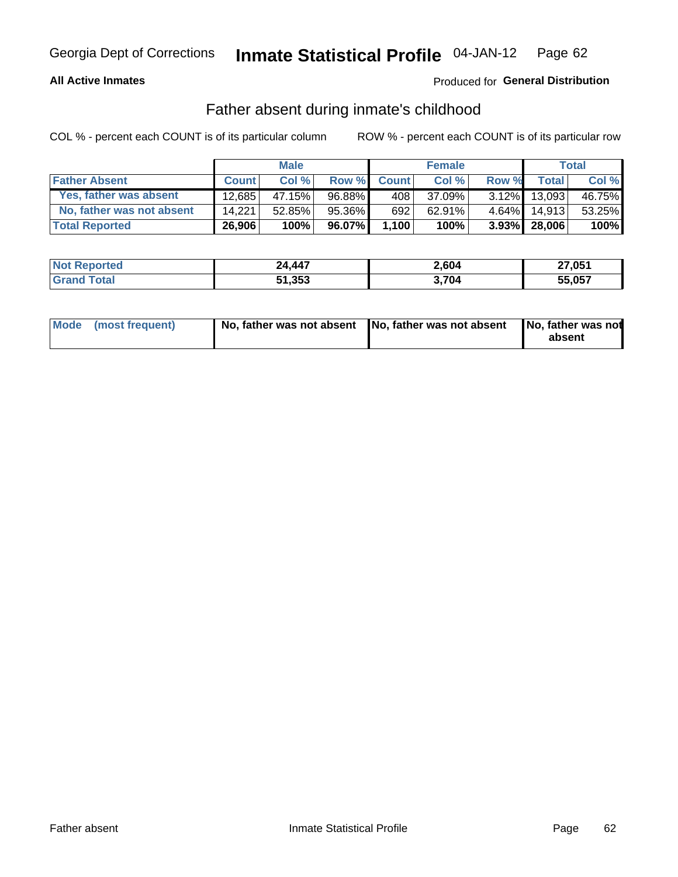Georgia Dept of Corrections **Inmate Statistical Profile** 04-JAN-12

**All Active Inmates**

Produced for **General Distribution**

## Father absent during inmate's childhood

COL % - percent each COUNT is of its particular column ROW % - percent each COUNT is of its particular row

| | Male | | | Female | | | Total | |
|---|---|---|---|---|---|---|---|---|
| **Father Absent** | **Count** | **Col %** | **Row %** | **Count** | **Col %** | **Row %** | **Total** | **Col %** |
| **Yes, father was absent** | 12,685 | 47.15% | 96.88% | 408 | 37.09% | 3.12% | 13,093 | 46.75% |
| **No, father was not absent** | 14,221 | 52.85% | 95.36% | 692 | 62.91% | 4.64% | 14,913 | 53.25% |
| **Total Reported** | **26,906** | **100%** | **96.07%** | **1,100** | **100%** | **3.93%** | **28,006** | **100%** |

| | Male | Female | Total |
|---|---|---|---|
| **Not Reported** | **24,447** | **2,604** | **27,051** |
| **Grand Total** | **51,353** | **3,704** | **55,057** |

| | Male | Female | Total |
|---|---|---|---|
| **Mode (most frequent)** | **No, father was not absent** | **No, father was not absent** | **No, father was not absent** |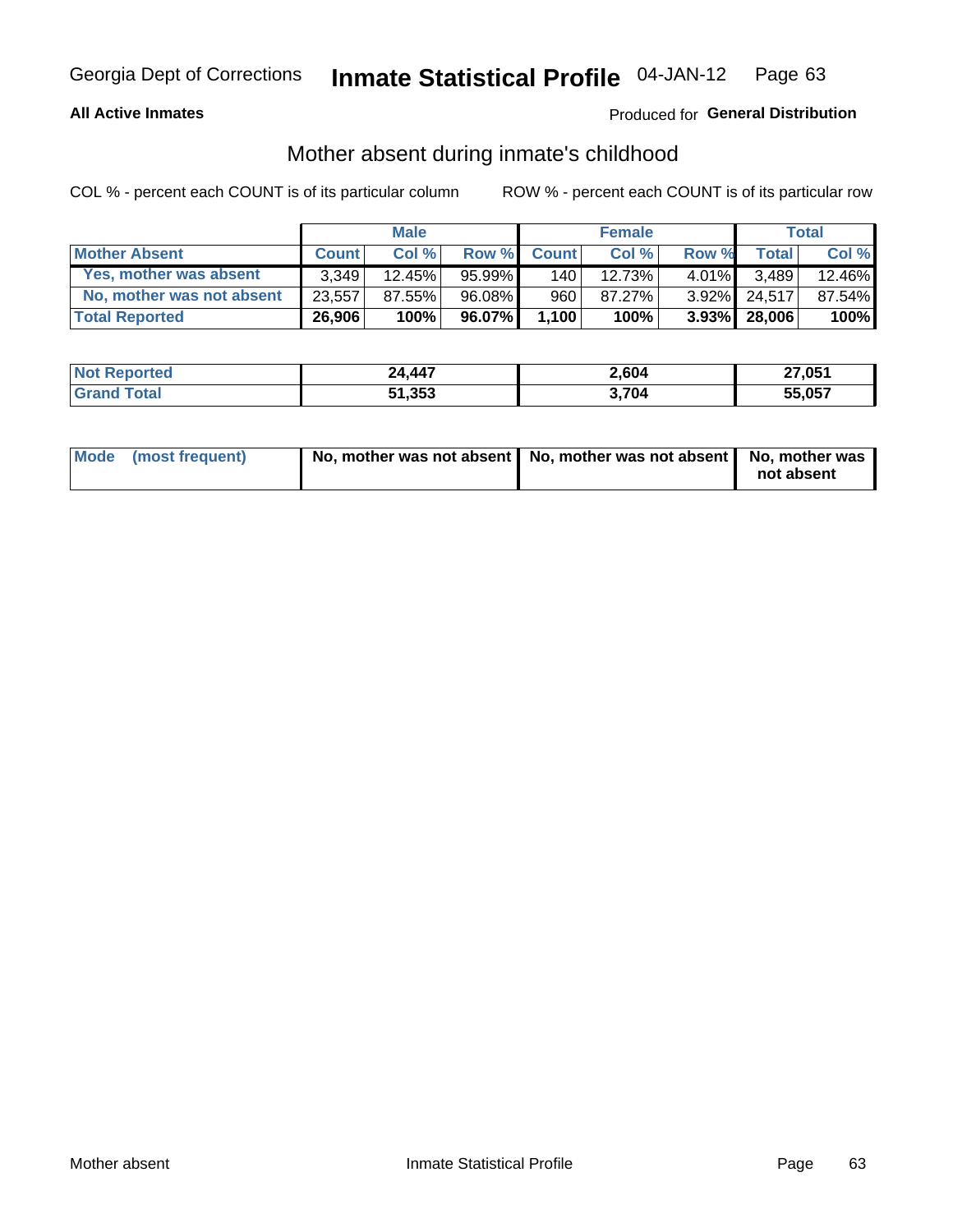Georgia Dept of Corrections **Inmate Statistical Profile** 04-JAN-12

**All Active Inmates**

Produced for **General Distribution**

## Mother absent during inmate's childhood

COL % - percent each COUNT is of its particular column    ROW % - percent each COUNT is of its particular row

| | Male | | | Female | | | Total | |
|---|---|---|---|---|---|---|---|---|
| **Mother Absent** | **Count** | **Col %** | **Row %** | **Count** | **Col %** | **Row %** | **Total** | **Col %** |
| **Yes, mother was absent** | 3,349 | 12.45% | 95.99% | 140 | 12.73% | 4.01% | 3,489 | 12.46% |
| **No, mother was not absent** | 23,557 | 87.55% | 96.08% | 960 | 87.27% | 3.92% | 24,517 | 87.54% |
| **Total Reported** | **26,906** | **100%** | **96.07%** | **1,100** | **100%** | **3.93%** | **28,006** | **100%** |

| | Male | Female | Total |
|---|---|---|---|
| **Not Reported** | **24,447** | **2,604** | **27,051** |
| **Grand Total** | **51,353** | **3,704** | **55,057** |

| | Male | Female | Total |
|---|---|---|---|
| **Mode (most frequent)** | **No, mother was not absent** | **No, mother was not absent** | **No, mother was not absent** |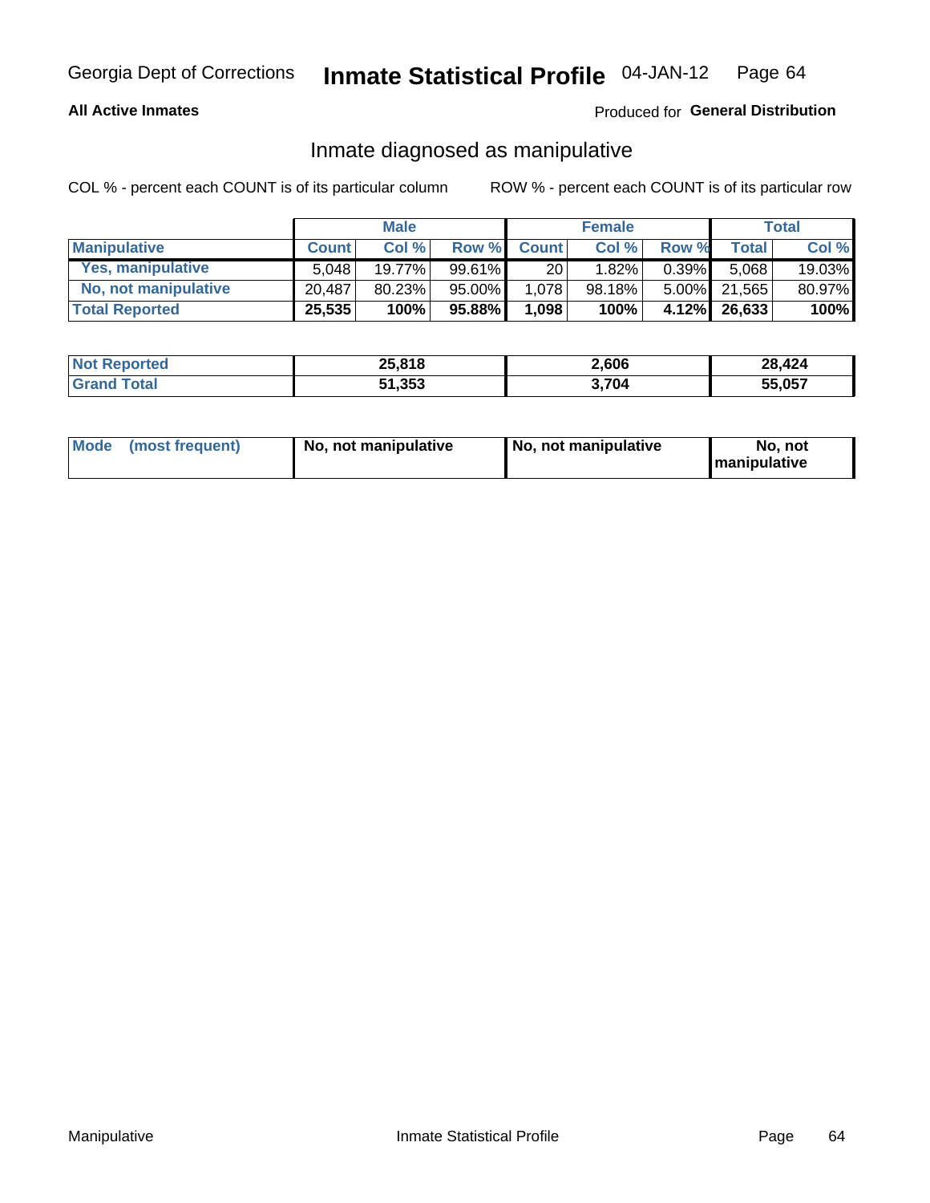Georgia Dept of Corrections **Inmate Statistical Profile** 04-JAN-12

**All Active Inmates**

Produced for **General Distribution**

## Inmate diagnosed as manipulative

COL % - percent each COUNT is of its particular column

ROW % - percent each COUNT is of its particular row

| | Male | | | Female | | | Total | |
|---|---|---|---|---|---|---|---|---|
| **Manipulative** | **Count** | **Col %** | **Row %** | **Count** | **Col %** | **Row %** | **Total** | **Col %** |
| **Yes, manipulative** | 5,048 | 19.77% | 99.61% | 20 | 1.82% | 0.39% | 5,068 | 19.03% |
| **No, not manipulative** | 20,487 | 80.23% | 95.00% | 1,078 | 98.18% | 5.00% | 21,565 | 80.97% |
| **Total Reported** | **25,535** | **100%** | **95.88%** | **1,098** | **100%** | **4.12%** | **26,633** | **100%** |

| | Male | Female | Total |
|---|---|---|---|
| **Not Reported** | **25,818** | **2,606** | **28,424** |
| **Grand Total** | **51,353** | **3,704** | **55,057** |

| | Male | Female | Total |
|---|---|---|---|
| **Mode (most frequent)** | **No, not manipulative** | **No, not manipulative** | **No, not manipulative** |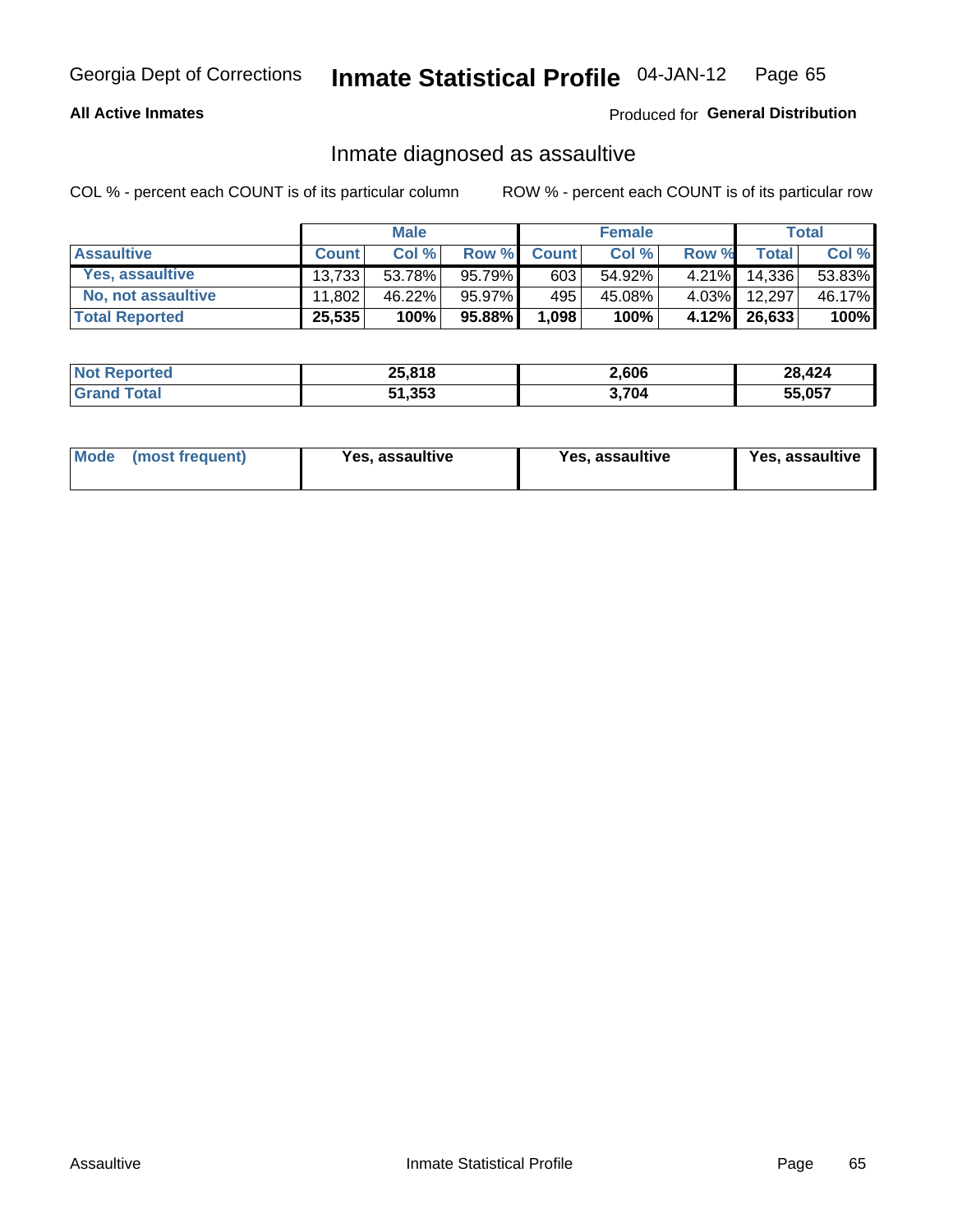Georgia Dept of Corrections **Inmate Statistical Profile** 04-JAN-12

**All Active Inmates**

Produced for **General Distribution**

## Inmate diagnosed as assaultive

COL % - percent each COUNT is of its particular column

ROW % - percent each COUNT is of its particular row

| | Male | | | Female | | | Total | |
|---|---|---|---|---|---|---|---|---|
| **Assaultive** | **Count** | **Col %** | **Row %** | **Count** | **Col %** | **Row %** | **Total** | **Col %** |
| Yes, assaultive | 13,733 | 53.78% | 95.79% | 603 | 54.92% | 4.21% | 14,336 | 53.83% |
| No, not assaultive | 11,802 | 46.22% | 95.97% | 495 | 45.08% | 4.03% | 12,297 | 46.17% |
| **Total Reported** | **25,535** | **100%** | **95.88%** | **1,098** | **100%** | **4.12%** | **26,633** | **100%** |

| | Male | Female | Total |
|---|---|---|---|
| **Not Reported** | **25,818** | **2,606** | **28,424** |
| **Grand Total** | **51,353** | **3,704** | **55,057** |

| | Male | Female | Total |
|---|---|---|---|
| **Mode (most frequent)** | **Yes, assaultive** | **Yes, assaultive** | **Yes, assaultive** |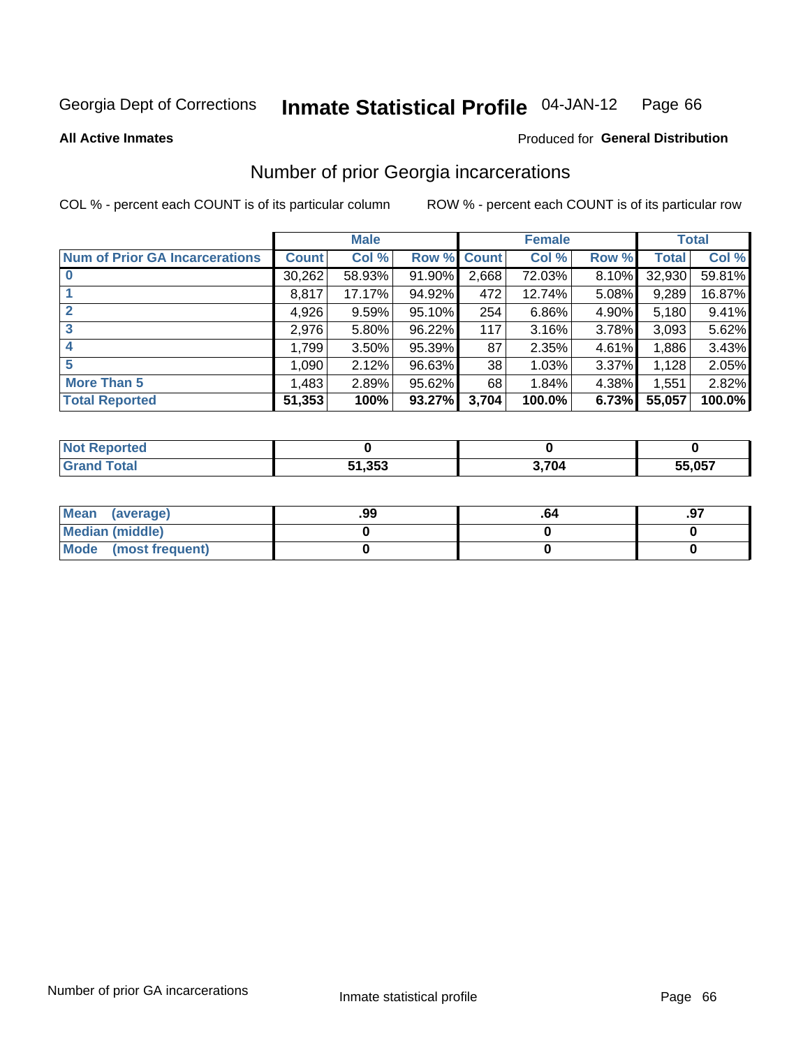Georgia Dept of Corrections **Inmate Statistical Profile** 04-JAN-12

**All Active Inmates**

Produced for **General Distribution**

## Number of prior Georgia incarcerations

COL % - percent each COUNT is of its particular column ROW % - percent each COUNT is of its particular row

| | Male | | | Female | | | Total | |
|---|---|---|---|---|---|---|---|---|
| **Num of Prior GA Incarcerations** | **Count** | **Col %** | **Row %** | **Count** | **Col %** | **Row %** | **Total** | **Col %** |
| **0** | 30,262 | 58.93% | 91.90% | 2,668 | 72.03% | 8.10% | 32,930 | 59.81% |
| **1** | 8,817 | 17.17% | 94.92% | 472 | 12.74% | 5.08% | 9,289 | 16.87% |
| **2** | 4,926 | 9.59% | 95.10% | 254 | 6.86% | 4.90% | 5,180 | 9.41% |
| **3** | 2,976 | 5.80% | 96.22% | 117 | 3.16% | 3.78% | 3,093 | 5.62% |
| **4** | 1,799 | 3.50% | 95.39% | 87 | 2.35% | 4.61% | 1,886 | 3.43% |
| **5** | 1,090 | 2.12% | 96.63% | 38 | 1.03% | 3.37% | 1,128 | 2.05% |
| **More Than 5** | 1,483 | 2.89% | 95.62% | 68 | 1.84% | 4.38% | 1,551 | 2.82% |
| **Total Reported** | **51,353** | **100%** | **93.27%** | **3,704** | **100.0%** | **6.73%** | **55,057** | **100.0%** |

| | Male | Female | Total |
|---|---|---|---|
| **Not Reported** | **0** | **0** | **0** |
| **Grand Total** | **51,353** | **3,704** | **55,057** |

| | Male | Female | Total |
|---|---|---|---|
| **Mean (average)** | **.99** | **.64** | **.97** |
| **Median (middle)** | **0** | **0** | **0** |
| **Mode (most frequent)** | **0** | **0** | **0** |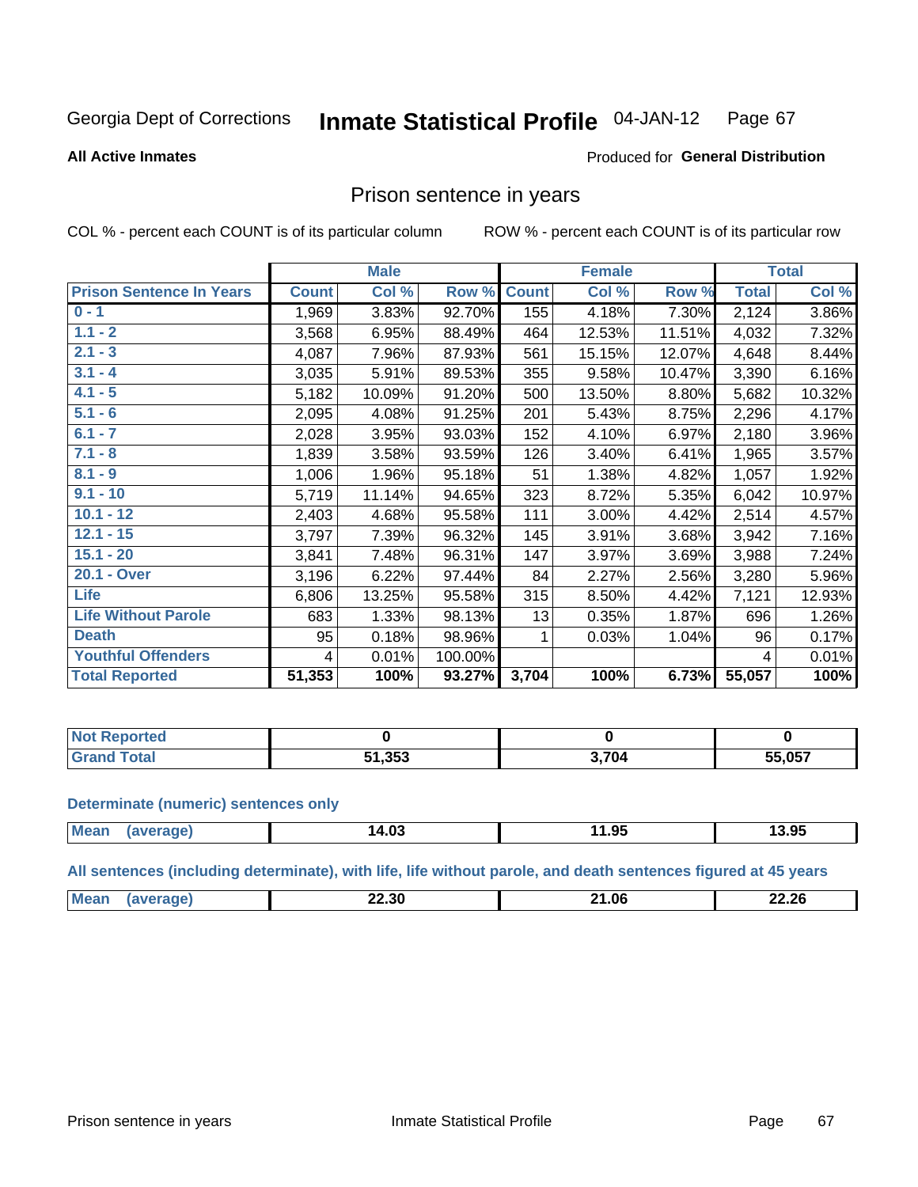Georgia Dept of Corrections **Inmate Statistical Profile** 04-JAN-12

**All Active Inmates**

Produced for **General Distribution**

## Prison sentence in years

COL % - percent each COUNT is of its particular column ROW % - percent each COUNT is of its particular row

| | Male | | | Female | | | Total | |
|---|---|---|---|---|---|---|---|---|
| **Prison Sentence In Years** | **Count** | **Col %** | **Row %** | **Count** | **Col %** | **Row %** | **Total** | **Col %** |
| **0 - 1** | 1,969 | 3.83% | 92.70% | 155 | 4.18% | 7.30% | 2,124 | 3.86% |
| **1.1 - 2** | 3,568 | 6.95% | 88.49% | 464 | 12.53% | 11.51% | 4,032 | 7.32% |
| **2.1 - 3** | 4,087 | 7.96% | 87.93% | 561 | 15.15% | 12.07% | 4,648 | 8.44% |
| **3.1 - 4** | 3,035 | 5.91% | 89.53% | 355 | 9.58% | 10.47% | 3,390 | 6.16% |
| **4.1 - 5** | 5,182 | 10.09% | 91.20% | 500 | 13.50% | 8.80% | 5,682 | 10.32% |
| **5.1 - 6** | 2,095 | 4.08% | 91.25% | 201 | 5.43% | 8.75% | 2,296 | 4.17% |
| **6.1 - 7** | 2,028 | 3.95% | 93.03% | 152 | 4.10% | 6.97% | 2,180 | 3.96% |
| **7.1 - 8** | 1,839 | 3.58% | 93.59% | 126 | 3.40% | 6.41% | 1,965 | 3.57% |
| **8.1 - 9** | 1,006 | 1.96% | 95.18% | 51 | 1.38% | 4.82% | 1,057 | 1.92% |
| **9.1 - 10** | 5,719 | 11.14% | 94.65% | 323 | 8.72% | 5.35% | 6,042 | 10.97% |
| **10.1 - 12** | 2,403 | 4.68% | 95.58% | 111 | 3.00% | 4.42% | 2,514 | 4.57% |
| **12.1 - 15** | 3,797 | 7.39% | 96.32% | 145 | 3.91% | 3.68% | 3,942 | 7.16% |
| **15.1 - 20** | 3,841 | 7.48% | 96.31% | 147 | 3.97% | 3.69% | 3,988 | 7.24% |
| **20.1 - Over** | 3,196 | 6.22% | 97.44% | 84 | 2.27% | 2.56% | 3,280 | 5.96% |
| **Life** | 6,806 | 13.25% | 95.58% | 315 | 8.50% | 4.42% | 7,121 | 12.93% |
| **Life Without Parole** | 683 | 1.33% | 98.13% | 13 | 0.35% | 1.87% | 696 | 1.26% |
| **Death** | 95 | 0.18% | 98.96% | 1 | 0.03% | 1.04% | 96 | 0.17% |
| **Youthful Offenders** | 4 | 0.01% | 100.00% | | | | 4 | 0.01% |
| **Total Reported** | **51,353** | **100%** | **93.27%** | **3,704** | **100%** | **6.73%** | **55,057** | **100%** |

| | Male | Female | Total |
|---|---|---|---|
| **Not Reported** | **0** | **0** | **0** |
| **Grand Total** | **51,353** | **3,704** | **55,057** |

**Determinate (numeric) sentences only**

| | Male | Female | Total |
|---|---|---|---|
| **Mean (average)** | **14.03** | **11.95** | **13.95** |

**All sentences (including determinate), with life, life without parole, and death sentences figured at 45 years**

| | Male | Female | Total |
|---|---|---|---|
| **Mean (average)** | **22.30** | **21.06** | **22.26** |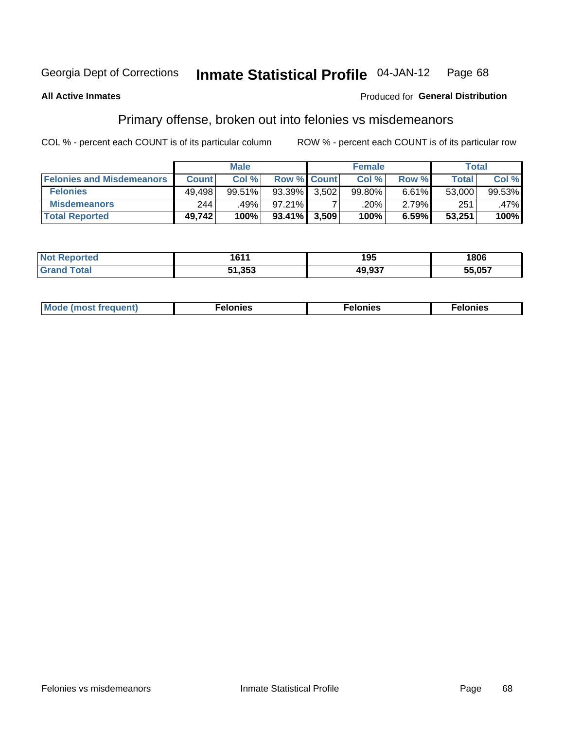Georgia Dept of Corrections **Inmate Statistical Profile** 04-JAN-12

**All Active Inmates**

Produced for **General Distribution**

## Primary offense, broken out into felonies vs misdemeanors

COL % - percent each COUNT is of its particular column

ROW % - percent each COUNT is of its particular row

| | Male | | | Female | | | Total | |
|---|---|---|---|---|---|---|---|---|
| **Felonies and Misdemeanors** | **Count** | **Col %** | **Row %** | **Count** | **Col %** | **Row %** | **Total** | **Col %** |
| **Felonies** | 49,498 | 99.51% | 93.39% | 3,502 | 99.80% | 6.61% | 53,000 | 99.53% |
| **Misdemeanors** | 244 | .49% | 97.21% | 7 | .20% | 2.79% | 251 | .47% |
| **Total Reported** | **49,742** | **100%** | **93.41%** | **3,509** | **100%** | **6.59%** | **53,251** | **100%** |

| | Male | Female | Total |
|---|---|---|---|
| **Not Reported** | **1611** | **195** | **1806** |
| **Grand Total** | **51,353** | **49,937** | **55,057** |

| | Male | Female | Total |
|---|---|---|---|
| **Mode (most frequent)** | **Felonies** | **Felonies** | **Felonies** |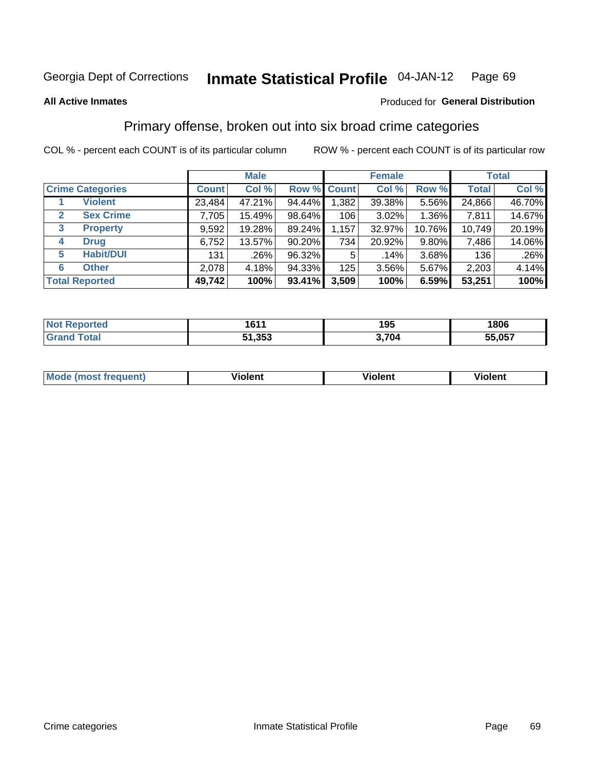Georgia Dept of Corrections **Inscription Statistical Profile** 04-JAN-12

**All Active Inmates**

Produced for **General Distribution**

## Primary offense, broken out into six broad crime categories

COL % - percent each COUNT is of its particular column ROW % - percent each COUNT is of its particular row

| Crime Categories | | Male | | | Female | | | Total | |
|---|---|---|---|---|---|---|---|---|---|
| | | Count | Col % | Row % | Count | Col % | Row % | Total | Col % |
| 1 | Violent | 23,484 | 47.21% | 94.44% | 1,382 | 39.38% | 5.56% | 24,866 | 46.70% |
| 2 | Sex Crime | 7,705 | 15.49% | 98.64% | 106 | 3.02% | 1.36% | 7,811 | 14.67% |
| 3 | Property | 9,592 | 19.28% | 89.24% | 1,157 | 32.97% | 10.76% | 10,749 | 20.19% |
| 4 | Drug | 6,752 | 13.57% | 90.20% | 734 | 20.92% | 9.80% | 7,486 | 14.06% |
| 5 | Habit/DUI | 131 | .26% | 96.32% | 5 | .14% | 3.68% | 136 | .26% |
| 6 | Other | 2,078 | 4.18% | 94.33% | 125 | 3.56% | 5.67% | 2,203 | 4.14% |
| **Total Reported** | | **49,742** | **100%** | **93.41%** | **3,509** | **100%** | **6.59%** | **53,251** | **100%** |

| | Male | Female | Total |
|---|---|---|---|
| Not Reported | 1611 | 195 | 1806 |
| Grand Total | 51,353 | 3,704 | 55,057 |

| | Male | Female | Total |
|---|---|---|---|
| Mode (most frequent) | Violent | Violent | Violent |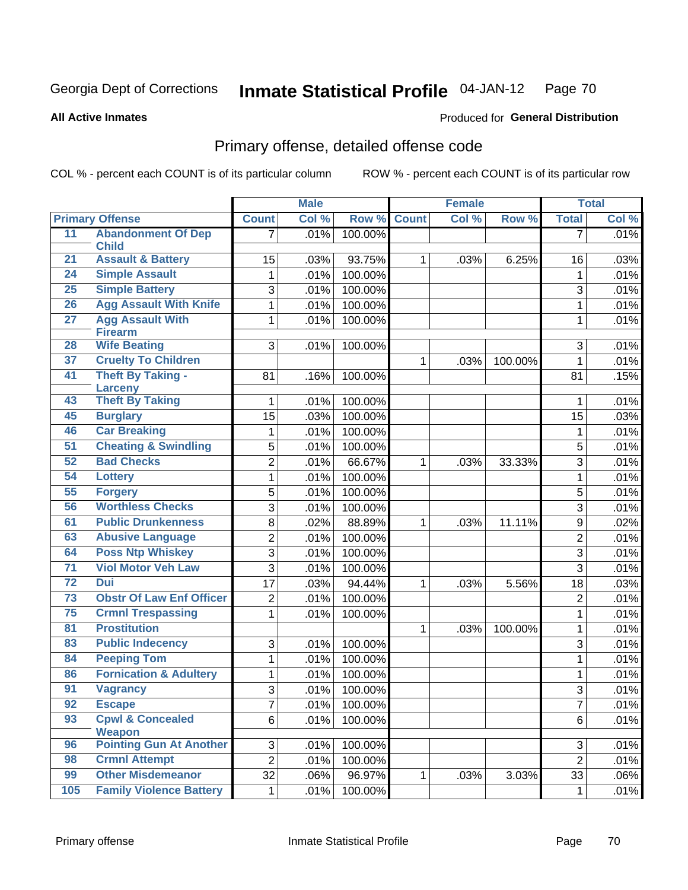Georgia Dept of Corrections **Inmate Statistical Profile** 04-JAN-12 Page 70

**All Active Inmates**

Produced for **General Distribution**

## Primary offense, detailed offense code

COL % - percent each COUNT is of its particular column ROW % - percent each COUNT is of its particular row

| Primary Offense | | Male | | | Female | | | Total | |
|---|---|---|---|---|---|---|---|---|---|
| | | Count | Col % | Row % | Count | Col % | Row % | Total | Col % |
| 11 | Abandonment Of Dep Child | 7 | .01% | 100.00% | | | | 7 | .01% |
| 21 | Assault & Battery | 15 | .03% | 93.75% | 1 | .03% | 6.25% | 16 | .03% |
| 24 | Simple Assault | 1 | .01% | 100.00% | | | | 1 | .01% |
| 25 | Simple Battery | 3 | .01% | 100.00% | | | | 3 | .01% |
| 26 | Agg Assault With Knife | 1 | .01% | 100.00% | | | | 1 | .01% |
| 27 | Agg Assault With Firearm | 1 | .01% | 100.00% | | | | 1 | .01% |
| 28 | Wife Beating | 3 | .01% | 100.00% | | | | 3 | .01% |
| 37 | Cruelty To Children | | | | 1 | .03% | 100.00% | 1 | .01% |
| 41 | Theft By Taking - Larceny | 81 | .16% | 100.00% | | | | 81 | .15% |
| 43 | Theft By Taking | 1 | .01% | 100.00% | | | | 1 | .01% |
| 45 | Burglary | 15 | .03% | 100.00% | | | | 15 | .03% |
| 46 | Car Breaking | 1 | .01% | 100.00% | | | | 1 | .01% |
| 51 | Cheating & Swindling | 5 | .01% | 100.00% | | | | 5 | .01% |
| 52 | Bad Checks | 2 | .01% | 66.67% | 1 | .03% | 33.33% | 3 | .01% |
| 54 | Lottery | 1 | .01% | 100.00% | | | | 1 | .01% |
| 55 | Forgery | 5 | .01% | 100.00% | | | | 5 | .01% |
| 56 | Worthless Checks | 3 | .01% | 100.00% | | | | 3 | .01% |
| 61 | Public Drunkenness | 8 | .02% | 88.89% | 1 | .03% | 11.11% | 9 | .02% |
| 63 | Abusive Language | 2 | .01% | 100.00% | | | | 2 | .01% |
| 64 | Poss Ntp Whiskey | 3 | .01% | 100.00% | | | | 3 | .01% |
| 71 | Viol Motor Veh Law | 3 | .01% | 100.00% | | | | 3 | .01% |
| 72 | Dui | 17 | .03% | 94.44% | 1 | .03% | 5.56% | 18 | .03% |
| 73 | Obstr Of Law Enf Officer | 2 | .01% | 100.00% | | | | 2 | .01% |
| 75 | Crmnl Trespassing | 1 | .01% | 100.00% | | | | 1 | .01% |
| 81 | Prostitution | | | | 1 | .03% | 100.00% | 1 | .01% |
| 83 | Public Indecency | 3 | .01% | 100.00% | | | | 3 | .01% |
| 84 | Peeping Tom | 1 | .01% | 100.00% | | | | 1 | .01% |
| 86 | Fornication & Adultery | 1 | .01% | 100.00% | | | | 1 | .01% |
| 91 | Vagrancy | 3 | .01% | 100.00% | | | | 3 | .01% |
| 92 | Escape | 7 | .01% | 100.00% | | | | 7 | .01% |
| 93 | Cpwl & Concealed Weapon | 6 | .01% | 100.00% | | | | 6 | .01% |
| 96 | Pointing Gun At Another | 3 | .01% | 100.00% | | | | 3 | .01% |
| 98 | Crmnl Attempt | 2 | .01% | 100.00% | | | | 2 | .01% |
| 99 | Other Misdemeanor | 32 | .06% | 96.97% | 1 | .03% | 3.03% | 33 | .06% |
| 105 | Family Violence Battery | 1 | .01% | 100.00% | | | | 1 | .01% |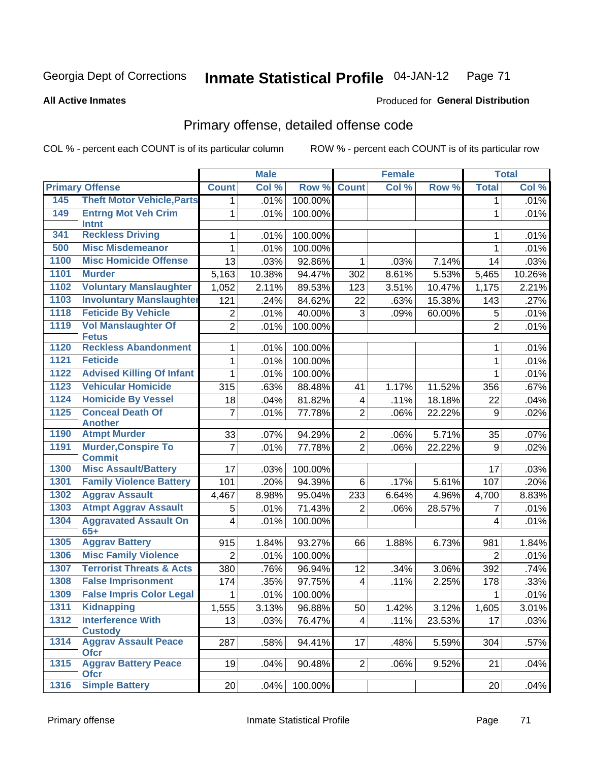Georgia Dept of Corrections **Inmate Statistical Profile** 04-JAN-12 Page 71

**All Active Inmates**

Produced for **General Distribution**

## Primary offense, detailed offense code

COL % - percent each COUNT is of its particular column ROW % - percent each COUNT is of its particular row

| Primary Offense | | Male | | | Female | | | Total | |
|---|---|---|---|---|---|---|---|---|---|
| | | Count | Col % | Row % | Count | Col % | Row % | Total | Col % |
| 145 | Theft Motor Vehicle,Parts | 1 | .01% | 100.00% | | | | 1 | .01% |
| 149 | Entrng Mot Veh Crim Intnt | 1 | .01% | 100.00% | | | | 1 | .01% |
| 341 | Reckless Driving | 1 | .01% | 100.00% | | | | 1 | .01% |
| 500 | Misc Misdemeanor | 1 | .01% | 100.00% | | | | 1 | .01% |
| 1100 | Misc Homicide Offense | 13 | .03% | 92.86% | 1 | .03% | 7.14% | 14 | .03% |
| 1101 | Murder | 5,163 | 10.38% | 94.47% | 302 | 8.61% | 5.53% | 5,465 | 10.26% |
| 1102 | Voluntary Manslaughter | 1,052 | 2.11% | 89.53% | 123 | 3.51% | 10.47% | 1,175 | 2.21% |
| 1103 | Involuntary Manslaughter | 121 | .24% | 84.62% | 22 | .63% | 15.38% | 143 | .27% |
| 1118 | Feticide By Vehicle | 2 | .01% | 40.00% | 3 | .09% | 60.00% | 5 | .01% |
| 1119 | Vol Manslaughter Of Fetus | 2 | .01% | 100.00% | | | | 2 | .01% |
| 1120 | Reckless Abandonment | 1 | .01% | 100.00% | | | | 1 | .01% |
| 1121 | Feticide | 1 | .01% | 100.00% | | | | 1 | .01% |
| 1122 | Advised Killing Of Infant | 1 | .01% | 100.00% | | | | 1 | .01% |
| 1123 | Vehicular Homicide | 315 | .63% | 88.48% | 41 | 1.17% | 11.52% | 356 | .67% |
| 1124 | Homicide By Vessel | 18 | .04% | 81.82% | 4 | .11% | 18.18% | 22 | .04% |
| 1125 | Conceal Death Of Another | 7 | .01% | 77.78% | 2 | .06% | 22.22% | 9 | .02% |
| 1190 | Atmpt Murder | 33 | .07% | 94.29% | 2 | .06% | 5.71% | 35 | .07% |
| 1191 | Murder,Conspire To Commit | 7 | .01% | 77.78% | 2 | .06% | 22.22% | 9 | .02% |
| 1300 | Misc Assault/Battery | 17 | .03% | 100.00% | | | | 17 | .03% |
| 1301 | Family Violence Battery | 101 | .20% | 94.39% | 6 | .17% | 5.61% | 107 | .20% |
| 1302 | Aggrav Assault | 4,467 | 8.98% | 95.04% | 233 | 6.64% | 4.96% | 4,700 | 8.83% |
| 1303 | Atmpt Aggrav Assault | 5 | .01% | 71.43% | 2 | .06% | 28.57% | 7 | .01% |
| 1304 | Aggravated Assault On 65+ | 4 | .01% | 100.00% | | | | 4 | .01% |
| 1305 | Aggrav Battery | 915 | 1.84% | 93.27% | 66 | 1.88% | 6.73% | 981 | 1.84% |
| 1306 | Misc Family Violence | 2 | .01% | 100.00% | | | | 2 | .01% |
| 1307 | Terrorist Threats & Acts | 380 | .76% | 96.94% | 12 | .34% | 3.06% | 392 | .74% |
| 1308 | False Imprisonment | 174 | .35% | 97.75% | 4 | .11% | 2.25% | 178 | .33% |
| 1309 | False Impris Color Legal | 1 | .01% | 100.00% | | | | 1 | .01% |
| 1311 | Kidnapping | 1,555 | 3.13% | 96.88% | 50 | 1.42% | 3.12% | 1,605 | 3.01% |
| 1312 | Interference With Custody | 13 | .03% | 76.47% | 4 | .11% | 23.53% | 17 | .03% |
| 1314 | Aggrav Assault Peace Ofcr | 287 | .58% | 94.41% | 17 | .48% | 5.59% | 304 | .57% |
| 1315 | Aggrav Battery Peace Ofcr | 19 | .04% | 90.48% | 2 | .06% | 9.52% | 21 | .04% |
| 1316 | Simple Battery | 20 | .04% | 100.00% | | | | 20 | .04% |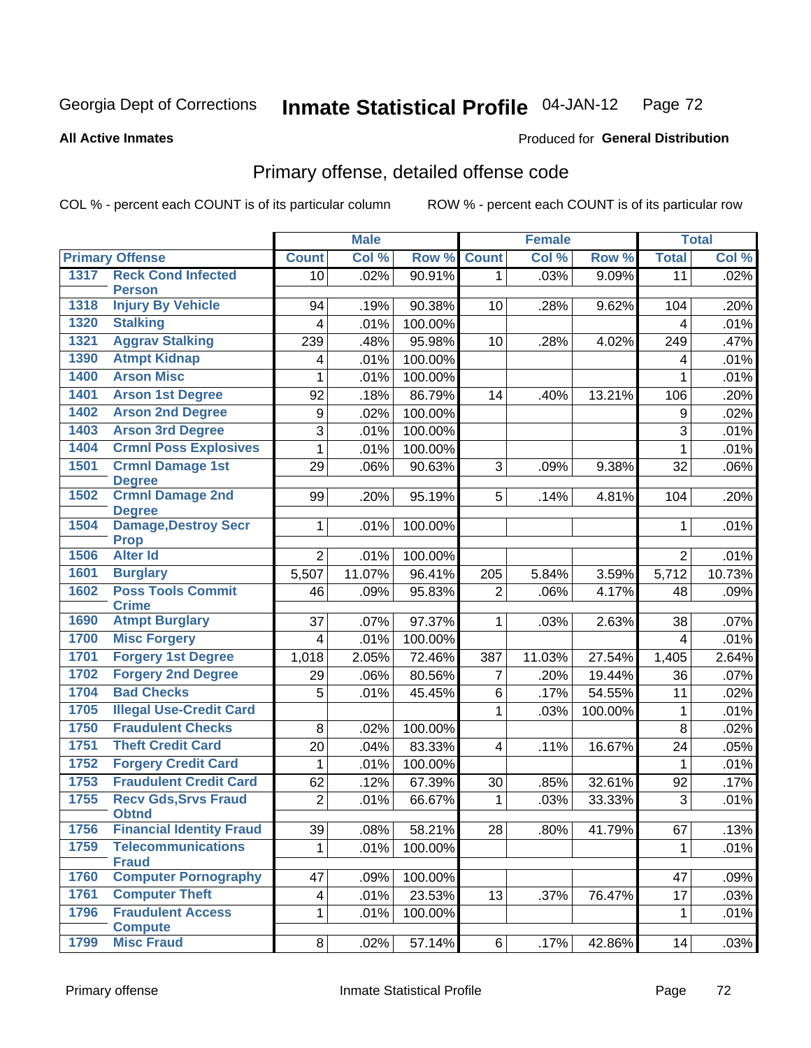Georgia Dept of Corrections **Inmate Statistical Profile** 04-JAN-12

**All Active Inmates**

Produced for **General Distribution**

## Primary offense, detailed offense code

COL % - percent each COUNT is of its particular column ROW % - percent each COUNT is of its particular row

| Primary Offense | | Male | | | Female | | | Total | |
|---|---|---|---|---|---|---|---|---|---|
| | | Count | Col % | Row % | Count | Col % | Row % | Total | Col % |
| 1317 | Reck Cond Infected Person | 10 | .02% | 90.91% | 1 | .03% | 9.09% | 11 | .02% |
| 1318 | Injury By Vehicle | 94 | .19% | 90.38% | 10 | .28% | 9.62% | 104 | .20% |
| 1320 | Stalking | 4 | .01% | 100.00% | | | | 4 | .01% |
| 1321 | Aggrav Stalking | 239 | .48% | 95.98% | 10 | .28% | 4.02% | 249 | .47% |
| 1390 | Atmpt Kidnap | 4 | .01% | 100.00% | | | | 4 | .01% |
| 1400 | Arson Misc | 1 | .01% | 100.00% | | | | 1 | .01% |
| 1401 | Arson 1st Degree | 92 | .18% | 86.79% | 14 | .40% | 13.21% | 106 | .20% |
| 1402 | Arson 2nd Degree | 9 | .02% | 100.00% | | | | 9 | .02% |
| 1403 | Arson 3rd Degree | 3 | .01% | 100.00% | | | | 3 | .01% |
| 1404 | Crmnl Poss Explosives | 1 | .01% | 100.00% | | | | 1 | .01% |
| 1501 | Crmnl Damage 1st Degree | 29 | .06% | 90.63% | 3 | .09% | 9.38% | 32 | .06% |
| 1502 | Crmnl Damage 2nd Degree | 99 | .20% | 95.19% | 5 | .14% | 4.81% | 104 | .20% |
| 1504 | Damage,Destroy Secr Prop | 1 | .01% | 100.00% | | | | 1 | .01% |
| 1506 | Alter Id | 2 | .01% | 100.00% | | | | 2 | .01% |
| 1601 | Burglary | 5,507 | 11.07% | 96.41% | 205 | 5.84% | 3.59% | 5,712 | 10.73% |
| 1602 | Poss Tools Commit Crime | 46 | .09% | 95.83% | 2 | .06% | 4.17% | 48 | .09% |
| 1690 | Atmpt Burglary | 37 | .07% | 97.37% | 1 | .03% | 2.63% | 38 | .07% |
| 1700 | Misc Forgery | 4 | .01% | 100.00% | | | | 4 | .01% |
| 1701 | Forgery 1st Degree | 1,018 | 2.05% | 72.46% | 387 | 11.03% | 27.54% | 1,405 | 2.64% |
| 1702 | Forgery 2nd Degree | 29 | .06% | 80.56% | 7 | .20% | 19.44% | 36 | .07% |
| 1704 | Bad Checks | 5 | .01% | 45.45% | 6 | .17% | 54.55% | 11 | .02% |
| 1705 | Illegal Use-Credit Card | | | | 1 | .03% | 100.00% | 1 | .01% |
| 1750 | Fraudulent Checks | 8 | .02% | 100.00% | | | | 8 | .02% |
| 1751 | Theft Credit Card | 20 | .04% | 83.33% | 4 | .11% | 16.67% | 24 | .05% |
| 1752 | Forgery Credit Card | 1 | .01% | 100.00% | | | | 1 | .01% |
| 1753 | Fraudulent Credit Card | 62 | .12% | 67.39% | 30 | .85% | 32.61% | 92 | .17% |
| 1755 | Recv Gds,Srvs Fraud Obtnd | 2 | .01% | 66.67% | 1 | .03% | 33.33% | 3 | .01% |
| 1756 | Financial Identity Fraud | 39 | .08% | 58.21% | 28 | .80% | 41.79% | 67 | .13% |
| 1759 | Telecommunications Fraud | 1 | .01% | 100.00% | | | | 1 | .01% |
| 1760 | Computer Pornography | 47 | .09% | 100.00% | | | | 47 | .09% |
| 1761 | Computer Theft | 4 | .01% | 23.53% | 13 | .37% | 76.47% | 17 | .03% |
| 1796 | Fraudulent Access Compute | 1 | .01% | 100.00% | | | | 1 | .01% |
| 1799 | Misc Fraud | 8 | .02% | 57.14% | 6 | .17% | 42.86% | 14 | .03% |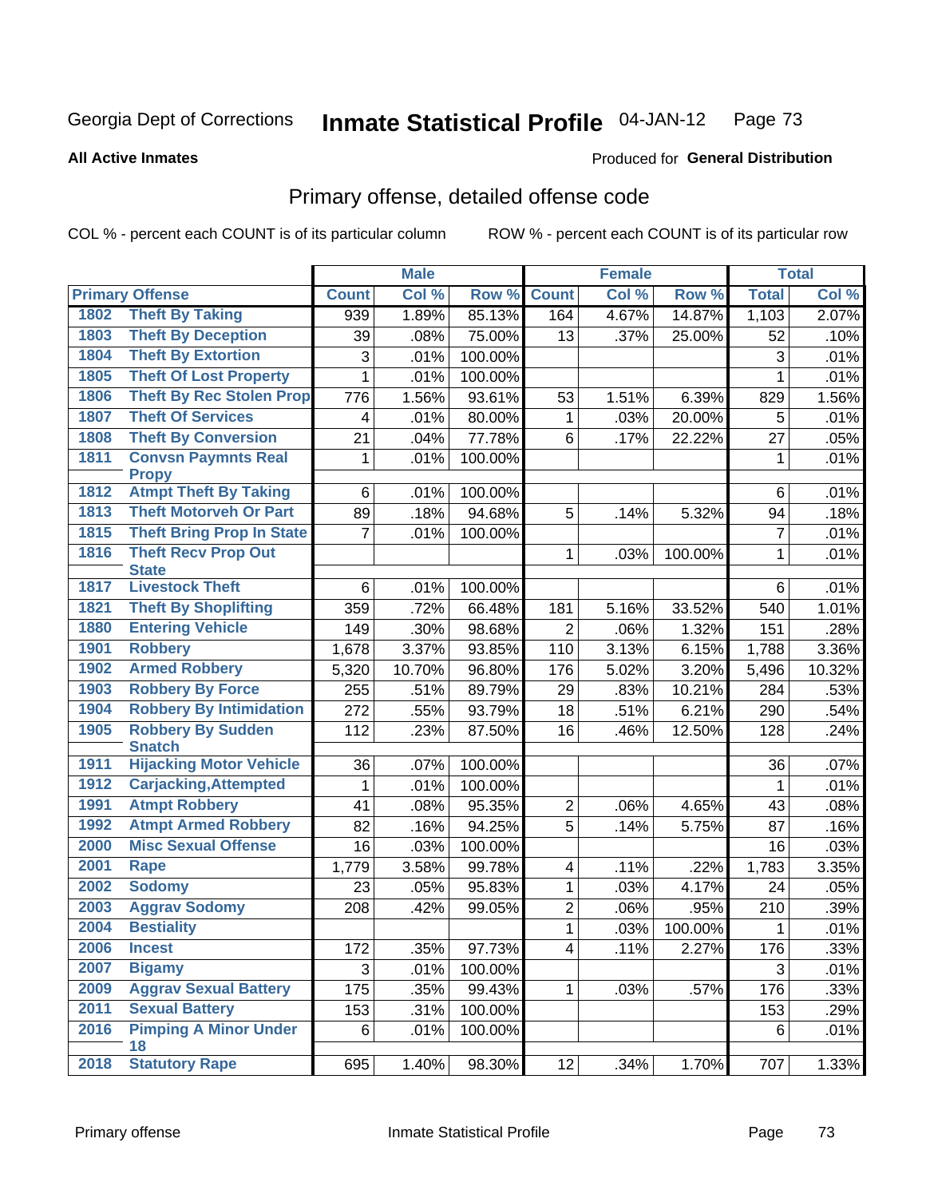Georgia Dept of Corrections **Inmate Statistical Profile** 04-JAN-12 Page 73

**All Active Inmates**

Produced for **General Distribution**

## Primary offense, detailed offense code

COL % - percent each COUNT is of its particular column    ROW % - percent each COUNT is of its particular row

| Primary Offense | | Male | | | Female | | | Total | |
|---|---|---|---|---|---|---|---|---|---|
| | | Count | Col % | Row % | Count | Col % | Row % | Total | Col % |
| 1802 | Theft By Taking | 939 | 1.89% | 85.13% | 164 | 4.67% | 14.87% | 1,103 | 2.07% |
| 1803 | Theft By Deception | 39 | .08% | 75.00% | 13 | .37% | 25.00% | 52 | .10% |
| 1804 | Theft By Extortion | 3 | .01% | 100.00% | | | | 3 | .01% |
| 1805 | Theft Of Lost Property | 1 | .01% | 100.00% | | | | 1 | .01% |
| 1806 | Theft By Rec Stolen Prop | 776 | 1.56% | 93.61% | 53 | 1.51% | 6.39% | 829 | 1.56% |
| 1807 | Theft Of Services | 4 | .01% | 80.00% | 1 | .03% | 20.00% | 5 | .01% |
| 1808 | Theft By Conversion | 21 | .04% | 77.78% | 6 | .17% | 22.22% | 27 | .05% |
| 1811 | Convsn Paymnts Real Propy | 1 | .01% | 100.00% | | | | 1 | .01% |
| 1812 | Atmpt Theft By Taking | 6 | .01% | 100.00% | | | | 6 | .01% |
| 1813 | Theft Motorveh Or Part | 89 | .18% | 94.68% | 5 | .14% | 5.32% | 94 | .18% |
| 1815 | Theft Bring Prop In State | 7 | .01% | 100.00% | | | | 7 | .01% |
| 1816 | Theft Recv Prop Out State | | | | 1 | .03% | 100.00% | 1 | .01% |
| 1817 | Livestock Theft | 6 | .01% | 100.00% | | | | 6 | .01% |
| 1821 | Theft By Shoplifting | 359 | .72% | 66.48% | 181 | 5.16% | 33.52% | 540 | 1.01% |
| 1880 | Entering Vehicle | 149 | .30% | 98.68% | 2 | .06% | 1.32% | 151 | .28% |
| 1901 | Robbery | 1,678 | 3.37% | 93.85% | 110 | 3.13% | 6.15% | 1,788 | 3.36% |
| 1902 | Armed Robbery | 5,320 | 10.70% | 96.80% | 176 | 5.02% | 3.20% | 5,496 | 10.32% |
| 1903 | Robbery By Force | 255 | .51% | 89.79% | 29 | .83% | 10.21% | 284 | .53% |
| 1904 | Robbery By Intimidation | 272 | .55% | 93.79% | 18 | .51% | 6.21% | 290 | .54% |
| 1905 | Robbery By Sudden Snatch | 112 | .23% | 87.50% | 16 | .46% | 12.50% | 128 | .24% |
| 1911 | Hijacking Motor Vehicle | 36 | .07% | 100.00% | | | | 36 | .07% |
| 1912 | Carjacking,Attempted | 1 | .01% | 100.00% | | | | 1 | .01% |
| 1991 | Atmpt Robbery | 41 | .08% | 95.35% | 2 | .06% | 4.65% | 43 | .08% |
| 1992 | Atmpt Armed Robbery | 82 | .16% | 94.25% | 5 | .14% | 5.75% | 87 | .16% |
| 2000 | Misc Sexual Offense | 16 | .03% | 100.00% | | | | 16 | .03% |
| 2001 | Rape | 1,779 | 3.58% | 99.78% | 4 | .11% | .22% | 1,783 | 3.35% |
| 2002 | Sodomy | 23 | .05% | 95.83% | 1 | .03% | 4.17% | 24 | .05% |
| 2003 | Aggrav Sodomy | 208 | .42% | 99.05% | 2 | .06% | .95% | 210 | .39% |
| 2004 | Bestiality | | | | 1 | .03% | 100.00% | 1 | .01% |
| 2006 | Incest | 172 | .35% | 97.73% | 4 | .11% | 2.27% | 176 | .33% |
| 2007 | Bigamy | 3 | .01% | 100.00% | | | | 3 | .01% |
| 2009 | Aggrav Sexual Battery | 175 | .35% | 99.43% | 1 | .03% | .57% | 176 | .33% |
| 2011 | Sexual Battery | 153 | .31% | 100.00% | | | | 153 | .29% |
| 2016 | Pimping A Minor Under 18 | 6 | .01% | 100.00% | | | | 6 | .01% |
| 2018 | Statutory Rape | 695 | 1.40% | 98.30% | 12 | .34% | 1.70% | 707 | 1.33% |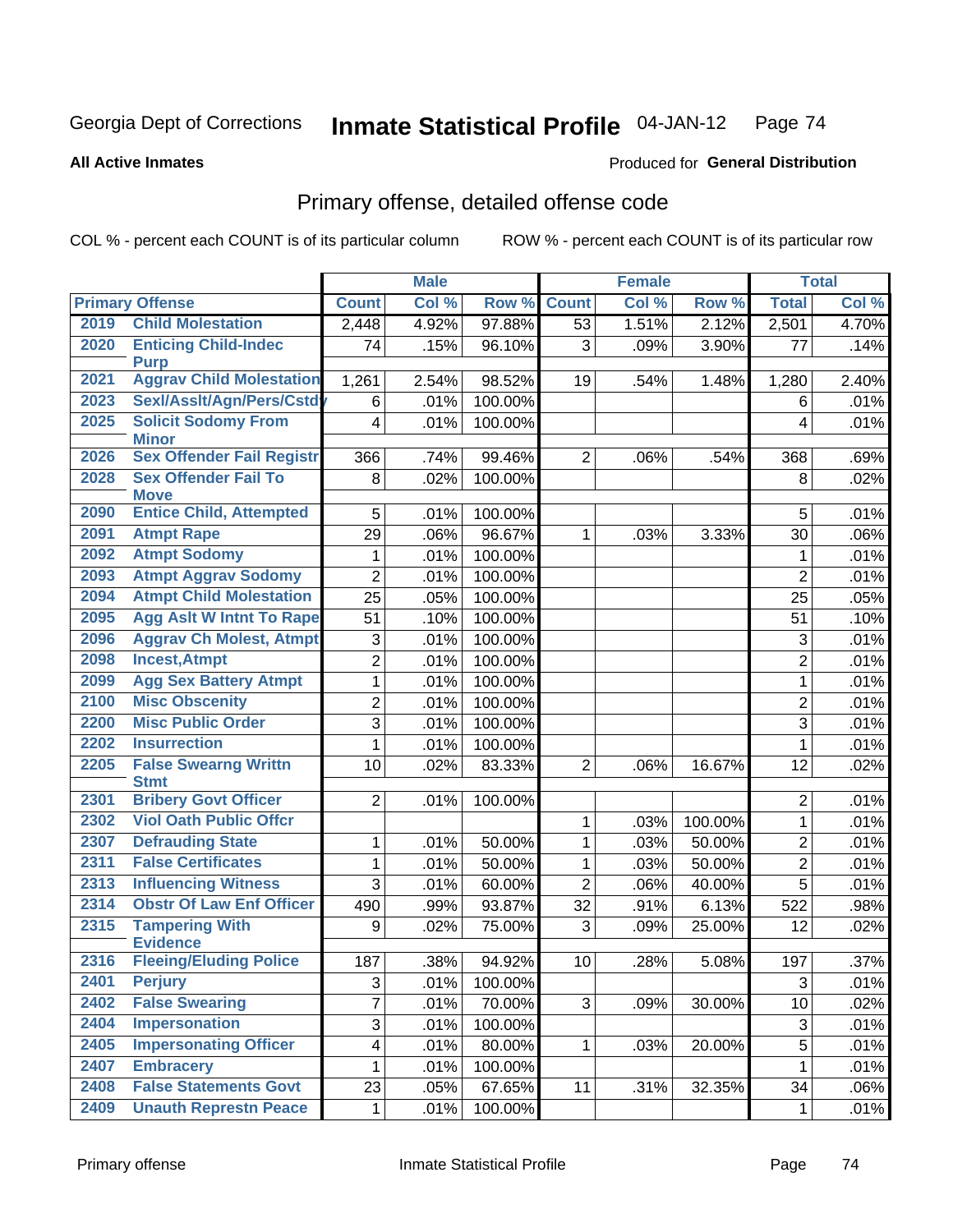Georgia Dept of Corrections **Inmate Statistical Profile** 04-JAN-12

**All Active Inmates**

Produced for **General Distribution**

## Primary offense, detailed offense code

COL % - percent each COUNT is of its particular column ROW % - percent each COUNT is of its particular row

| Primary Offense | | Male | | | Female | | | Total | |
|---|---|---|---|---|---|---|---|---|---|
| | | Count | Col % | Row % | Count | Col % | Row % | Total | Col % |
| 2019 | Child Molestation | 2,448 | 4.92% | 97.88% | 53 | 1.51% | 2.12% | 2,501 | 4.70% |
| 2020 | Enticing Child-Indec Purp | 74 | .15% | 96.10% | 3 | .09% | 3.90% | 77 | .14% |
| 2021 | Aggrav Child Molestation | 1,261 | 2.54% | 98.52% | 19 | .54% | 1.48% | 1,280 | 2.40% |
| 2023 | Sexl/Asslt/Agn/Pers/Cstdy | 6 | .01% | 100.00% | | | | 6 | .01% |
| 2025 | Solicit Sodomy From Minor | 4 | .01% | 100.00% | | | | 4 | .01% |
| 2026 | Sex Offender Fail Registr | 366 | .74% | 99.46% | 2 | .06% | .54% | 368 | .69% |
| 2028 | Sex Offender Fail To Move | 8 | .02% | 100.00% | | | | 8 | .02% |
| 2090 | Entice Child, Attempted | 5 | .01% | 100.00% | | | | 5 | .01% |
| 2091 | Atmpt Rape | 29 | .06% | 96.67% | 1 | .03% | 3.33% | 30 | .06% |
| 2092 | Atmpt Sodomy | 1 | .01% | 100.00% | | | | 1 | .01% |
| 2093 | Atmpt Aggrav Sodomy | 2 | .01% | 100.00% | | | | 2 | .01% |
| 2094 | Atmpt Child Molestation | 25 | .05% | 100.00% | | | | 25 | .05% |
| 2095 | Agg Aslt W Intnt To Rape | 51 | .10% | 100.00% | | | | 51 | .10% |
| 2096 | Aggrav Ch Molest, Atmpt | 3 | .01% | 100.00% | | | | 3 | .01% |
| 2098 | Incest,Atmpt | 2 | .01% | 100.00% | | | | 2 | .01% |
| 2099 | Agg Sex Battery Atmpt | 1 | .01% | 100.00% | | | | 1 | .01% |
| 2100 | Misc Obscenity | 2 | .01% | 100.00% | | | | 2 | .01% |
| 2200 | Misc Public Order | 3 | .01% | 100.00% | | | | 3 | .01% |
| 2202 | Insurrection | 1 | .01% | 100.00% | | | | 1 | .01% |
| 2205 | False Swearng Writtn Stmt | 10 | .02% | 83.33% | 2 | .06% | 16.67% | 12 | .02% |
| 2301 | Bribery Govt Officer | 2 | .01% | 100.00% | | | | 2 | .01% |
| 2302 | Viol Oath Public Offcr | | | | 1 | .03% | 100.00% | 1 | .01% |
| 2307 | Defrauding State | 1 | .01% | 50.00% | 1 | .03% | 50.00% | 2 | .01% |
| 2311 | False Certificates | 1 | .01% | 50.00% | 1 | .03% | 50.00% | 2 | .01% |
| 2313 | Influencing Witness | 3 | .01% | 60.00% | 2 | .06% | 40.00% | 5 | .01% |
| 2314 | Obstr Of Law Enf Officer | 490 | .99% | 93.87% | 32 | .91% | 6.13% | 522 | .98% |
| 2315 | Tampering With Evidence | 9 | .02% | 75.00% | 3 | .09% | 25.00% | 12 | .02% |
| 2316 | Fleeing/Eluding Police | 187 | .38% | 94.92% | 10 | .28% | 5.08% | 197 | .37% |
| 2401 | Perjury | 3 | .01% | 100.00% | | | | 3 | .01% |
| 2402 | False Swearing | 7 | .01% | 70.00% | 3 | .09% | 30.00% | 10 | .02% |
| 2404 | Impersonation | 3 | .01% | 100.00% | | | | 3 | .01% |
| 2405 | Impersonating Officer | 4 | .01% | 80.00% | 1 | .03% | 20.00% | 5 | .01% |
| 2407 | Embracery | 1 | .01% | 100.00% | | | | 1 | .01% |
| 2408 | False Statements Govt | 23 | .05% | 67.65% | 11 | .31% | 32.35% | 34 | .06% |
| 2409 | Unauth Represtn Peace | 1 | .01% | 100.00% | | | | 1 | .01% |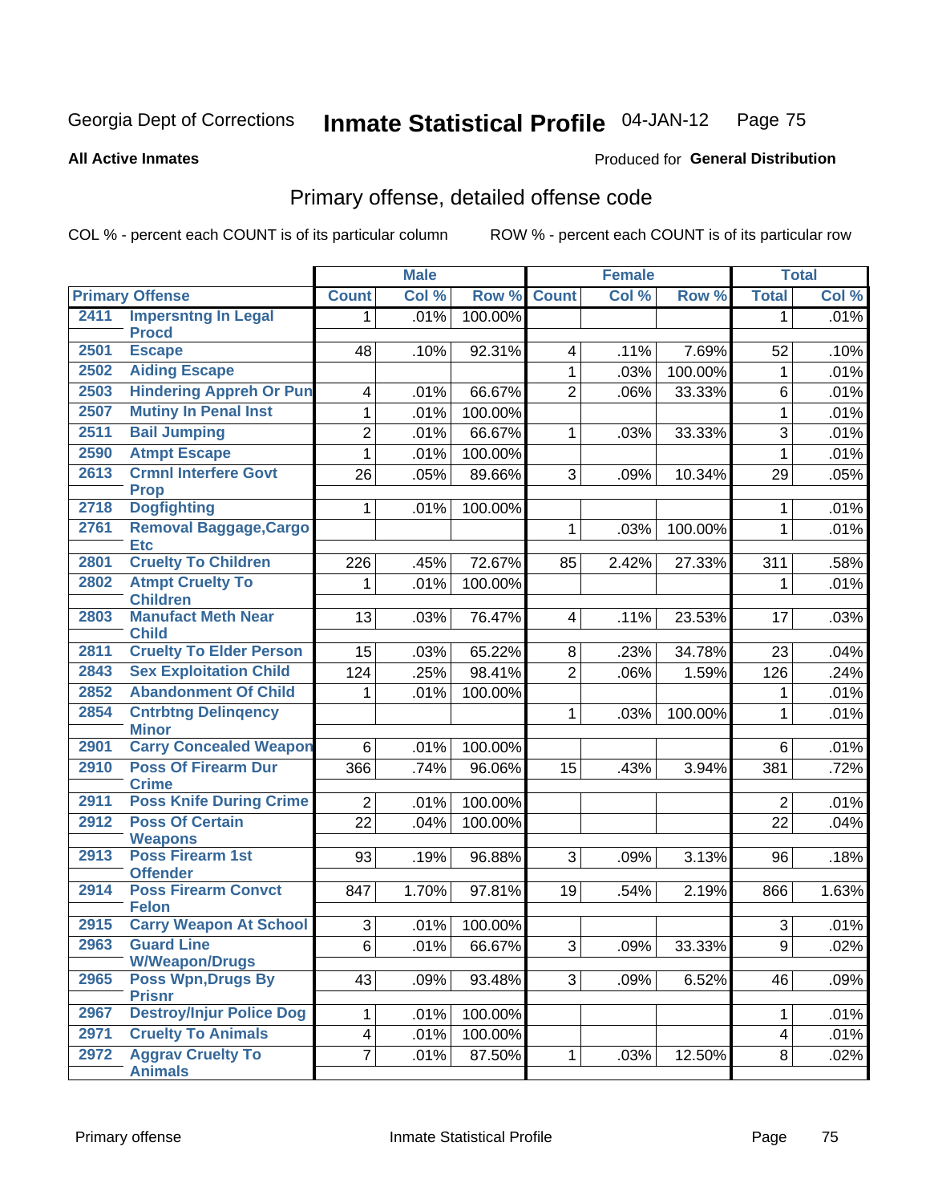Georgia Dept of Corrections **Inmate Statistical Profile** 04-JAN-12

**All Active Inmates**

Produced for **General Distribution**

## Primary offense, detailed offense code

COL % - percent each COUNT is of its particular column ROW % - percent each COUNT is of its particular row

| Primary Offense | | Male | | | Female | | | Total | |
|---|---|---|---|---|---|---|---|---|---|
| | | Count | Col % | Row % | Count | Col % | Row % | Total | Col % |
| 2411 | Impersntng In Legal Procd | 1 | .01% | 100.00% | | | | 1 | .01% |
| 2501 | Escape | 48 | .10% | 92.31% | 4 | .11% | 7.69% | 52 | .10% |
| 2502 | Aiding Escape | | | | 1 | .03% | 100.00% | 1 | .01% |
| 2503 | Hindering Appreh Or Pun | 4 | .01% | 66.67% | 2 | .06% | 33.33% | 6 | .01% |
| 2507 | Mutiny In Penal Inst | 1 | .01% | 100.00% | | | | 1 | .01% |
| 2511 | Bail Jumping | 2 | .01% | 66.67% | 1 | .03% | 33.33% | 3 | .01% |
| 2590 | Atmpt Escape | 1 | .01% | 100.00% | | | | 1 | .01% |
| 2613 | Crmnl Interfere Govt Prop | 26 | .05% | 89.66% | 3 | .09% | 10.34% | 29 | .05% |
| 2718 | Dogfighting | 1 | .01% | 100.00% | | | | 1 | .01% |
| 2761 | Removal Baggage,Cargo Etc | | | | 1 | .03% | 100.00% | 1 | .01% |
| 2801 | Cruelty To Children | 226 | .45% | 72.67% | 85 | 2.42% | 27.33% | 311 | .58% |
| 2802 | Atmpt Cruelty To Children | 1 | .01% | 100.00% | | | | 1 | .01% |
| 2803 | Manufact Meth Near Child | 13 | .03% | 76.47% | 4 | .11% | 23.53% | 17 | .03% |
| 2811 | Cruelty To Elder Person | 15 | .03% | 65.22% | 8 | .23% | 34.78% | 23 | .04% |
| 2843 | Sex Exploitation Child | 124 | .25% | 98.41% | 2 | .06% | 1.59% | 126 | .24% |
| 2852 | Abandonment Of Child | 1 | .01% | 100.00% | | | | 1 | .01% |
| 2854 | Cntrbtng Delinqency Minor | | | | 1 | .03% | 100.00% | 1 | .01% |
| 2901 | Carry Concealed Weapon | 6 | .01% | 100.00% | | | | 6 | .01% |
| 2910 | Poss Of Firearm Dur Crime | 366 | .74% | 96.06% | 15 | .43% | 3.94% | 381 | .72% |
| 2911 | Poss Knife During Crime | 2 | .01% | 100.00% | | | | 2 | .01% |
| 2912 | Poss Of Certain Weapons | 22 | .04% | 100.00% | | | | 22 | .04% |
| 2913 | Poss Firearm 1st Offender | 93 | .19% | 96.88% | 3 | .09% | 3.13% | 96 | .18% |
| 2914 | Poss Firearm Convct Felon | 847 | 1.70% | 97.81% | 19 | .54% | 2.19% | 866 | 1.63% |
| 2915 | Carry Weapon At School | 3 | .01% | 100.00% | | | | 3 | .01% |
| 2963 | Guard Line W/Weapon/Drugs | 6 | .01% | 66.67% | 3 | .09% | 33.33% | 9 | .02% |
| 2965 | Poss Wpn,Drugs By Prisnr | 43 | .09% | 93.48% | 3 | .09% | 6.52% | 46 | .09% |
| 2967 | Destroy/Injur Police Dog | 1 | .01% | 100.00% | | | | 1 | .01% |
| 2971 | Cruelty To Animals | 4 | .01% | 100.00% | | | | 4 | .01% |
| 2972 | Aggrav Cruelty To Animals | 7 | .01% | 87.50% | 1 | .03% | 12.50% | 8 | .02% |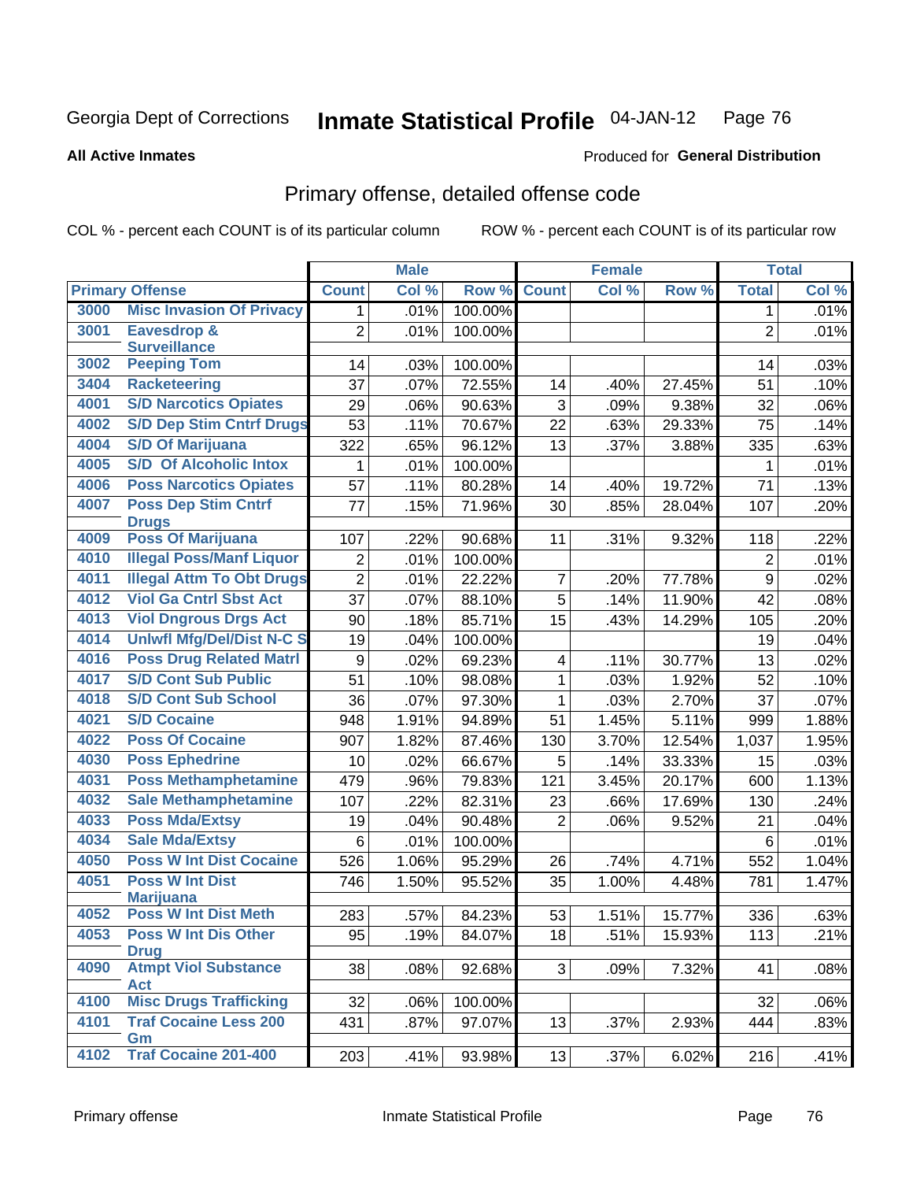Georgia Dept of Corrections **Inmate Statistical Profile** 04-JAN-12

**All Active Inmates**

Produced for **General Distribution**

## Primary offense, detailed offense code

COL % - percent each COUNT is of its particular column

ROW % - percent each COUNT is of its particular row

| Primary Offense | | Male | | | Female | | | Total | |
|---|---|---|---|---|---|---|---|---|---|
| | | Count | Col % | Row % | Count | Col % | Row % | Total | Col % |
| 3000 | Misc Invasion Of Privacy | 1 | .01% | 100.00% | | | | 1 | .01% |
| 3001 | Eavesdrop & Surveillance | 2 | .01% | 100.00% | | | | 2 | .01% |
| 3002 | Peeping Tom | 14 | .03% | 100.00% | | | | 14 | .03% |
| 3404 | Racketeering | 37 | .07% | 72.55% | 14 | .40% | 27.45% | 51 | .10% |
| 4001 | S/D Narcotics Opiates | 29 | .06% | 90.63% | 3 | .09% | 9.38% | 32 | .06% |
| 4002 | S/D Dep Stim Cntrf Drugs | 53 | .11% | 70.67% | 22 | .63% | 29.33% | 75 | .14% |
| 4004 | S/D Of Marijuana | 322 | .65% | 96.12% | 13 | .37% | 3.88% | 335 | .63% |
| 4005 | S/D Of Alcoholic Intox | 1 | .01% | 100.00% | | | | 1 | .01% |
| 4006 | Poss Narcotics Opiates | 57 | .11% | 80.28% | 14 | .40% | 19.72% | 71 | .13% |
| 4007 | Poss Dep Stim Cntrf Drugs | 77 | .15% | 71.96% | 30 | .85% | 28.04% | 107 | .20% |
| 4009 | Poss Of Marijuana | 107 | .22% | 90.68% | 11 | .31% | 9.32% | 118 | .22% |
| 4010 | Illegal Poss/Manf Liquor | 2 | .01% | 100.00% | | | | 2 | .01% |
| 4011 | Illegal Attm To Obt Drugs | 2 | .01% | 22.22% | 7 | .20% | 77.78% | 9 | .02% |
| 4012 | Viol Ga Cntrl Sbst Act | 37 | .07% | 88.10% | 5 | .14% | 11.90% | 42 | .08% |
| 4013 | Viol Dngrous Drgs Act | 90 | .18% | 85.71% | 15 | .43% | 14.29% | 105 | .20% |
| 4014 | Unlwfl Mfg/Del/Dist N-C S | 19 | .04% | 100.00% | | | | 19 | .04% |
| 4016 | Poss Drug Related Matrl | 9 | .02% | 69.23% | 4 | .11% | 30.77% | 13 | .02% |
| 4017 | S/D Cont Sub Public | 51 | .10% | 98.08% | 1 | .03% | 1.92% | 52 | .10% |
| 4018 | S/D Cont Sub School | 36 | .07% | 97.30% | 1 | .03% | 2.70% | 37 | .07% |
| 4021 | S/D Cocaine | 948 | 1.91% | 94.89% | 51 | 1.45% | 5.11% | 999 | 1.88% |
| 4022 | Poss Of Cocaine | 907 | 1.82% | 87.46% | 130 | 3.70% | 12.54% | 1,037 | 1.95% |
| 4030 | Poss Ephedrine | 10 | .02% | 66.67% | 5 | .14% | 33.33% | 15 | .03% |
| 4031 | Poss Methamphetamine | 479 | .96% | 79.83% | 121 | 3.45% | 20.17% | 600 | 1.13% |
| 4032 | Sale Methamphetamine | 107 | .22% | 82.31% | 23 | .66% | 17.69% | 130 | .24% |
| 4033 | Poss Mda/Extsy | 19 | .04% | 90.48% | 2 | .06% | 9.52% | 21 | .04% |
| 4034 | Sale Mda/Extsy | 6 | .01% | 100.00% | | | | 6 | .01% |
| 4050 | Poss W Int Dist Cocaine | 526 | 1.06% | 95.29% | 26 | .74% | 4.71% | 552 | 1.04% |
| 4051 | Poss W Int Dist Marijuana | 746 | 1.50% | 95.52% | 35 | 1.00% | 4.48% | 781 | 1.47% |
| 4052 | Poss W Int Dist Meth | 283 | .57% | 84.23% | 53 | 1.51% | 15.77% | 336 | .63% |
| 4053 | Poss W Int Dis Other Drug | 95 | .19% | 84.07% | 18 | .51% | 15.93% | 113 | .21% |
| 4090 | Atmpt Viol Substance Act | 38 | .08% | 92.68% | 3 | .09% | 7.32% | 41 | .08% |
| 4100 | Misc Drugs Trafficking | 32 | .06% | 100.00% | | | | 32 | .06% |
| 4101 | Traf Cocaine Less 200 Gm | 431 | .87% | 97.07% | 13 | .37% | 2.93% | 444 | .83% |
| 4102 | Traf Cocaine 201-400 | 203 | .41% | 93.98% | 13 | .37% | 6.02% | 216 | .41% |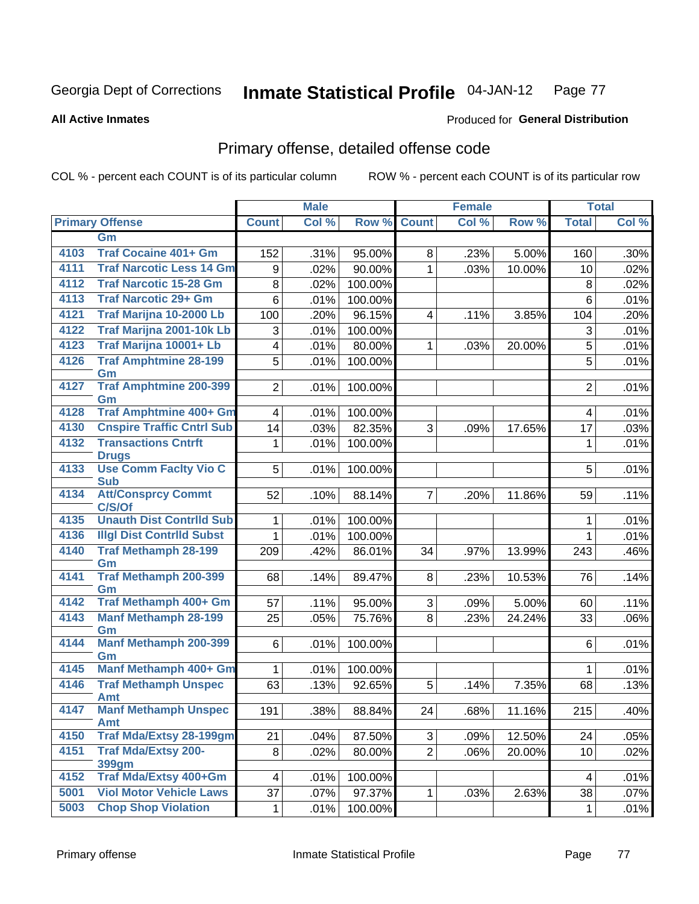Georgia Dept of Corrections **Inmate Statistical Profile** 04-JAN-12

**All Active Inmates**

Produced for **General Distribution**

## Primary offense, detailed offense code

COL % - percent each COUNT is of its particular column ROW % - percent each COUNT is of its particular row

| Primary Offense | | Male | | | Female | | | Total | |
|---|---|---|---|---|---|---|---|---|---|
| | | Count | Col % | Row % | Count | Col % | Row % | Total | Col % |
| | Gm | | | | | | | | |
| 4103 | Traf Cocaine 401+ Gm | 152 | .31% | 95.00% | 8 | .23% | 5.00% | 160 | .30% |
| 4111 | Traf Narcotic Less 14 Gm | 9 | .02% | 90.00% | 1 | .03% | 10.00% | 10 | .02% |
| 4112 | Traf Narcotic 15-28 Gm | 8 | .02% | 100.00% | | | | 8 | .02% |
| 4113 | Traf Narcotic 29+ Gm | 6 | .01% | 100.00% | | | | 6 | .01% |
| 4121 | Traf Marijna 10-2000 Lb | 100 | .20% | 96.15% | 4 | .11% | 3.85% | 104 | .20% |
| 4122 | Traf Marijna 2001-10k Lb | 3 | .01% | 100.00% | | | | 3 | .01% |
| 4123 | Traf Marijna 10001+ Lb | 4 | .01% | 80.00% | 1 | .03% | 20.00% | 5 | .01% |
| 4126 | Traf Amphtmine 28-199 Gm | 5 | .01% | 100.00% | | | | 5 | .01% |
| 4127 | Traf Amphtmine 200-399 Gm | 2 | .01% | 100.00% | | | | 2 | .01% |
| 4128 | Traf Amphtmine 400+ Gm | 4 | .01% | 100.00% | | | | 4 | .01% |
| 4130 | Cnspire Traffic Cntrl Sub | 14 | .03% | 82.35% | 3 | .09% | 17.65% | 17 | .03% |
| 4132 | Transactions Cntrft Drugs | 1 | .01% | 100.00% | | | | 1 | .01% |
| 4133 | Use Comm Faclty Vio C Sub | 5 | .01% | 100.00% | | | | 5 | .01% |
| 4134 | Att/Consprcy Commt C/S/Of | 52 | .10% | 88.14% | 7 | .20% | 11.86% | 59 | .11% |
| 4135 | Unauth Dist Contrlld Sub | 1 | .01% | 100.00% | | | | 1 | .01% |
| 4136 | Illgl Dist Contrlld Subst | 1 | .01% | 100.00% | | | | 1 | .01% |
| 4140 | Traf Methamph 28-199 Gm | 209 | .42% | 86.01% | 34 | .97% | 13.99% | 243 | .46% |
| 4141 | Traf Methamph 200-399 Gm | 68 | .14% | 89.47% | 8 | .23% | 10.53% | 76 | .14% |
| 4142 | Traf Methamph 400+ Gm | 57 | .11% | 95.00% | 3 | .09% | 5.00% | 60 | .11% |
| 4143 | Manf Methamph 28-199 Gm | 25 | .05% | 75.76% | 8 | .23% | 24.24% | 33 | .06% |
| 4144 | Manf Methamph 200-399 Gm | 6 | .01% | 100.00% | | | | 6 | .01% |
| 4145 | Manf Methamph 400+ Gm | 1 | .01% | 100.00% | | | | 1 | .01% |
| 4146 | Traf Methamph Unspec Amt | 63 | .13% | 92.65% | 5 | .14% | 7.35% | 68 | .13% |
| 4147 | Manf Methamph Unspec Amt | 191 | .38% | 88.84% | 24 | .68% | 11.16% | 215 | .40% |
| 4150 | Traf Mda/Extsy 28-199gm | 21 | .04% | 87.50% | 3 | .09% | 12.50% | 24 | .05% |
| 4151 | Traf Mda/Extsy 200-399gm | 8 | .02% | 80.00% | 2 | .06% | 20.00% | 10 | .02% |
| 4152 | Traf Mda/Extsy 400+Gm | 4 | .01% | 100.00% | | | | 4 | .01% |
| 5001 | Viol Motor Vehicle Laws | 37 | .07% | 97.37% | 1 | .03% | 2.63% | 38 | .07% |
| 5003 | Chop Shop Violation | 1 | .01% | 100.00% | | | | 1 | .01% |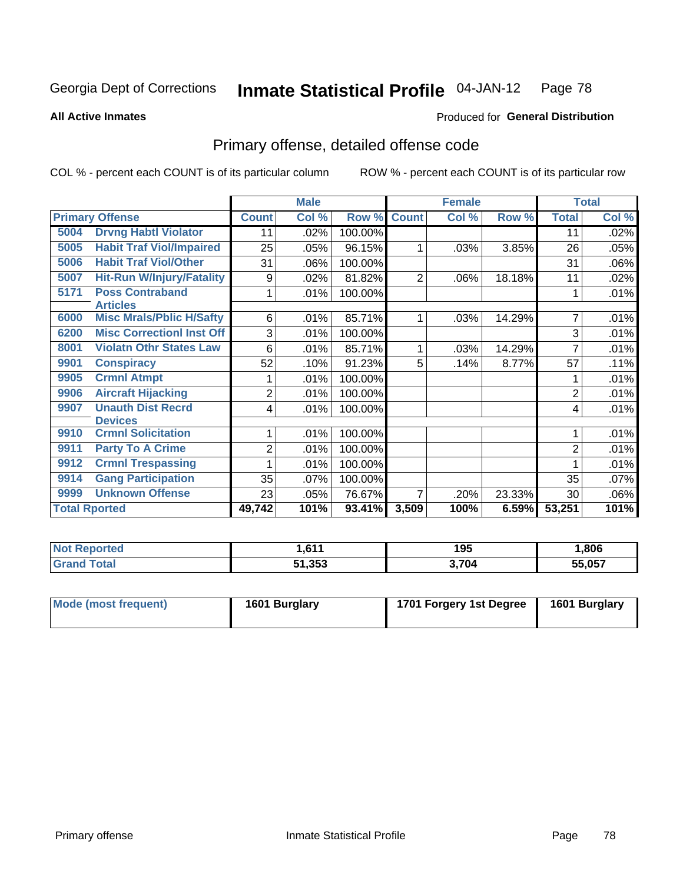Georgia Dept of Corrections **Inmate Statistical Profile** 04-JAN-12

**All Active Inmates**

Produced for **General Distribution**

## Primary offense, detailed offense code

COL % - percent each COUNT is of its particular column ROW % - percent each COUNT is of its particular row

| Primary Offense | | Male | | | Female | | | Total | |
|---|---|---|---|---|---|---|---|---|---|
| | | Count | Col % | Row % | Count | Col % | Row % | Total | Col % |
| 5004 | Drvng Habtl Violator | 11 | .02% | 100.00% | | | | 11 | .02% |
| 5005 | Habit Traf Viol/Impaired | 25 | .05% | 96.15% | 1 | .03% | 3.85% | 26 | .05% |
| 5006 | Habit Traf Viol/Other | 31 | .06% | 100.00% | | | | 31 | .06% |
| 5007 | Hit-Run W/Injury/Fatality | 9 | .02% | 81.82% | 2 | .06% | 18.18% | 11 | .02% |
| 5171 | Poss Contraband Articles | 1 | .01% | 100.00% | | | | 1 | .01% |
| 6000 | Misc Mrals/Pblic H/Safty | 6 | .01% | 85.71% | 1 | .03% | 14.29% | 7 | .01% |
| 6200 | Misc Correctionl Inst Off | 3 | .01% | 100.00% | | | | 3 | .01% |
| 8001 | Violatn Othr States Law | 6 | .01% | 85.71% | 1 | .03% | 14.29% | 7 | .01% |
| 9901 | Conspiracy | 52 | .10% | 91.23% | 5 | .14% | 8.77% | 57 | .11% |
| 9905 | Crmnl Atmpt | 1 | .01% | 100.00% | | | | 1 | .01% |
| 9906 | Aircraft Hijacking | 2 | .01% | 100.00% | | | | 2 | .01% |
| 9907 | Unauth Dist Recrd Devices | 4 | .01% | 100.00% | | | | 4 | .01% |
| 9910 | Crmnl Solicitation | 1 | .01% | 100.00% | | | | 1 | .01% |
| 9911 | Party To A Crime | 2 | .01% | 100.00% | | | | 2 | .01% |
| 9912 | Crmnl Trespassing | 1 | .01% | 100.00% | | | | 1 | .01% |
| 9914 | Gang Participation | 35 | .07% | 100.00% | | | | 35 | .07% |
| 9999 | Unknown Offense | 23 | .05% | 76.67% | 7 | .20% | 23.33% | 30 | .06% |
| Total Rported | | 49,742 | 101% | 93.41% | 3,509 | 100% | 6.59% | 53,251 | 101% |

| | Male | Female | Total |
|---|---|---|---|
| Not Reported | 1,611 | 195 | 1,806 |
| Grand Total | 51,353 | 3,704 | 55,057 |

| | Male | Female | Total |
|---|---|---|---|
| Mode (most frequent) | 1601 Burglary | 1701 Forgery 1st Degree | 1601 Burglary |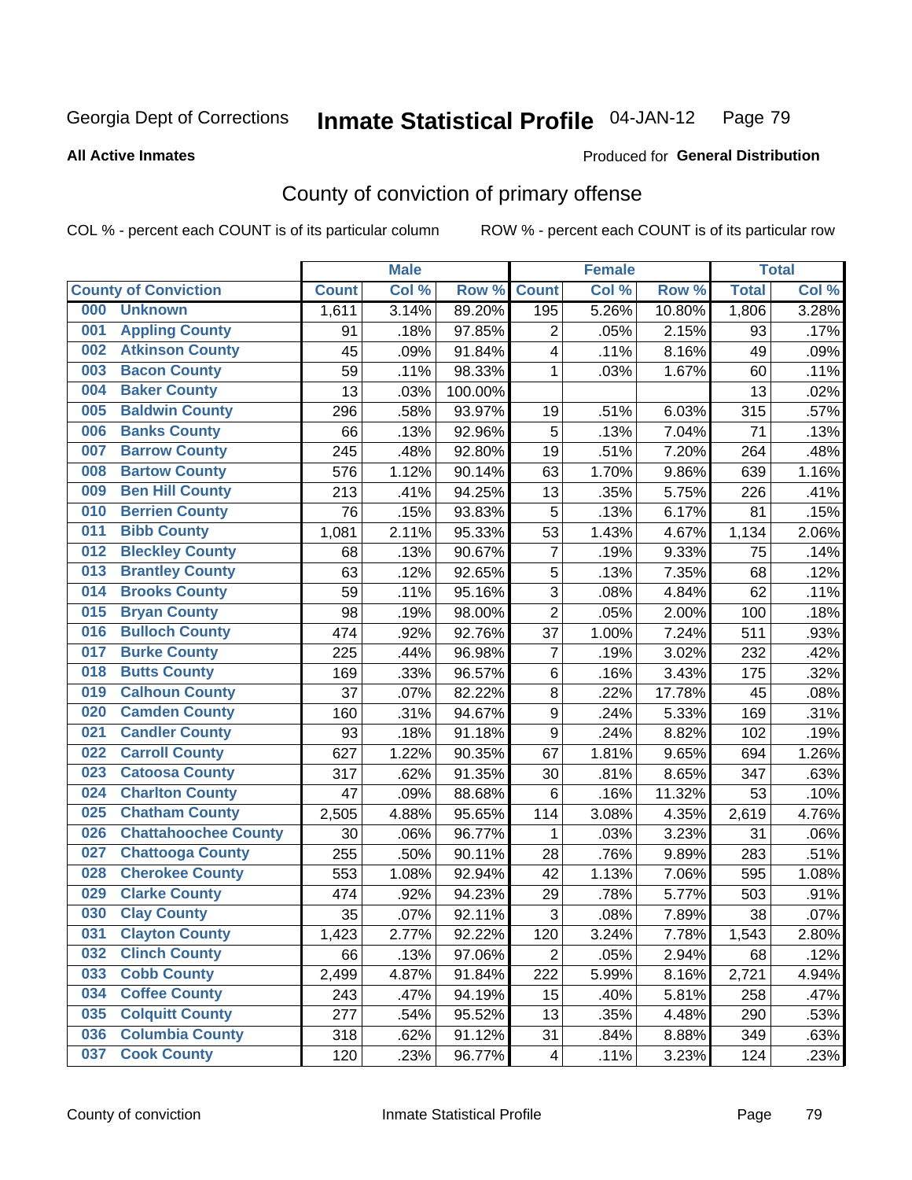Georgia Dept of Corrections **Inmate Statistical Profile** 04-JAN-12 Page 79

**All Active Inmates**

Produced for **General Distribution**

## County of conviction of primary offense

COL % - percent each COUNT is of its particular column ROW % - percent each COUNT is of its particular row

| County of Conviction | Male | | | Female | | | Total | |
|---|---|---|---|---|---|---|---|---|
| | Count | Col % | Row % | Count | Col % | Row % | Total | Col % |
| 000 Unknown | 1,611 | 3.14% | 89.20% | 195 | 5.26% | 10.80% | 1,806 | 3.28% |
| 001 Appling County | 91 | .18% | 97.85% | 2 | .05% | 2.15% | 93 | .17% |
| 002 Atkinson County | 45 | .09% | 91.84% | 4 | .11% | 8.16% | 49 | .09% |
| 003 Bacon County | 59 | .11% | 98.33% | 1 | .03% | 1.67% | 60 | .11% |
| 004 Baker County | 13 | .03% | 100.00% | | | | 13 | .02% |
| 005 Baldwin County | 296 | .58% | 93.97% | 19 | .51% | 6.03% | 315 | .57% |
| 006 Banks County | 66 | .13% | 92.96% | 5 | .13% | 7.04% | 71 | .13% |
| 007 Barrow County | 245 | .48% | 92.80% | 19 | .51% | 7.20% | 264 | .48% |
| 008 Bartow County | 576 | 1.12% | 90.14% | 63 | 1.70% | 9.86% | 639 | 1.16% |
| 009 Ben Hill County | 213 | .41% | 94.25% | 13 | .35% | 5.75% | 226 | .41% |
| 010 Berrien County | 76 | .15% | 93.83% | 5 | .13% | 6.17% | 81 | .15% |
| 011 Bibb County | 1,081 | 2.11% | 95.33% | 53 | 1.43% | 4.67% | 1,134 | 2.06% |
| 012 Bleckley County | 68 | .13% | 90.67% | 7 | .19% | 9.33% | 75 | .14% |
| 013 Brantley County | 63 | .12% | 92.65% | 5 | .13% | 7.35% | 68 | .12% |
| 014 Brooks County | 59 | .11% | 95.16% | 3 | .08% | 4.84% | 62 | .11% |
| 015 Bryan County | 98 | .19% | 98.00% | 2 | .05% | 2.00% | 100 | .18% |
| 016 Bulloch County | 474 | .92% | 92.76% | 37 | 1.00% | 7.24% | 511 | .93% |
| 017 Burke County | 225 | .44% | 96.98% | 7 | .19% | 3.02% | 232 | .42% |
| 018 Butts County | 169 | .33% | 96.57% | 6 | .16% | 3.43% | 175 | .32% |
| 019 Calhoun County | 37 | .07% | 82.22% | 8 | .22% | 17.78% | 45 | .08% |
| 020 Camden County | 160 | .31% | 94.67% | 9 | .24% | 5.33% | 169 | .31% |
| 021 Candler County | 93 | .18% | 91.18% | 9 | .24% | 8.82% | 102 | .19% |
| 022 Carroll County | 627 | 1.22% | 90.35% | 67 | 1.81% | 9.65% | 694 | 1.26% |
| 023 Catoosa County | 317 | .62% | 91.35% | 30 | .81% | 8.65% | 347 | .63% |
| 024 Charlton County | 47 | .09% | 88.68% | 6 | .16% | 11.32% | 53 | .10% |
| 025 Chatham County | 2,505 | 4.88% | 95.65% | 114 | 3.08% | 4.35% | 2,619 | 4.76% |
| 026 Chattahoochee County | 30 | .06% | 96.77% | 1 | .03% | 3.23% | 31 | .06% |
| 027 Chattooga County | 255 | .50% | 90.11% | 28 | .76% | 9.89% | 283 | .51% |
| 028 Cherokee County | 553 | 1.08% | 92.94% | 42 | 1.13% | 7.06% | 595 | 1.08% |
| 029 Clarke County | 474 | .92% | 94.23% | 29 | .78% | 5.77% | 503 | .91% |
| 030 Clay County | 35 | .07% | 92.11% | 3 | .08% | 7.89% | 38 | .07% |
| 031 Clayton County | 1,423 | 2.77% | 92.22% | 120 | 3.24% | 7.78% | 1,543 | 2.80% |
| 032 Clinch County | 66 | .13% | 97.06% | 2 | .05% | 2.94% | 68 | .12% |
| 033 Cobb County | 2,499 | 4.87% | 91.84% | 222 | 5.99% | 8.16% | 2,721 | 4.94% |
| 034 Coffee County | 243 | .47% | 94.19% | 15 | .40% | 5.81% | 258 | .47% |
| 035 Colquitt County | 277 | .54% | 95.52% | 13 | .35% | 4.48% | 290 | .53% |
| 036 Columbia County | 318 | .62% | 91.12% | 31 | .84% | 8.88% | 349 | .63% |
| 037 Cook County | 120 | .23% | 96.77% | 4 | .11% | 3.23% | 124 | .23% |

County of conviction Inmate Statistical Profile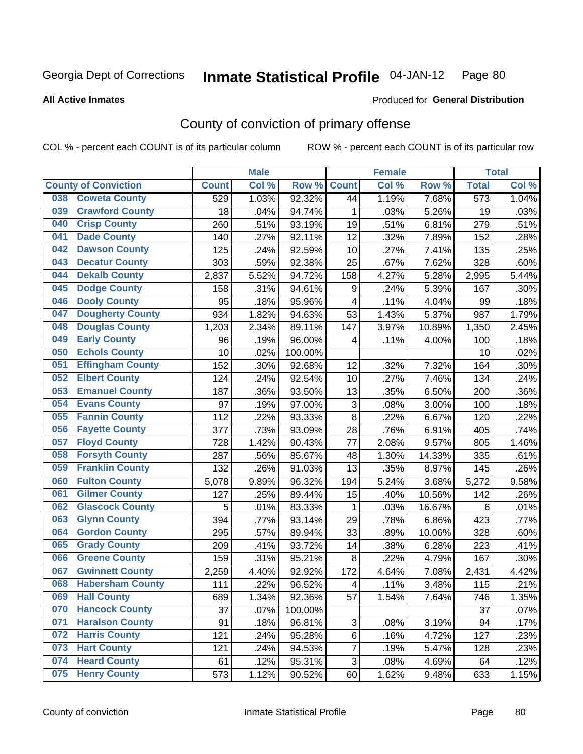Georgia Dept of Corrections **Inmate Statistical Profile** 04-JAN-12 Page 80

**All Active Inmates**

Produced for **General Distribution**

## County of conviction of primary offense

COL % - percent each COUNT is of its particular column ROW % - percent each COUNT is of its particular row

| County of Conviction | | Male | | | Female | | | Total | |
|---|---|---|---|---|---|---|---|---|---|
| | | Count | Col % | Row % | Count | Col % | Row % | Total | Col % |
| 038 | Coweta County | 529 | 1.03% | 92.32% | 44 | 1.19% | 7.68% | 573 | 1.04% |
| 039 | Crawford County | 18 | .04% | 94.74% | 1 | .03% | 5.26% | 19 | .03% |
| 040 | Crisp County | 260 | .51% | 93.19% | 19 | .51% | 6.81% | 279 | .51% |
| 041 | Dade County | 140 | .27% | 92.11% | 12 | .32% | 7.89% | 152 | .28% |
| 042 | Dawson County | 125 | .24% | 92.59% | 10 | .27% | 7.41% | 135 | .25% |
| 043 | Decatur County | 303 | .59% | 92.38% | 25 | .67% | 7.62% | 328 | .60% |
| 044 | Dekalb County | 2,837 | 5.52% | 94.72% | 158 | 4.27% | 5.28% | 2,995 | 5.44% |
| 045 | Dodge County | 158 | .31% | 94.61% | 9 | .24% | 5.39% | 167 | .30% |
| 046 | Dooly County | 95 | .18% | 95.96% | 4 | .11% | 4.04% | 99 | .18% |
| 047 | Dougherty County | 934 | 1.82% | 94.63% | 53 | 1.43% | 5.37% | 987 | 1.79% |
| 048 | Douglas County | 1,203 | 2.34% | 89.11% | 147 | 3.97% | 10.89% | 1,350 | 2.45% |
| 049 | Early County | 96 | .19% | 96.00% | 4 | .11% | 4.00% | 100 | .18% |
| 050 | Echols County | 10 | .02% | 100.00% | | | | 10 | .02% |
| 051 | Effingham County | 152 | .30% | 92.68% | 12 | .32% | 7.32% | 164 | .30% |
| 052 | Elbert County | 124 | .24% | 92.54% | 10 | .27% | 7.46% | 134 | .24% |
| 053 | Emanuel County | 187 | .36% | 93.50% | 13 | .35% | 6.50% | 200 | .36% |
| 054 | Evans County | 97 | .19% | 97.00% | 3 | .08% | 3.00% | 100 | .18% |
| 055 | Fannin County | 112 | .22% | 93.33% | 8 | .22% | 6.67% | 120 | .22% |
| 056 | Fayette County | 377 | .73% | 93.09% | 28 | .76% | 6.91% | 405 | .74% |
| 057 | Floyd County | 728 | 1.42% | 90.43% | 77 | 2.08% | 9.57% | 805 | 1.46% |
| 058 | Forsyth County | 287 | .56% | 85.67% | 48 | 1.30% | 14.33% | 335 | .61% |
| 059 | Franklin County | 132 | .26% | 91.03% | 13 | .35% | 8.97% | 145 | .26% |
| 060 | Fulton County | 5,078 | 9.89% | 96.32% | 194 | 5.24% | 3.68% | 5,272 | 9.58% |
| 061 | Gilmer County | 127 | .25% | 89.44% | 15 | .40% | 10.56% | 142 | .26% |
| 062 | Glascock County | 5 | .01% | 83.33% | 1 | .03% | 16.67% | 6 | .01% |
| 063 | Glynn County | 394 | .77% | 93.14% | 29 | .78% | 6.86% | 423 | .77% |
| 064 | Gordon County | 295 | .57% | 89.94% | 33 | .89% | 10.06% | 328 | .60% |
| 065 | Grady County | 209 | .41% | 93.72% | 14 | .38% | 6.28% | 223 | .41% |
| 066 | Greene County | 159 | .31% | 95.21% | 8 | .22% | 4.79% | 167 | .30% |
| 067 | Gwinnett County | 2,259 | 4.40% | 92.92% | 172 | 4.64% | 7.08% | 2,431 | 4.42% |
| 068 | Habersham County | 111 | .22% | 96.52% | 4 | .11% | 3.48% | 115 | .21% |
| 069 | Hall County | 689 | 1.34% | 92.36% | 57 | 1.54% | 7.64% | 746 | 1.35% |
| 070 | Hancock County | 37 | .07% | 100.00% | | | | 37 | .07% |
| 071 | Haralson County | 91 | .18% | 96.81% | 3 | .08% | 3.19% | 94 | .17% |
| 072 | Harris County | 121 | .24% | 95.28% | 6 | .16% | 4.72% | 127 | .23% |
| 073 | Hart County | 121 | .24% | 94.53% | 7 | .19% | 5.47% | 128 | .23% |
| 074 | Heard County | 61 | .12% | 95.31% | 3 | .08% | 4.69% | 64 | .12% |
| 075 | Henry County | 573 | 1.12% | 90.52% | 60 | 1.62% | 9.48% | 633 | 1.15% |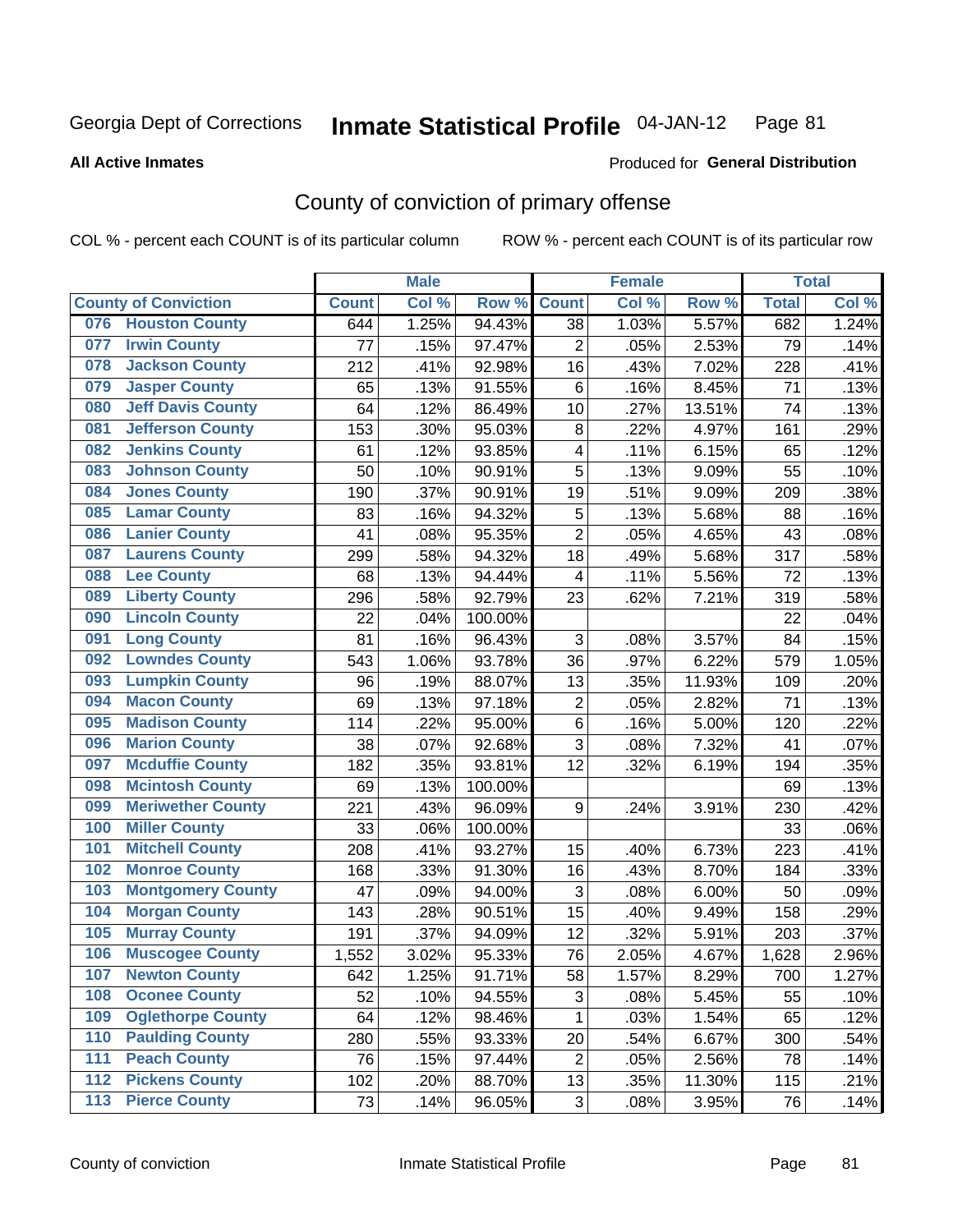Georgia Dept of Corrections **Inmate Statistical Profile** 04-JAN-12

**All Active Inmates**

Produced for **General Distribution**

## County of conviction of primary offense

COL % - percent each COUNT is of its particular column    ROW % - percent each COUNT is of its particular row

| County of Conviction | Male | | | Female | | | Total | |
|---|---|---|---|---|---|---|---|---|
| | Count | Col % | Row % | Count | Col % | Row % | Total | Col % |
| 076 Houston County | 644 | 1.25% | 94.43% | 38 | 1.03% | 5.57% | 682 | 1.24% |
| 077 Irwin County | 77 | .15% | 97.47% | 2 | .05% | 2.53% | 79 | .14% |
| 078 Jackson County | 212 | .41% | 92.98% | 16 | .43% | 7.02% | 228 | .41% |
| 079 Jasper County | 65 | .13% | 91.55% | 6 | .16% | 8.45% | 71 | .13% |
| 080 Jeff Davis County | 64 | .12% | 86.49% | 10 | .27% | 13.51% | 74 | .13% |
| 081 Jefferson County | 153 | .30% | 95.03% | 8 | .22% | 4.97% | 161 | .29% |
| 082 Jenkins County | 61 | .12% | 93.85% | 4 | .11% | 6.15% | 65 | .12% |
| 083 Johnson County | 50 | .10% | 90.91% | 5 | .13% | 9.09% | 55 | .10% |
| 084 Jones County | 190 | .37% | 90.91% | 19 | .51% | 9.09% | 209 | .38% |
| 085 Lamar County | 83 | .16% | 94.32% | 5 | .13% | 5.68% | 88 | .16% |
| 086 Lanier County | 41 | .08% | 95.35% | 2 | .05% | 4.65% | 43 | .08% |
| 087 Laurens County | 299 | .58% | 94.32% | 18 | .49% | 5.68% | 317 | .58% |
| 088 Lee County | 68 | .13% | 94.44% | 4 | .11% | 5.56% | 72 | .13% |
| 089 Liberty County | 296 | .58% | 92.79% | 23 | .62% | 7.21% | 319 | .58% |
| 090 Lincoln County | 22 | .04% | 100.00% | | | | 22 | .04% |
| 091 Long County | 81 | .16% | 96.43% | 3 | .08% | 3.57% | 84 | .15% |
| 092 Lowndes County | 543 | 1.06% | 93.78% | 36 | .97% | 6.22% | 579 | 1.05% |
| 093 Lumpkin County | 96 | .19% | 88.07% | 13 | .35% | 11.93% | 109 | .20% |
| 094 Macon County | 69 | .13% | 97.18% | 2 | .05% | 2.82% | 71 | .13% |
| 095 Madison County | 114 | .22% | 95.00% | 6 | .16% | 5.00% | 120 | .22% |
| 096 Marion County | 38 | .07% | 92.68% | 3 | .08% | 7.32% | 41 | .07% |
| 097 Mcduffie County | 182 | .35% | 93.81% | 12 | .32% | 6.19% | 194 | .35% |
| 098 Mcintosh County | 69 | .13% | 100.00% | | | | 69 | .13% |
| 099 Meriwether County | 221 | .43% | 96.09% | 9 | .24% | 3.91% | 230 | .42% |
| 100 Miller County | 33 | .06% | 100.00% | | | | 33 | .06% |
| 101 Mitchell County | 208 | .41% | 93.27% | 15 | .40% | 6.73% | 223 | .41% |
| 102 Monroe County | 168 | .33% | 91.30% | 16 | .43% | 8.70% | 184 | .33% |
| 103 Montgomery County | 47 | .09% | 94.00% | 3 | .08% | 6.00% | 50 | .09% |
| 104 Morgan County | 143 | .28% | 90.51% | 15 | .40% | 9.49% | 158 | .29% |
| 105 Murray County | 191 | .37% | 94.09% | 12 | .32% | 5.91% | 203 | .37% |
| 106 Muscogee County | 1,552 | 3.02% | 95.33% | 76 | 2.05% | 4.67% | 1,628 | 2.96% |
| 107 Newton County | 642 | 1.25% | 91.71% | 58 | 1.57% | 8.29% | 700 | 1.27% |
| 108 Oconee County | 52 | .10% | 94.55% | 3 | .08% | 5.45% | 55 | .10% |
| 109 Oglethorpe County | 64 | .12% | 98.46% | 1 | .03% | 1.54% | 65 | .12% |
| 110 Paulding County | 280 | .55% | 93.33% | 20 | .54% | 6.67% | 300 | .54% |
| 111 Peach County | 76 | .15% | 97.44% | 2 | .05% | 2.56% | 78 | .14% |
| 112 Pickens County | 102 | .20% | 88.70% | 13 | .35% | 11.30% | 115 | .21% |
| 113 Pierce County | 73 | .14% | 96.05% | 3 | .08% | 3.95% | 76 | .14% |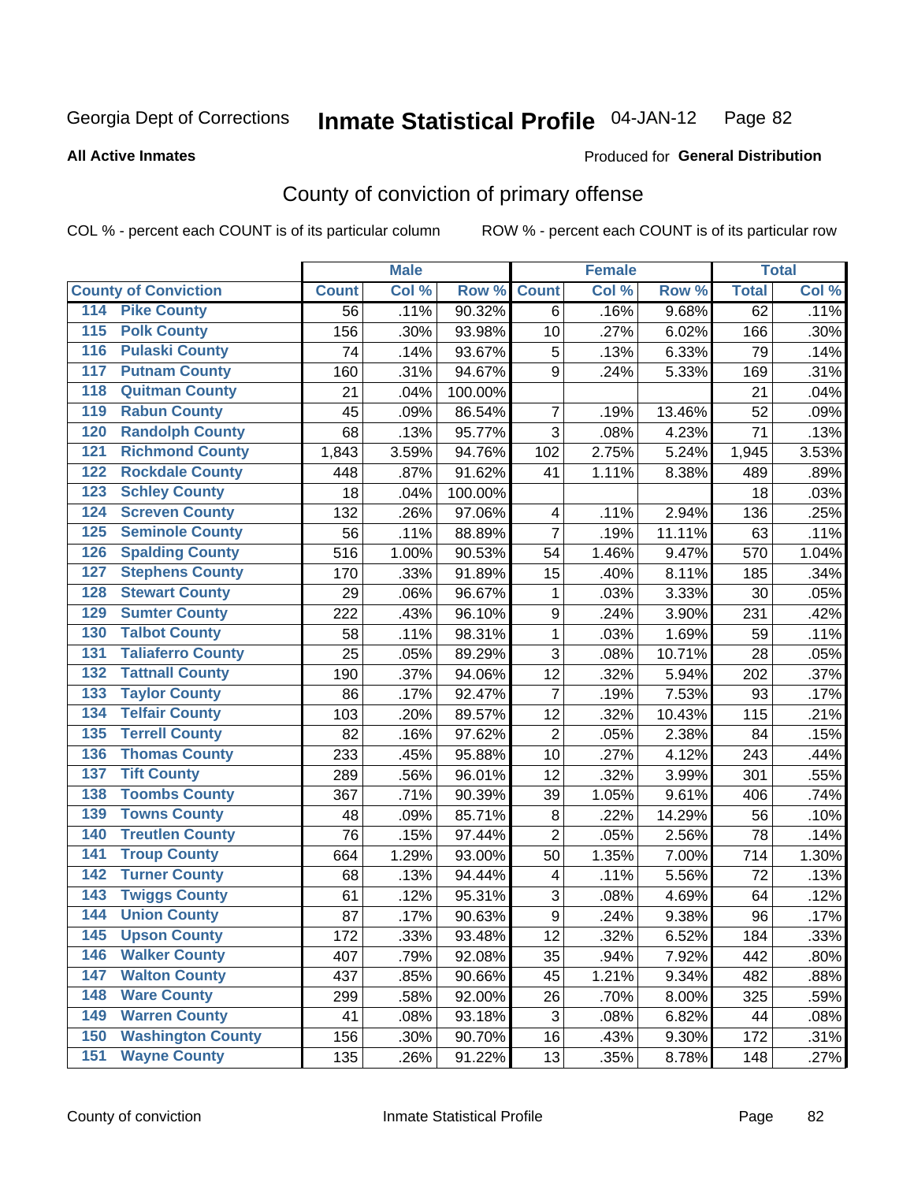Georgia Dept of Corrections **Inmate Statistical Profile** 04-JAN-12

**All Active Inmates**

Produced for **General Distribution**

## County of conviction of primary offense

COL % - percent each COUNT is of its particular column

ROW % - percent each COUNT is of its particular row

| County of Conviction | Male | | | Female | | | Total | |
|---|---|---|---|---|---|---|---|---|
| | Count | Col % | Row % | Count | Col % | Row % | Total | Col % |
| 114 Pike County | 56 | .11% | 90.32% | 6 | .16% | 9.68% | 62 | .11% |
| 115 Polk County | 156 | .30% | 93.98% | 10 | .27% | 6.02% | 166 | .30% |
| 116 Pulaski County | 74 | .14% | 93.67% | 5 | .13% | 6.33% | 79 | .14% |
| 117 Putnam County | 160 | .31% | 94.67% | 9 | .24% | 5.33% | 169 | .31% |
| 118 Quitman County | 21 | .04% | 100.00% | | | | 21 | .04% |
| 119 Rabun County | 45 | .09% | 86.54% | 7 | .19% | 13.46% | 52 | .09% |
| 120 Randolph County | 68 | .13% | 95.77% | 3 | .08% | 4.23% | 71 | .13% |
| 121 Richmond County | 1,843 | 3.59% | 94.76% | 102 | 2.75% | 5.24% | 1,945 | 3.53% |
| 122 Rockdale County | 448 | .87% | 91.62% | 41 | 1.11% | 8.38% | 489 | .89% |
| 123 Schley County | 18 | .04% | 100.00% | | | | 18 | .03% |
| 124 Screven County | 132 | .26% | 97.06% | 4 | .11% | 2.94% | 136 | .25% |
| 125 Seminole County | 56 | .11% | 88.89% | 7 | .19% | 11.11% | 63 | .11% |
| 126 Spalding County | 516 | 1.00% | 90.53% | 54 | 1.46% | 9.47% | 570 | 1.04% |
| 127 Stephens County | 170 | .33% | 91.89% | 15 | .40% | 8.11% | 185 | .34% |
| 128 Stewart County | 29 | .06% | 96.67% | 1 | .03% | 3.33% | 30 | .05% |
| 129 Sumter County | 222 | .43% | 96.10% | 9 | .24% | 3.90% | 231 | .42% |
| 130 Talbot County | 58 | .11% | 98.31% | 1 | .03% | 1.69% | 59 | .11% |
| 131 Taliaferro County | 25 | .05% | 89.29% | 3 | .08% | 10.71% | 28 | .05% |
| 132 Tattnall County | 190 | .37% | 94.06% | 12 | .32% | 5.94% | 202 | .37% |
| 133 Taylor County | 86 | .17% | 92.47% | 7 | .19% | 7.53% | 93 | .17% |
| 134 Telfair County | 103 | .20% | 89.57% | 12 | .32% | 10.43% | 115 | .21% |
| 135 Terrell County | 82 | .16% | 97.62% | 2 | .05% | 2.38% | 84 | .15% |
| 136 Thomas County | 233 | .45% | 95.88% | 10 | .27% | 4.12% | 243 | .44% |
| 137 Tift County | 289 | .56% | 96.01% | 12 | .32% | 3.99% | 301 | .55% |
| 138 Toombs County | 367 | .71% | 90.39% | 39 | 1.05% | 9.61% | 406 | .74% |
| 139 Towns County | 48 | .09% | 85.71% | 8 | .22% | 14.29% | 56 | .10% |
| 140 Treutlen County | 76 | .15% | 97.44% | 2 | .05% | 2.56% | 78 | .14% |
| 141 Troup County | 664 | 1.29% | 93.00% | 50 | 1.35% | 7.00% | 714 | 1.30% |
| 142 Turner County | 68 | .13% | 94.44% | 4 | .11% | 5.56% | 72 | .13% |
| 143 Twiggs County | 61 | .12% | 95.31% | 3 | .08% | 4.69% | 64 | .12% |
| 144 Union County | 87 | .17% | 90.63% | 9 | .24% | 9.38% | 96 | .17% |
| 145 Upson County | 172 | .33% | 93.48% | 12 | .32% | 6.52% | 184 | .33% |
| 146 Walker County | 407 | .79% | 92.08% | 35 | .94% | 7.92% | 442 | .80% |
| 147 Walton County | 437 | .85% | 90.66% | 45 | 1.21% | 9.34% | 482 | .88% |
| 148 Ware County | 299 | .58% | 92.00% | 26 | .70% | 8.00% | 325 | .59% |
| 149 Warren County | 41 | .08% | 93.18% | 3 | .08% | 6.82% | 44 | .08% |
| 150 Washington County | 156 | .30% | 90.70% | 16 | .43% | 9.30% | 172 | .31% |
| 151 Wayne County | 135 | .26% | 91.22% | 13 | .35% | 8.78% | 148 | .27% |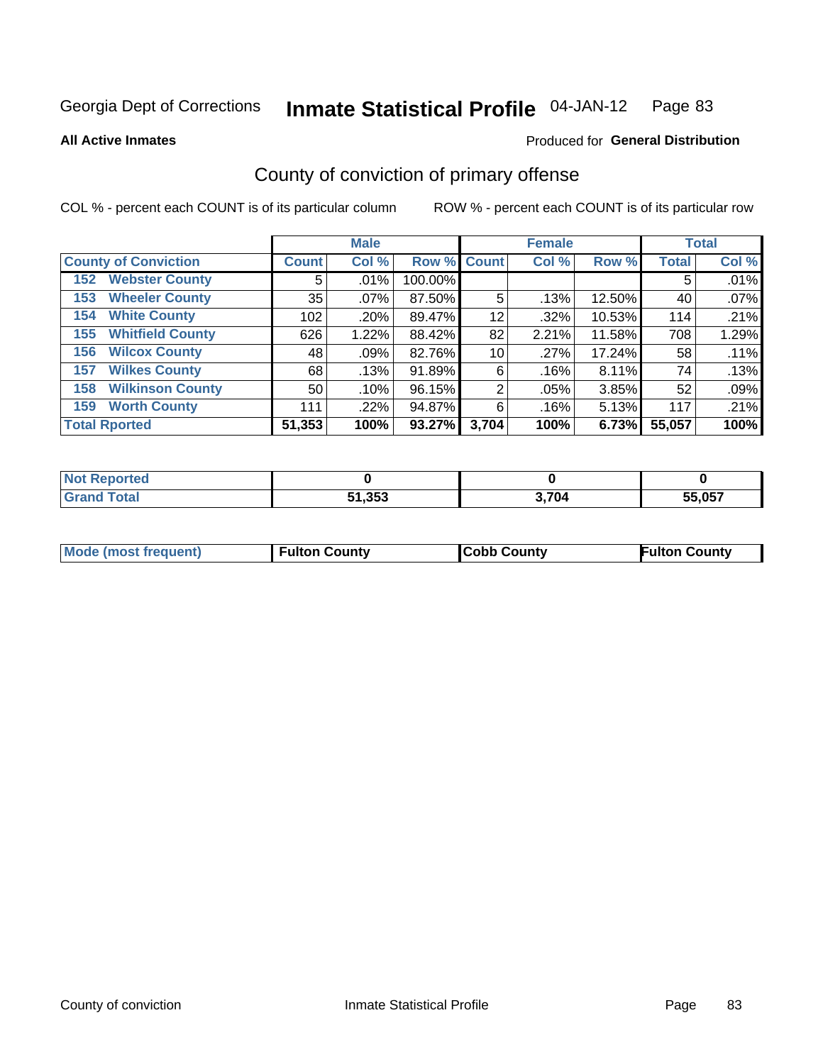Georgia Dept of Corrections **Inmate Statistical Profile** 04-JAN-12 Page 83

**All Active Inmates** Produced for **General Distribution**

## County of conviction of primary offense

COL % - percent each COUNT is of its particular column ROW % - percent each COUNT is of its particular row

| | Male | | | Female | | | Total | |
|---|---|---|---|---|---|---|---|---|
| **County of Conviction** | **Count** | **Col %** | **Row %** | **Count** | **Col %** | **Row %** | **Total** | **Col %** |
| 152 Webster County | 5 | .01% | 100.00% | | | | 5 | .01% |
| 153 Wheeler County | 35 | .07% | 87.50% | 5 | .13% | 12.50% | 40 | .07% |
| 154 White County | 102 | .20% | 89.47% | 12 | .32% | 10.53% | 114 | .21% |
| 155 Whitfield County | 626 | 1.22% | 88.42% | 82 | 2.21% | 11.58% | 708 | 1.29% |
| 156 Wilcox County | 48 | .09% | 82.76% | 10 | .27% | 17.24% | 58 | .11% |
| 157 Wilkes County | 68 | .13% | 91.89% | 6 | .16% | 8.11% | 74 | .13% |
| 158 Wilkinson County | 50 | .10% | 96.15% | 2 | .05% | 3.85% | 52 | .09% |
| 159 Worth County | 111 | .22% | 94.87% | 6 | .16% | 5.13% | 117 | .21% |
| **Total Rported** | **51,353** | **100%** | **93.27%** | **3,704** | **100%** | **6.73%** | **55,057** | **100%** |

| | Male | Female | Total |
|---|---|---|---|
| Not Reported | **0** | **0** | **0** |
| Grand Total | **51,353** | **3,704** | **55,057** |

| | Male | Female | Total |
|---|---|---|---|
| Mode (most frequent) | **Fulton County** | **Cobb County** | **Fulton County** |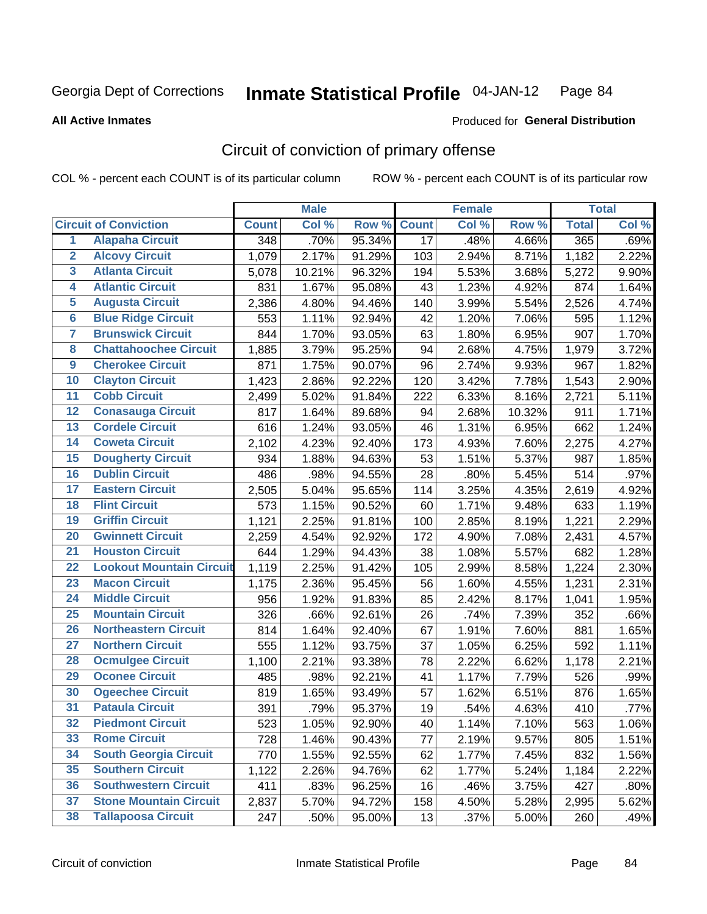Georgia Dept of Corrections **Inmate Statistical Profile** 04-JAN-12

**All Active Inmates**

Produced for **General Distribution**

## Circuit of conviction of primary offense

COL % - percent each COUNT is of its particular column ROW % - percent each COUNT is of its particular row

| | | Male | | | Female | | | Total | |
|---|---|---|---|---|---|---|---|---|---|
| **Circuit of Conviction** | | **Count** | **Col %** | **Row %** | **Count** | **Col %** | **Row %** | **Total** | **Col %** |
| 1 | Alapaha Circuit | 348 | .70% | 95.34% | 17 | .48% | 4.66% | 365 | .69% |
| 2 | Alcovy Circuit | 1,079 | 2.17% | 91.29% | 103 | 2.94% | 8.71% | 1,182 | 2.22% |
| 3 | Atlanta Circuit | 5,078 | 10.21% | 96.32% | 194 | 5.53% | 3.68% | 5,272 | 9.90% |
| 4 | Atlantic Circuit | 831 | 1.67% | 95.08% | 43 | 1.23% | 4.92% | 874 | 1.64% |
| 5 | Augusta Circuit | 2,386 | 4.80% | 94.46% | 140 | 3.99% | 5.54% | 2,526 | 4.74% |
| 6 | Blue Ridge Circuit | 553 | 1.11% | 92.94% | 42 | 1.20% | 7.06% | 595 | 1.12% |
| 7 | Brunswick Circuit | 844 | 1.70% | 93.05% | 63 | 1.80% | 6.95% | 907 | 1.70% |
| 8 | Chattahoochee Circuit | 1,885 | 3.79% | 95.25% | 94 | 2.68% | 4.75% | 1,979 | 3.72% |
| 9 | Cherokee Circuit | 871 | 1.75% | 90.07% | 96 | 2.74% | 9.93% | 967 | 1.82% |
| 10 | Clayton Circuit | 1,423 | 2.86% | 92.22% | 120 | 3.42% | 7.78% | 1,543 | 2.90% |
| 11 | Cobb Circuit | 2,499 | 5.02% | 91.84% | 222 | 6.33% | 8.16% | 2,721 | 5.11% |
| 12 | Conasauga Circuit | 817 | 1.64% | 89.68% | 94 | 2.68% | 10.32% | 911 | 1.71% |
| 13 | Cordele Circuit | 616 | 1.24% | 93.05% | 46 | 1.31% | 6.95% | 662 | 1.24% |
| 14 | Coweta Circuit | 2,102 | 4.23% | 92.40% | 173 | 4.93% | 7.60% | 2,275 | 4.27% |
| 15 | Dougherty Circuit | 934 | 1.88% | 94.63% | 53 | 1.51% | 5.37% | 987 | 1.85% |
| 16 | Dublin Circuit | 486 | .98% | 94.55% | 28 | .80% | 5.45% | 514 | .97% |
| 17 | Eastern Circuit | 2,505 | 5.04% | 95.65% | 114 | 3.25% | 4.35% | 2,619 | 4.92% |
| 18 | Flint Circuit | 573 | 1.15% | 90.52% | 60 | 1.71% | 9.48% | 633 | 1.19% |
| 19 | Griffin Circuit | 1,121 | 2.25% | 91.81% | 100 | 2.85% | 8.19% | 1,221 | 2.29% |
| 20 | Gwinnett Circuit | 2,259 | 4.54% | 92.92% | 172 | 4.90% | 7.08% | 2,431 | 4.57% |
| 21 | Houston Circuit | 644 | 1.29% | 94.43% | 38 | 1.08% | 5.57% | 682 | 1.28% |
| 22 | Lookout Mountain Circuit | 1,119 | 2.25% | 91.42% | 105 | 2.99% | 8.58% | 1,224 | 2.30% |
| 23 | Macon Circuit | 1,175 | 2.36% | 95.45% | 56 | 1.60% | 4.55% | 1,231 | 2.31% |
| 24 | Middle Circuit | 956 | 1.92% | 91.83% | 85 | 2.42% | 8.17% | 1,041 | 1.95% |
| 25 | Mountain Circuit | 326 | .66% | 92.61% | 26 | .74% | 7.39% | 352 | .66% |
| 26 | Northeastern Circuit | 814 | 1.64% | 92.40% | 67 | 1.91% | 7.60% | 881 | 1.65% |
| 27 | Northern Circuit | 555 | 1.12% | 93.75% | 37 | 1.05% | 6.25% | 592 | 1.11% |
| 28 | Ocmulgee Circuit | 1,100 | 2.21% | 93.38% | 78 | 2.22% | 6.62% | 1,178 | 2.21% |
| 29 | Oconee Circuit | 485 | .98% | 92.21% | 41 | 1.17% | 7.79% | 526 | .99% |
| 30 | Ogeechee Circuit | 819 | 1.65% | 93.49% | 57 | 1.62% | 6.51% | 876 | 1.65% |
| 31 | Pataula Circuit | 391 | .79% | 95.37% | 19 | .54% | 4.63% | 410 | .77% |
| 32 | Piedmont Circuit | 523 | 1.05% | 92.90% | 40 | 1.14% | 7.10% | 563 | 1.06% |
| 33 | Rome Circuit | 728 | 1.46% | 90.43% | 77 | 2.19% | 9.57% | 805 | 1.51% |
| 34 | South Georgia Circuit | 770 | 1.55% | 92.55% | 62 | 1.77% | 7.45% | 832 | 1.56% |
| 35 | Southern Circuit | 1,122 | 2.26% | 94.76% | 62 | 1.77% | 5.24% | 1,184 | 2.22% |
| 36 | Southwestern Circuit | 411 | .83% | 96.25% | 16 | .46% | 3.75% | 427 | .80% |
| 37 | Stone Mountain Circuit | 2,837 | 5.70% | 94.72% | 158 | 4.50% | 5.28% | 2,995 | 5.62% |
| 38 | Tallapoosa Circuit | 247 | .50% | 95.00% | 13 | .37% | 5.00% | 260 | .49% |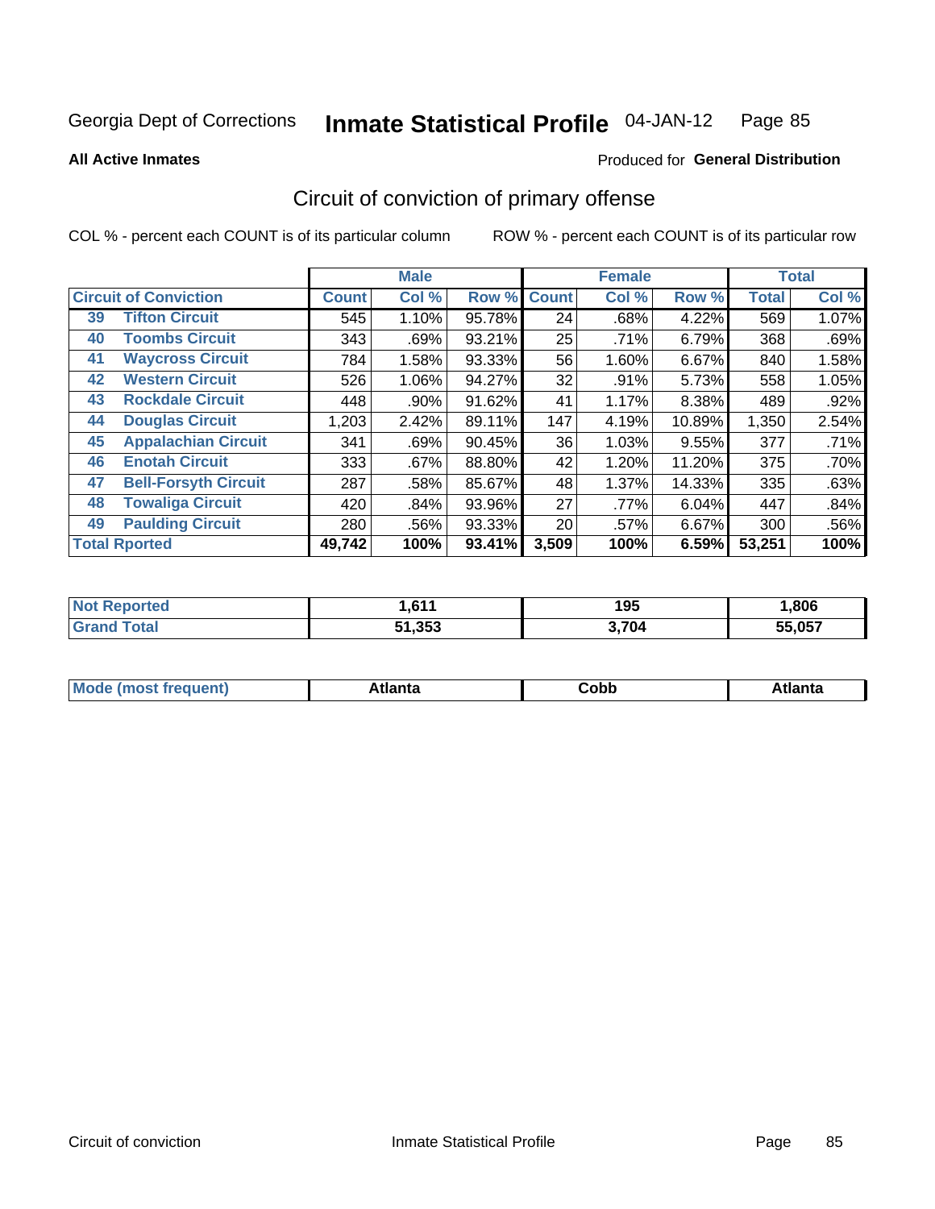Georgia Dept of Corrections **Inmate Statistical Profile** 04-JAN-12 Page 85

**All Active Inmates**

Produced for **General Distribution**

## Circuit of conviction of primary offense

COL % - percent each COUNT is of its particular column ROW % - percent each COUNT is of its particular row

| Circuit of Conviction | | Male | | | Female | | | Total | |
|---|---|---|---|---|---|---|---|---|---|
| | | Count | Col % | Row % | Count | Col % | Row % | Total | Col % |
| 39 | Tifton Circuit | 545 | 1.10% | 95.78% | 24 | .68% | 4.22% | 569 | 1.07% |
| 40 | Toombs Circuit | 343 | .69% | 93.21% | 25 | .71% | 6.79% | 368 | .69% |
| 41 | Waycross Circuit | 784 | 1.58% | 93.33% | 56 | 1.60% | 6.67% | 840 | 1.58% |
| 42 | Western Circuit | 526 | 1.06% | 94.27% | 32 | .91% | 5.73% | 558 | 1.05% |
| 43 | Rockdale Circuit | 448 | .90% | 91.62% | 41 | 1.17% | 8.38% | 489 | .92% |
| 44 | Douglas Circuit | 1,203 | 2.42% | 89.11% | 147 | 4.19% | 10.89% | 1,350 | 2.54% |
| 45 | Appalachian Circuit | 341 | .69% | 90.45% | 36 | 1.03% | 9.55% | 377 | .71% |
| 46 | Enotah Circuit | 333 | .67% | 88.80% | 42 | 1.20% | 11.20% | 375 | .70% |
| 47 | Bell-Forsyth Circuit | 287 | .58% | 85.67% | 48 | 1.37% | 14.33% | 335 | .63% |
| 48 | Towaliga Circuit | 420 | .84% | 93.96% | 27 | .77% | 6.04% | 447 | .84% |
| 49 | Paulding Circuit | 280 | .56% | 93.33% | 20 | .57% | 6.67% | 300 | .56% |
| **Total Rported** | | **49,742** | **100%** | **93.41%** | **3,509** | **100%** | **6.59%** | **53,251** | **100%** |

| | Male | Female | Total |
|---|---|---|---|
| **Not Reported** | **1,611** | **195** | **1,806** |
| **Grand Total** | **51,353** | **3,704** | **55,057** |

| | Male | Female | Total |
|---|---|---|---|
| **Mode (most frequent)** | **Atlanta** | **Cobb** | **Atlanta** |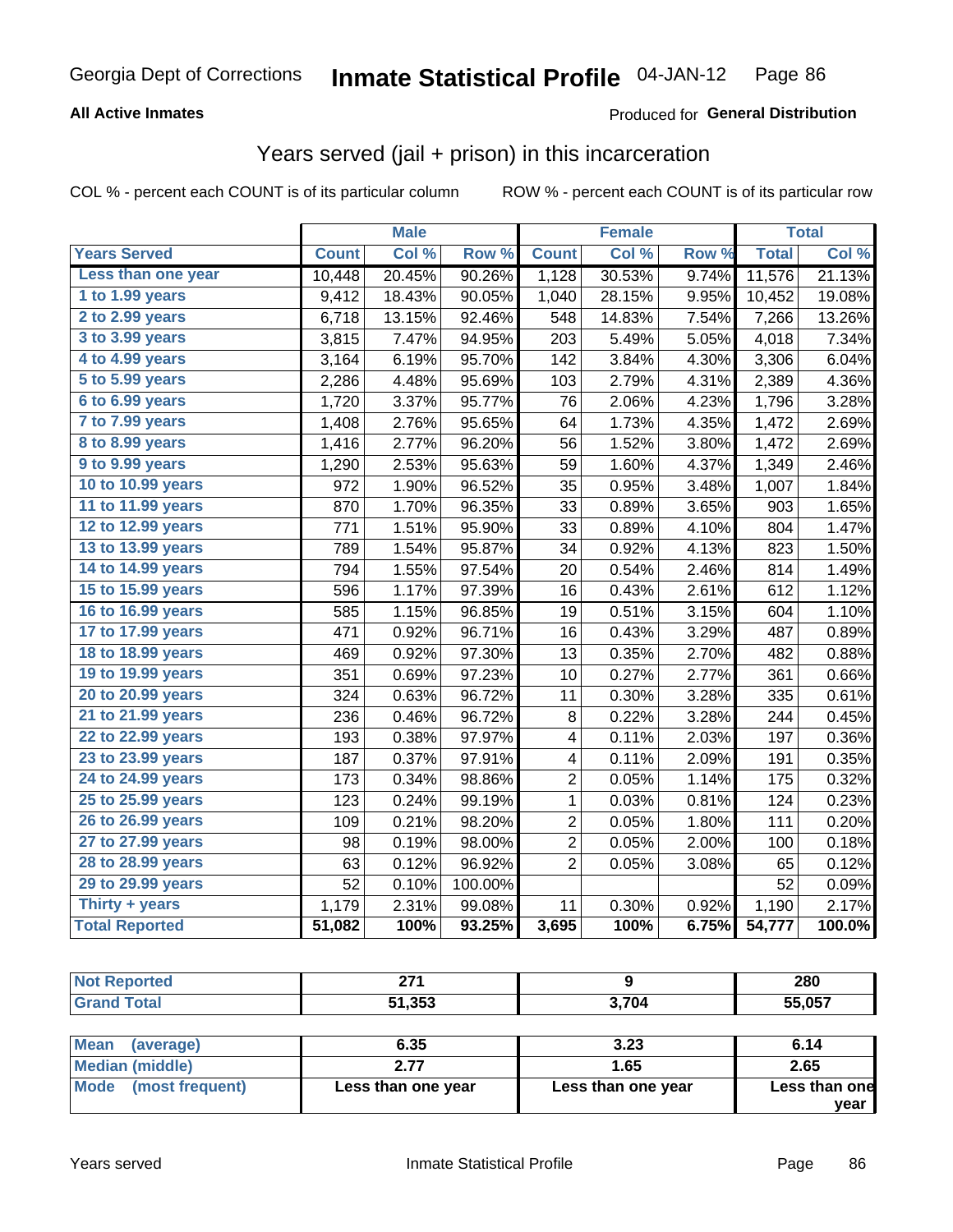Georgia Dept of Corrections **Inmate Statistical Profile** 04-JAN-12

**All Active Inmates**

Produced for **General Distribution**

## Years served (jail + prison) in this incarceration

COL % - percent each COUNT is of its particular column ROW % - percent each COUNT is of its particular row

| | Male | | | Female | | | Total | |
|---|---|---|---|---|---|---|---|---|
| **Years Served** | **Count** | **Col %** | **Row %** | **Count** | **Col %** | **Row %** | **Total** | **Col %** |
| Less than one year | 10,448 | 20.45% | 90.26% | 1,128 | 30.53% | 9.74% | 11,576 | 21.13% |
| 1 to 1.99 years | 9,412 | 18.43% | 90.05% | 1,040 | 28.15% | 9.95% | 10,452 | 19.08% |
| 2 to 2.99 years | 6,718 | 13.15% | 92.46% | 548 | 14.83% | 7.54% | 7,266 | 13.26% |
| 3 to 3.99 years | 3,815 | 7.47% | 94.95% | 203 | 5.49% | 5.05% | 4,018 | 7.34% |
| 4 to 4.99 years | 3,164 | 6.19% | 95.70% | 142 | 3.84% | 4.30% | 3,306 | 6.04% |
| 5 to 5.99 years | 2,286 | 4.48% | 95.69% | 103 | 2.79% | 4.31% | 2,389 | 4.36% |
| 6 to 6.99 years | 1,720 | 3.37% | 95.77% | 76 | 2.06% | 4.23% | 1,796 | 3.28% |
| 7 to 7.99 years | 1,408 | 2.76% | 95.65% | 64 | 1.73% | 4.35% | 1,472 | 2.69% |
| 8 to 8.99 years | 1,416 | 2.77% | 96.20% | 56 | 1.52% | 3.80% | 1,472 | 2.69% |
| 9 to 9.99 years | 1,290 | 2.53% | 95.63% | 59 | 1.60% | 4.37% | 1,349 | 2.46% |
| 10 to 10.99 years | 972 | 1.90% | 96.52% | 35 | 0.95% | 3.48% | 1,007 | 1.84% |
| 11 to 11.99 years | 870 | 1.70% | 96.35% | 33 | 0.89% | 3.65% | 903 | 1.65% |
| 12 to 12.99 years | 771 | 1.51% | 95.90% | 33 | 0.89% | 4.10% | 804 | 1.47% |
| 13 to 13.99 years | 789 | 1.54% | 95.87% | 34 | 0.92% | 4.13% | 823 | 1.50% |
| 14 to 14.99 years | 794 | 1.55% | 97.54% | 20 | 0.54% | 2.46% | 814 | 1.49% |
| 15 to 15.99 years | 596 | 1.17% | 97.39% | 16 | 0.43% | 2.61% | 612 | 1.12% |
| 16 to 16.99 years | 585 | 1.15% | 96.85% | 19 | 0.51% | 3.15% | 604 | 1.10% |
| 17 to 17.99 years | 471 | 0.92% | 96.71% | 16 | 0.43% | 3.29% | 487 | 0.89% |
| 18 to 18.99 years | 469 | 0.92% | 97.30% | 13 | 0.35% | 2.70% | 482 | 0.88% |
| 19 to 19.99 years | 351 | 0.69% | 97.23% | 10 | 0.27% | 2.77% | 361 | 0.66% |
| 20 to 20.99 years | 324 | 0.63% | 96.72% | 11 | 0.30% | 3.28% | 335 | 0.61% |
| 21 to 21.99 years | 236 | 0.46% | 96.72% | 8 | 0.22% | 3.28% | 244 | 0.45% |
| 22 to 22.99 years | 193 | 0.38% | 97.97% | 4 | 0.11% | 2.03% | 197 | 0.36% |
| 23 to 23.99 years | 187 | 0.37% | 97.91% | 4 | 0.11% | 2.09% | 191 | 0.35% |
| 24 to 24.99 years | 173 | 0.34% | 98.86% | 2 | 0.05% | 1.14% | 175 | 0.32% |
| 25 to 25.99 years | 123 | 0.24% | 99.19% | 1 | 0.03% | 0.81% | 124 | 0.23% |
| 26 to 26.99 years | 109 | 0.21% | 98.20% | 2 | 0.05% | 1.80% | 111 | 0.20% |
| 27 to 27.99 years | 98 | 0.19% | 98.00% | 2 | 0.05% | 2.00% | 100 | 0.18% |
| 28 to 28.99 years | 63 | 0.12% | 96.92% | 2 | 0.05% | 3.08% | 65 | 0.12% |
| 29 to 29.99 years | 52 | 0.10% | 100.00% | | | | 52 | 0.09% |
| Thirty + years | 1,179 | 2.31% | 99.08% | 11 | 0.30% | 0.92% | 1,190 | 2.17% |
| **Total Reported** | **51,082** | **100%** | **93.25%** | **3,695** | **100%** | **6.75%** | **54,777** | **100.0%** |

| | Male | Female | Total |
|---|---|---|---|
| Not Reported | 271 | 9 | 280 |
| Grand Total | 51,353 | 3,704 | 55,057 |

| | Male | Female | Total |
|---|---|---|---|
| Mean (average) | 6.35 | 3.23 | 6.14 |
| Median (middle) | 2.77 | 1.65 | 2.65 |
| Mode (most frequent) | Less than one year | Less than one year | Less than one year |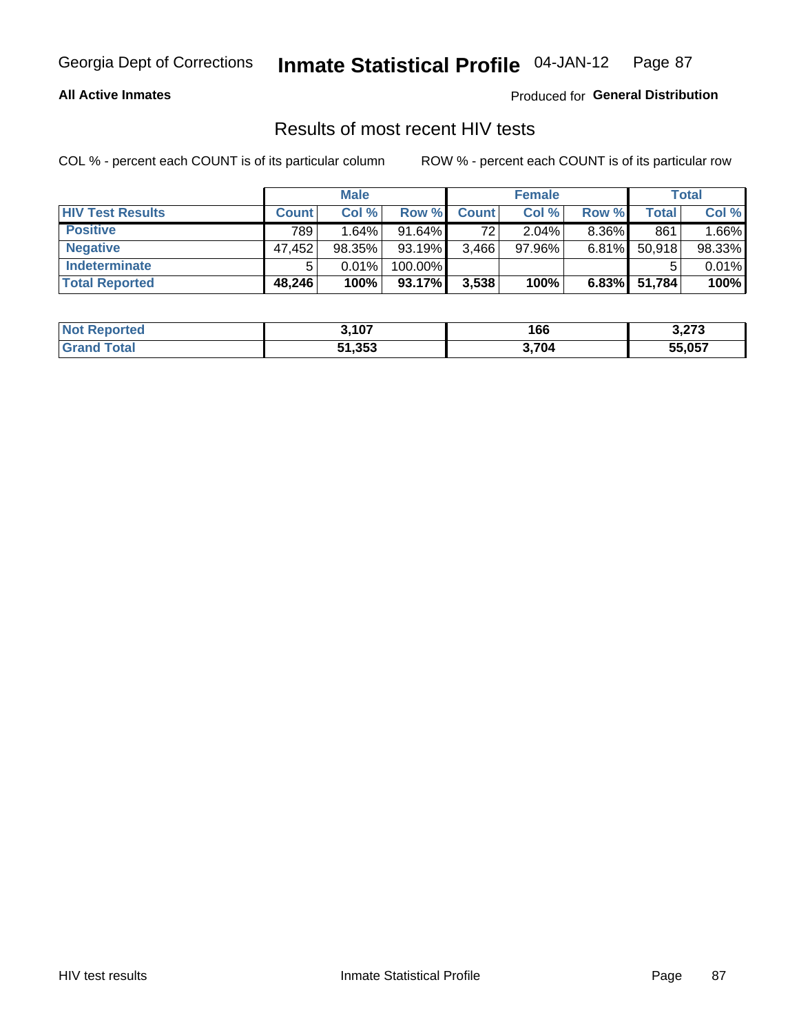Georgia Dept of Corrections **Inmate Statistical Profile** 04-JAN-12

**All Active Inmates**

Produced for **General Distribution**

## Results of most recent HIV tests

COL % - percent each COUNT is of its particular column

ROW % - percent each COUNT is of its particular row

| | Male | | | Female | | | Total | |
|---|---|---|---|---|---|---|---|---|
| **HIV Test Results** | **Count** | **Col %** | **Row %** | **Count** | **Col %** | **Row %** | **Total** | **Col %** |
| **Positive** | 789 | 1.64% | 91.64% | 72 | 2.04% | 8.36% | 861 | 1.66% |
| **Negative** | 47,452 | 98.35% | 93.19% | 3,466 | 97.96% | 6.81% | 50,918 | 98.33% |
| **Indeterminate** | 5 | 0.01% | 100.00% | | | | 5 | 0.01% |
| **Total Reported** | **48,246** | **100%** | **93.17%** | **3,538** | **100%** | **6.83%** | **51,784** | **100%** |

| | Male | Female | Total |
|---|---|---|---|
| **Not Reported** | **3,107** | **166** | **3,273** |
| **Grand Total** | **51,353** | **3,704** | **55,057** |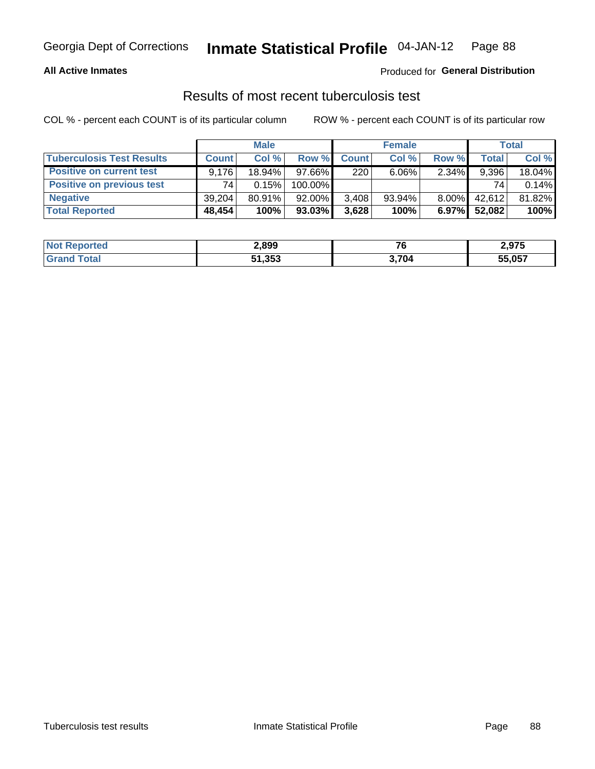Georgia Dept of Corrections **Inmate Statistical Profile** 04-JAN-12

**All Active Inmates**

Produced for **General Distribution**

## Results of most recent tuberculosis test

COL % - percent each COUNT is of its particular column

ROW % - percent each COUNT is of its particular row

| | Male | | | Female | | | Total | |
|---|---|---|---|---|---|---|---|---|
| **Tuberculosis Test Results** | **Count** | **Col %** | **Row %** | **Count** | **Col %** | **Row %** | **Total** | **Col %** |
| **Positive on current test** | 9,176 | 18.94% | 97.66% | 220 | 6.06% | 2.34% | 9,396 | 18.04% |
| **Positive on previous test** | 74 | 0.15% | 100.00% | | | | 74 | 0.14% |
| **Negative** | 39,204 | 80.91% | 92.00% | 3,408 | 93.94% | 8.00% | 42,612 | 81.82% |
| **Total Reported** | **48,454** | **100%** | **93.03%** | **3,628** | **100%** | **6.97%** | **52,082** | **100%** |

| | Male | Female | Total |
|---|---|---|---|
| **Not Reported** | **2,899** | **76** | **2,975** |
| **Grand Total** | **51,353** | **3,704** | **55,057** |

Tuberculosis test results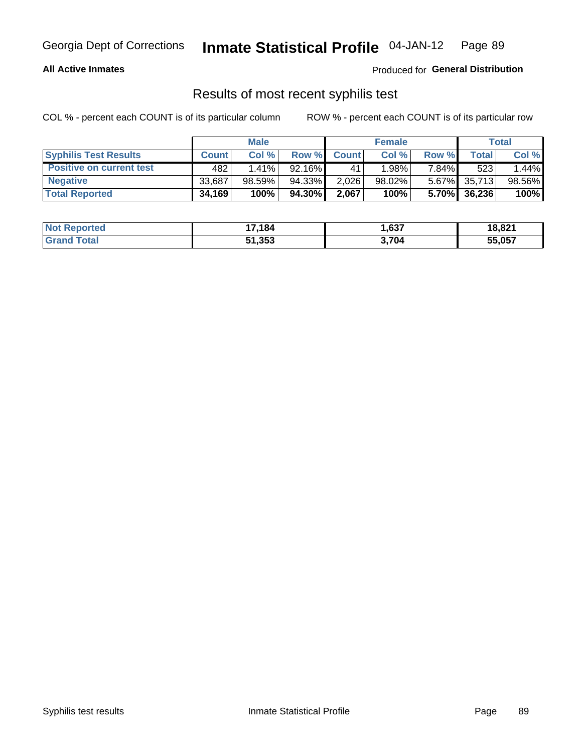Georgia Dept of Corrections **Inmate Statistical Profile** 04-JAN-12

**All Active Inmates**

Produced for **General Distribution**

## Results of most recent syphilis test

COL % - percent each COUNT is of its particular column

ROW % - percent each COUNT is of its particular row

| | Male | | | Female | | | Total | |
|---|---|---|---|---|---|---|---|---|
| **Syphilis Test Results** | **Count** | **Col %** | **Row %** | **Count** | **Col %** | **Row %** | **Total** | **Col %** |
| **Positive on current test** | 482 | 1.41% | 92.16% | 41 | 1.98% | 7.84% | 523 | 1.44% |
| **Negative** | 33,687 | 98.59% | 94.33% | 2,026 | 98.02% | 5.67% | 35,713 | 98.56% |
| **Total Reported** | **34,169** | **100%** | **94.30%** | **2,067** | **100%** | **5.70%** | **36,236** | **100%** |

| | Male | Female | Total |
|---|---|---|---|
| **Not Reported** | **17,184** | **1,637** | **18,821** |
| **Grand Total** | **51,353** | **3,704** | **55,057** |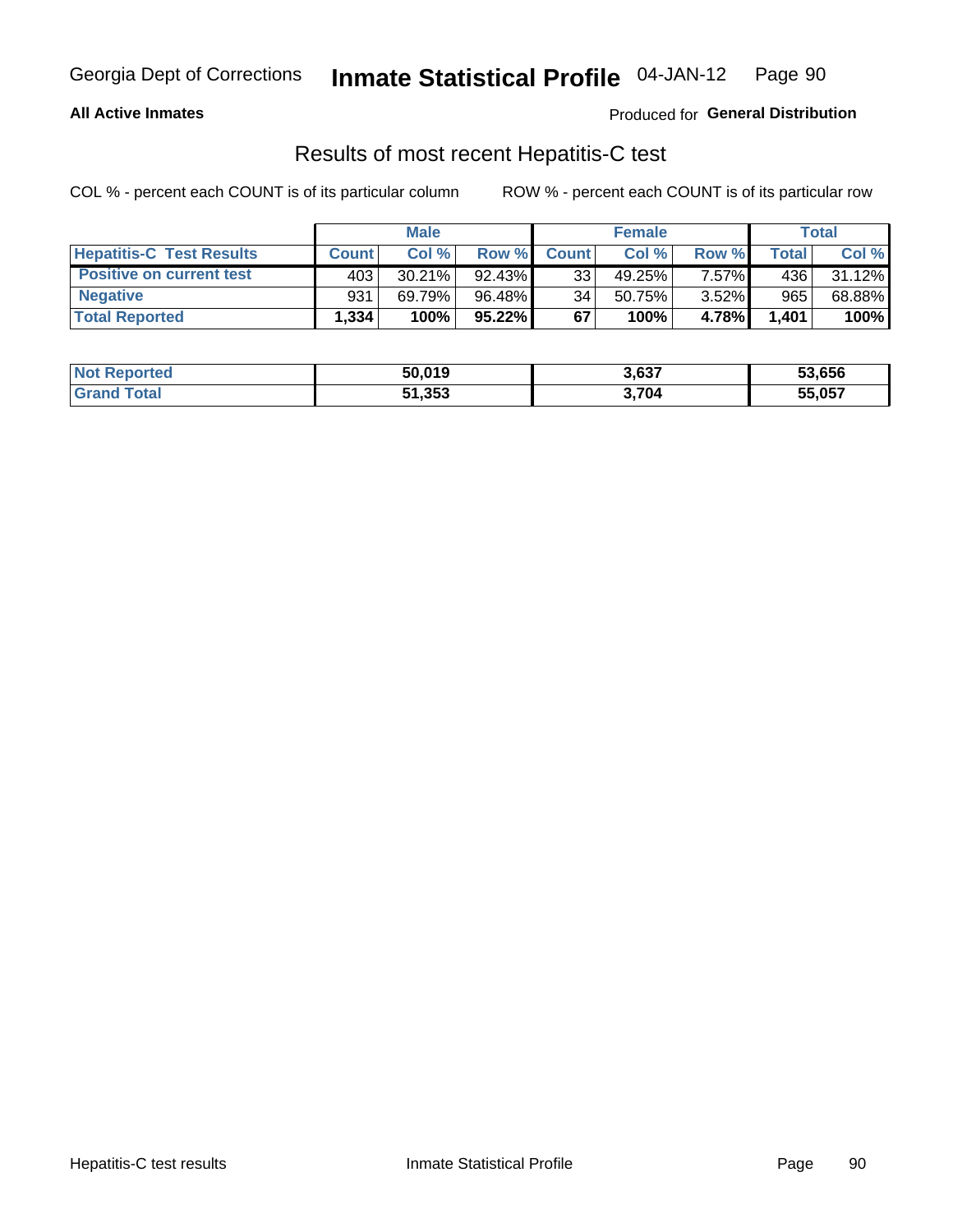Georgia Dept of Corrections **Inmate Statistical Profile** 04-JAN-12

**All Active Inmates**

Produced for **General Distribution**

## Results of most recent Hepatitis-C test

COL % - percent each COUNT is of its particular column

ROW % - percent each COUNT is of its particular row

| | Male | | | Female | | | Total | |
|---|---|---|---|---|---|---|---|---|
| **Hepatitis-C Test Results** | **Count** | **Col %** | **Row %** | **Count** | **Col %** | **Row %** | **Total** | **Col %** |
| **Positive on current test** | 403 | 30.21% | 92.43% | 33 | 49.25% | 7.57% | 436 | 31.12% |
| **Negative** | 931 | 69.79% | 96.48% | 34 | 50.75% | 3.52% | 965 | 68.88% |
| **Total Reported** | **1,334** | **100%** | **95.22%** | **67** | **100%** | **4.78%** | **1,401** | **100%** |

| | Male | Female | Total |
|---|---|---|---|
| **Not Reported** | **50,019** | **3,637** | **53,656** |
| **Grand Total** | **51,353** | **3,704** | **55,057** |